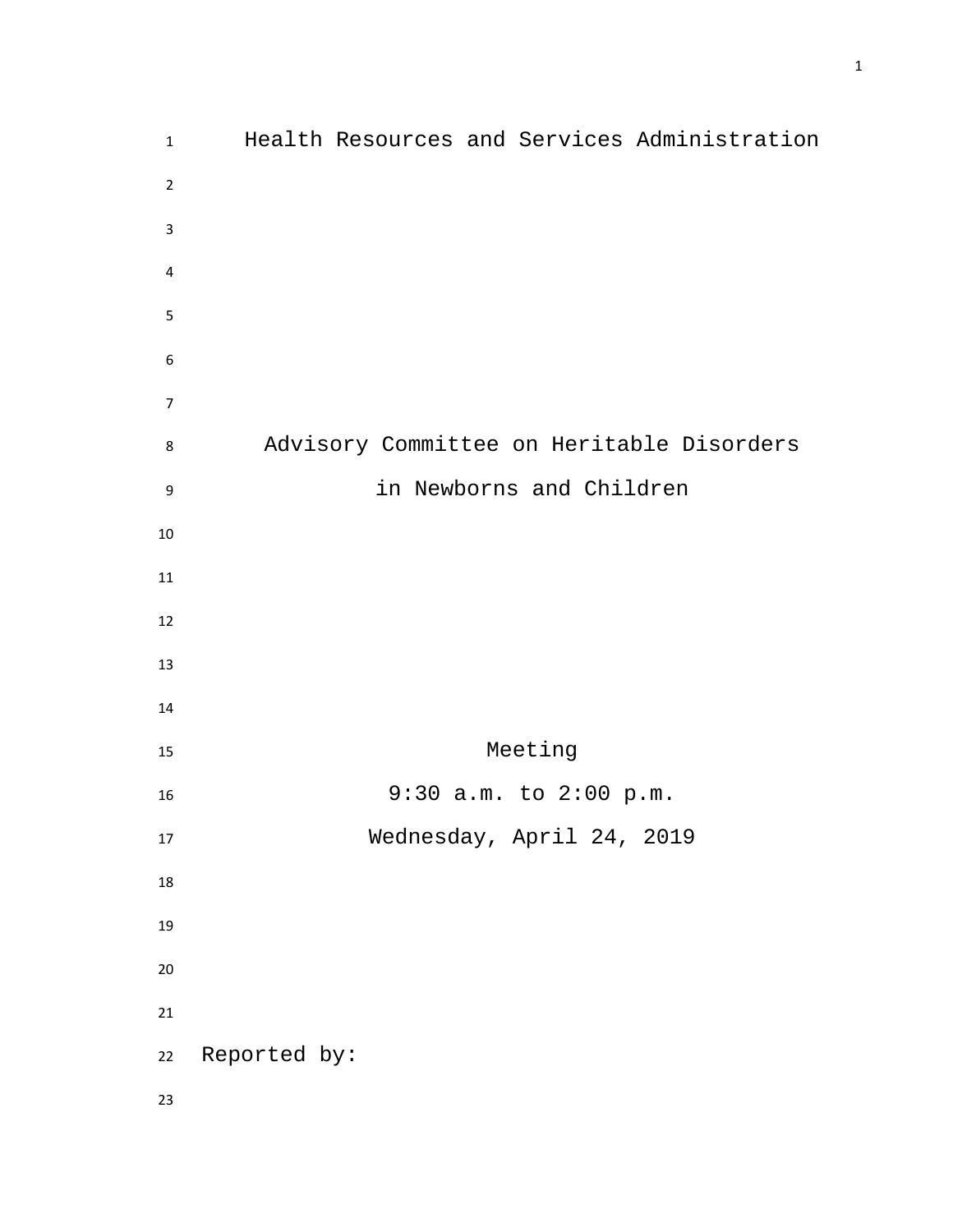# Health Resources and Services Administration

## Advisory Committee on Heritable Disorders in Newborns and Children

Meeting

9:30 a.m. to 2:00 p.m.

Wednesday, April 24, 2019

Reported by: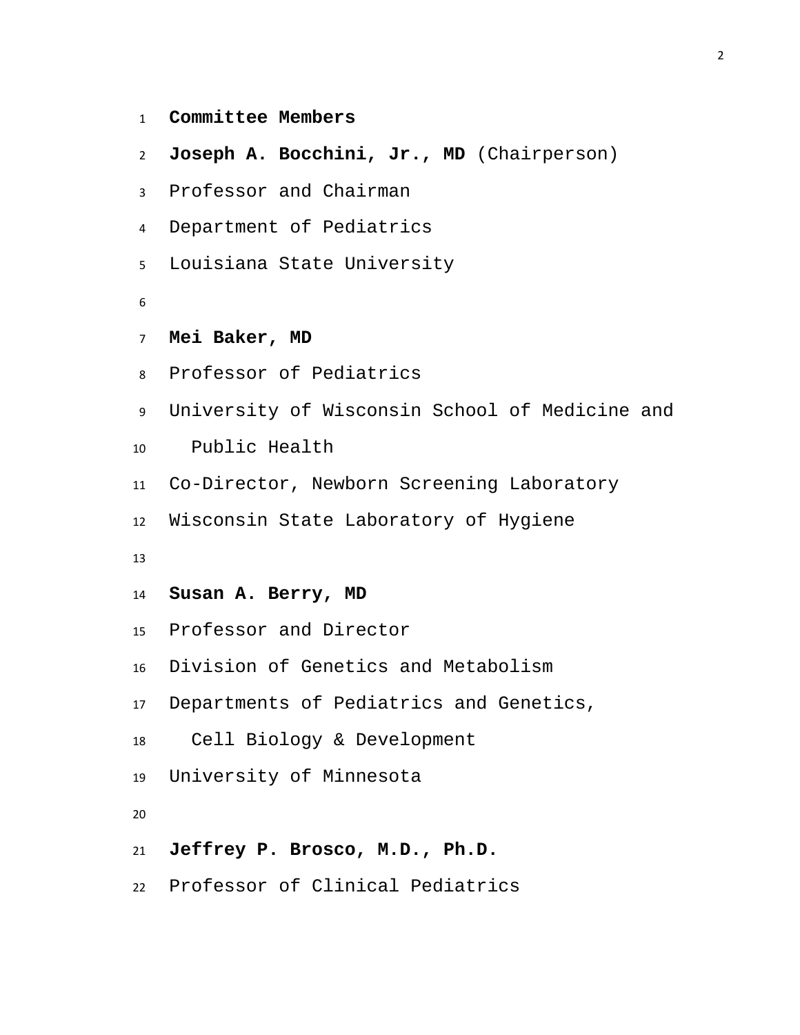**Committee Members**

**Joseph A. Bocchini, Jr., MD** (Chairperson)
Professor and Chairman
Department of Pediatrics
Louisiana State University

**Mei Baker, MD**
Professor of Pediatrics
University of Wisconsin School of Medicine and Public Health
Co-Director, Newborn Screening Laboratory
Wisconsin State Laboratory of Hygiene

**Susan A. Berry, MD**
Professor and Director
Division of Genetics and Metabolism
Departments of Pediatrics and Genetics, Cell Biology & Development
University of Minnesota

**Jeffrey P. Brosco, M.D., Ph.D.**
Professor of Clinical Pediatrics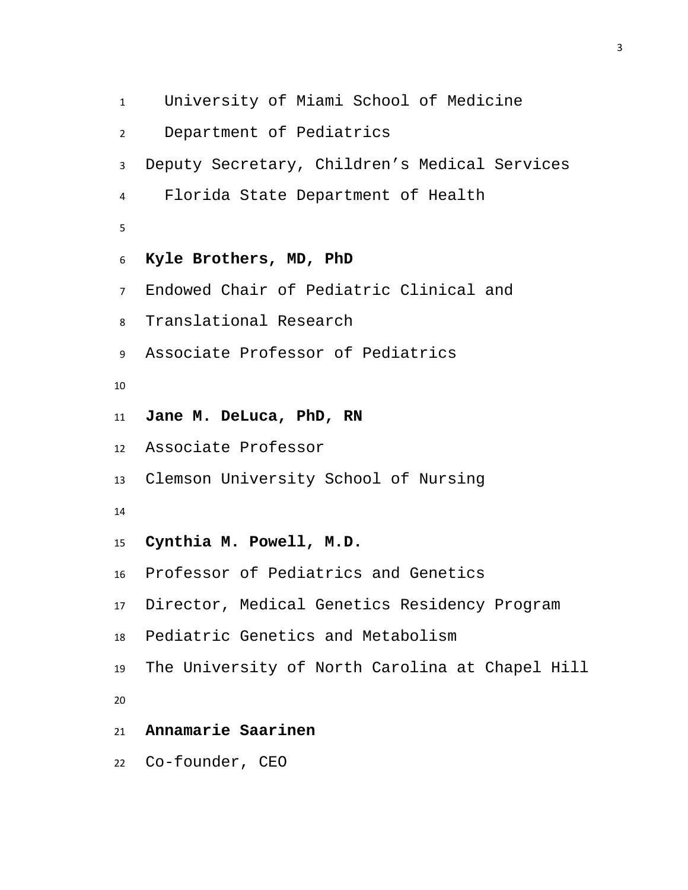University of Miami School of Medicine
Department of Pediatrics
Deputy Secretary, Children’s Medical Services
Florida State Department of Health

**Kyle Brothers, MD, PhD**
Endowed Chair of Pediatric Clinical and
Translational Research
Associate Professor of Pediatrics

**Jane M. DeLuca, PhD, RN**
Associate Professor
Clemson University School of Nursing

**Cynthia M. Powell, M.D.**
Professor of Pediatrics and Genetics
Director, Medical Genetics Residency Program
Pediatric Genetics and Metabolism
The University of North Carolina at Chapel Hill

**Annamarie Saarinen**
Co-founder, CEO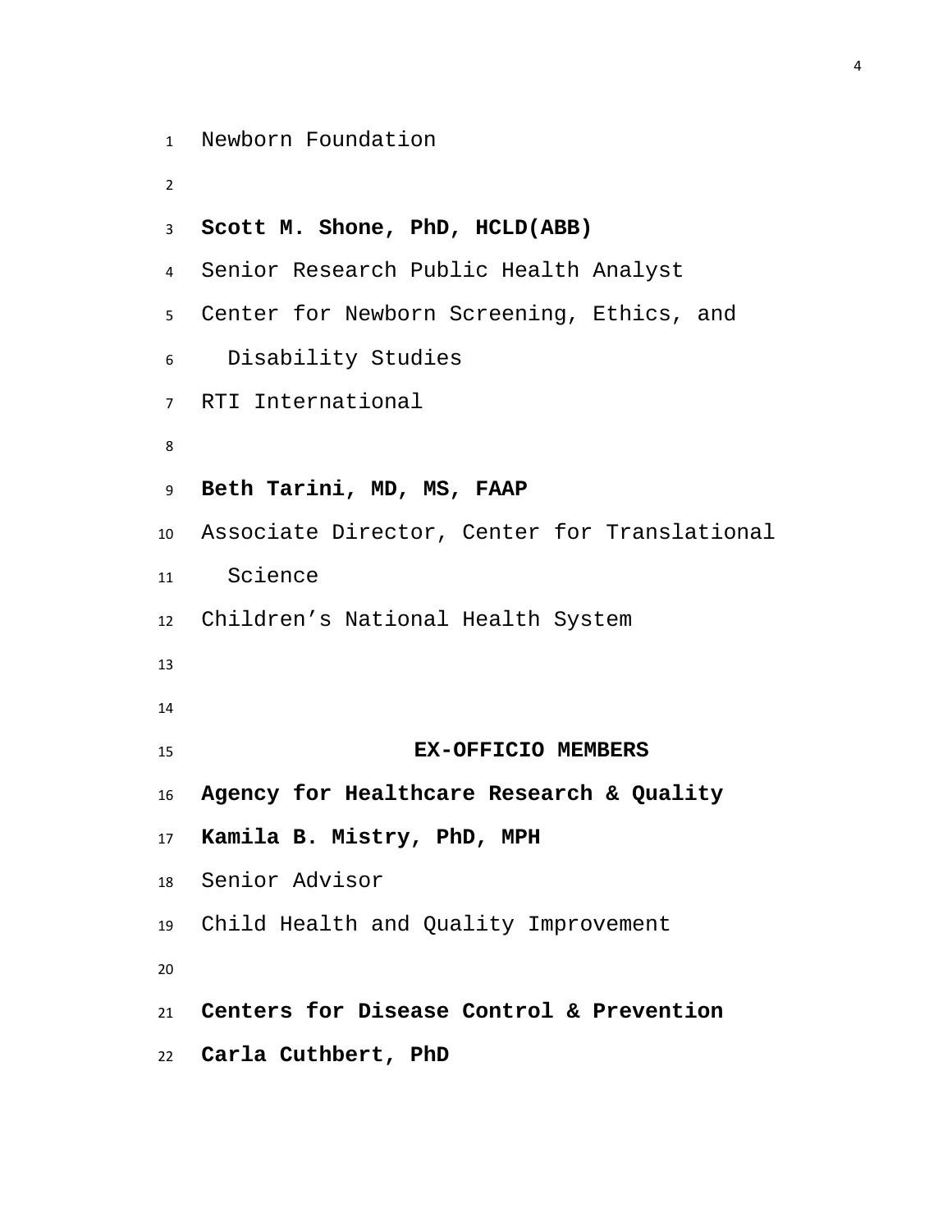Newborn Foundation

**Scott M. Shone, PhD, HCLD(ABB)**
Senior Research Public Health Analyst
Center for Newborn Screening, Ethics, and Disability Studies
RTI International

**Beth Tarini, MD, MS, FAAP**
Associate Director, Center for Translational Science
Children's National Health System

## EX-OFFICIO MEMBERS

**Agency for Healthcare Research & Quality**
**Kamila B. Mistry, PhD, MPH**
Senior Advisor
Child Health and Quality Improvement

**Centers for Disease Control & Prevention**
**Carla Cuthbert, PhD**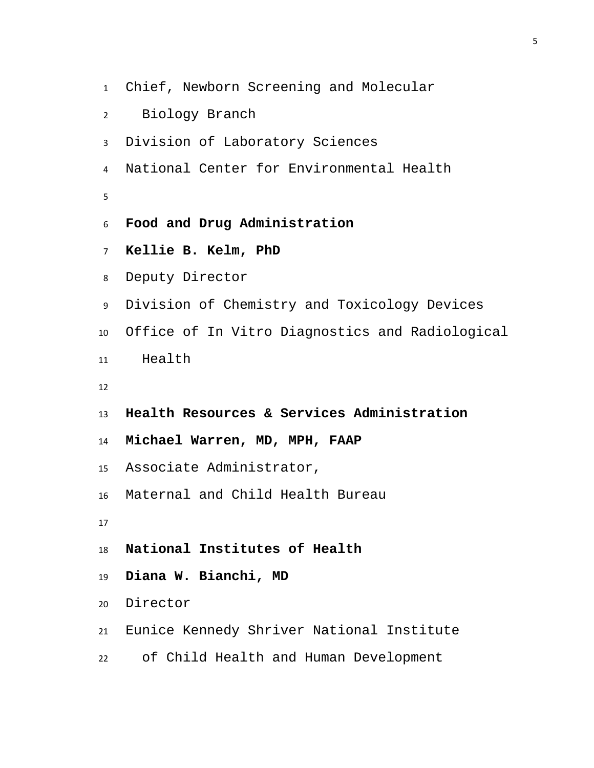Chief, Newborn Screening and Molecular Biology Branch

Division of Laboratory Sciences

National Center for Environmental Health

**Food and Drug Administration**

**Kellie B. Kelm, PhD**

Deputy Director

Division of Chemistry and Toxicology Devices

Office of In Vitro Diagnostics and Radiological Health

**Health Resources & Services Administration**

**Michael Warren, MD, MPH, FAAP**

Associate Administrator,

Maternal and Child Health Bureau

**National Institutes of Health**

**Diana W. Bianchi, MD**

Director

Eunice Kennedy Shriver National Institute of Child Health and Human Development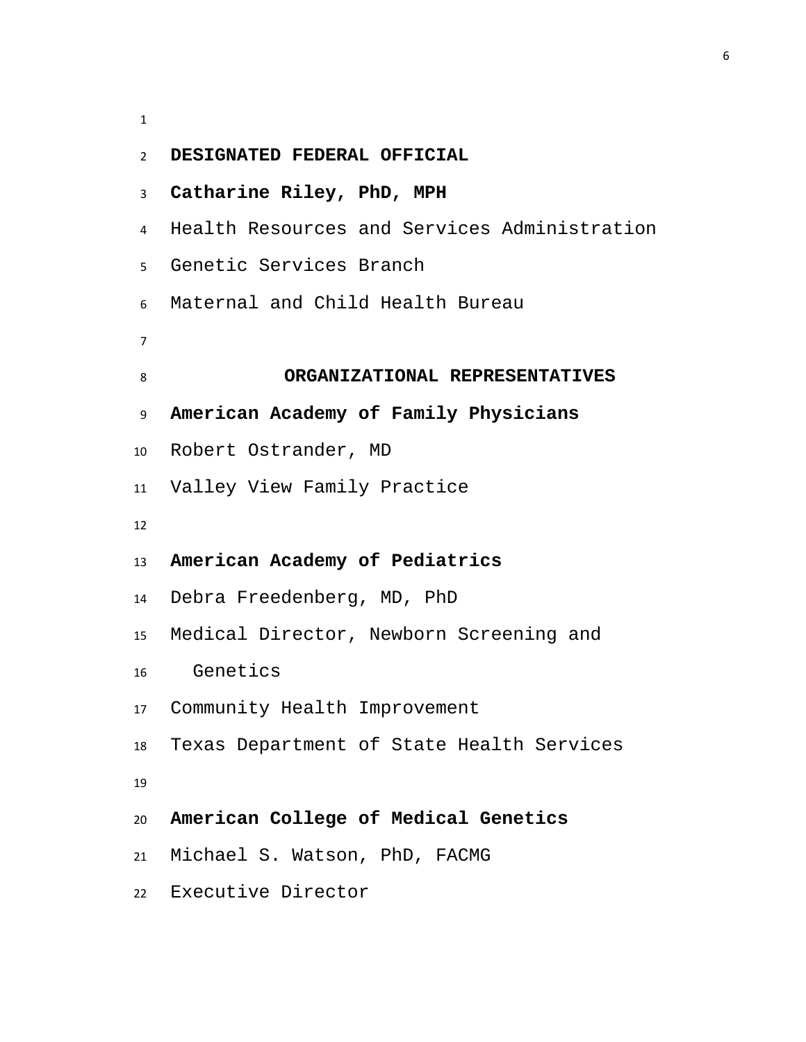**DESIGNATED FEDERAL OFFICIAL**

**Catharine Riley, PhD, MPH**

Health Resources and Services Administration

Genetic Services Branch

Maternal and Child Health Bureau

## ORGANIZATIONAL REPRESENTATIVES

**American Academy of Family Physicians**

Robert Ostrander, MD

Valley View Family Practice

**American Academy of Pediatrics**

Debra Freedenberg, MD, PhD

Medical Director, Newborn Screening and Genetics

Community Health Improvement

Texas Department of State Health Services

**American College of Medical Genetics**

Michael S. Watson, PhD, FACMG

Executive Director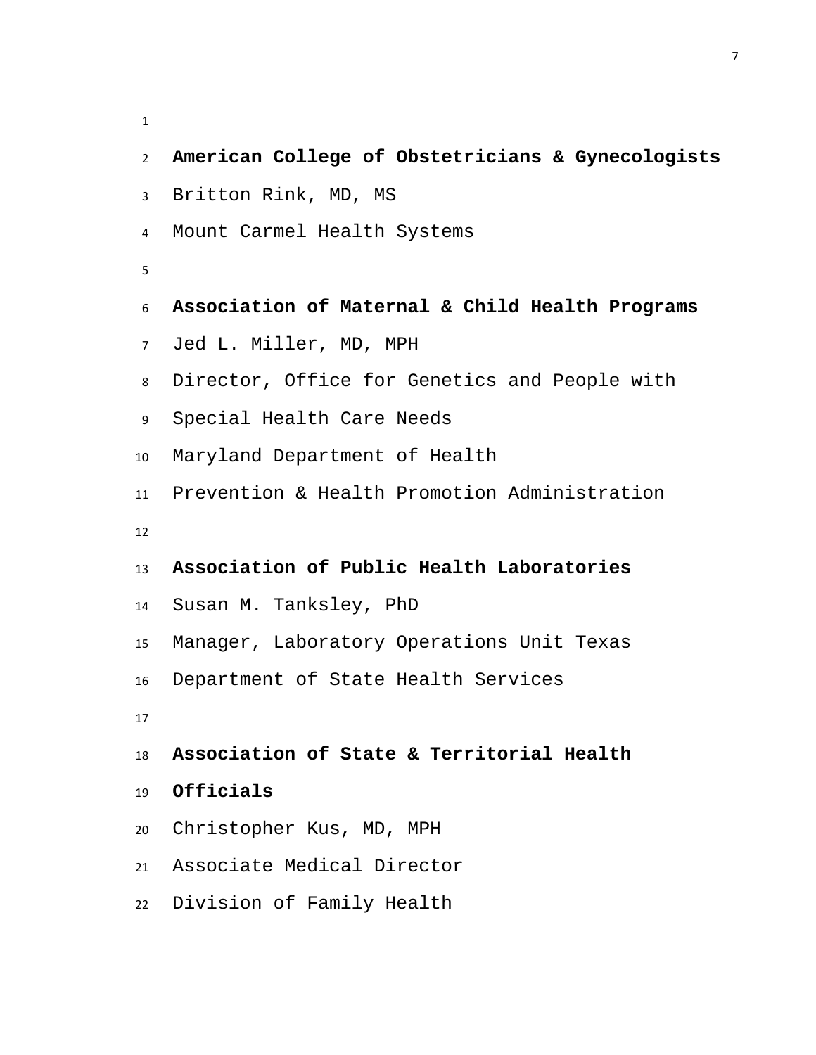**American College of Obstetricians & Gynecologists**
Britton Rink, MD, MS
Mount Carmel Health Systems

**Association of Maternal & Child Health Programs**
Jed L. Miller, MD, MPH
Director, Office for Genetics and People with Special Health Care Needs
Maryland Department of Health
Prevention & Health Promotion Administration

**Association of Public Health Laboratories**
Susan M. Tanksley, PhD
Manager, Laboratory Operations Unit Texas Department of State Health Services

**Association of State & Territorial Health Officials**
Christopher Kus, MD, MPH
Associate Medical Director
Division of Family Health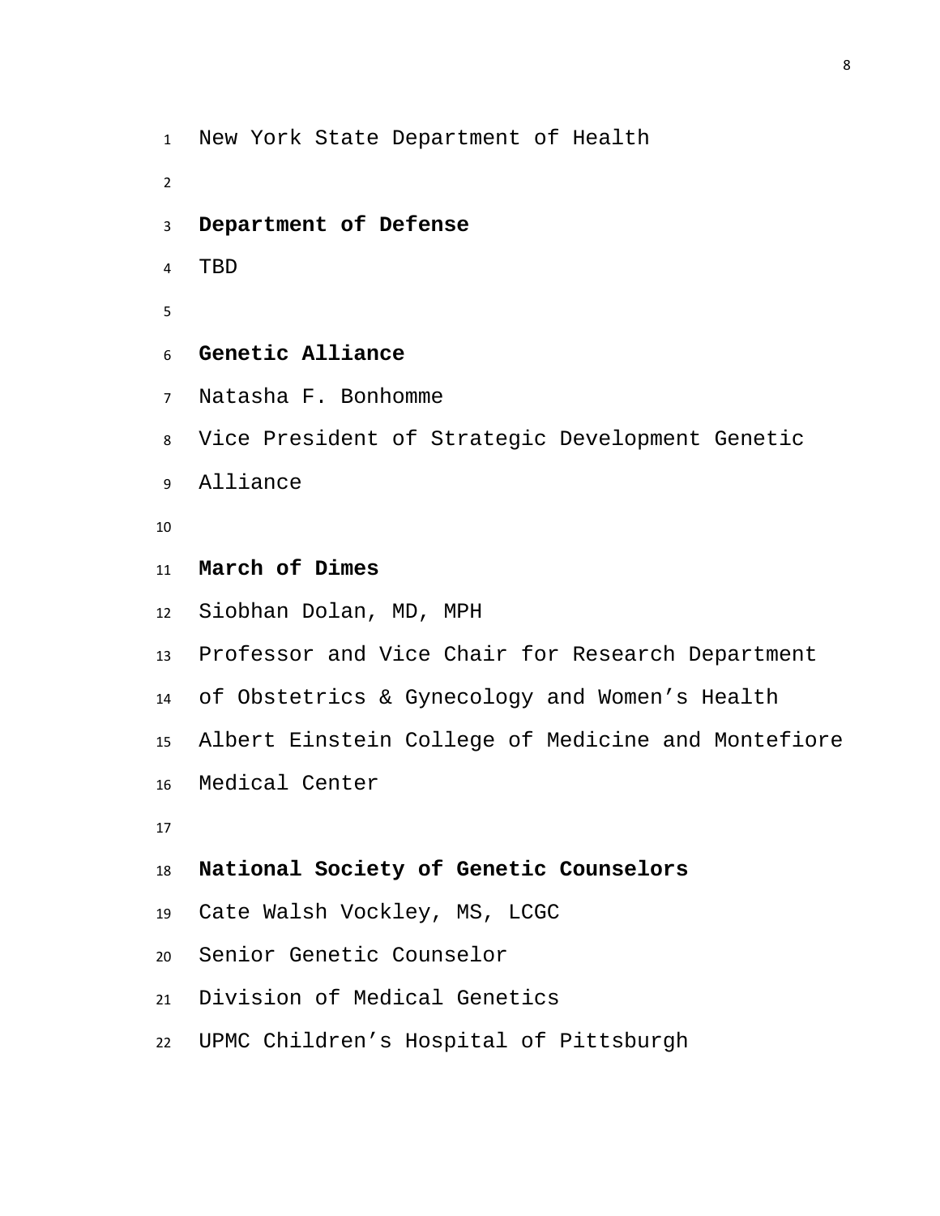New York State Department of Health

**Department of Defense**
TBD

**Genetic Alliance**
Natasha F. Bonhomme
Vice President of Strategic Development Genetic Alliance

**March of Dimes**
Siobhan Dolan, MD, MPH
Professor and Vice Chair for Research Department of Obstetrics & Gynecology and Women's Health
Albert Einstein College of Medicine and Montefiore Medical Center

**National Society of Genetic Counselors**
Cate Walsh Vockley, MS, LCGC
Senior Genetic Counselor
Division of Medical Genetics
UPMC Children's Hospital of Pittsburgh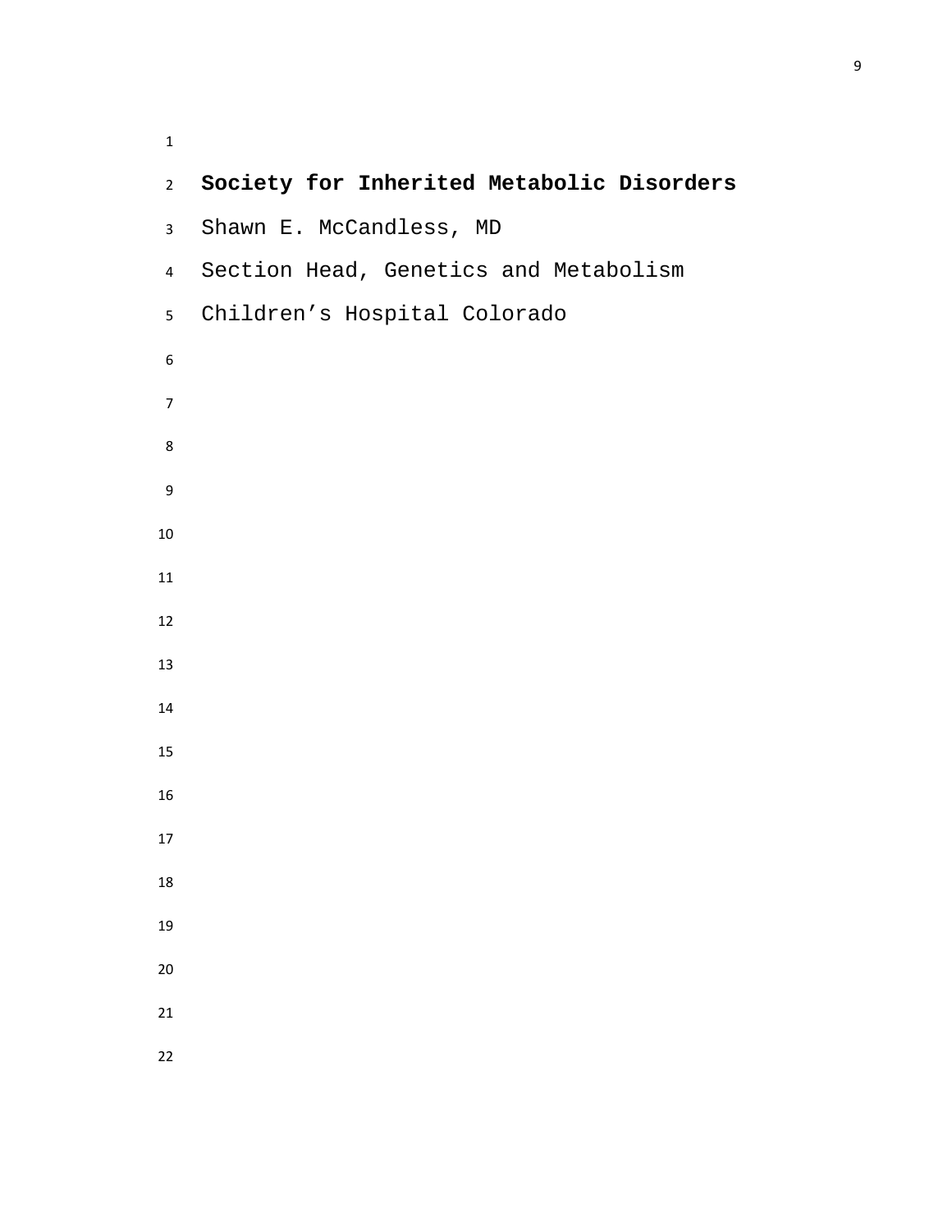**Society for Inherited Metabolic Disorders**

Shawn E. McCandless, MD

Section Head, Genetics and Metabolism

Children's Hospital Colorado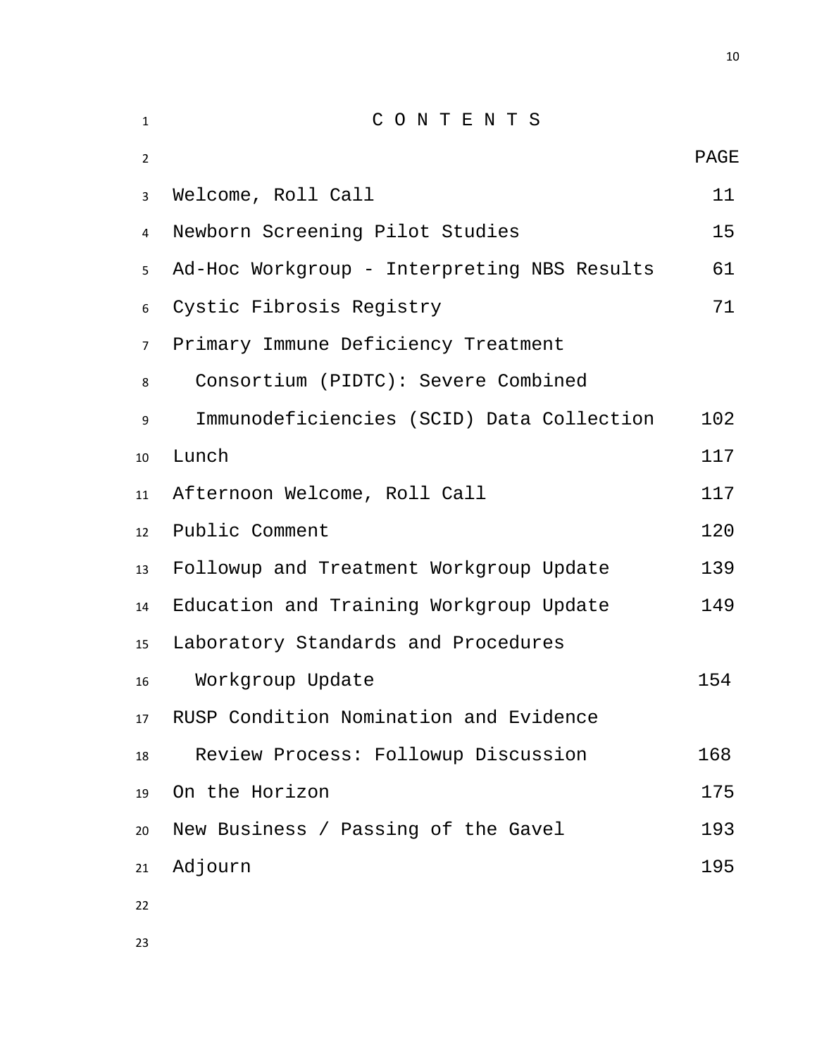# C O N T E N T S

| | PAGE |
|---|---|
| Welcome, Roll Call | 11 |
| Newborn Screening Pilot Studies | 15 |
| Ad-Hoc Workgroup - Interpreting NBS Results | 61 |
| Cystic Fibrosis Registry | 71 |
| Primary Immune Deficiency Treatment Consortium (PIDTC): Severe Combined Immunodeficiencies (SCID) Data Collection | 102 |
| Lunch | 117 |
| Afternoon Welcome, Roll Call | 117 |
| Public Comment | 120 |
| Followup and Treatment Workgroup Update | 139 |
| Education and Training Workgroup Update | 149 |
| Laboratory Standards and Procedures Workgroup Update | 154 |
| RUSP Condition Nomination and Evidence Review Process: Followup Discussion | 168 |
| On the Horizon | 175 |
| New Business / Passing of the Gavel | 193 |
| Adjourn | 195 |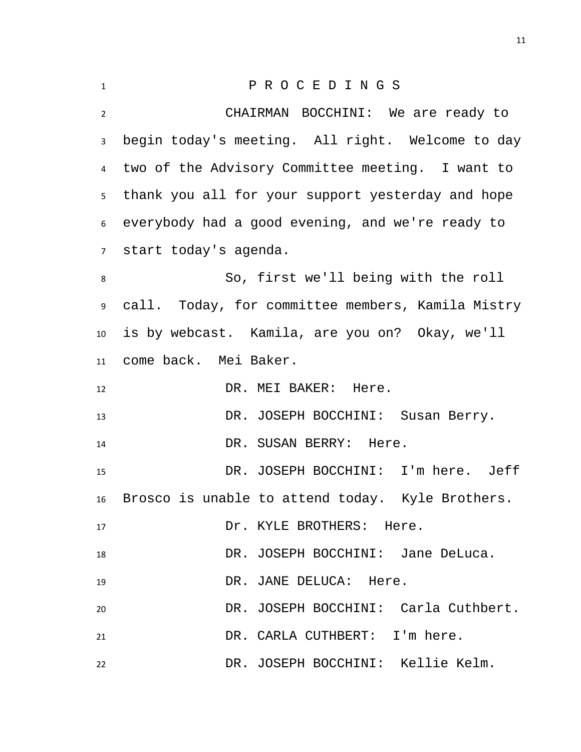P R O C E D I N G S

CHAIRMAN BOCCHINI: We are ready to begin today's meeting. All right. Welcome to day two of the Advisory Committee meeting. I want to thank you all for your support yesterday and hope everybody had a good evening, and we're ready to start today's agenda.

So, first we'll being with the roll call. Today, for committee members, Kamila Mistry is by webcast. Kamila, are you on? Okay, we'll come back. Mei Baker.

DR. MEI BAKER: Here.

DR. JOSEPH BOCCHINI: Susan Berry.

DR. SUSAN BERRY: Here.

DR. JOSEPH BOCCHINI: I'm here. Jeff Brosco is unable to attend today. Kyle Brothers.

Dr. KYLE BROTHERS: Here.

DR. JOSEPH BOCCHINI: Jane DeLuca.

DR. JANE DELUCA: Here.

DR. JOSEPH BOCCHINI: Carla Cuthbert.

DR. CARLA CUTHBERT: I'm here.

DR. JOSEPH BOCCHINI: Kellie Kelm.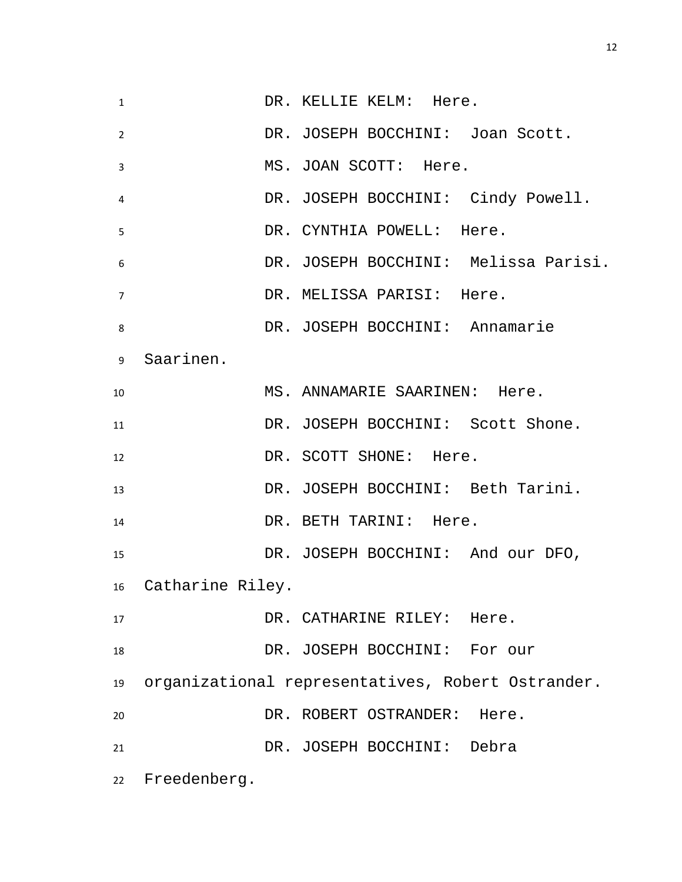DR. KELLIE KELM: Here.

DR. JOSEPH BOCCHINI: Joan Scott.

MS. JOAN SCOTT: Here.

DR. JOSEPH BOCCHINI: Cindy Powell.

DR. CYNTHIA POWELL: Here.

DR. JOSEPH BOCCHINI: Melissa Parisi.

DR. MELISSA PARISI: Here.

DR. JOSEPH BOCCHINI: Annamarie Saarinen.

MS. ANNAMARIE SAARINEN: Here.

DR. JOSEPH BOCCHINI: Scott Shone.

DR. SCOTT SHONE: Here.

DR. JOSEPH BOCCHINI: Beth Tarini.

DR. BETH TARINI: Here.

DR. JOSEPH BOCCHINI: And our DFO, Catharine Riley.

DR. CATHARINE RILEY: Here.

DR. JOSEPH BOCCHINI: For our organizational representatives, Robert Ostrander.

DR. ROBERT OSTRANDER: Here.

DR. JOSEPH BOCCHINI: Debra Freedenberg.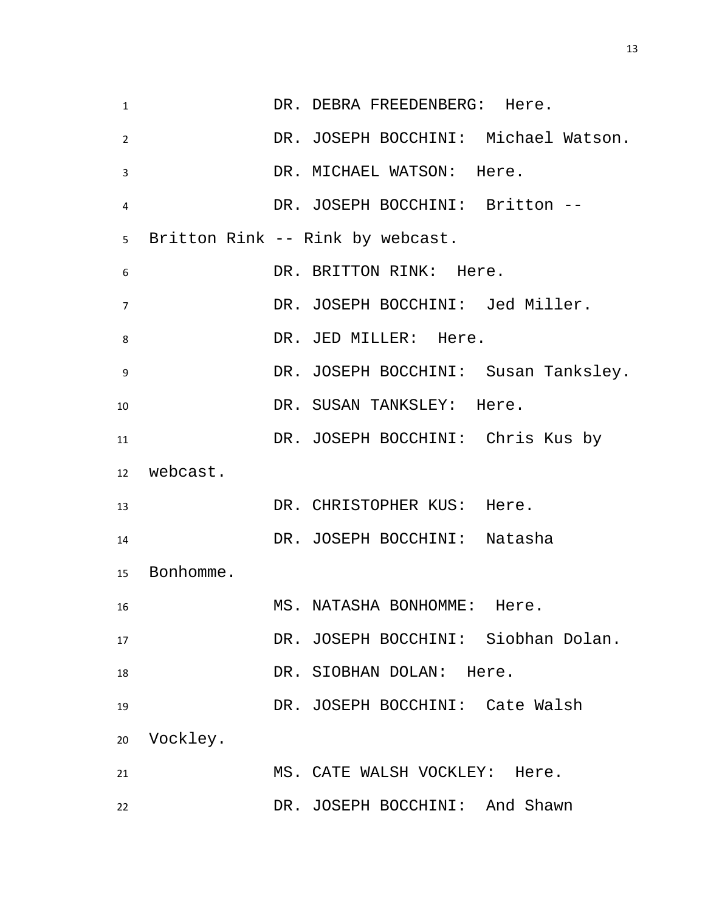DR. DEBRA FREEDENBERG: Here.

DR. JOSEPH BOCCHINI: Michael Watson.

DR. MICHAEL WATSON: Here.

DR. JOSEPH BOCCHINI: Britton -- Britton Rink -- Rink by webcast.

DR. BRITTON RINK: Here.

DR. JOSEPH BOCCHINI: Jed Miller.

DR. JED MILLER: Here.

DR. JOSEPH BOCCHINI: Susan Tanksley.

DR. SUSAN TANKSLEY: Here.

DR. JOSEPH BOCCHINI: Chris Kus by webcast.

DR. CHRISTOPHER KUS: Here.

DR. JOSEPH BOCCHINI: Natasha Bonhomme.

MS. NATASHA BONHOMME: Here.

DR. JOSEPH BOCCHINI: Siobhan Dolan.

DR. SIOBHAN DOLAN: Here.

DR. JOSEPH BOCCHINI: Cate Walsh Vockley.

MS. CATE WALSH VOCKLEY: Here.

DR. JOSEPH BOCCHINI: And Shawn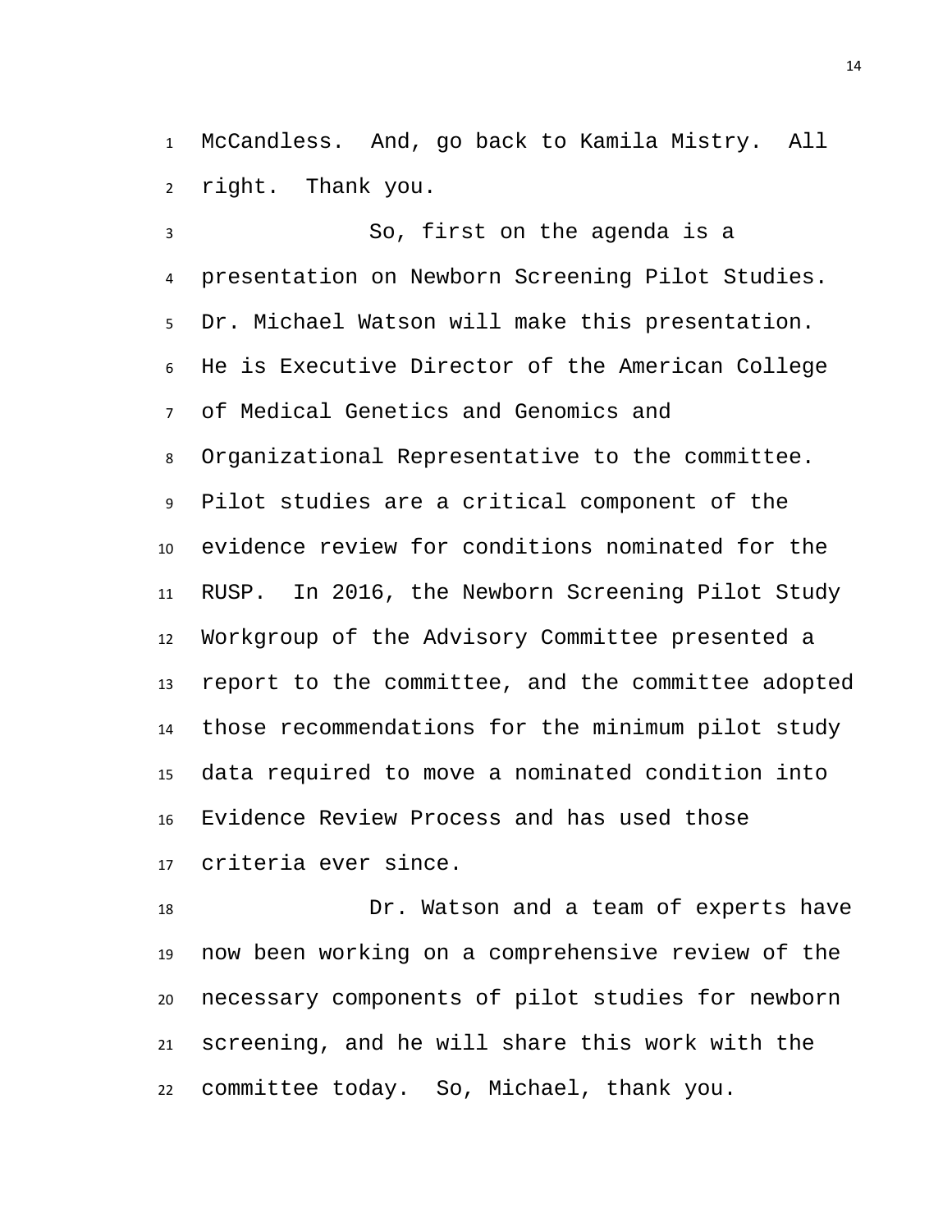McCandless. And, go back to Kamila Mistry. All right. Thank you.

So, first on the agenda is a presentation on Newborn Screening Pilot Studies. Dr. Michael Watson will make this presentation. He is Executive Director of the American College of Medical Genetics and Genomics and Organizational Representative to the committee. Pilot studies are a critical component of the evidence review for conditions nominated for the RUSP. In 2016, the Newborn Screening Pilot Study Workgroup of the Advisory Committee presented a report to the committee, and the committee adopted those recommendations for the minimum pilot study data required to move a nominated condition into Evidence Review Process and has used those criteria ever since.

Dr. Watson and a team of experts have now been working on a comprehensive review of the necessary components of pilot studies for newborn screening, and he will share this work with the committee today. So, Michael, thank you.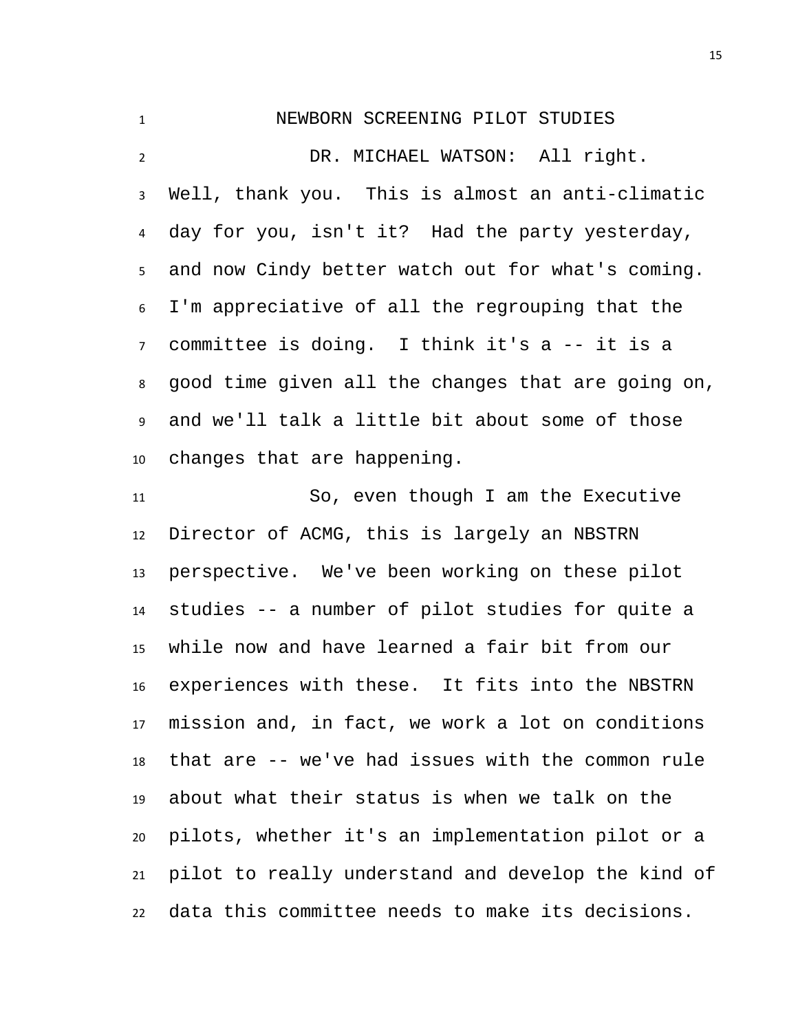## NEWBORN SCREENING PILOT STUDIES

DR. MICHAEL WATSON: All right. Well, thank you. This is almost an anti-climatic day for you, isn't it? Had the party yesterday, and now Cindy better watch out for what's coming. I'm appreciative of all the regrouping that the committee is doing. I think it's a -- it is a good time given all the changes that are going on, and we'll talk a little bit about some of those changes that are happening.

So, even though I am the Executive Director of ACMG, this is largely an NBSTRN perspective. We've been working on these pilot studies -- a number of pilot studies for quite a while now and have learned a fair bit from our experiences with these. It fits into the NBSTRN mission and, in fact, we work a lot on conditions that are -- we've had issues with the common rule about what their status is when we talk on the pilots, whether it's an implementation pilot or a pilot to really understand and develop the kind of data this committee needs to make its decisions.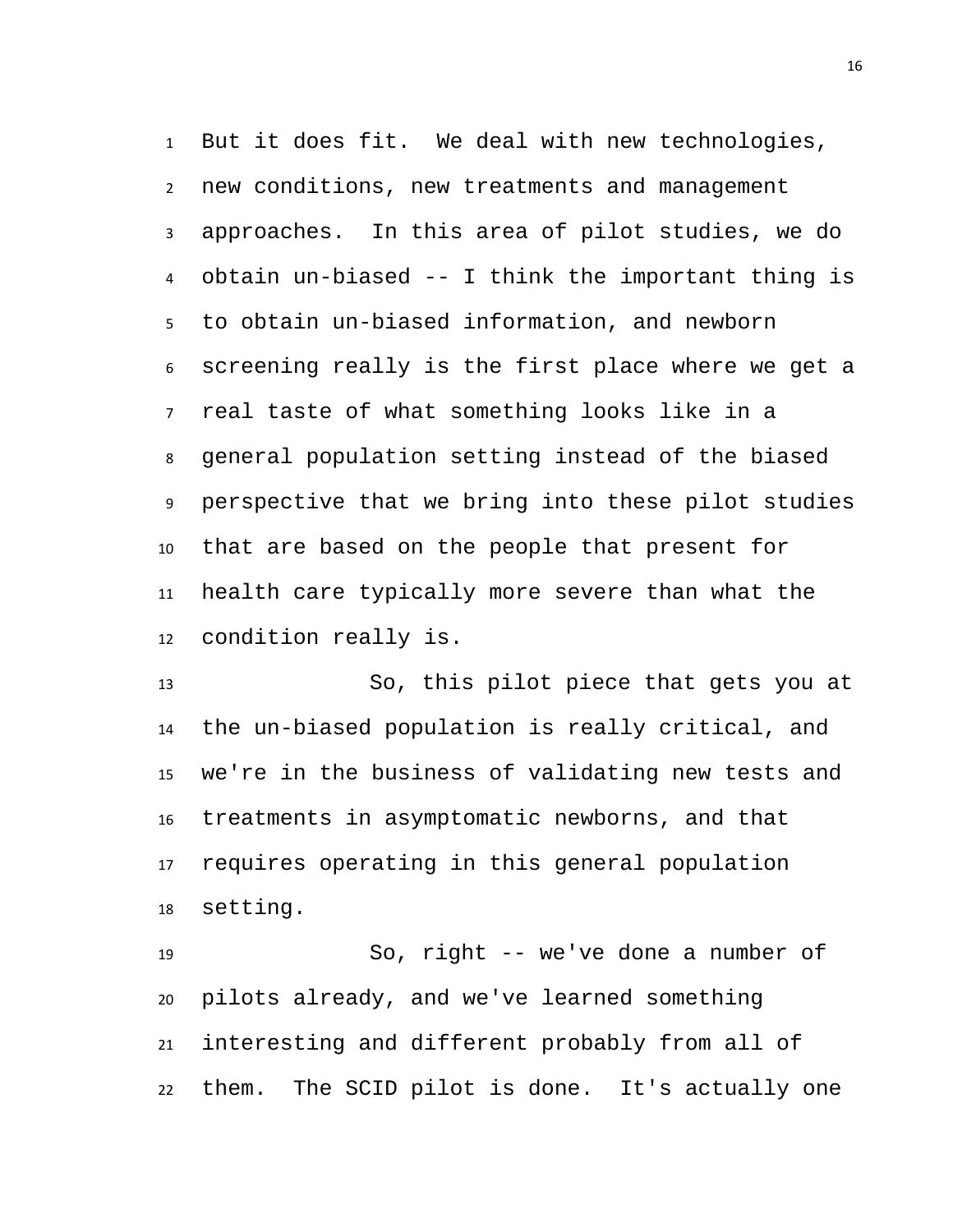But it does fit. We deal with new technologies, new conditions, new treatments and management approaches. In this area of pilot studies, we do obtain un-biased -- I think the important thing is to obtain un-biased information, and newborn screening really is the first place where we get a real taste of what something looks like in a general population setting instead of the biased perspective that we bring into these pilot studies that are based on the people that present for health care typically more severe than what the condition really is.

So, this pilot piece that gets you at the un-biased population is really critical, and we're in the business of validating new tests and treatments in asymptomatic newborns, and that requires operating in this general population setting.

So, right -- we've done a number of pilots already, and we've learned something interesting and different probably from all of them. The SCID pilot is done. It's actually one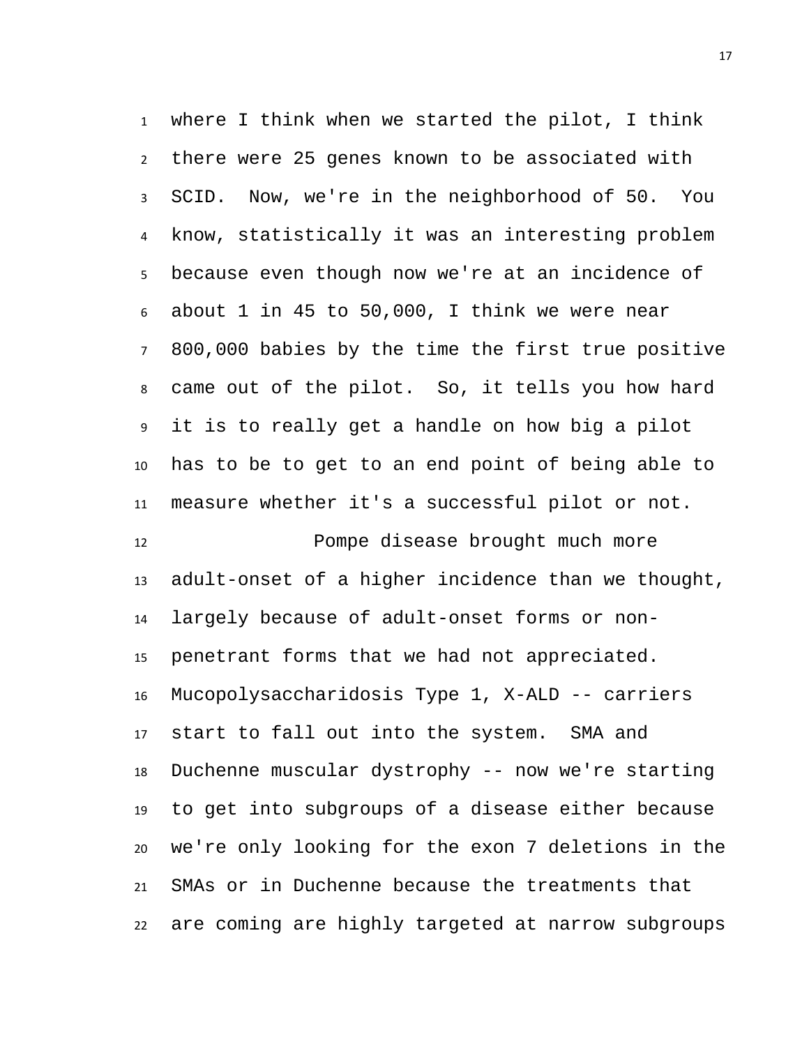where I think when we started the pilot, I think there were 25 genes known to be associated with SCID. Now, we're in the neighborhood of 50. You know, statistically it was an interesting problem because even though now we're at an incidence of about 1 in 45 to 50,000, I think we were near 800,000 babies by the time the first true positive came out of the pilot. So, it tells you how hard it is to really get a handle on how big a pilot has to be to get to an end point of being able to measure whether it's a successful pilot or not.

Pompe disease brought much more adult-onset of a higher incidence than we thought, largely because of adult-onset forms or non-penetrant forms that we had not appreciated. Mucopolysaccharidosis Type 1, X-ALD -- carriers start to fall out into the system. SMA and Duchenne muscular dystrophy -- now we're starting to get into subgroups of a disease either because we're only looking for the exon 7 deletions in the SMAs or in Duchenne because the treatments that are coming are highly targeted at narrow subgroups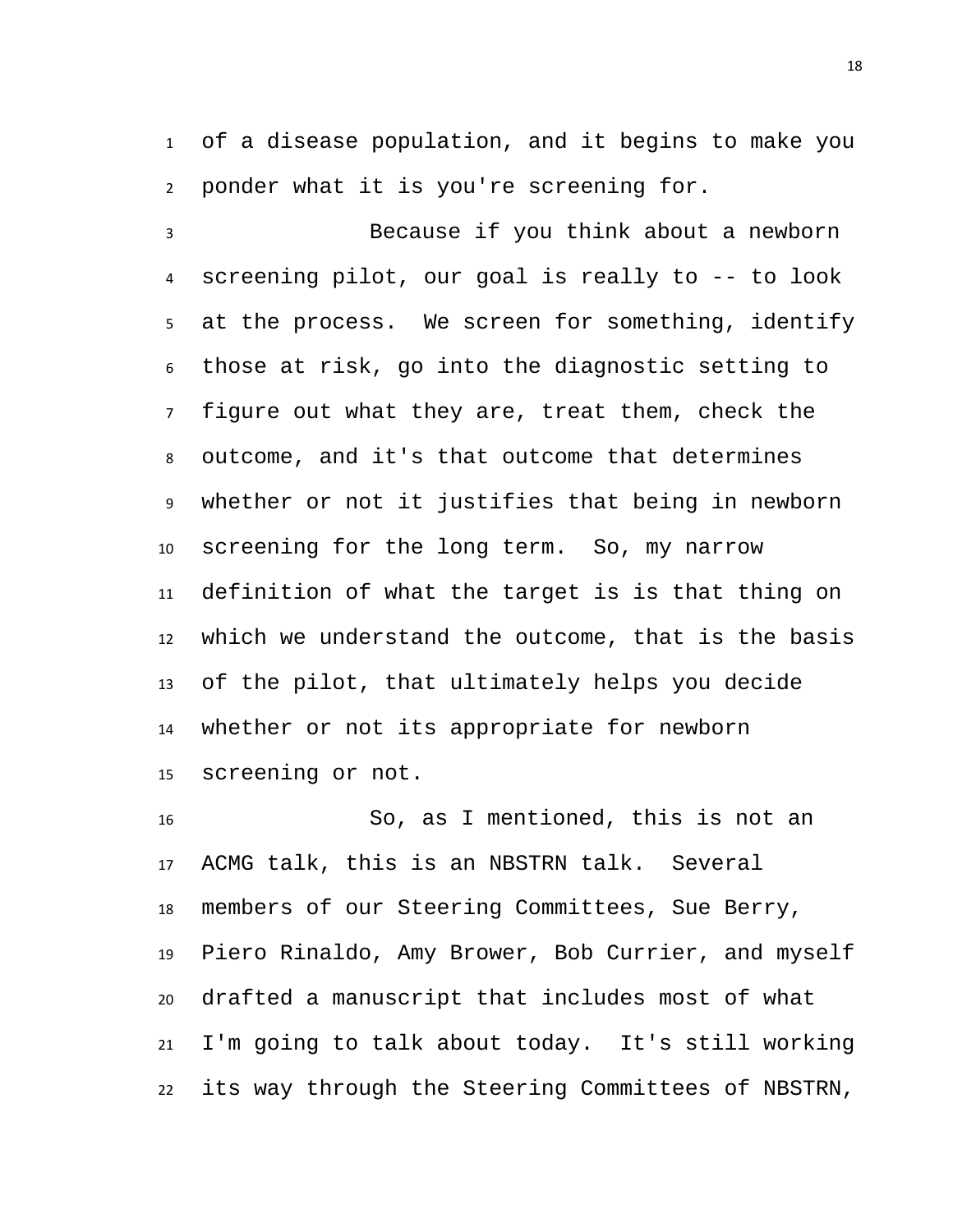of a disease population, and it begins to make you ponder what it is you're screening for.

Because if you think about a newborn screening pilot, our goal is really to -- to look at the process. We screen for something, identify those at risk, go into the diagnostic setting to figure out what they are, treat them, check the outcome, and it's that outcome that determines whether or not it justifies that being in newborn screening for the long term. So, my narrow definition of what the target is is that thing on which we understand the outcome, that is the basis of the pilot, that ultimately helps you decide whether or not its appropriate for newborn screening or not.

So, as I mentioned, this is not an ACMG talk, this is an NBSTRN talk. Several members of our Steering Committees, Sue Berry, Piero Rinaldo, Amy Brower, Bob Currier, and myself drafted a manuscript that includes most of what I'm going to talk about today. It's still working its way through the Steering Committees of NBSTRN,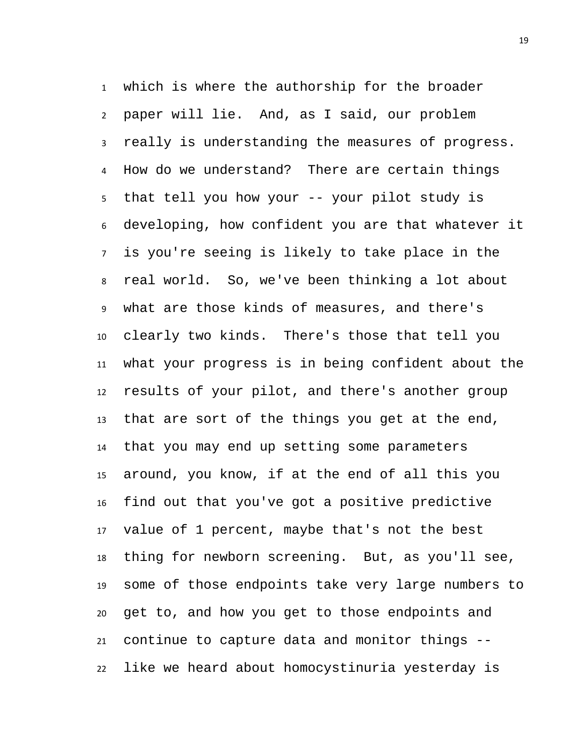which is where the authorship for the broader paper will lie. And, as I said, our problem really is understanding the measures of progress. How do we understand? There are certain things that tell you how your -- your pilot study is developing, how confident you are that whatever it is you're seeing is likely to take place in the real world. So, we've been thinking a lot about what are those kinds of measures, and there's clearly two kinds. There's those that tell you what your progress is in being confident about the results of your pilot, and there's another group that are sort of the things you get at the end, that you may end up setting some parameters around, you know, if at the end of all this you find out that you've got a positive predictive value of 1 percent, maybe that's not the best thing for newborn screening. But, as you'll see, some of those endpoints take very large numbers to get to, and how you get to those endpoints and continue to capture data and monitor things -- like we heard about homocystinuria yesterday is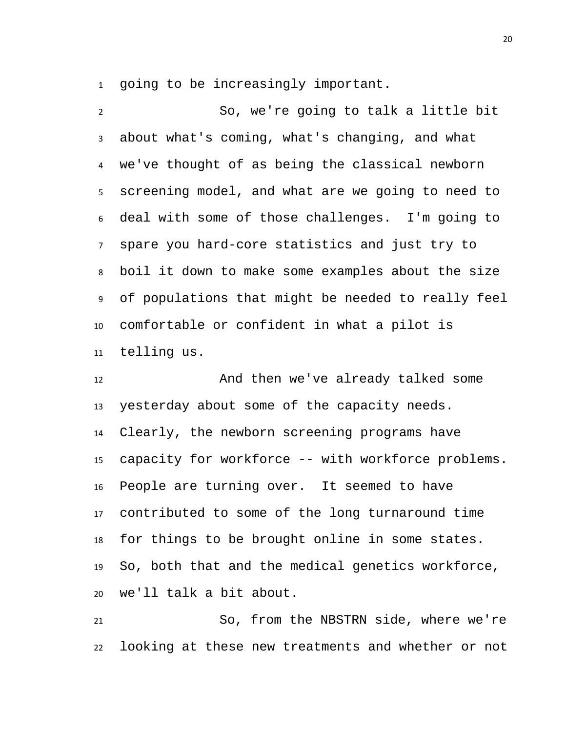going to be increasingly important.

So, we're going to talk a little bit about what's coming, what's changing, and what we've thought of as being the classical newborn screening model, and what are we going to need to deal with some of those challenges. I'm going to spare you hard-core statistics and just try to boil it down to make some examples about the size of populations that might be needed to really feel comfortable or confident in what a pilot is telling us.

And then we've already talked some yesterday about some of the capacity needs. Clearly, the newborn screening programs have capacity for workforce -- with workforce problems. People are turning over. It seemed to have contributed to some of the long turnaround time for things to be brought online in some states. So, both that and the medical genetics workforce, we'll talk a bit about.

So, from the NBSTRN side, where we're looking at these new treatments and whether or not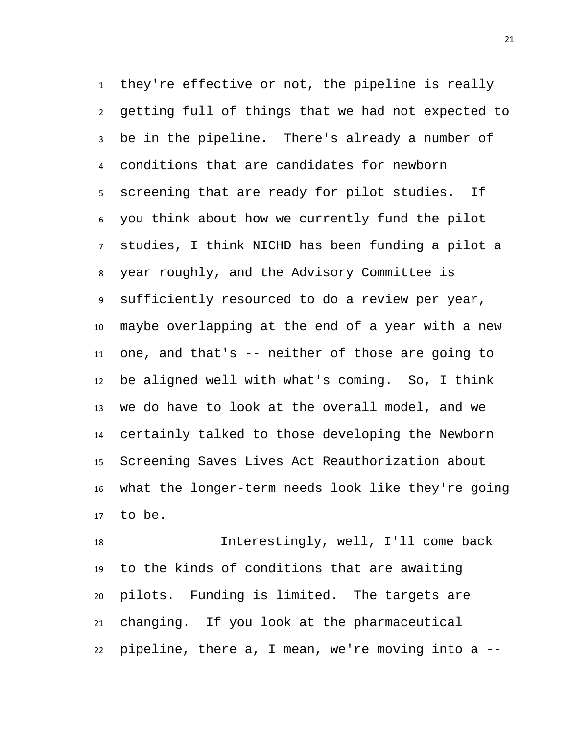they're effective or not, the pipeline is really getting full of things that we had not expected to be in the pipeline. There's already a number of conditions that are candidates for newborn screening that are ready for pilot studies. If you think about how we currently fund the pilot studies, I think NICHD has been funding a pilot a year roughly, and the Advisory Committee is sufficiently resourced to do a review per year, maybe overlapping at the end of a year with a new one, and that's -- neither of those are going to be aligned well with what's coming. So, I think we do have to look at the overall model, and we certainly talked to those developing the Newborn Screening Saves Lives Act Reauthorization about what the longer-term needs look like they're going to be.

Interestingly, well, I'll come back to the kinds of conditions that are awaiting pilots. Funding is limited. The targets are changing. If you look at the pharmaceutical pipeline, there a, I mean, we're moving into a --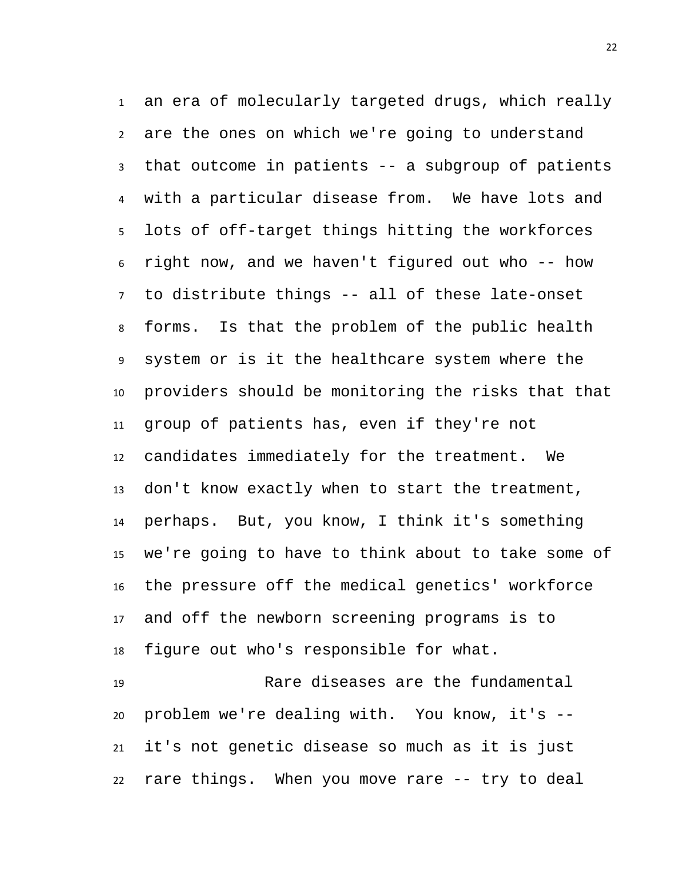an era of molecularly targeted drugs, which really are the ones on which we're going to understand that outcome in patients -- a subgroup of patients with a particular disease from. We have lots and lots of off-target things hitting the workforces right now, and we haven't figured out who -- how to distribute things -- all of these late-onset forms. Is that the problem of the public health system or is it the healthcare system where the providers should be monitoring the risks that that group of patients has, even if they're not candidates immediately for the treatment. We don't know exactly when to start the treatment, perhaps. But, you know, I think it's something we're going to have to think about to take some of the pressure off the medical genetics' workforce and off the newborn screening programs is to figure out who's responsible for what.

Rare diseases are the fundamental problem we're dealing with. You know, it's -- it's not genetic disease so much as it is just rare things. When you move rare -- try to deal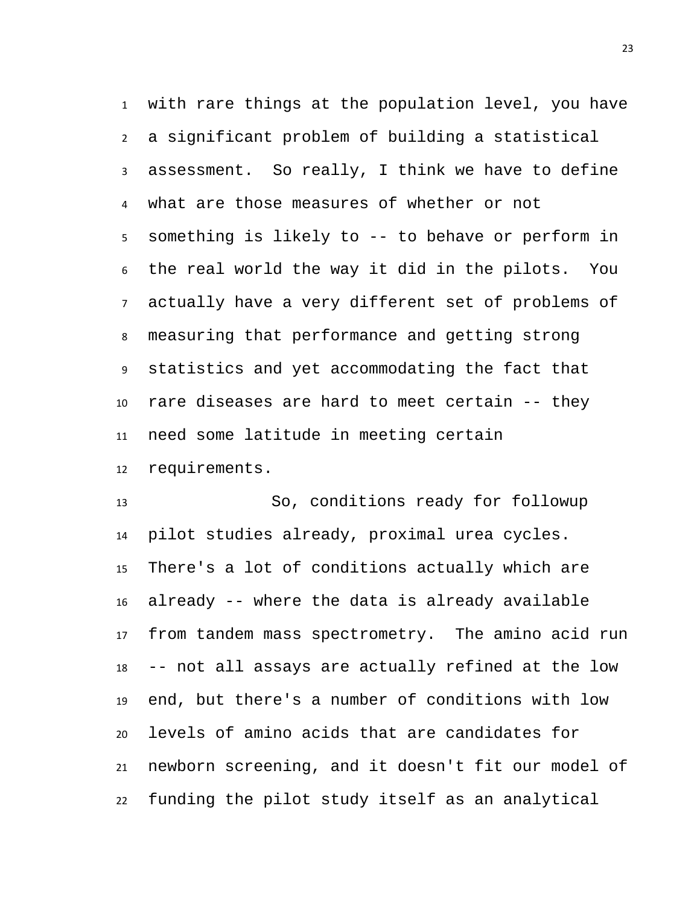with rare things at the population level, you have a significant problem of building a statistical assessment. So really, I think we have to define what are those measures of whether or not something is likely to -- to behave or perform in the real world the way it did in the pilots. You actually have a very different set of problems of measuring that performance and getting strong statistics and yet accommodating the fact that rare diseases are hard to meet certain -- they need some latitude in meeting certain requirements.

So, conditions ready for followup pilot studies already, proximal urea cycles. There's a lot of conditions actually which are already -- where the data is already available from tandem mass spectrometry. The amino acid run -- not all assays are actually refined at the low end, but there's a number of conditions with low levels of amino acids that are candidates for newborn screening, and it doesn't fit our model of funding the pilot study itself as an analytical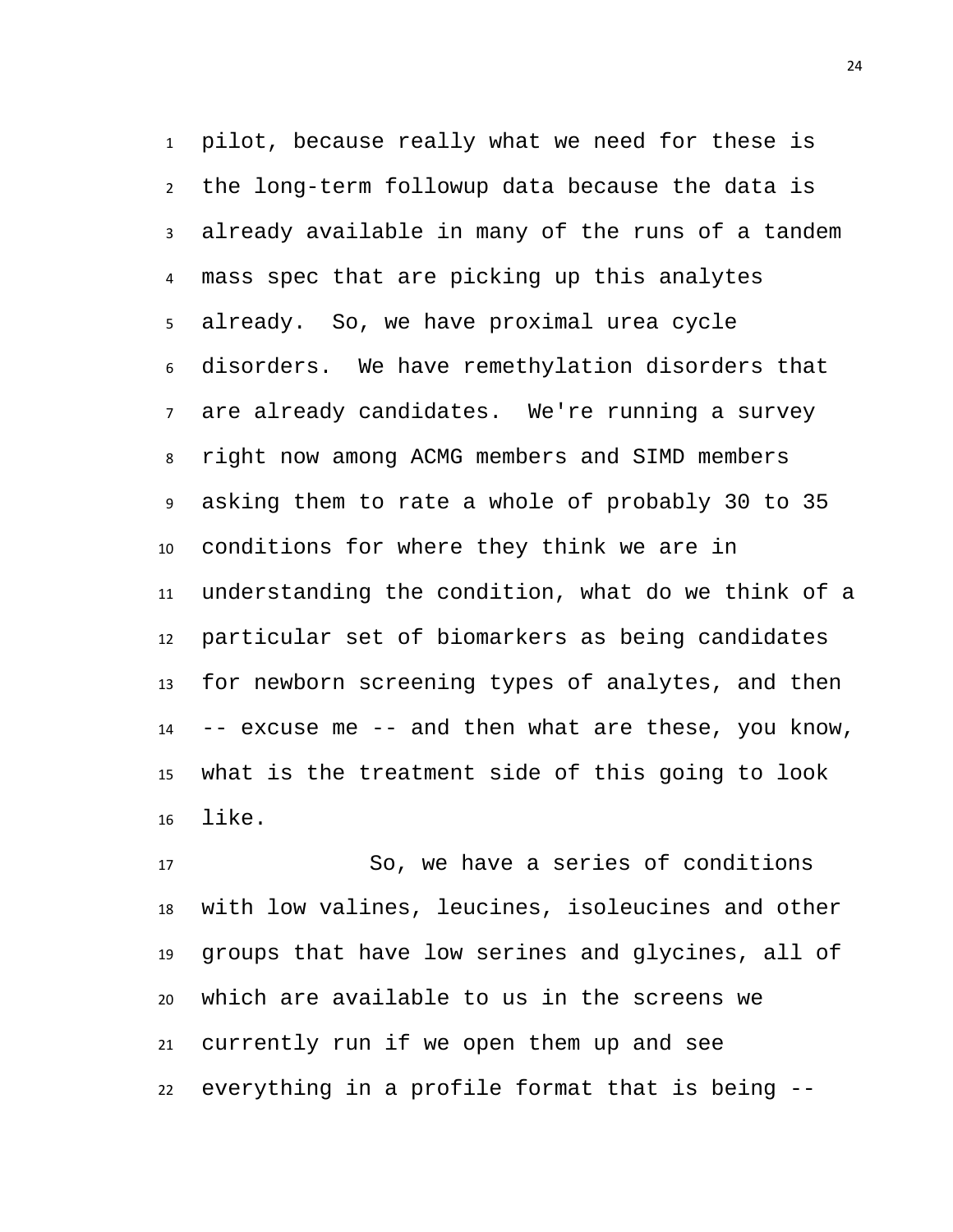pilot, because really what we need for these is the long-term followup data because the data is already available in many of the runs of a tandem mass spec that are picking up this analytes already. So, we have proximal urea cycle disorders. We have remethylation disorders that are already candidates. We're running a survey right now among ACMG members and SIMD members asking them to rate a whole of probably 30 to 35 conditions for where they think we are in understanding the condition, what do we think of a particular set of biomarkers as being candidates for newborn screening types of analytes, and then -- excuse me -- and then what are these, you know, what is the treatment side of this going to look like.

So, we have a series of conditions with low valines, leucines, isoleucines and other groups that have low serines and glycines, all of which are available to us in the screens we currently run if we open them up and see everything in a profile format that is being --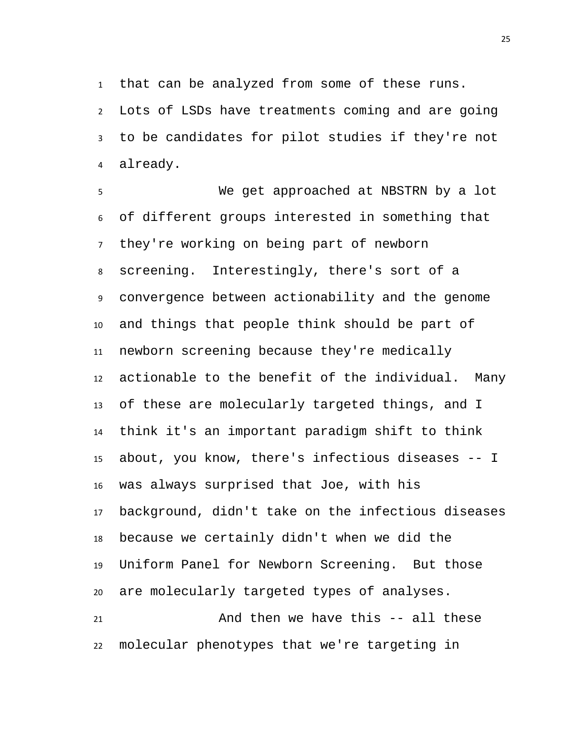that can be analyzed from some of these runs. Lots of LSDs have treatments coming and are going to be candidates for pilot studies if they're not already.

We get approached at NBSTRN by a lot of different groups interested in something that they're working on being part of newborn screening. Interestingly, there's sort of a convergence between actionability and the genome and things that people think should be part of newborn screening because they're medically actionable to the benefit of the individual. Many of these are molecularly targeted things, and I think it's an important paradigm shift to think about, you know, there's infectious diseases -- I was always surprised that Joe, with his background, didn't take on the infectious diseases because we certainly didn't when we did the Uniform Panel for Newborn Screening. But those are molecularly targeted types of analyses.

And then we have this -- all these molecular phenotypes that we're targeting in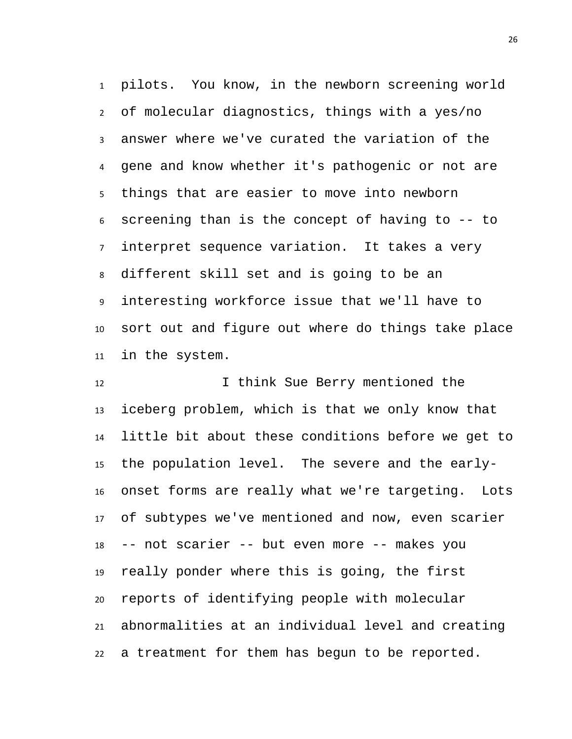pilots. You know, in the newborn screening world of molecular diagnostics, things with a yes/no answer where we've curated the variation of the gene and know whether it's pathogenic or not are things that are easier to move into newborn screening than is the concept of having to -- to interpret sequence variation. It takes a very different skill set and is going to be an interesting workforce issue that we'll have to sort out and figure out where do things take place in the system.

I think Sue Berry mentioned the iceberg problem, which is that we only know that little bit about these conditions before we get to the population level. The severe and the early-onset forms are really what we're targeting. Lots of subtypes we've mentioned and now, even scarier -- not scarier -- but even more -- makes you really ponder where this is going, the first reports of identifying people with molecular abnormalities at an individual level and creating a treatment for them has begun to be reported.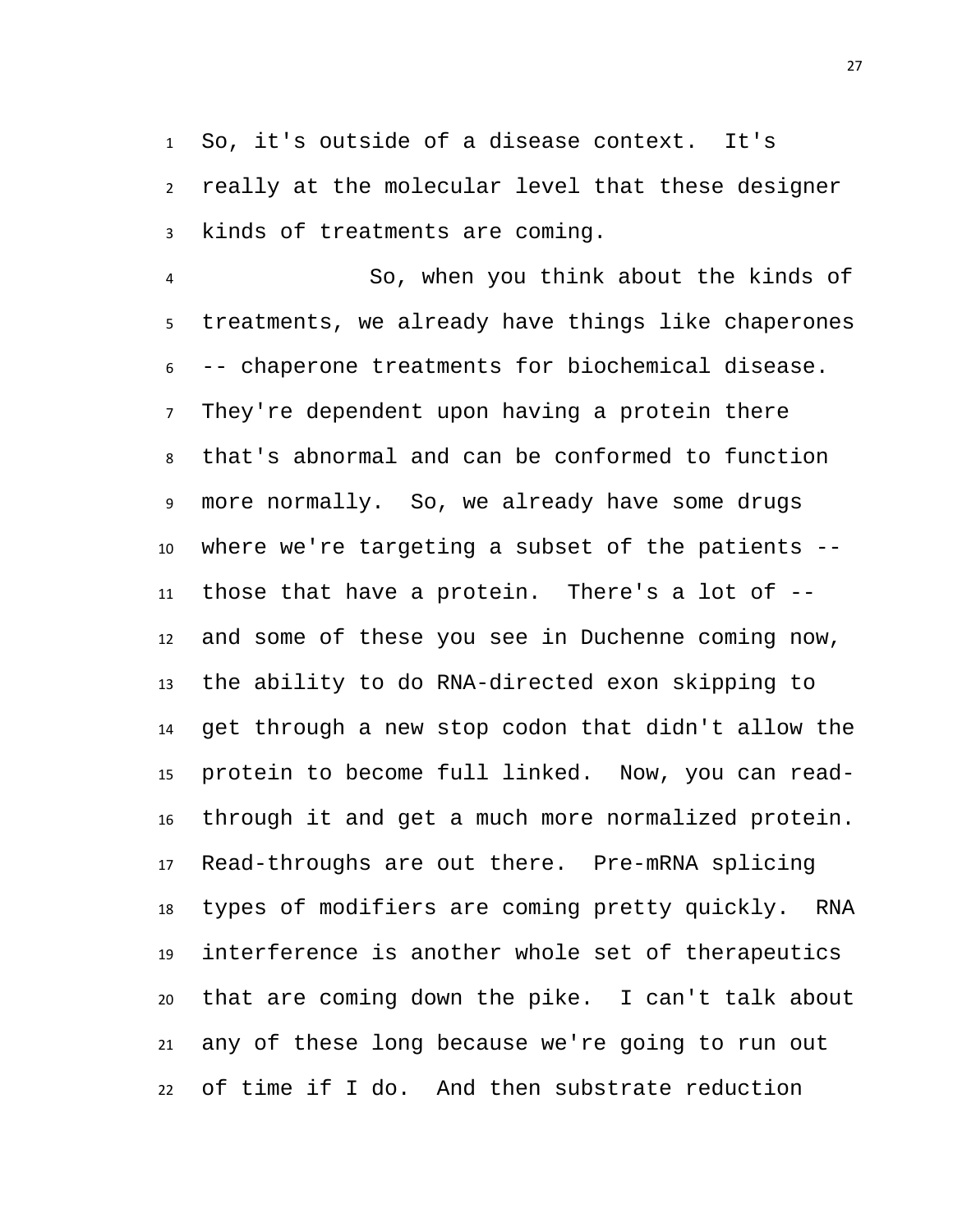So, it's outside of a disease context. It's really at the molecular level that these designer kinds of treatments are coming.

So, when you think about the kinds of treatments, we already have things like chaperones -- chaperone treatments for biochemical disease. They're dependent upon having a protein there that's abnormal and can be conformed to function more normally. So, we already have some drugs where we're targeting a subset of the patients -- those that have a protein. There's a lot of -- and some of these you see in Duchenne coming now, the ability to do RNA-directed exon skipping to get through a new stop codon that didn't allow the protein to become full linked. Now, you can read-through it and get a much more normalized protein. Read-throughs are out there. Pre-mRNA splicing types of modifiers are coming pretty quickly. RNA interference is another whole set of therapeutics that are coming down the pike. I can't talk about any of these long because we're going to run out of time if I do. And then substrate reduction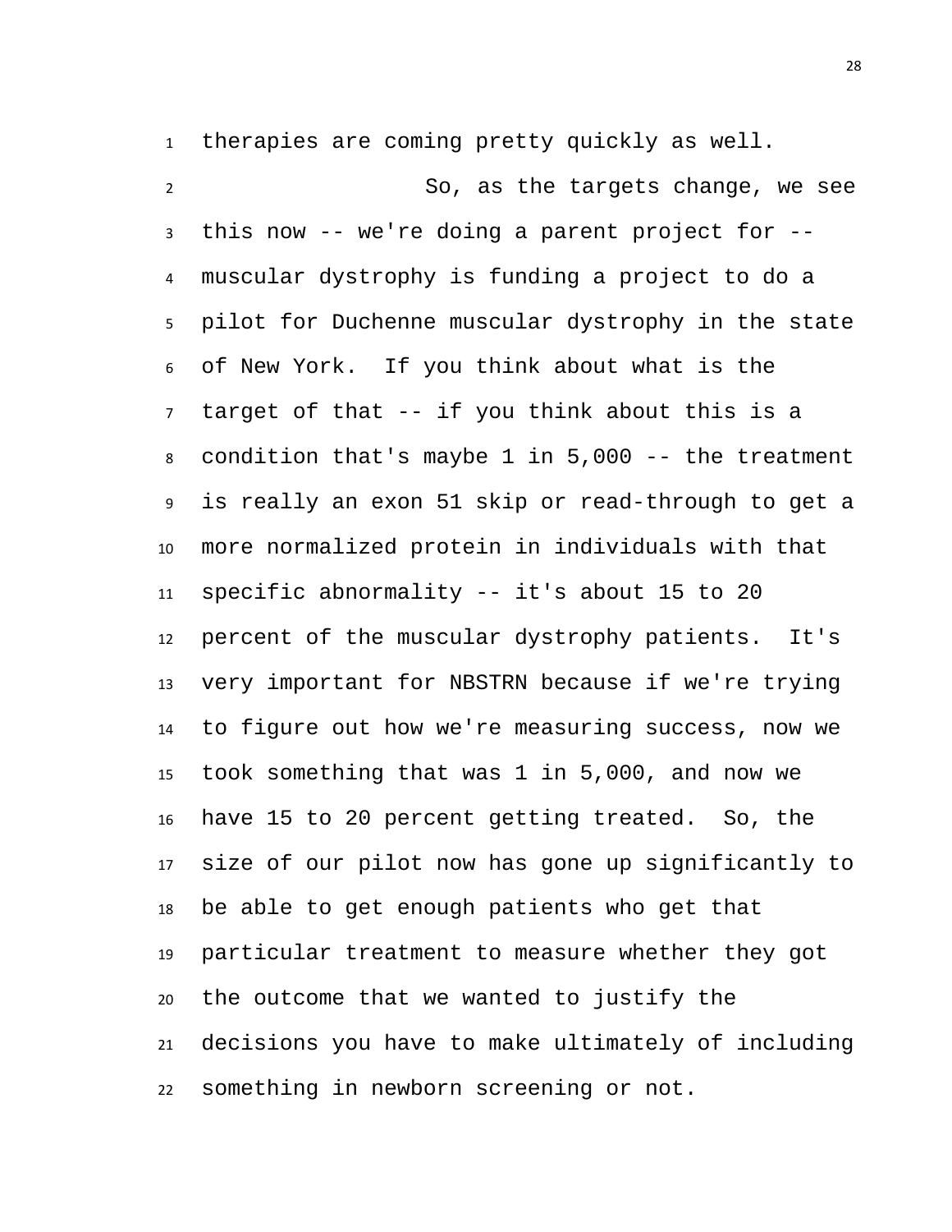therapies are coming pretty quickly as well.

So, as the targets change, we see this now -- we're doing a parent project for -- muscular dystrophy is funding a project to do a pilot for Duchenne muscular dystrophy in the state of New York. If you think about what is the target of that -- if you think about this is a condition that's maybe 1 in 5,000 -- the treatment is really an exon 51 skip or read-through to get a more normalized protein in individuals with that specific abnormality -- it's about 15 to 20 percent of the muscular dystrophy patients. It's very important for NBSTRN because if we're trying to figure out how we're measuring success, now we took something that was 1 in 5,000, and now we have 15 to 20 percent getting treated. So, the size of our pilot now has gone up significantly to be able to get enough patients who get that particular treatment to measure whether they got the outcome that we wanted to justify the decisions you have to make ultimately of including something in newborn screening or not.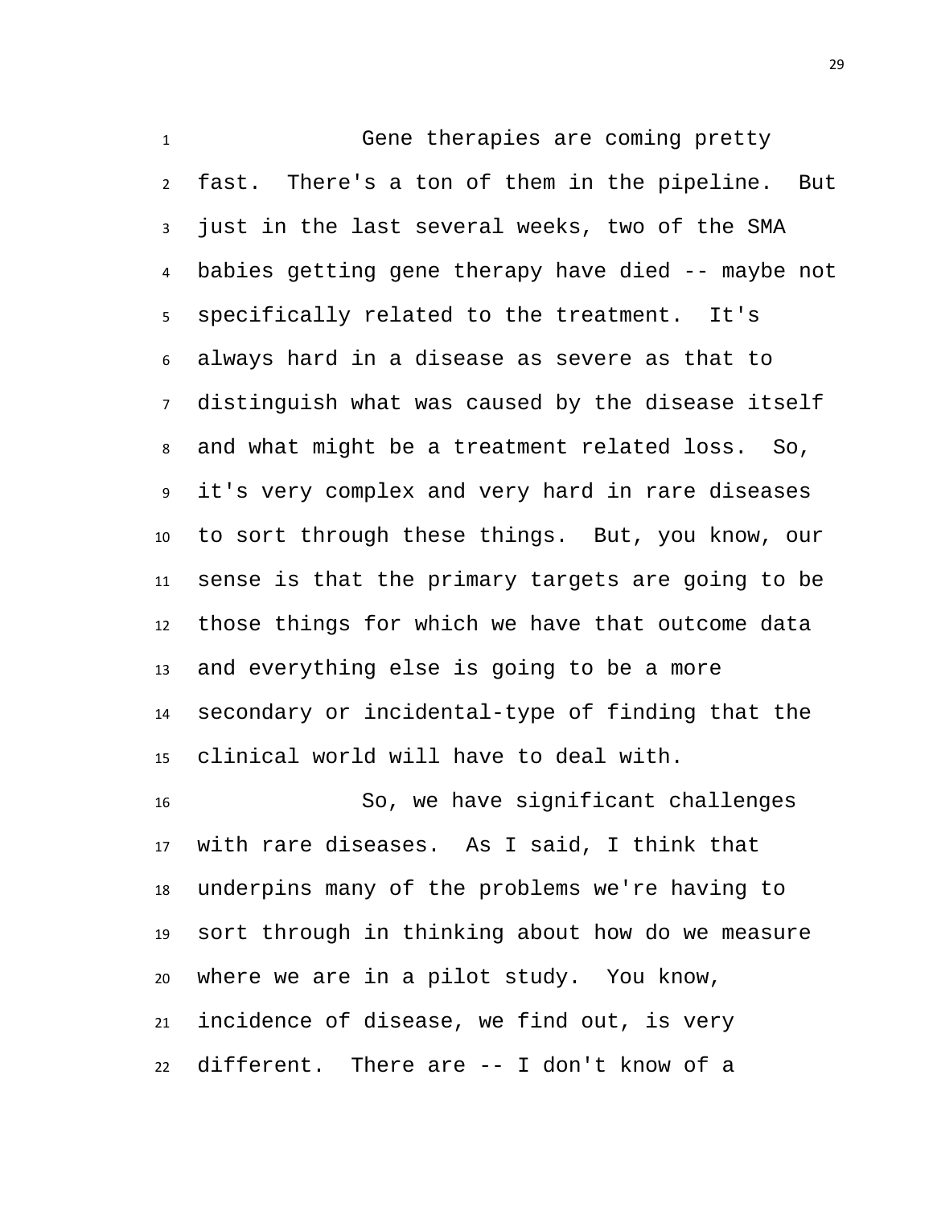Gene therapies are coming pretty fast. There's a ton of them in the pipeline. But just in the last several weeks, two of the SMA babies getting gene therapy have died -- maybe not specifically related to the treatment. It's always hard in a disease as severe as that to distinguish what was caused by the disease itself and what might be a treatment related loss. So, it's very complex and very hard in rare diseases to sort through these things. But, you know, our sense is that the primary targets are going to be those things for which we have that outcome data and everything else is going to be a more secondary or incidental-type of finding that the clinical world will have to deal with.

So, we have significant challenges with rare diseases. As I said, I think that underpins many of the problems we're having to sort through in thinking about how do we measure where we are in a pilot study. You know, incidence of disease, we find out, is very different. There are -- I don't know of a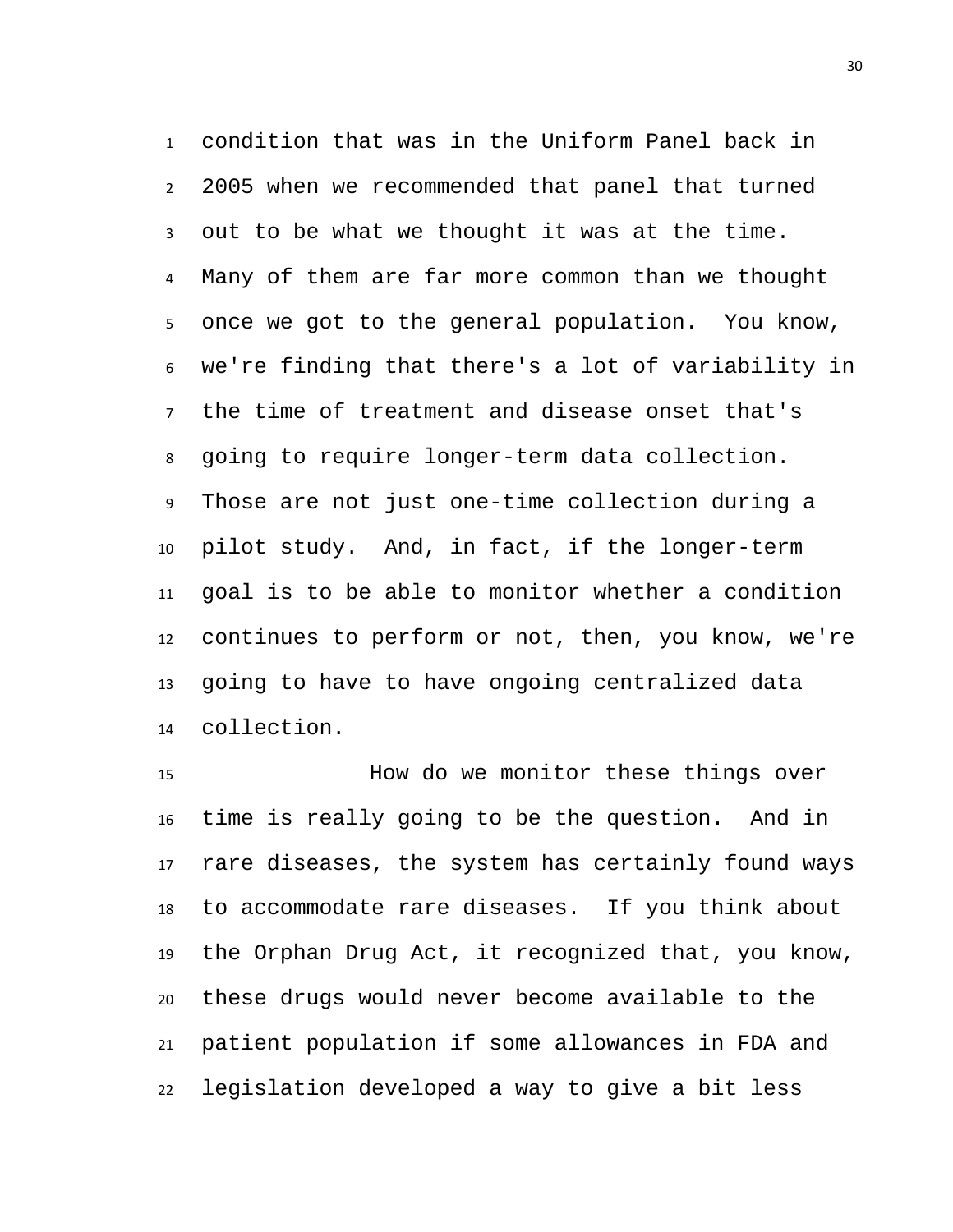condition that was in the Uniform Panel back in 2005 when we recommended that panel that turned out to be what we thought it was at the time. Many of them are far more common than we thought once we got to the general population. You know, we're finding that there's a lot of variability in the time of treatment and disease onset that's going to require longer-term data collection. Those are not just one-time collection during a pilot study. And, in fact, if the longer-term goal is to be able to monitor whether a condition continues to perform or not, then, you know, we're going to have to have ongoing centralized data collection.

How do we monitor these things over time is really going to be the question. And in rare diseases, the system has certainly found ways to accommodate rare diseases. If you think about the Orphan Drug Act, it recognized that, you know, these drugs would never become available to the patient population if some allowances in FDA and legislation developed a way to give a bit less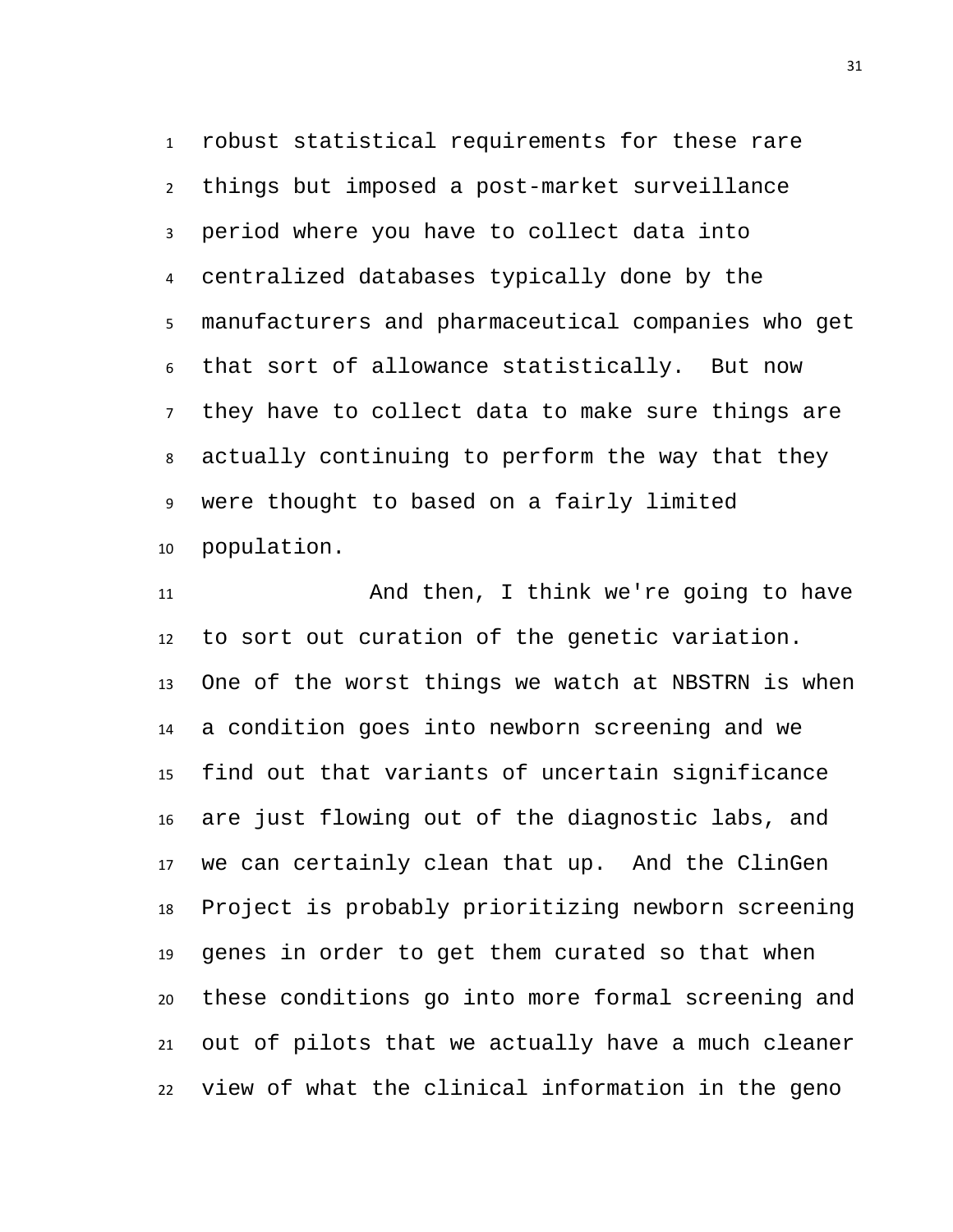robust statistical requirements for these rare things but imposed a post-market surveillance period where you have to collect data into centralized databases typically done by the manufacturers and pharmaceutical companies who get that sort of allowance statistically. But now they have to collect data to make sure things are actually continuing to perform the way that they were thought to based on a fairly limited population.

And then, I think we're going to have to sort out curation of the genetic variation. One of the worst things we watch at NBSTRN is when a condition goes into newborn screening and we find out that variants of uncertain significance are just flowing out of the diagnostic labs, and we can certainly clean that up. And the ClinGen Project is probably prioritizing newborn screening genes in order to get them curated so that when these conditions go into more formal screening and out of pilots that we actually have a much cleaner view of what the clinical information in the geno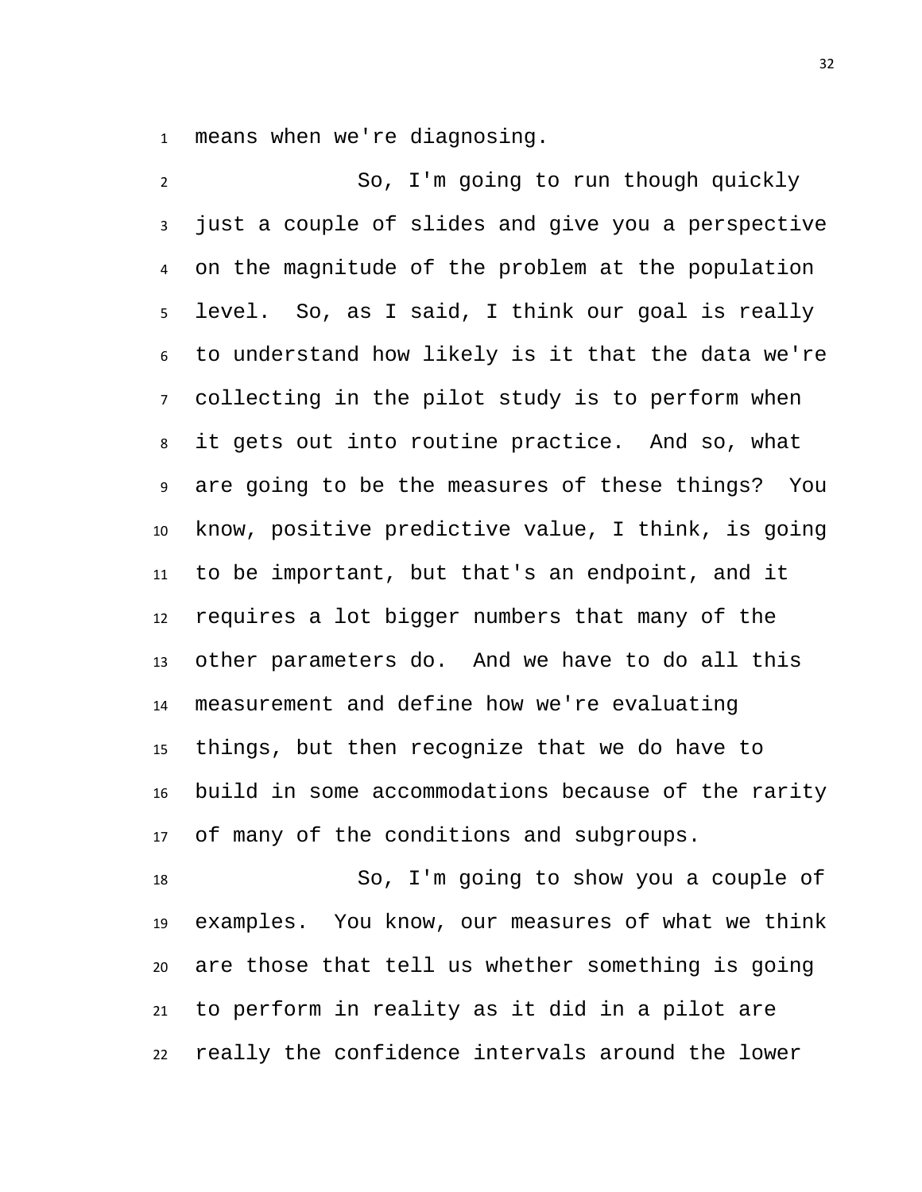means when we're diagnosing.

So, I'm going to run though quickly just a couple of slides and give you a perspective on the magnitude of the problem at the population level. So, as I said, I think our goal is really to understand how likely is it that the data we're collecting in the pilot study is to perform when it gets out into routine practice. And so, what are going to be the measures of these things? You know, positive predictive value, I think, is going to be important, but that's an endpoint, and it requires a lot bigger numbers that many of the other parameters do. And we have to do all this measurement and define how we're evaluating things, but then recognize that we do have to build in some accommodations because of the rarity of many of the conditions and subgroups.

So, I'm going to show you a couple of examples. You know, our measures of what we think are those that tell us whether something is going to perform in reality as it did in a pilot are really the confidence intervals around the lower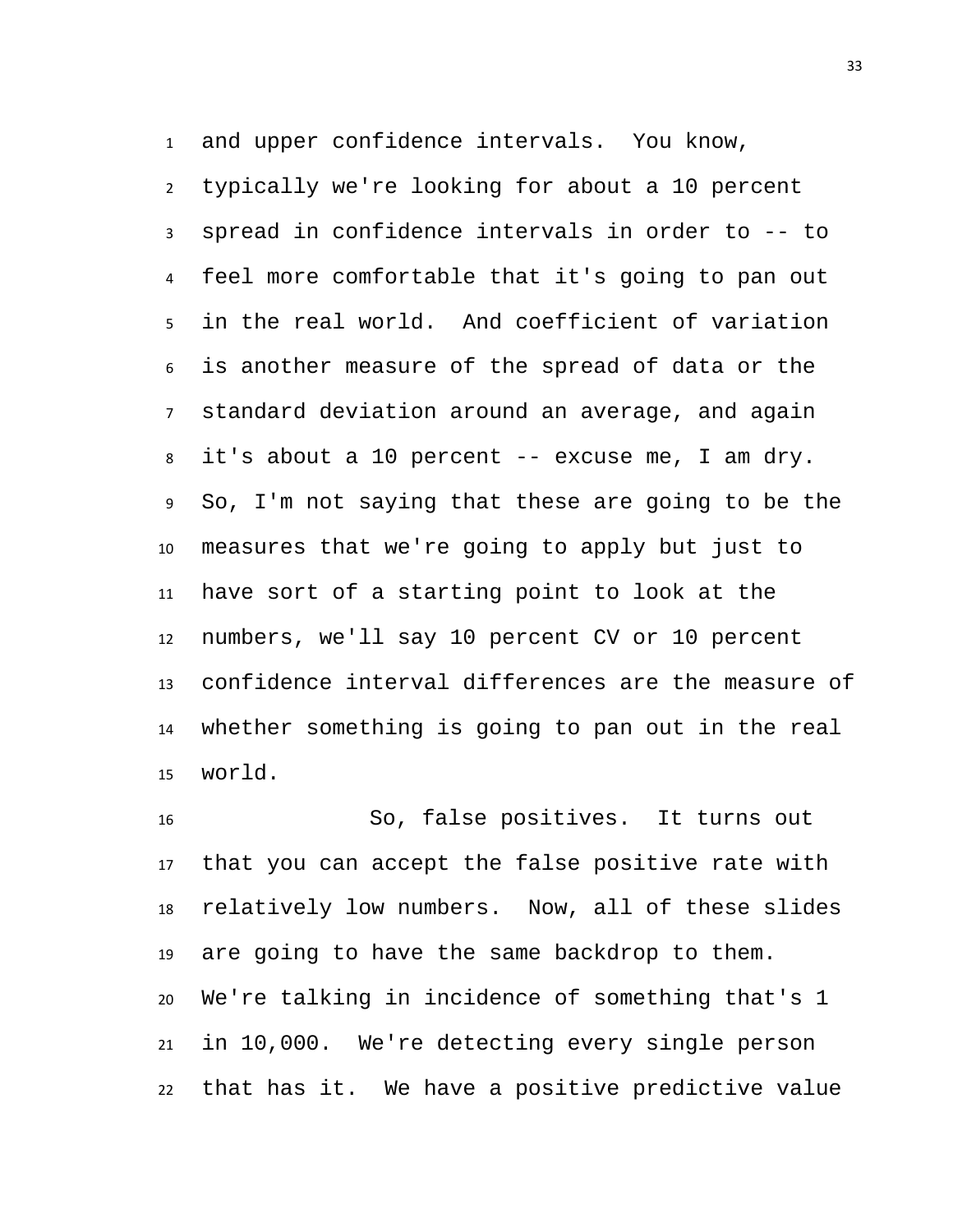and upper confidence intervals. You know, typically we're looking for about a 10 percent spread in confidence intervals in order to -- to feel more comfortable that it's going to pan out in the real world. And coefficient of variation is another measure of the spread of data or the standard deviation around an average, and again it's about a 10 percent -- excuse me, I am dry. So, I'm not saying that these are going to be the measures that we're going to apply but just to have sort of a starting point to look at the numbers, we'll say 10 percent CV or 10 percent confidence interval differences are the measure of whether something is going to pan out in the real world.

So, false positives. It turns out that you can accept the false positive rate with relatively low numbers. Now, all of these slides are going to have the same backdrop to them. We're talking in incidence of something that's 1 in 10,000. We're detecting every single person that has it. We have a positive predictive value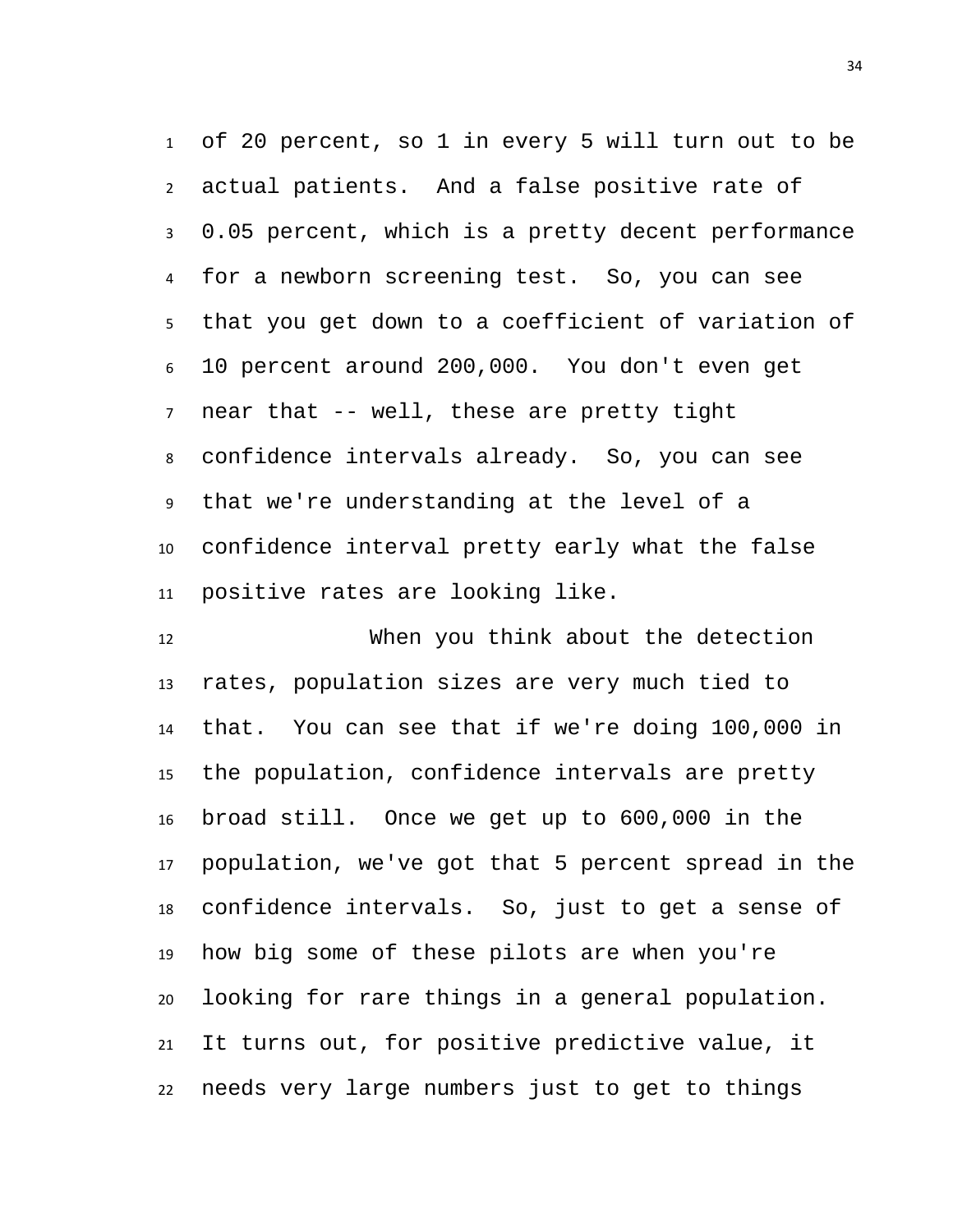of 20 percent, so 1 in every 5 will turn out to be actual patients. And a false positive rate of 0.05 percent, which is a pretty decent performance for a newborn screening test. So, you can see that you get down to a coefficient of variation of 10 percent around 200,000. You don't even get near that -- well, these are pretty tight confidence intervals already. So, you can see that we're understanding at the level of a confidence interval pretty early what the false positive rates are looking like.

When you think about the detection rates, population sizes are very much tied to that. You can see that if we're doing 100,000 in the population, confidence intervals are pretty broad still. Once we get up to 600,000 in the population, we've got that 5 percent spread in the confidence intervals. So, just to get a sense of how big some of these pilots are when you're looking for rare things in a general population. It turns out, for positive predictive value, it needs very large numbers just to get to things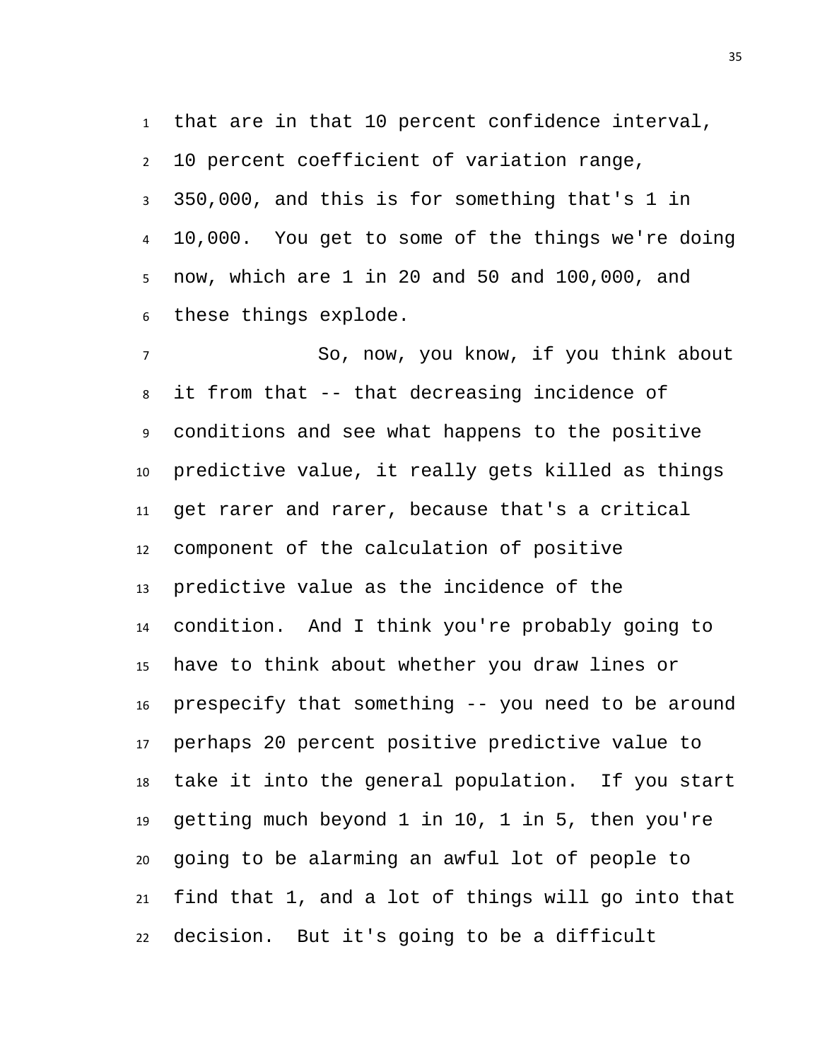that are in that 10 percent confidence interval, 10 percent coefficient of variation range, 350,000, and this is for something that's 1 in 10,000. You get to some of the things we're doing now, which are 1 in 20 and 50 and 100,000, and these things explode.

So, now, you know, if you think about it from that -- that decreasing incidence of conditions and see what happens to the positive predictive value, it really gets killed as things get rarer and rarer, because that's a critical component of the calculation of positive predictive value as the incidence of the condition. And I think you're probably going to have to think about whether you draw lines or prespecify that something -- you need to be around perhaps 20 percent positive predictive value to take it into the general population. If you start getting much beyond 1 in 10, 1 in 5, then you're going to be alarming an awful lot of people to find that 1, and a lot of things will go into that decision. But it's going to be a difficult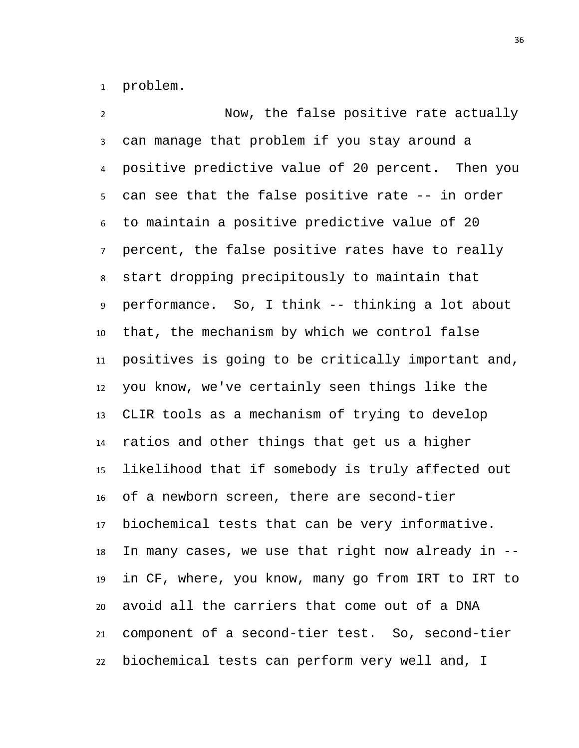problem.

Now, the false positive rate actually can manage that problem if you stay around a positive predictive value of 20 percent. Then you can see that the false positive rate -- in order to maintain a positive predictive value of 20 percent, the false positive rates have to really start dropping precipitously to maintain that performance. So, I think -- thinking a lot about that, the mechanism by which we control false positives is going to be critically important and, you know, we've certainly seen things like the CLIR tools as a mechanism of trying to develop ratios and other things that get us a higher likelihood that if somebody is truly affected out of a newborn screen, there are second-tier biochemical tests that can be very informative. In many cases, we use that right now already in -- in CF, where, you know, many go from IRT to IRT to avoid all the carriers that come out of a DNA component of a second-tier test. So, second-tier biochemical tests can perform very well and, I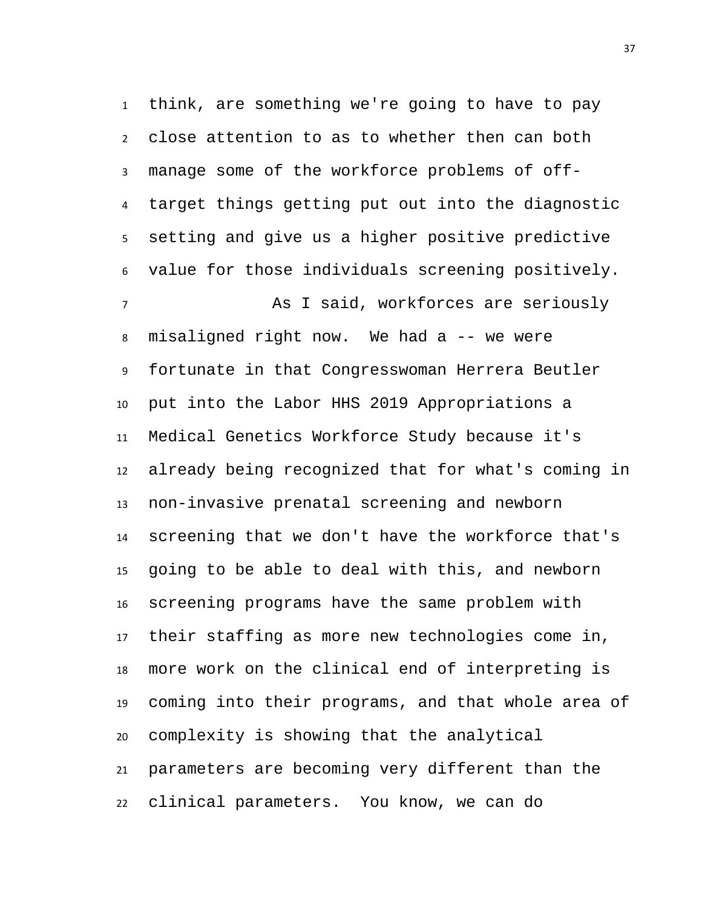think, are something we're going to have to pay close attention to as to whether then can both manage some of the workforce problems of off-target things getting put out into the diagnostic setting and give us a higher positive predictive value for those individuals screening positively.

As I said, workforces are seriously misaligned right now. We had a -- we were fortunate in that Congresswoman Herrera Beutler put into the Labor HHS 2019 Appropriations a Medical Genetics Workforce Study because it's already being recognized that for what's coming in non-invasive prenatal screening and newborn screening that we don't have the workforce that's going to be able to deal with this, and newborn screening programs have the same problem with their staffing as more new technologies come in, more work on the clinical end of interpreting is coming into their programs, and that whole area of complexity is showing that the analytical parameters are becoming very different than the clinical parameters. You know, we can do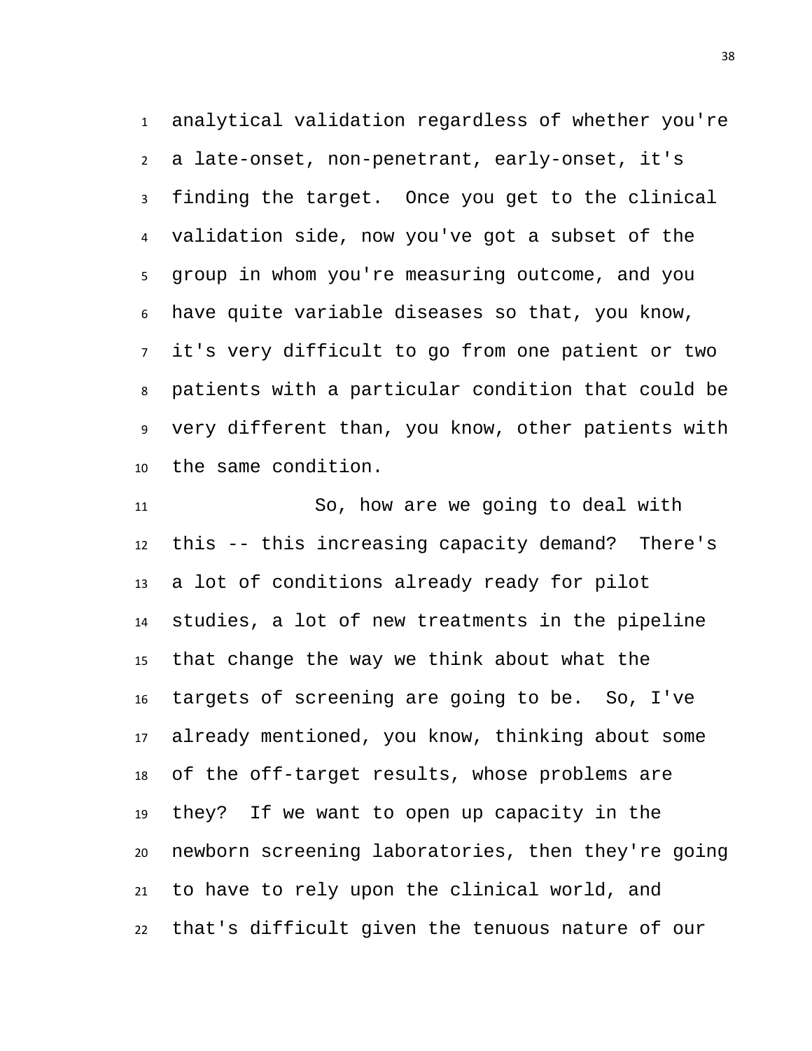analytical validation regardless of whether you're a late-onset, non-penetrant, early-onset, it's finding the target. Once you get to the clinical validation side, now you've got a subset of the group in whom you're measuring outcome, and you have quite variable diseases so that, you know, it's very difficult to go from one patient or two patients with a particular condition that could be very different than, you know, other patients with the same condition.

So, how are we going to deal with this -- this increasing capacity demand? There's a lot of conditions already ready for pilot studies, a lot of new treatments in the pipeline that change the way we think about what the targets of screening are going to be. So, I've already mentioned, you know, thinking about some of the off-target results, whose problems are they? If we want to open up capacity in the newborn screening laboratories, then they're going to have to rely upon the clinical world, and that's difficult given the tenuous nature of our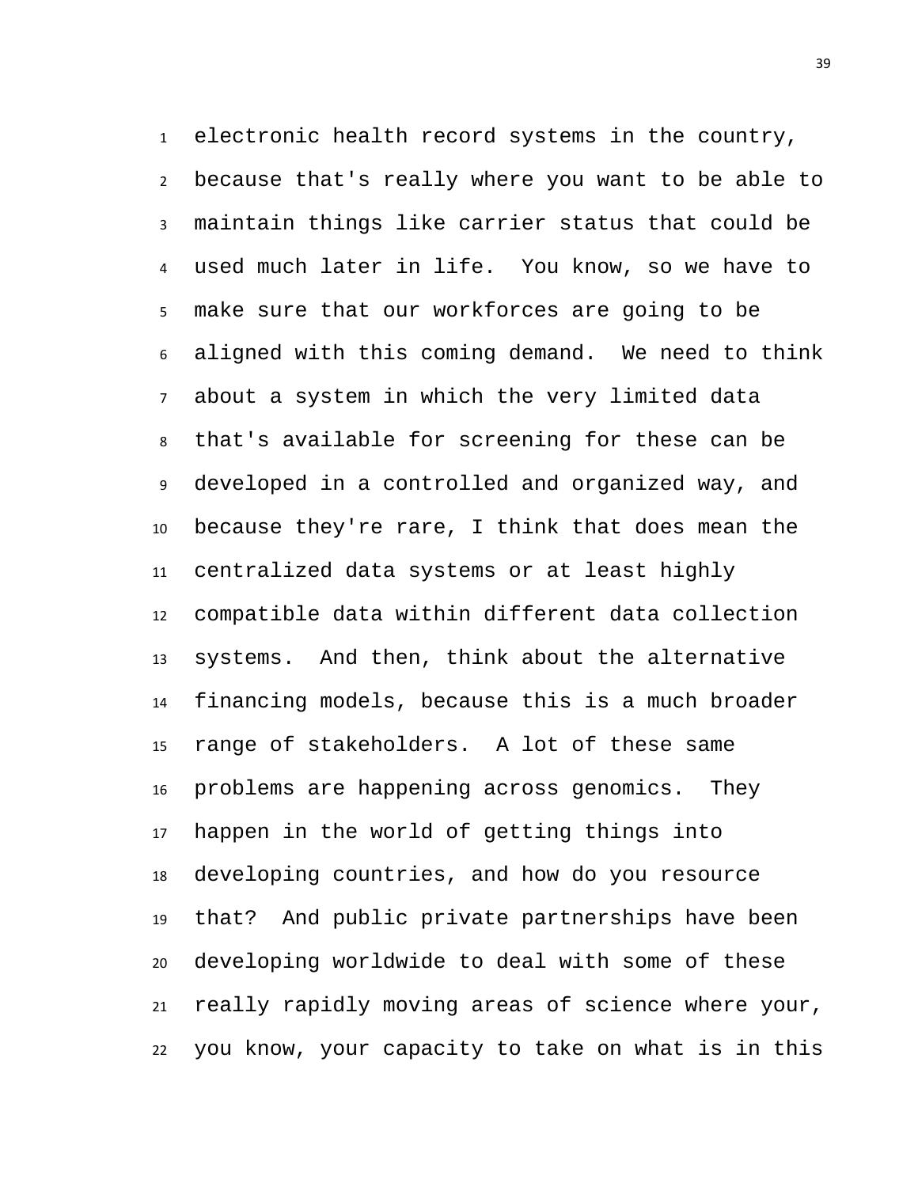electronic health record systems in the country, because that's really where you want to be able to maintain things like carrier status that could be used much later in life. You know, so we have to make sure that our workforces are going to be aligned with this coming demand. We need to think about a system in which the very limited data that's available for screening for these can be developed in a controlled and organized way, and because they're rare, I think that does mean the centralized data systems or at least highly compatible data within different data collection systems. And then, think about the alternative financing models, because this is a much broader range of stakeholders. A lot of these same problems are happening across genomics. They happen in the world of getting things into developing countries, and how do you resource that? And public private partnerships have been developing worldwide to deal with some of these really rapidly moving areas of science where your, you know, your capacity to take on what is in this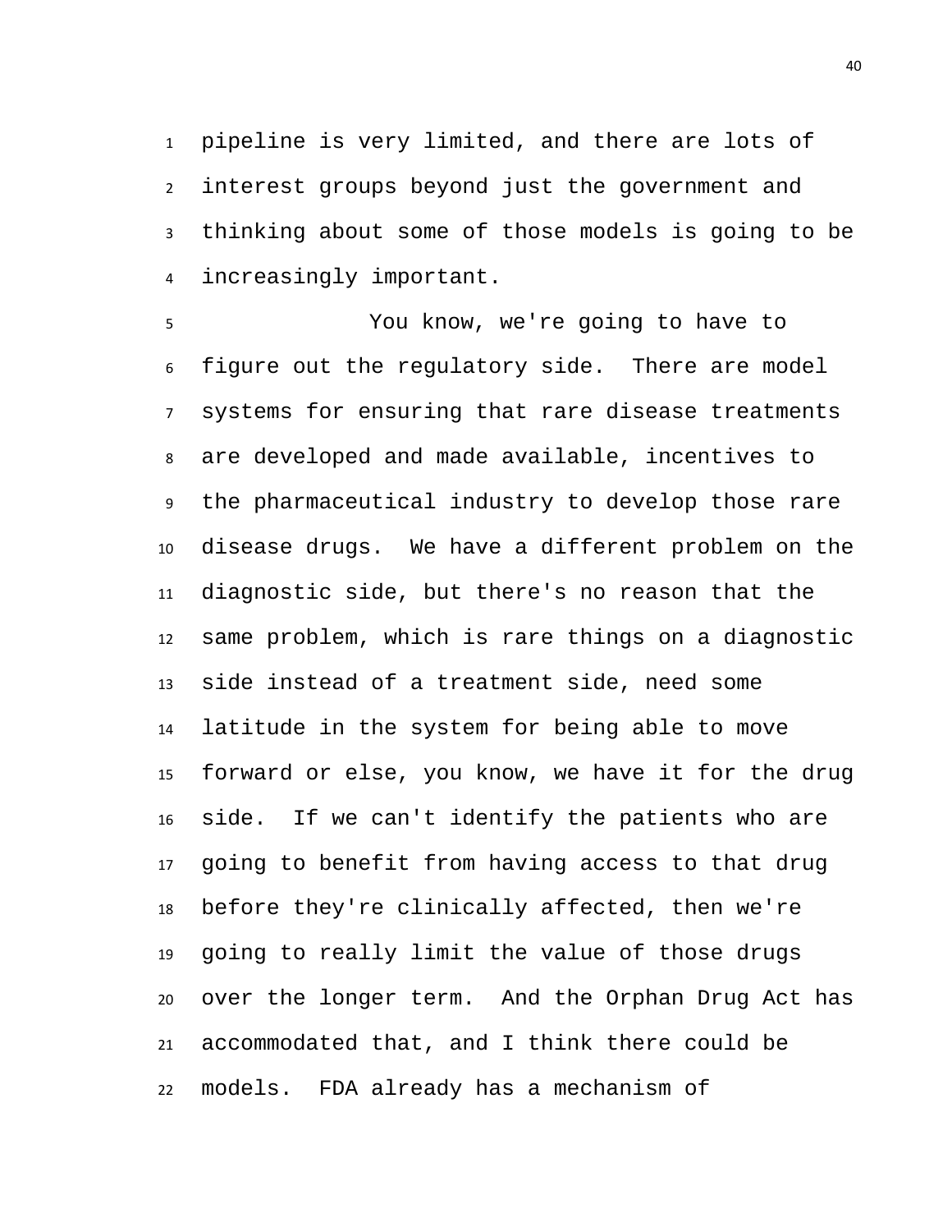pipeline is very limited, and there are lots of interest groups beyond just the government and thinking about some of those models is going to be increasingly important.

You know, we're going to have to figure out the regulatory side. There are model systems for ensuring that rare disease treatments are developed and made available, incentives to the pharmaceutical industry to develop those rare disease drugs. We have a different problem on the diagnostic side, but there's no reason that the same problem, which is rare things on a diagnostic side instead of a treatment side, need some latitude in the system for being able to move forward or else, you know, we have it for the drug side. If we can't identify the patients who are going to benefit from having access to that drug before they're clinically affected, then we're going to really limit the value of those drugs over the longer term. And the Orphan Drug Act has accommodated that, and I think there could be models. FDA already has a mechanism of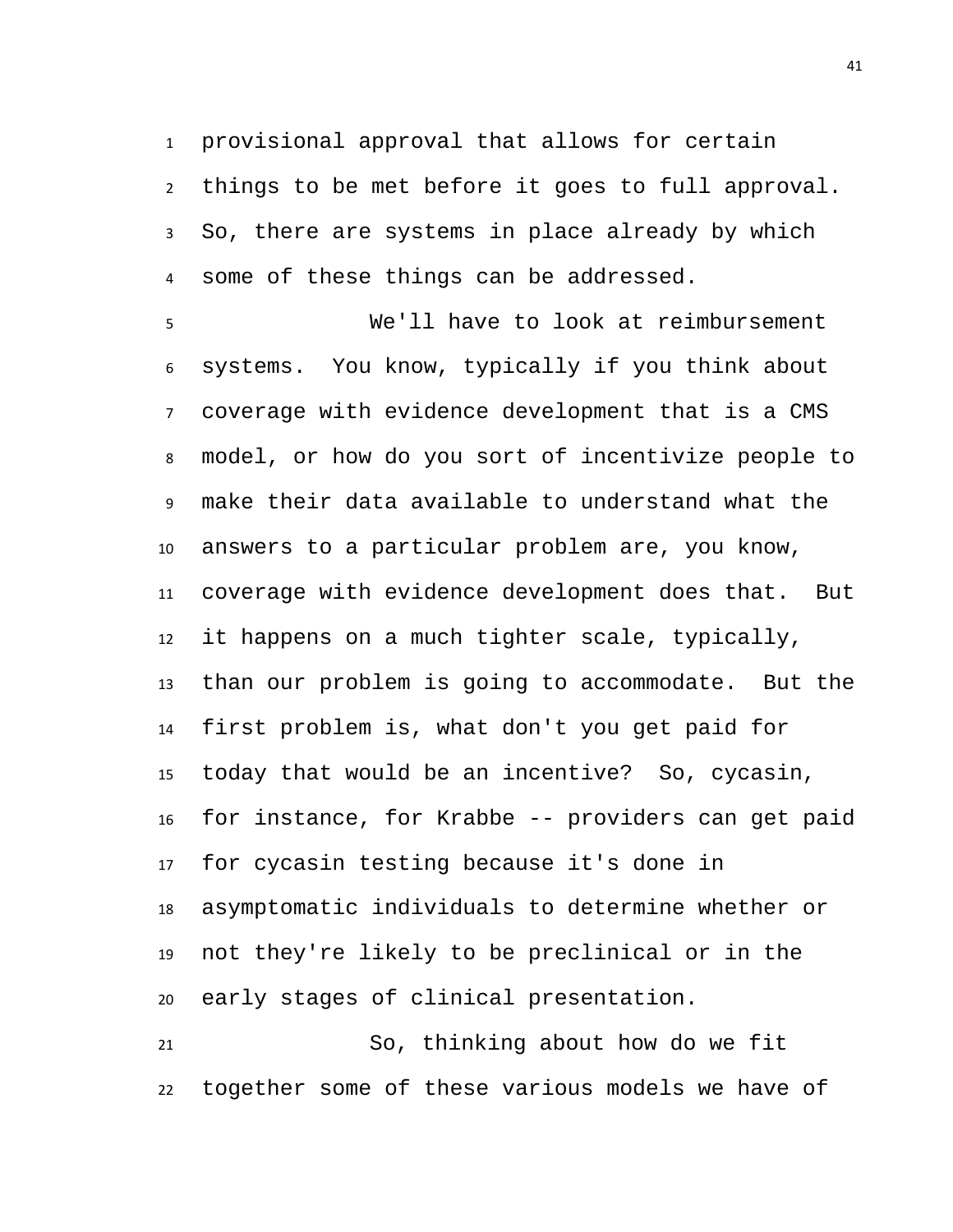provisional approval that allows for certain things to be met before it goes to full approval. So, there are systems in place already by which some of these things can be addressed.

We'll have to look at reimbursement systems. You know, typically if you think about coverage with evidence development that is a CMS model, or how do you sort of incentivize people to make their data available to understand what the answers to a particular problem are, you know, coverage with evidence development does that. But it happens on a much tighter scale, typically, than our problem is going to accommodate. But the first problem is, what don't you get paid for today that would be an incentive? So, cycasin, for instance, for Krabbe -- providers can get paid for cycasin testing because it's done in asymptomatic individuals to determine whether or not they're likely to be preclinical or in the early stages of clinical presentation.

So, thinking about how do we fit together some of these various models we have of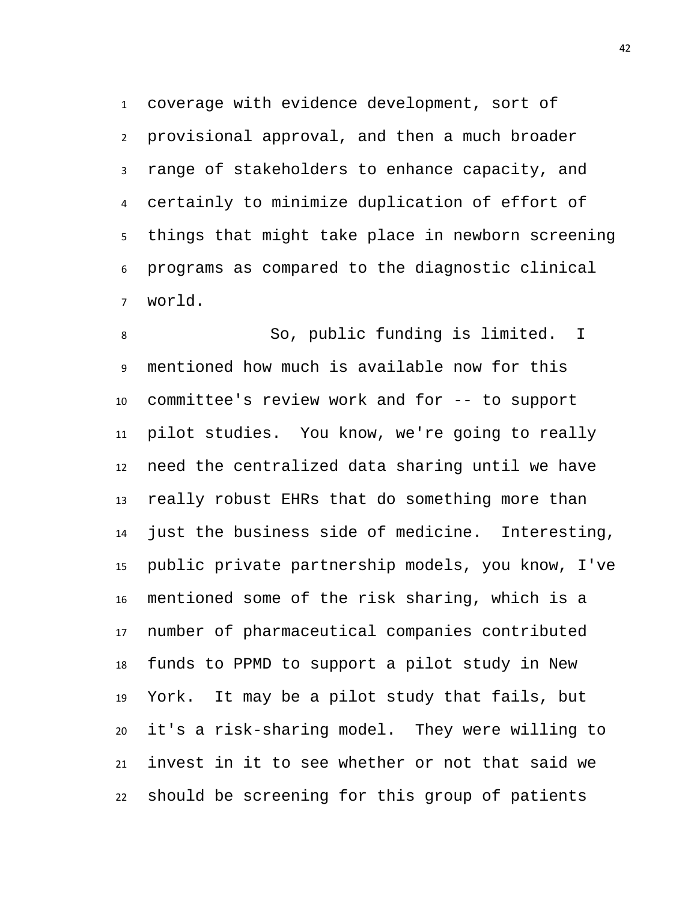coverage with evidence development, sort of provisional approval, and then a much broader range of stakeholders to enhance capacity, and certainly to minimize duplication of effort of things that might take place in newborn screening programs as compared to the diagnostic clinical world.

So, public funding is limited. I mentioned how much is available now for this committee's review work and for -- to support pilot studies. You know, we're going to really need the centralized data sharing until we have really robust EHRs that do something more than just the business side of medicine. Interesting, public private partnership models, you know, I've mentioned some of the risk sharing, which is a number of pharmaceutical companies contributed funds to PPMD to support a pilot study in New York. It may be a pilot study that fails, but it's a risk-sharing model. They were willing to invest in it to see whether or not that said we should be screening for this group of patients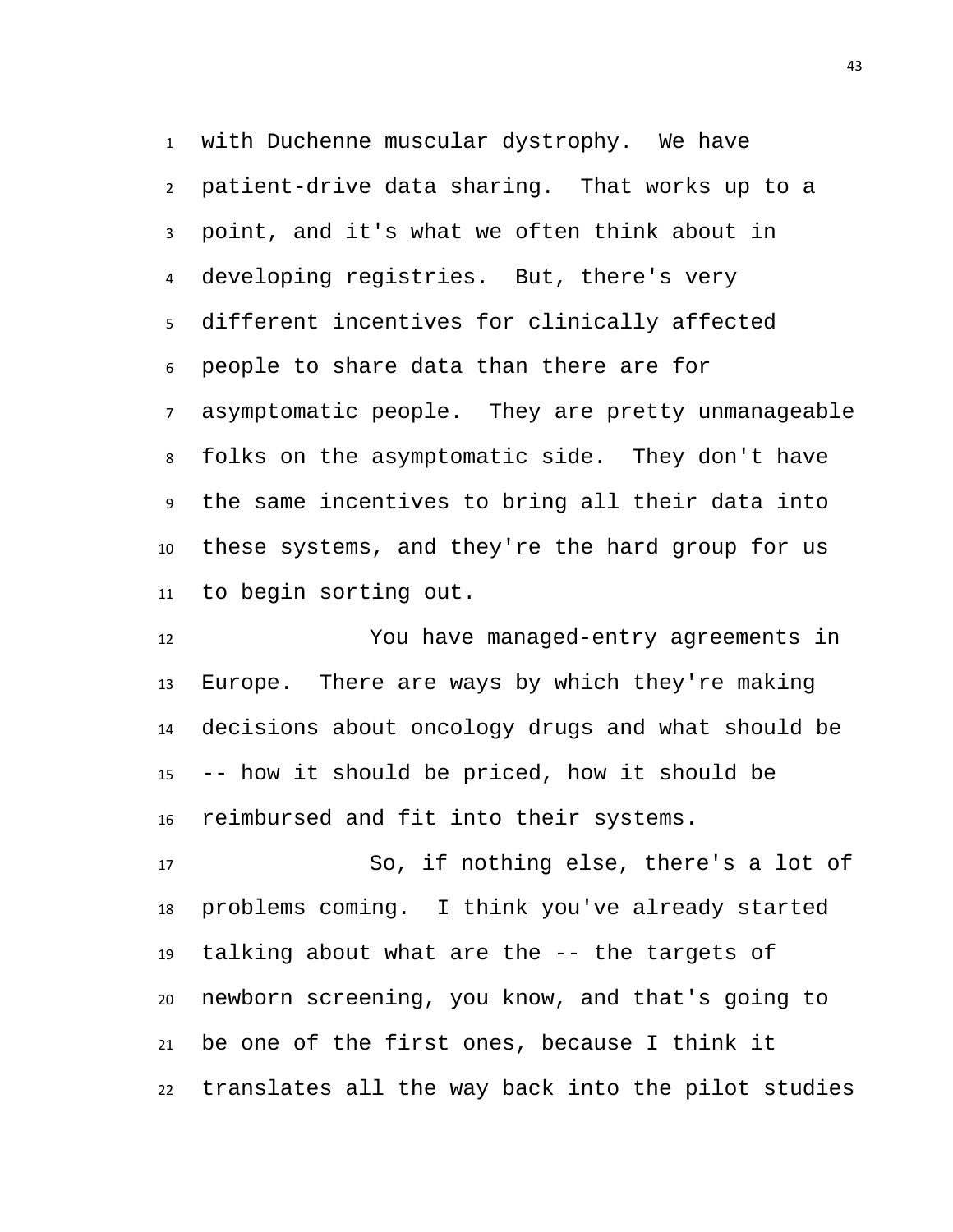with Duchenne muscular dystrophy. We have patient-drive data sharing. That works up to a point, and it's what we often think about in developing registries. But, there's very different incentives for clinically affected people to share data than there are for asymptomatic people. They are pretty unmanageable folks on the asymptomatic side. They don't have the same incentives to bring all their data into these systems, and they're the hard group for us to begin sorting out.

You have managed-entry agreements in Europe. There are ways by which they're making decisions about oncology drugs and what should be -- how it should be priced, how it should be reimbursed and fit into their systems.

So, if nothing else, there's a lot of problems coming. I think you've already started talking about what are the -- the targets of newborn screening, you know, and that's going to be one of the first ones, because I think it translates all the way back into the pilot studies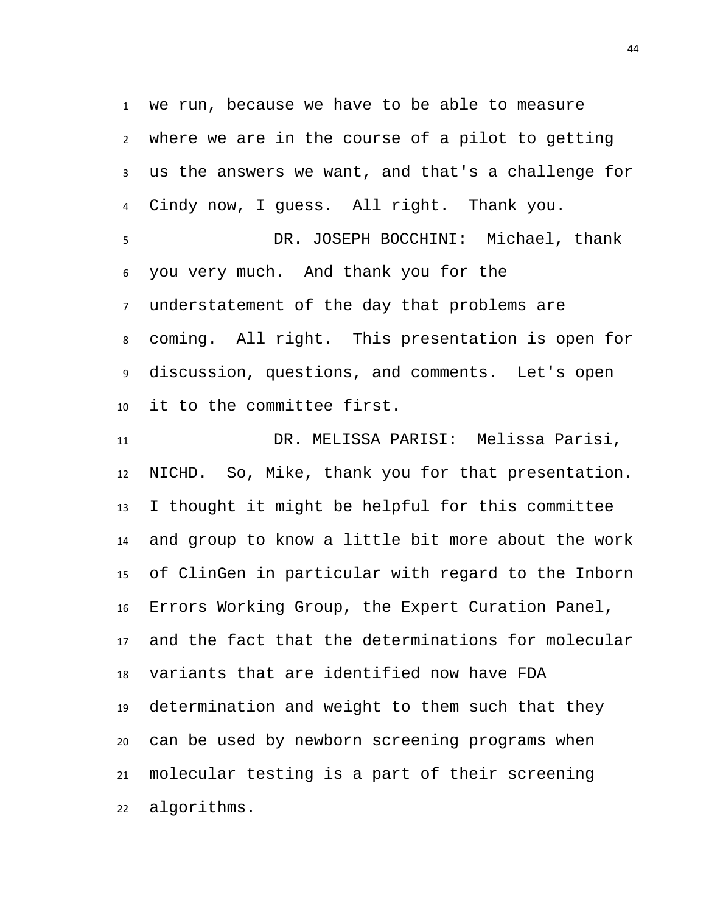we run, because we have to be able to measure where we are in the course of a pilot to getting us the answers we want, and that's a challenge for Cindy now, I guess. All right. Thank you.

DR. JOSEPH BOCCHINI: Michael, thank you very much. And thank you for the understatement of the day that problems are coming. All right. This presentation is open for discussion, questions, and comments. Let's open it to the committee first.

DR. MELISSA PARISI: Melissa Parisi, NICHD. So, Mike, thank you for that presentation. I thought it might be helpful for this committee and group to know a little bit more about the work of ClinGen in particular with regard to the Inborn Errors Working Group, the Expert Curation Panel, and the fact that the determinations for molecular variants that are identified now have FDA determination and weight to them such that they can be used by newborn screening programs when molecular testing is a part of their screening algorithms.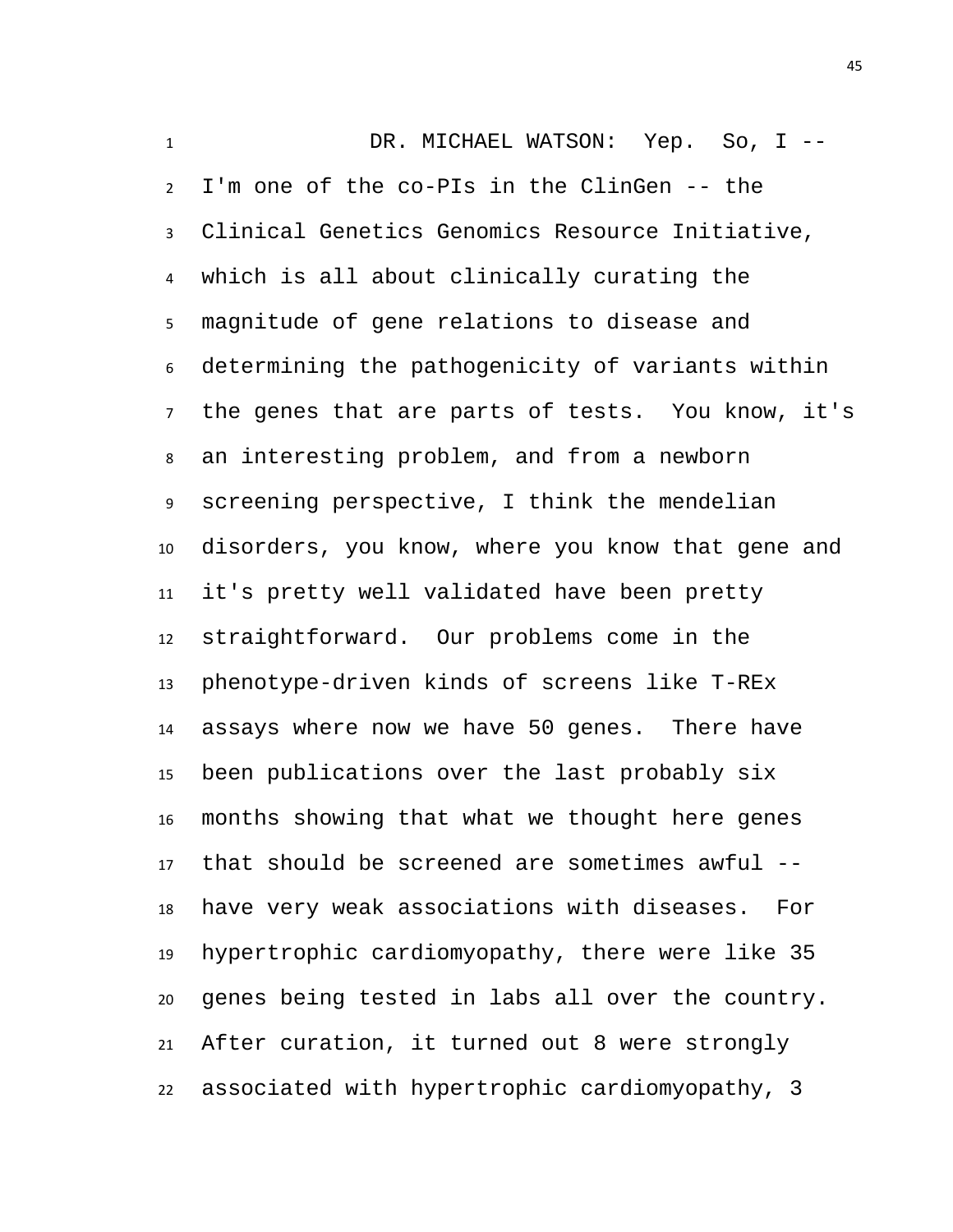DR. MICHAEL WATSON: Yep. So, I -- I'm one of the co-PIs in the ClinGen -- the Clinical Genetics Genomics Resource Initiative, which is all about clinically curating the magnitude of gene relations to disease and determining the pathogenicity of variants within the genes that are parts of tests. You know, it's an interesting problem, and from a newborn screening perspective, I think the mendelian disorders, you know, where you know that gene and it's pretty well validated have been pretty straightforward. Our problems come in the phenotype-driven kinds of screens like T-REx assays where now we have 50 genes. There have been publications over the last probably six months showing that what we thought here genes that should be screened are sometimes awful -- have very weak associations with diseases. For hypertrophic cardiomyopathy, there were like 35 genes being tested in labs all over the country. After curation, it turned out 8 were strongly associated with hypertrophic cardiomyopathy, 3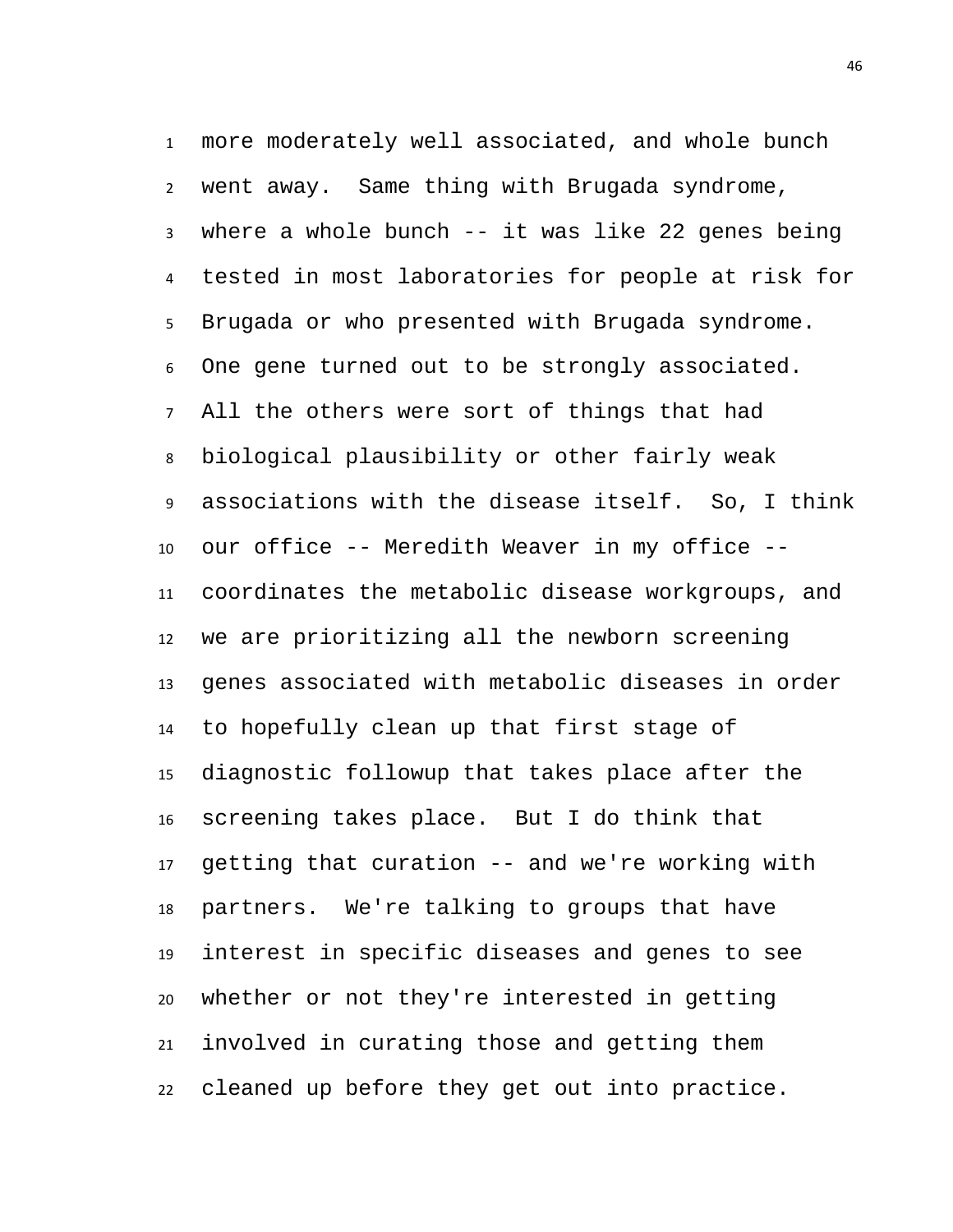more moderately well associated, and whole bunch went away. Same thing with Brugada syndrome, where a whole bunch -- it was like 22 genes being tested in most laboratories for people at risk for Brugada or who presented with Brugada syndrome. One gene turned out to be strongly associated. All the others were sort of things that had biological plausibility or other fairly weak associations with the disease itself. So, I think our office -- Meredith Weaver in my office -- coordinates the metabolic disease workgroups, and we are prioritizing all the newborn screening genes associated with metabolic diseases in order to hopefully clean up that first stage of diagnostic followup that takes place after the screening takes place. But I do think that getting that curation -- and we're working with partners. We're talking to groups that have interest in specific diseases and genes to see whether or not they're interested in getting involved in curating those and getting them cleaned up before they get out into practice.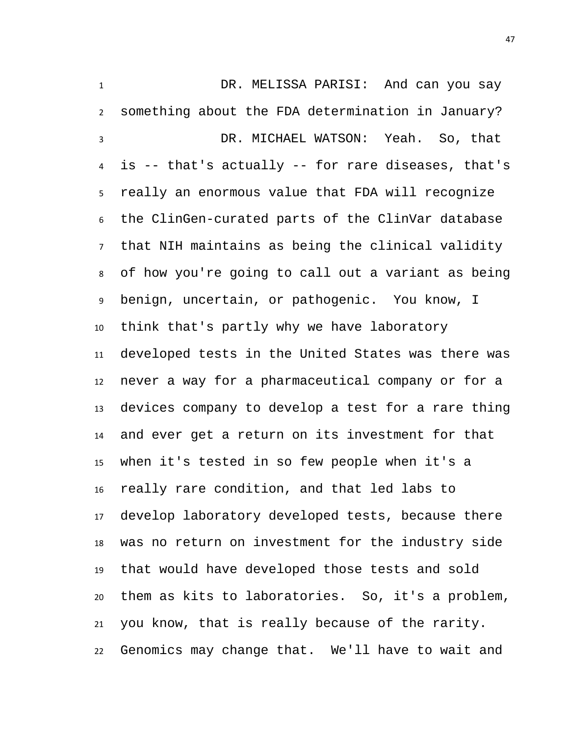DR. MELISSA PARISI: And can you say something about the FDA determination in January?

DR. MICHAEL WATSON: Yeah. So, that is -- that's actually -- for rare diseases, that's really an enormous value that FDA will recognize the ClinGen-curated parts of the ClinVar database that NIH maintains as being the clinical validity of how you're going to call out a variant as being benign, uncertain, or pathogenic. You know, I think that's partly why we have laboratory developed tests in the United States was there was never a way for a pharmaceutical company or for a devices company to develop a test for a rare thing and ever get a return on its investment for that when it's tested in so few people when it's a really rare condition, and that led labs to develop laboratory developed tests, because there was no return on investment for the industry side that would have developed those tests and sold them as kits to laboratories. So, it's a problem, you know, that is really because of the rarity. Genomics may change that. We'll have to wait and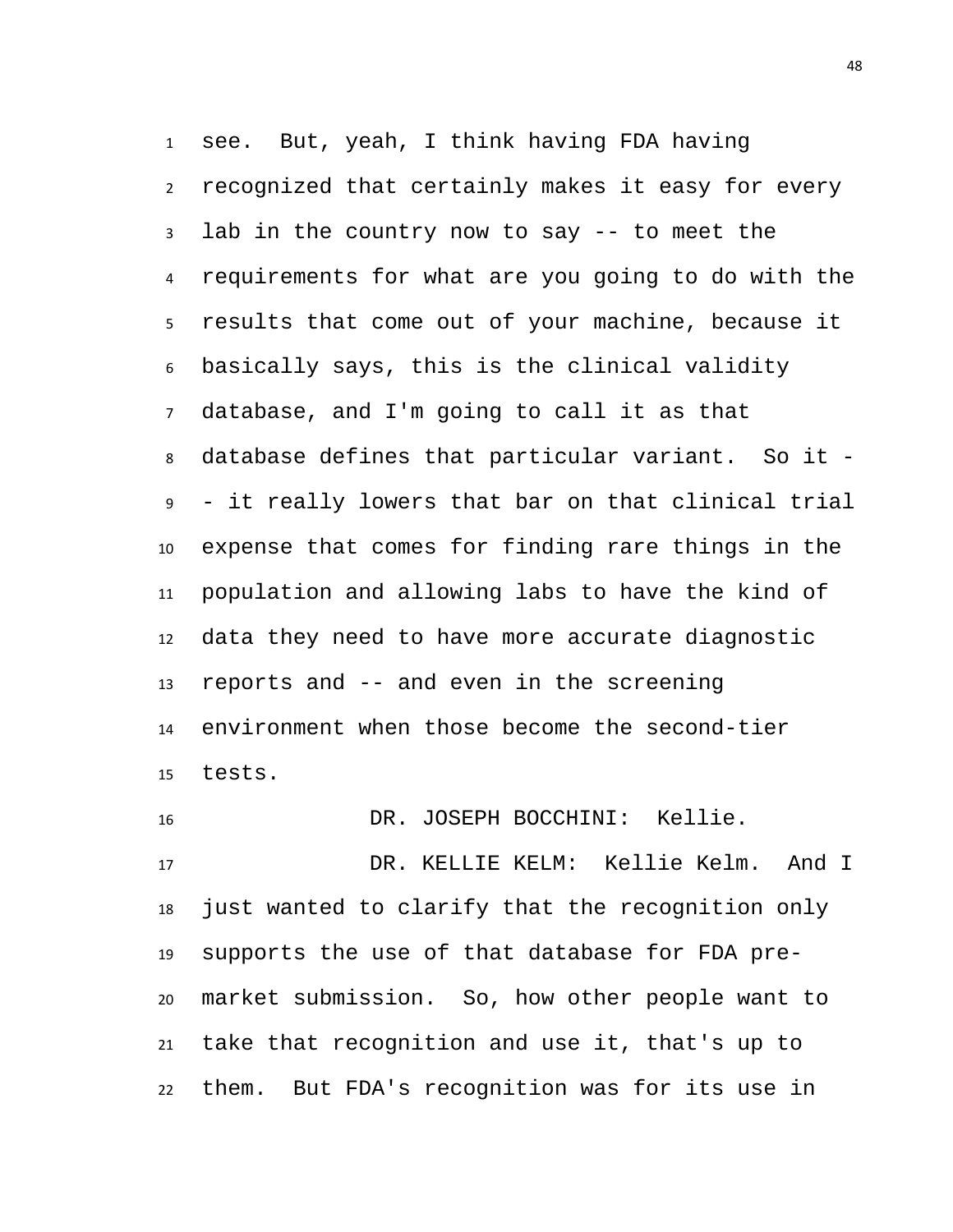see. But, yeah, I think having FDA having recognized that certainly makes it easy for every lab in the country now to say -- to meet the requirements for what are you going to do with the results that come out of your machine, because it basically says, this is the clinical validity database, and I'm going to call it as that database defines that particular variant. So it -- it really lowers that bar on that clinical trial expense that comes for finding rare things in the population and allowing labs to have the kind of data they need to have more accurate diagnostic reports and -- and even in the screening environment when those become the second-tier tests.

DR. JOSEPH BOCCHINI: Kellie.

DR. KELLIE KELM: Kellie Kelm. And I just wanted to clarify that the recognition only supports the use of that database for FDA pre-market submission. So, how other people want to take that recognition and use it, that's up to them. But FDA's recognition was for its use in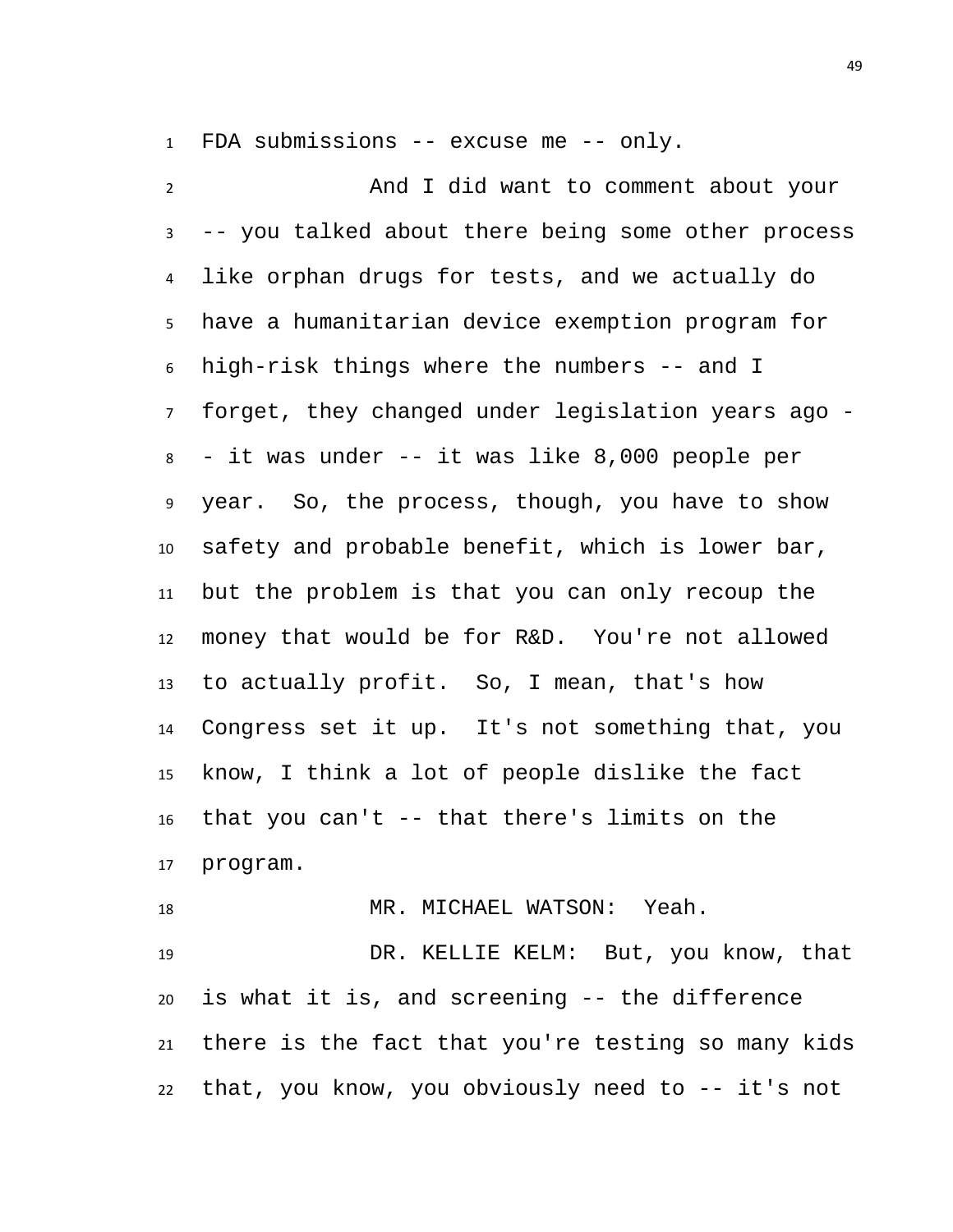FDA submissions -- excuse me -- only.

And I did want to comment about your -- you talked about there being some other process like orphan drugs for tests, and we actually do have a humanitarian device exemption program for high-risk things where the numbers -- and I forget, they changed under legislation years ago -- it was under -- it was like 8,000 people per year. So, the process, though, you have to show safety and probable benefit, which is lower bar, but the problem is that you can only recoup the money that would be for R&D. You're not allowed to actually profit. So, I mean, that's how Congress set it up. It's not something that, you know, I think a lot of people dislike the fact that you can't -- that there's limits on the program.

MR. MICHAEL WATSON: Yeah.

DR. KELLIE KELM: But, you know, that is what it is, and screening -- the difference there is the fact that you're testing so many kids that, you know, you obviously need to -- it's not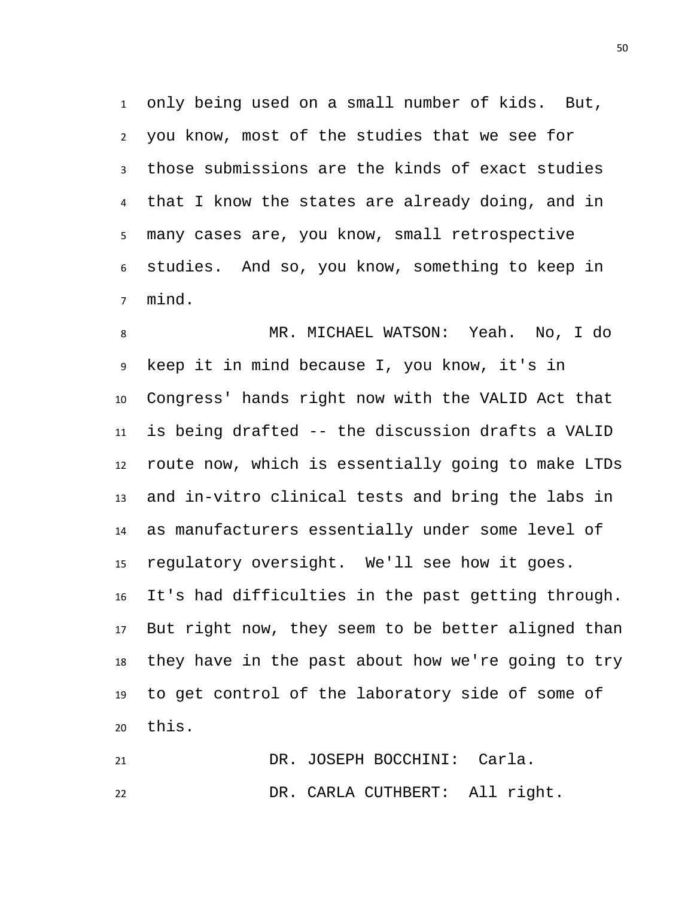only being used on a small number of kids. But, you know, most of the studies that we see for those submissions are the kinds of exact studies that I know the states are already doing, and in many cases are, you know, small retrospective studies. And so, you know, something to keep in mind.

MR. MICHAEL WATSON: Yeah. No, I do keep it in mind because I, you know, it's in Congress' hands right now with the VALID Act that is being drafted -- the discussion drafts a VALID route now, which is essentially going to make LTDs and in-vitro clinical tests and bring the labs in as manufacturers essentially under some level of regulatory oversight. We'll see how it goes. It's had difficulties in the past getting through. But right now, they seem to be better aligned than they have in the past about how we're going to try to get control of the laboratory side of some of this.

DR. JOSEPH BOCCHINI: Carla.

DR. CARLA CUTHBERT: All right.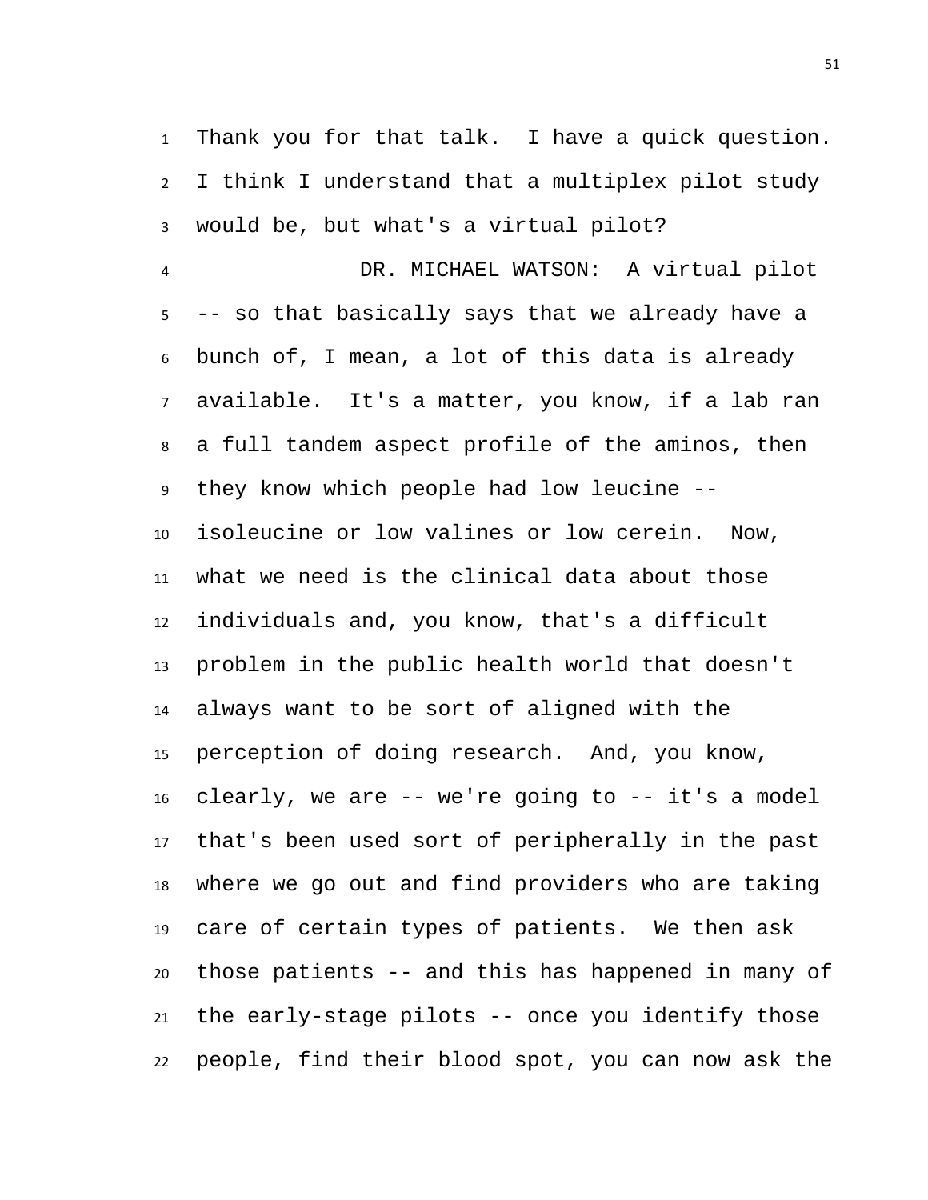Thank you for that talk. I have a quick question. I think I understand that a multiplex pilot study would be, but what's a virtual pilot?

DR. MICHAEL WATSON: A virtual pilot -- so that basically says that we already have a bunch of, I mean, a lot of this data is already available. It's a matter, you know, if a lab ran a full tandem aspect profile of the aminos, then they know which people had low leucine -- isoleucine or low valines or low cerein. Now, what we need is the clinical data about those individuals and, you know, that's a difficult problem in the public health world that doesn't always want to be sort of aligned with the perception of doing research. And, you know, clearly, we are -- we're going to -- it's a model that's been used sort of peripherally in the past where we go out and find providers who are taking care of certain types of patients. We then ask those patients -- and this has happened in many of the early-stage pilots -- once you identify those people, find their blood spot, you can now ask the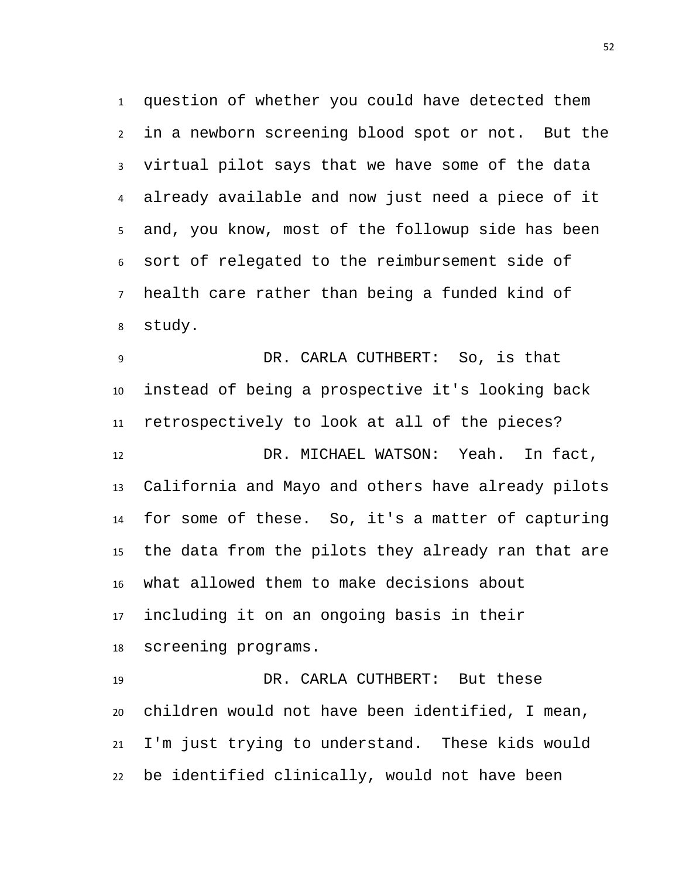question of whether you could have detected them in a newborn screening blood spot or not. But the virtual pilot says that we have some of the data already available and now just need a piece of it and, you know, most of the followup side has been sort of relegated to the reimbursement side of health care rather than being a funded kind of study.

DR. CARLA CUTHBERT: So, is that instead of being a prospective it's looking back retrospectively to look at all of the pieces?

DR. MICHAEL WATSON: Yeah. In fact, California and Mayo and others have already pilots for some of these. So, it's a matter of capturing the data from the pilots they already ran that are what allowed them to make decisions about including it on an ongoing basis in their screening programs.

DR. CARLA CUTHBERT: But these children would not have been identified, I mean, I'm just trying to understand. These kids would be identified clinically, would not have been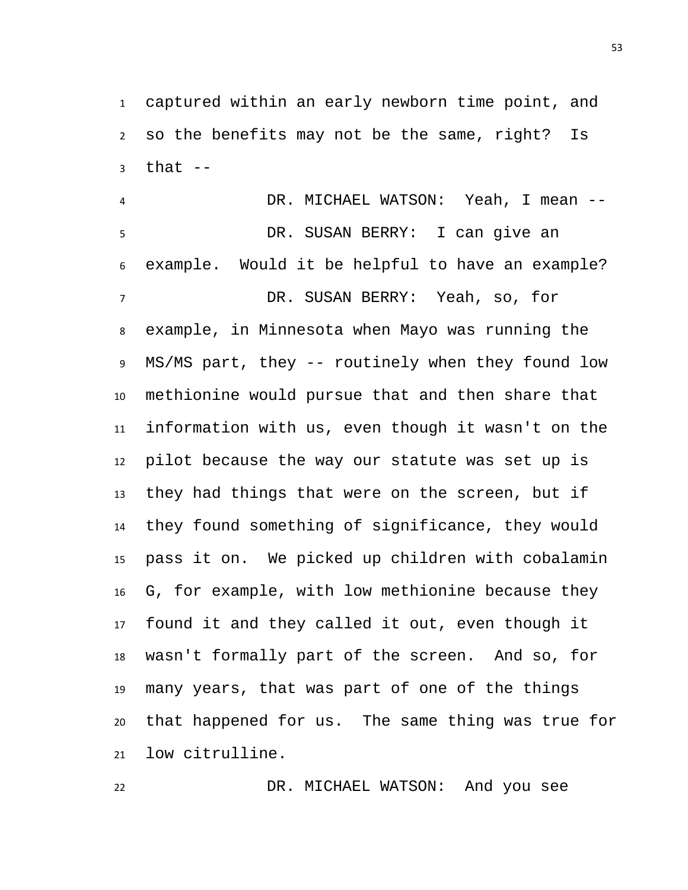captured within an early newborn time point, and so the benefits may not be the same, right? Is that --

DR. MICHAEL WATSON: Yeah, I mean --

DR. SUSAN BERRY: I can give an example. Would it be helpful to have an example?

DR. SUSAN BERRY: Yeah, so, for example, in Minnesota when Mayo was running the MS/MS part, they -- routinely when they found low methionine would pursue that and then share that information with us, even though it wasn't on the pilot because the way our statute was set up is they had things that were on the screen, but if they found something of significance, they would pass it on. We picked up children with cobalamin G, for example, with low methionine because they found it and they called it out, even though it wasn't formally part of the screen. And so, for many years, that was part of one of the things that happened for us. The same thing was true for low citrulline.

DR. MICHAEL WATSON: And you see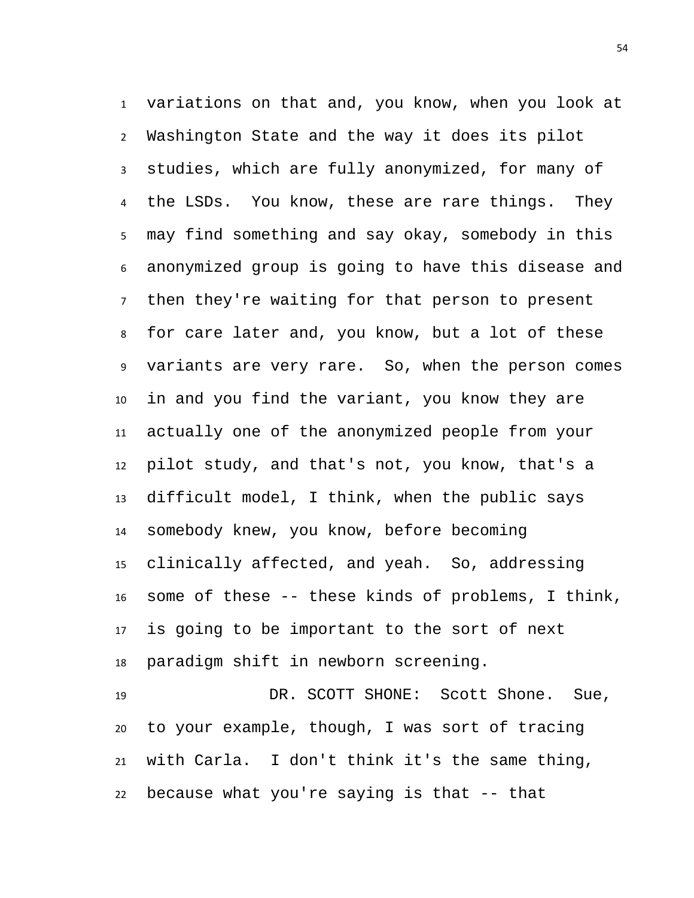variations on that and, you know, when you look at Washington State and the way it does its pilot studies, which are fully anonymized, for many of the LSDs. You know, these are rare things. They may find something and say okay, somebody in this anonymized group is going to have this disease and then they're waiting for that person to present for care later and, you know, but a lot of these variants are very rare. So, when the person comes in and you find the variant, you know they are actually one of the anonymized people from your pilot study, and that's not, you know, that's a difficult model, I think, when the public says somebody knew, you know, before becoming clinically affected, and yeah. So, addressing some of these -- these kinds of problems, I think, is going to be important to the sort of next paradigm shift in newborn screening.

DR. SCOTT SHONE: Scott Shone. Sue, to your example, though, I was sort of tracing with Carla. I don't think it's the same thing, because what you're saying is that -- that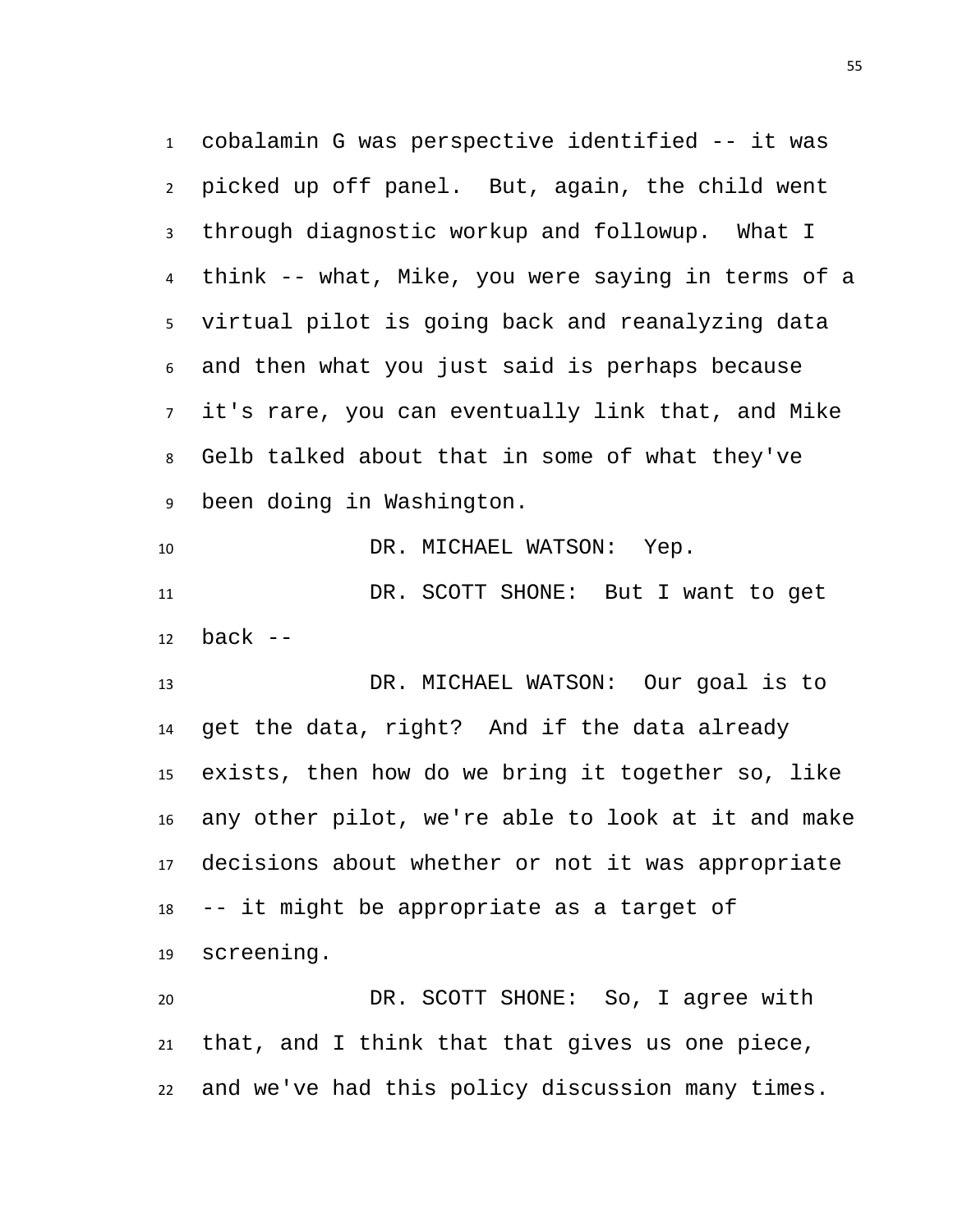cobalamin G was perspective identified -- it was picked up off panel. But, again, the child went through diagnostic workup and followup. What I think -- what, Mike, you were saying in terms of a virtual pilot is going back and reanalyzing data and then what you just said is perhaps because it's rare, you can eventually link that, and Mike Gelb talked about that in some of what they've been doing in Washington.

DR. MICHAEL WATSON: Yep.

DR. SCOTT SHONE: But I want to get back --

DR. MICHAEL WATSON: Our goal is to get the data, right? And if the data already exists, then how do we bring it together so, like any other pilot, we're able to look at it and make decisions about whether or not it was appropriate -- it might be appropriate as a target of screening.

DR. SCOTT SHONE: So, I agree with that, and I think that that gives us one piece, and we've had this policy discussion many times.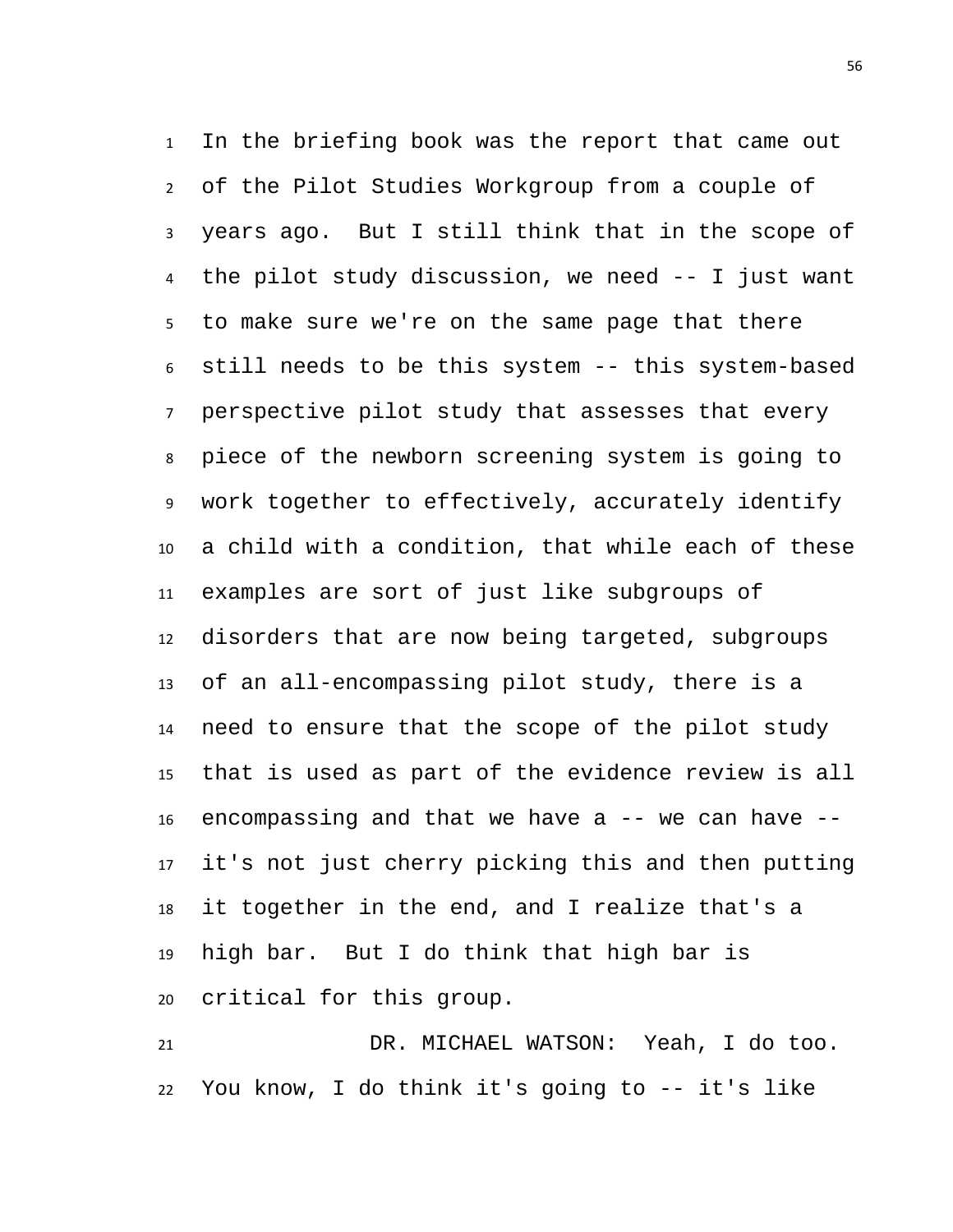In the briefing book was the report that came out of the Pilot Studies Workgroup from a couple of years ago. But I still think that in the scope of the pilot study discussion, we need -- I just want to make sure we're on the same page that there still needs to be this system -- this system-based perspective pilot study that assesses that every piece of the newborn screening system is going to work together to effectively, accurately identify a child with a condition, that while each of these examples are sort of just like subgroups of disorders that are now being targeted, subgroups of an all-encompassing pilot study, there is a need to ensure that the scope of the pilot study that is used as part of the evidence review is all encompassing and that we have a -- we can have -- it's not just cherry picking this and then putting it together in the end, and I realize that's a high bar. But I do think that high bar is critical for this group.

DR. MICHAEL WATSON: Yeah, I do too. You know, I do think it's going to -- it's like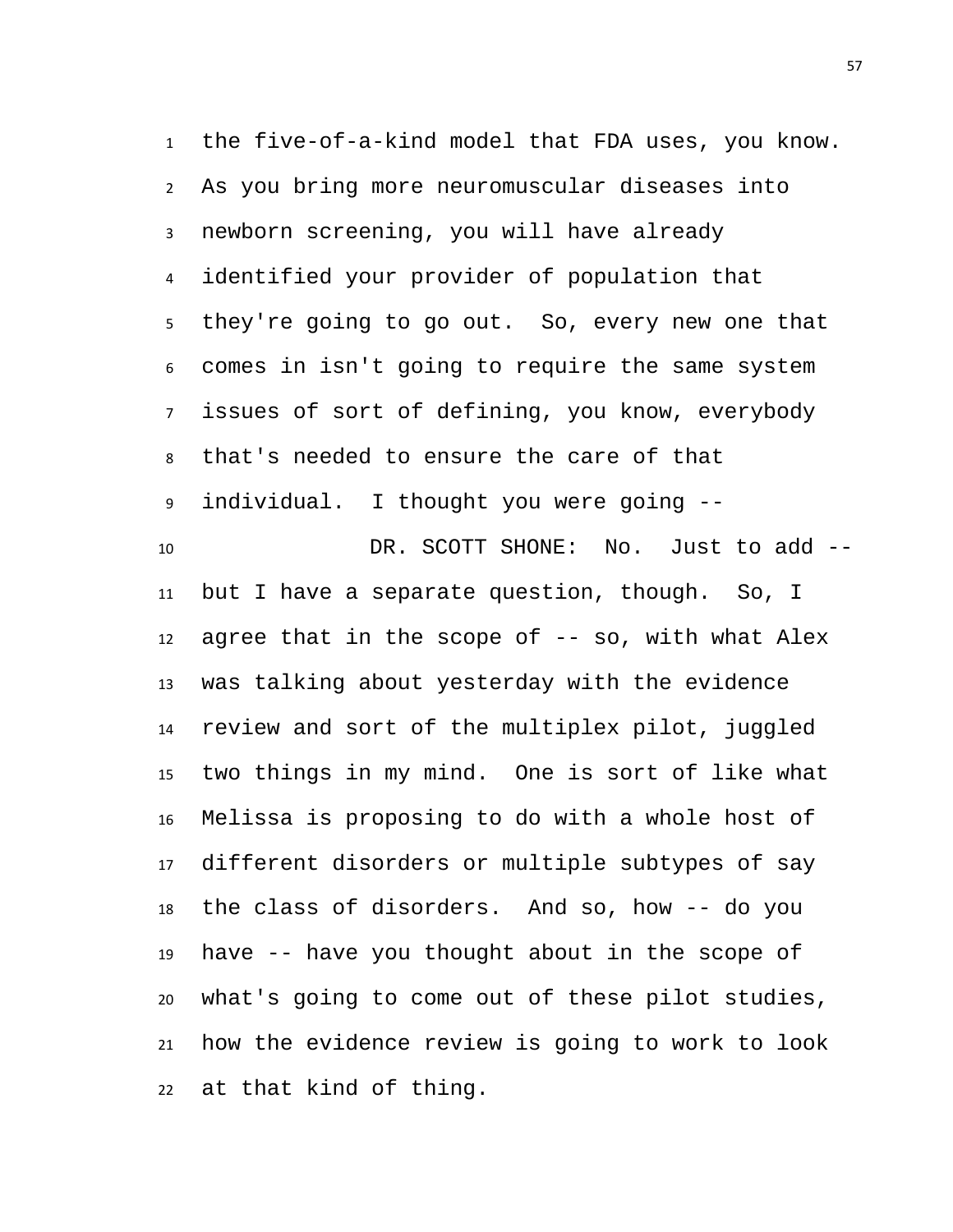the five-of-a-kind model that FDA uses, you know. As you bring more neuromuscular diseases into newborn screening, you will have already identified your provider of population that they're going to go out. So, every new one that comes in isn't going to require the same system issues of sort of defining, you know, everybody that's needed to ensure the care of that individual. I thought you were going --

DR. SCOTT SHONE: No. Just to add -- but I have a separate question, though. So, I agree that in the scope of -- so, with what Alex was talking about yesterday with the evidence review and sort of the multiplex pilot, juggled two things in my mind. One is sort of like what Melissa is proposing to do with a whole host of different disorders or multiple subtypes of say the class of disorders. And so, how -- do you have -- have you thought about in the scope of what's going to come out of these pilot studies, how the evidence review is going to work to look at that kind of thing.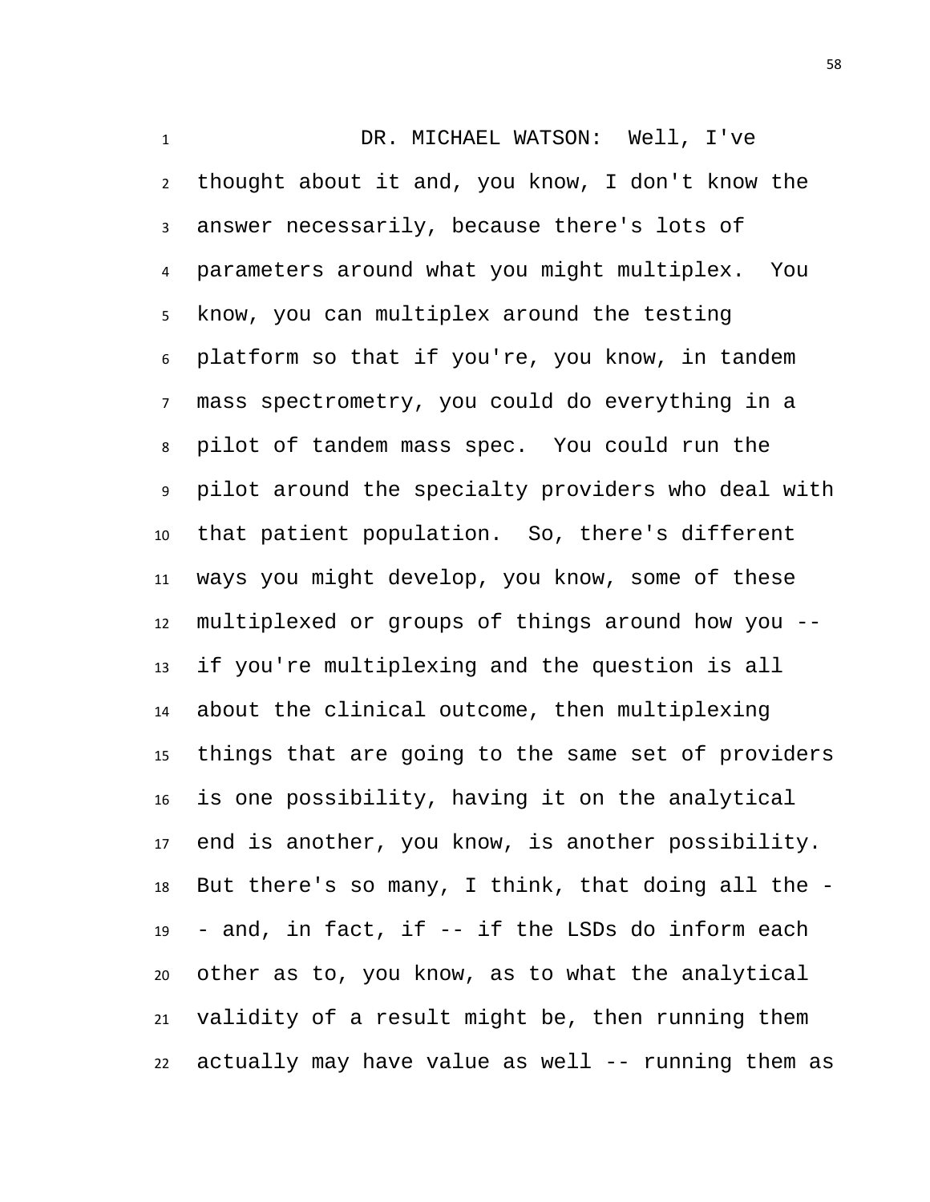DR. MICHAEL WATSON: Well, I've thought about it and, you know, I don't know the answer necessarily, because there's lots of parameters around what you might multiplex. You know, you can multiplex around the testing platform so that if you're, you know, in tandem mass spectrometry, you could do everything in a pilot of tandem mass spec. You could run the pilot around the specialty providers who deal with that patient population. So, there's different ways you might develop, you know, some of these multiplexed or groups of things around how you -- if you're multiplexing and the question is all about the clinical outcome, then multiplexing things that are going to the same set of providers is one possibility, having it on the analytical end is another, you know, is another possibility. But there's so many, I think, that doing all the -- and, in fact, if -- if the LSDs do inform each other as to, you know, as to what the analytical validity of a result might be, then running them actually may have value as well -- running them as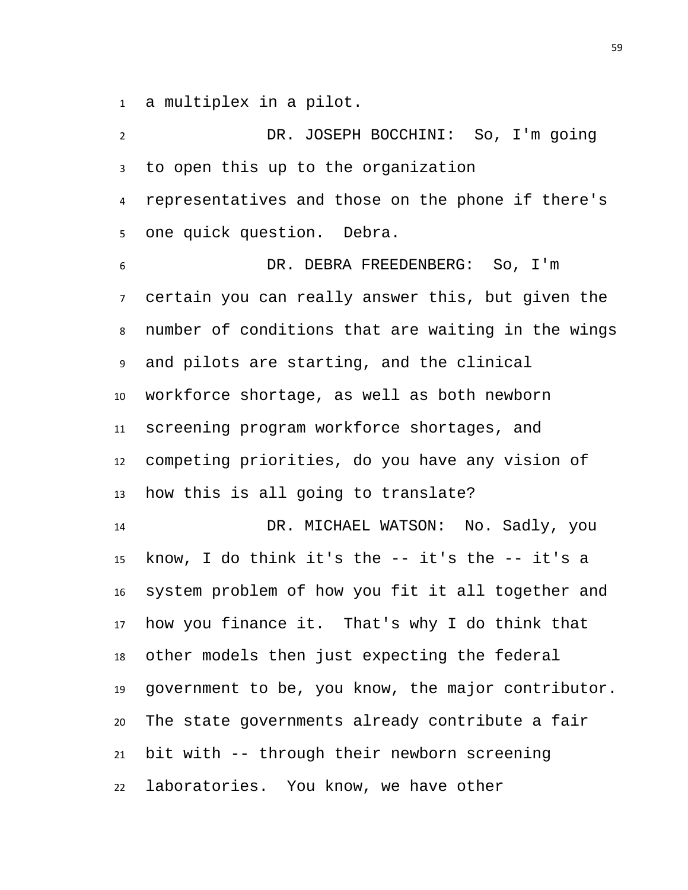a multiplex in a pilot.

DR. JOSEPH BOCCHINI: So, I'm going to open this up to the organization representatives and those on the phone if there's one quick question. Debra.

DR. DEBRA FREEDENBERG: So, I'm certain you can really answer this, but given the number of conditions that are waiting in the wings and pilots are starting, and the clinical workforce shortage, as well as both newborn screening program workforce shortages, and competing priorities, do you have any vision of how this is all going to translate?

DR. MICHAEL WATSON: No. Sadly, you know, I do think it's the -- it's the -- it's a system problem of how you fit it all together and how you finance it. That's why I do think that other models then just expecting the federal government to be, you know, the major contributor. The state governments already contribute a fair bit with -- through their newborn screening laboratories. You know, we have other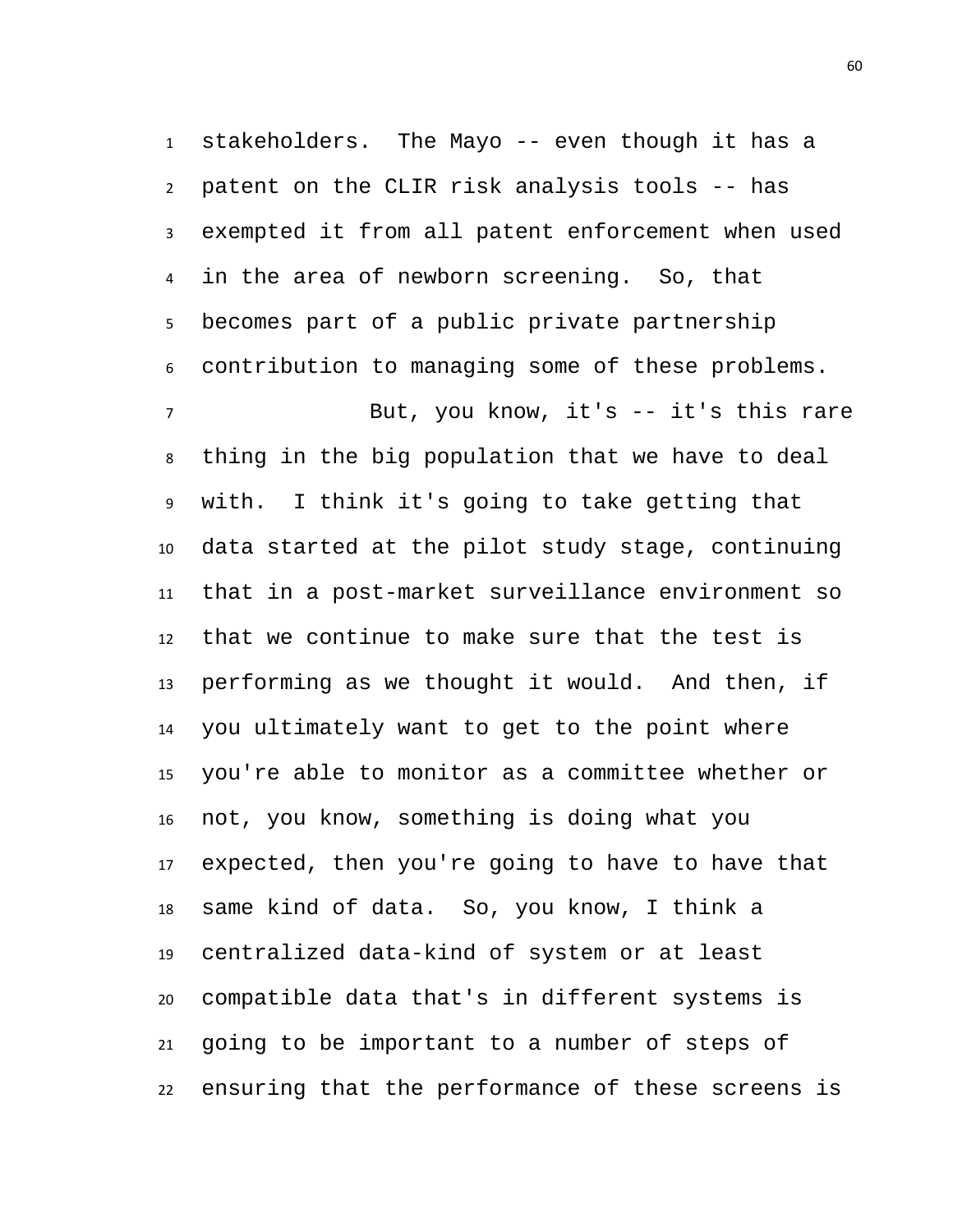stakeholders. The Mayo -- even though it has a patent on the CLIR risk analysis tools -- has exempted it from all patent enforcement when used in the area of newborn screening. So, that becomes part of a public private partnership contribution to managing some of these problems.

But, you know, it's -- it's this rare thing in the big population that we have to deal with. I think it's going to take getting that data started at the pilot study stage, continuing that in a post-market surveillance environment so that we continue to make sure that the test is performing as we thought it would. And then, if you ultimately want to get to the point where you're able to monitor as a committee whether or not, you know, something is doing what you expected, then you're going to have to have that same kind of data. So, you know, I think a centralized data-kind of system or at least compatible data that's in different systems is going to be important to a number of steps of ensuring that the performance of these screens is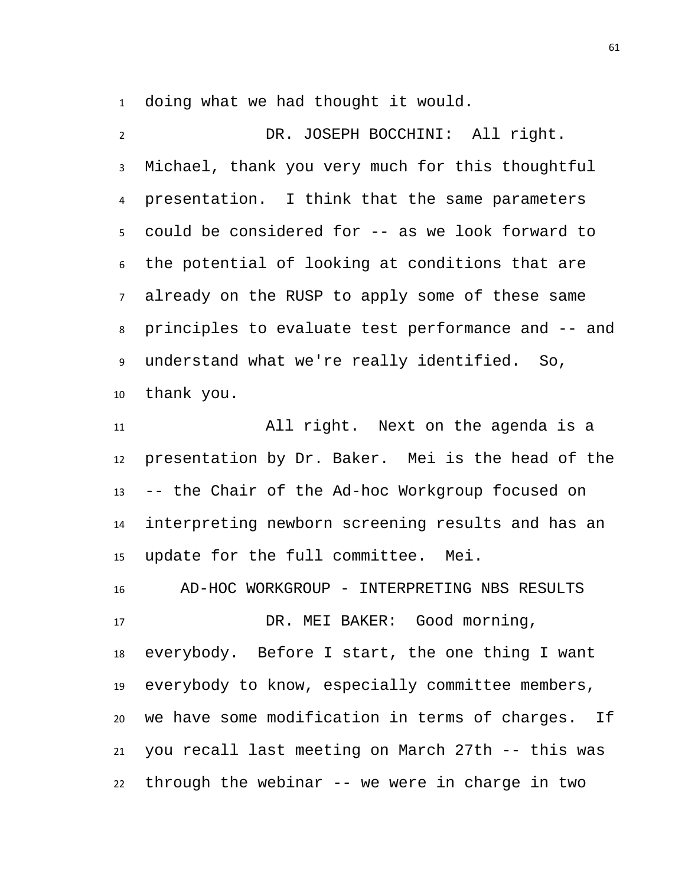doing what we had thought it would.

DR. JOSEPH BOCCHINI: All right. Michael, thank you very much for this thoughtful presentation. I think that the same parameters could be considered for -- as we look forward to the potential of looking at conditions that are already on the RUSP to apply some of these same principles to evaluate test performance and -- and understand what we're really identified. So, thank you.

All right. Next on the agenda is a presentation by Dr. Baker. Mei is the head of the -- the Chair of the Ad-hoc Workgroup focused on interpreting newborn screening results and has an update for the full committee. Mei.

AD-HOC WORKGROUP - INTERPRETING NBS RESULTS

DR. MEI BAKER: Good morning, everybody. Before I start, the one thing I want everybody to know, especially committee members, we have some modification in terms of charges. If you recall last meeting on March 27th -- this was through the webinar -- we were in charge in two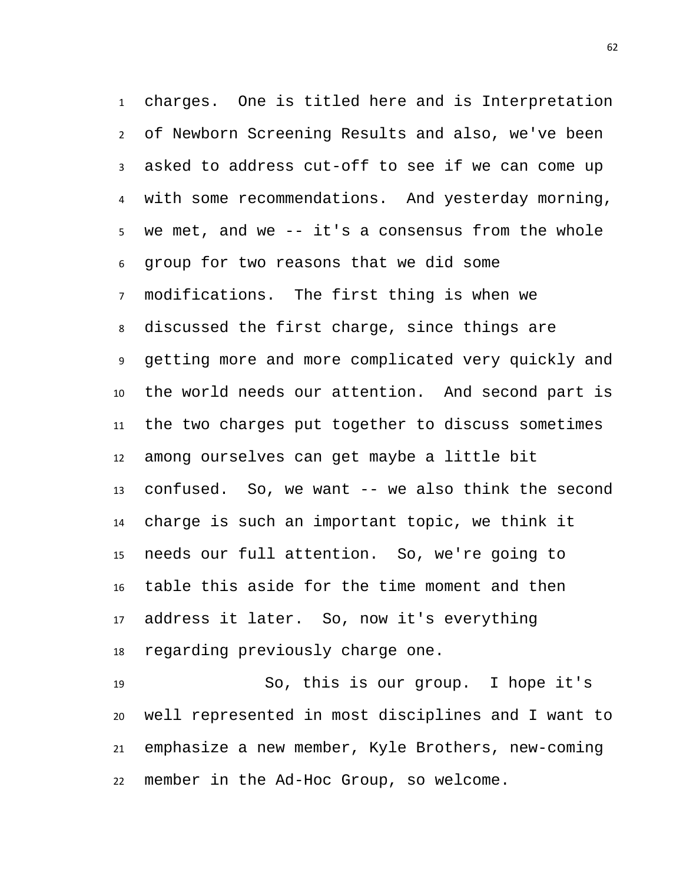charges. One is titled here and is Interpretation of Newborn Screening Results and also, we've been asked to address cut-off to see if we can come up with some recommendations. And yesterday morning, we met, and we -- it's a consensus from the whole group for two reasons that we did some modifications. The first thing is when we discussed the first charge, since things are getting more and more complicated very quickly and the world needs our attention. And second part is the two charges put together to discuss sometimes among ourselves can get maybe a little bit confused. So, we want -- we also think the second charge is such an important topic, we think it needs our full attention. So, we're going to table this aside for the time moment and then address it later. So, now it's everything regarding previously charge one.

So, this is our group. I hope it's well represented in most disciplines and I want to emphasize a new member, Kyle Brothers, new-coming member in the Ad-Hoc Group, so welcome.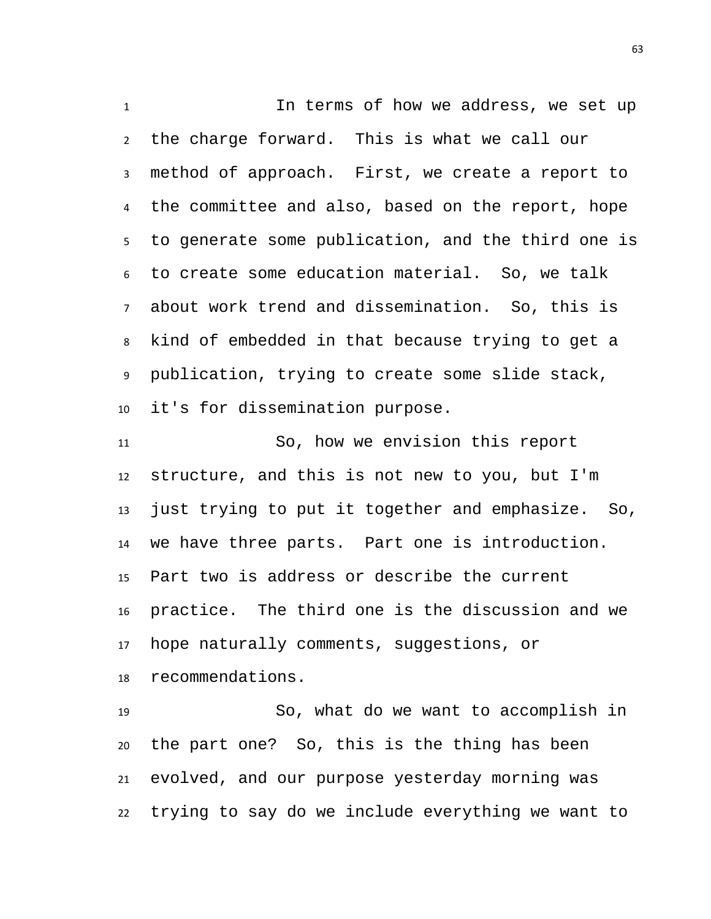In terms of how we address, we set up the charge forward. This is what we call our method of approach. First, we create a report to the committee and also, based on the report, hope to generate some publication, and the third one is to create some education material. So, we talk about work trend and dissemination. So, this is kind of embedded in that because trying to get a publication, trying to create some slide stack, it's for dissemination purpose.

So, how we envision this report structure, and this is not new to you, but I'm just trying to put it together and emphasize. So, we have three parts. Part one is introduction. Part two is address or describe the current practice. The third one is the discussion and we hope naturally comments, suggestions, or recommendations.

So, what do we want to accomplish in the part one? So, this is the thing has been evolved, and our purpose yesterday morning was trying to say do we include everything we want to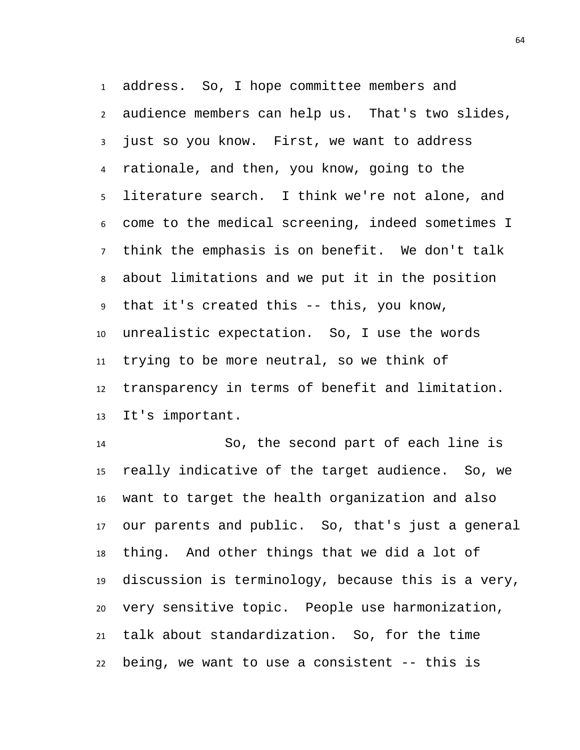address. So, I hope committee members and audience members can help us. That's two slides, just so you know. First, we want to address rationale, and then, you know, going to the literature search. I think we're not alone, and come to the medical screening, indeed sometimes I think the emphasis is on benefit. We don't talk about limitations and we put it in the position that it's created this -- this, you know, unrealistic expectation. So, I use the words trying to be more neutral, so we think of transparency in terms of benefit and limitation. It's important.

So, the second part of each line is really indicative of the target audience. So, we want to target the health organization and also our parents and public. So, that's just a general thing. And other things that we did a lot of discussion is terminology, because this is a very, very sensitive topic. People use harmonization, talk about standardization. So, for the time being, we want to use a consistent -- this is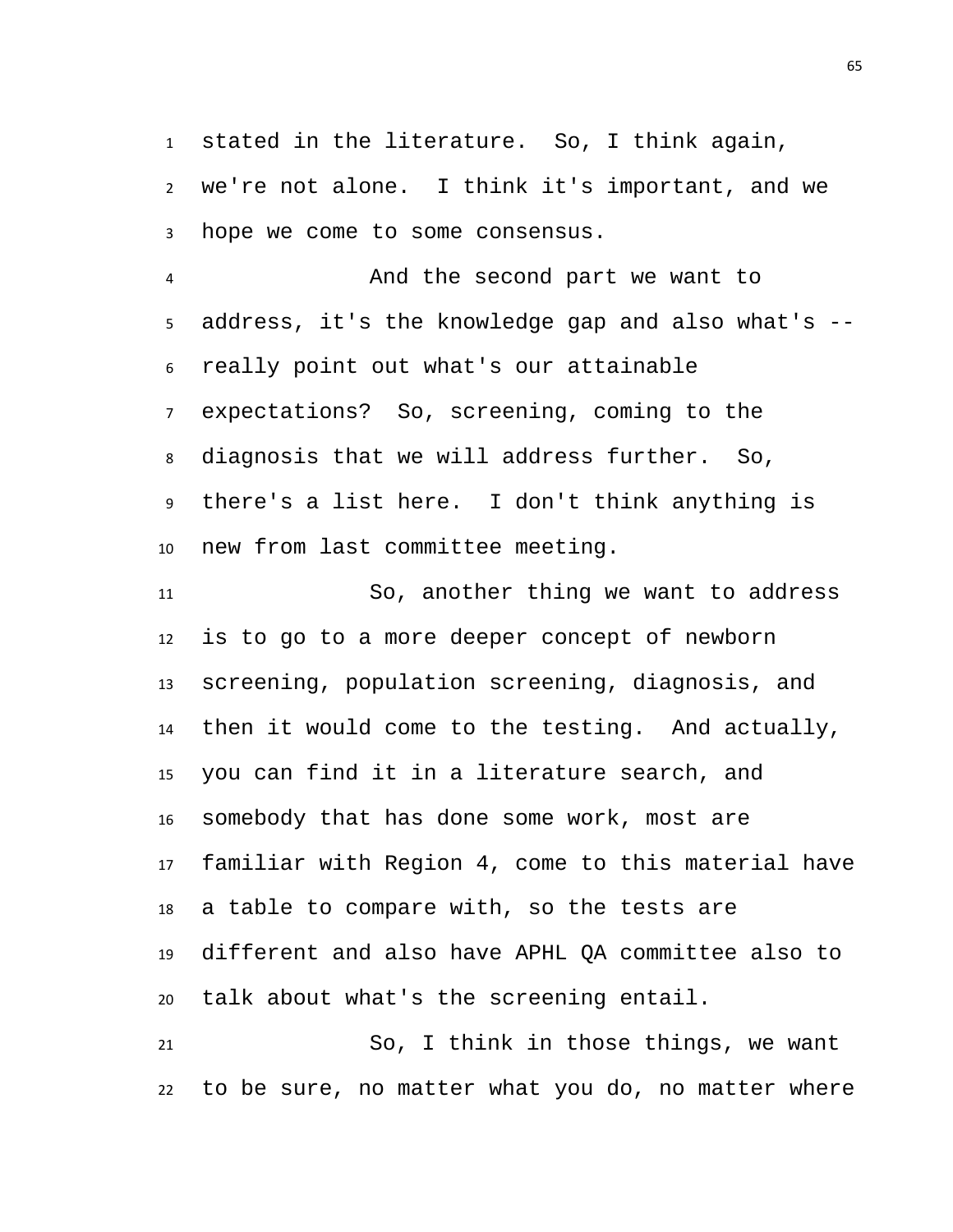stated in the literature. So, I think again, we're not alone. I think it's important, and we hope we come to some consensus.

And the second part we want to address, it's the knowledge gap and also what's -- really point out what's our attainable expectations? So, screening, coming to the diagnosis that we will address further. So, there's a list here. I don't think anything is new from last committee meeting.

So, another thing we want to address is to go to a more deeper concept of newborn screening, population screening, diagnosis, and then it would come to the testing. And actually, you can find it in a literature search, and somebody that has done some work, most are familiar with Region 4, come to this material have a table to compare with, so the tests are different and also have APHL QA committee also to talk about what's the screening entail.

So, I think in those things, we want to be sure, no matter what you do, no matter where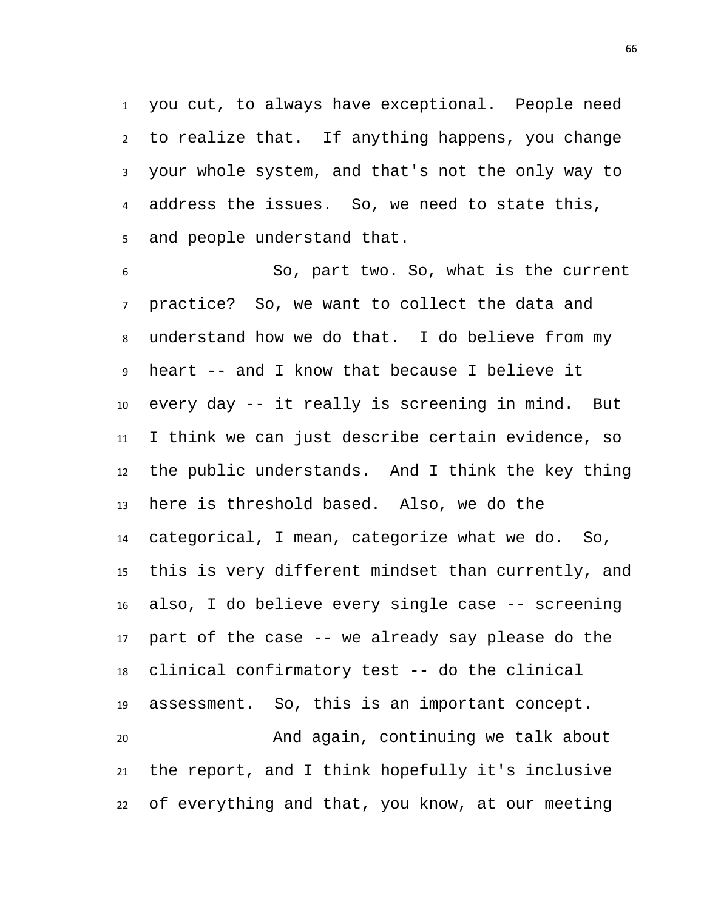you cut, to always have exceptional. People need to realize that. If anything happens, you change your whole system, and that's not the only way to address the issues. So, we need to state this, and people understand that.

So, part two. So, what is the current practice? So, we want to collect the data and understand how we do that. I do believe from my heart -- and I know that because I believe it every day -- it really is screening in mind. But I think we can just describe certain evidence, so the public understands. And I think the key thing here is threshold based. Also, we do the categorical, I mean, categorize what we do. So, this is very different mindset than currently, and also, I do believe every single case -- screening part of the case -- we already say please do the clinical confirmatory test -- do the clinical assessment. So, this is an important concept.

And again, continuing we talk about the report, and I think hopefully it's inclusive of everything and that, you know, at our meeting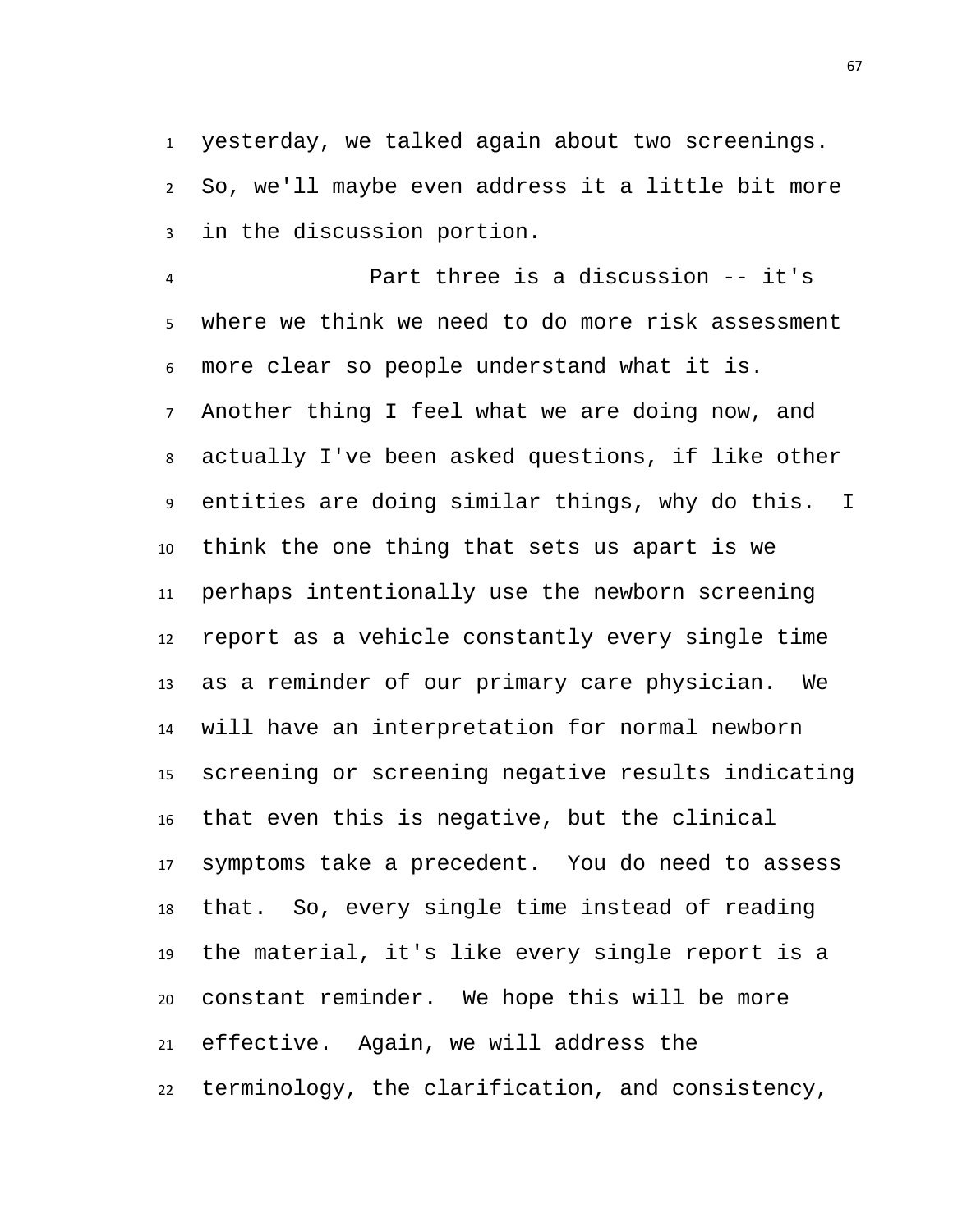yesterday, we talked again about two screenings. So, we'll maybe even address it a little bit more in the discussion portion.

Part three is a discussion -- it's where we think we need to do more risk assessment more clear so people understand what it is. Another thing I feel what we are doing now, and actually I've been asked questions, if like other entities are doing similar things, why do this. I think the one thing that sets us apart is we perhaps intentionally use the newborn screening report as a vehicle constantly every single time as a reminder of our primary care physician. We will have an interpretation for normal newborn screening or screening negative results indicating that even this is negative, but the clinical symptoms take a precedent. You do need to assess that. So, every single time instead of reading the material, it's like every single report is a constant reminder. We hope this will be more effective. Again, we will address the terminology, the clarification, and consistency,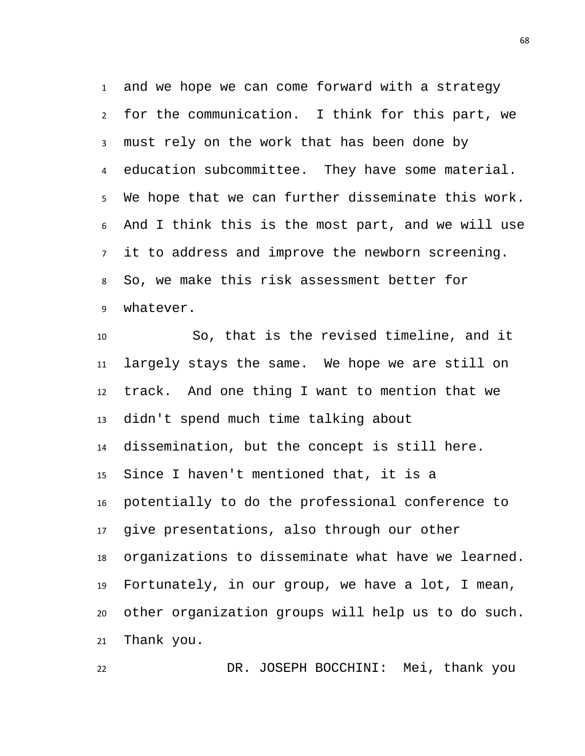and we hope we can come forward with a strategy for the communication. I think for this part, we must rely on the work that has been done by education subcommittee. They have some material. We hope that we can further disseminate this work. And I think this is the most part, and we will use it to address and improve the newborn screening. So, we make this risk assessment better for whatever.

So, that is the revised timeline, and it largely stays the same. We hope we are still on track. And one thing I want to mention that we didn't spend much time talking about dissemination, but the concept is still here. Since I haven't mentioned that, it is a potentially to do the professional conference to give presentations, also through our other organizations to disseminate what have we learned. Fortunately, in our group, we have a lot, I mean, other organization groups will help us to do such. Thank you.

DR. JOSEPH BOCCHINI: Mei, thank you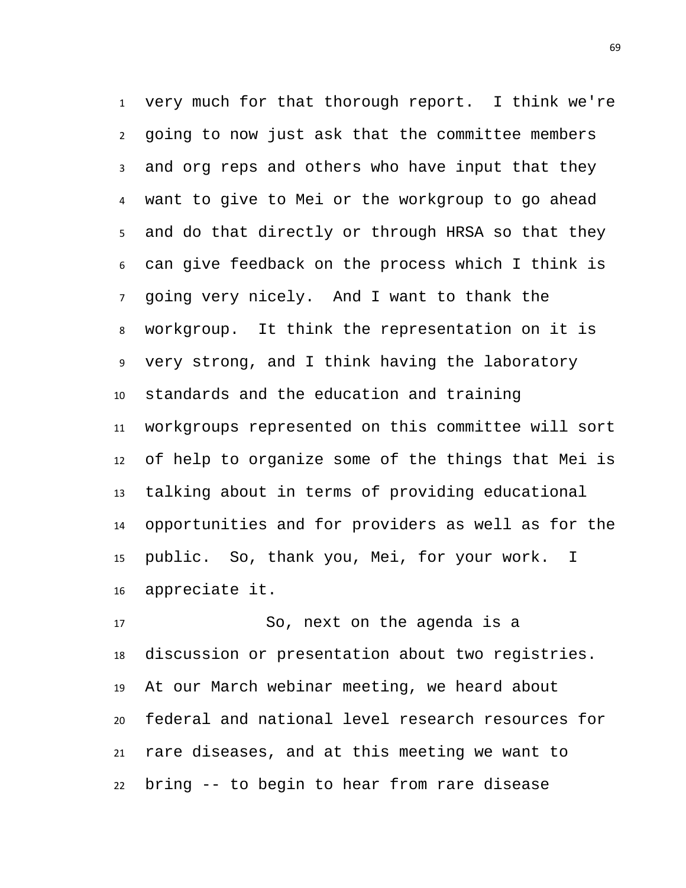very much for that thorough report. I think we're going to now just ask that the committee members and org reps and others who have input that they want to give to Mei or the workgroup to go ahead and do that directly or through HRSA so that they can give feedback on the process which I think is going very nicely. And I want to thank the workgroup. It think the representation on it is very strong, and I think having the laboratory standards and the education and training workgroups represented on this committee will sort of help to organize some of the things that Mei is talking about in terms of providing educational opportunities and for providers as well as for the public. So, thank you, Mei, for your work. I appreciate it.

So, next on the agenda is a discussion or presentation about two registries. At our March webinar meeting, we heard about federal and national level research resources for rare diseases, and at this meeting we want to bring -- to begin to hear from rare disease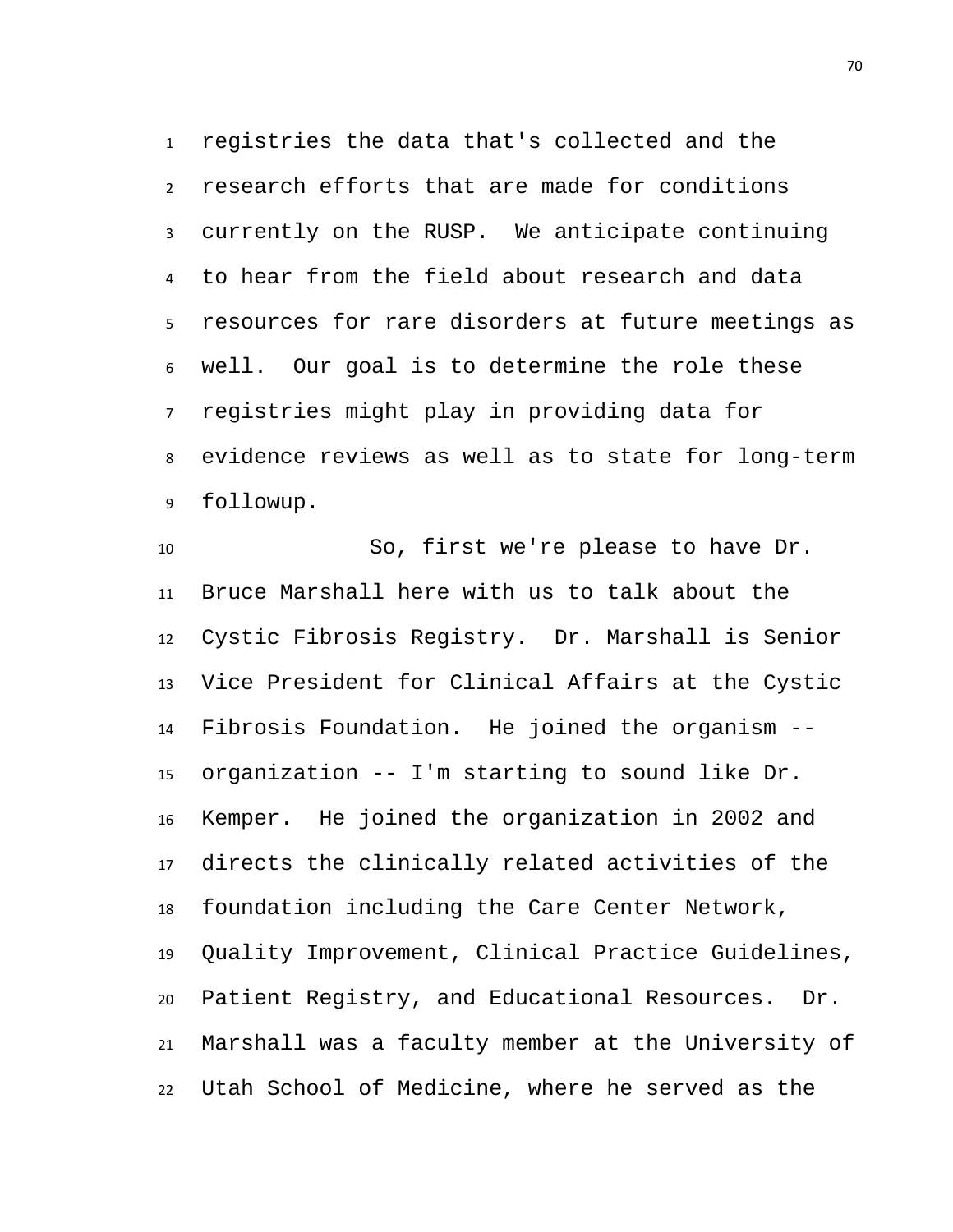registries the data that's collected and the research efforts that are made for conditions currently on the RUSP. We anticipate continuing to hear from the field about research and data resources for rare disorders at future meetings as well. Our goal is to determine the role these registries might play in providing data for evidence reviews as well as to state for long-term followup.

So, first we're please to have Dr. Bruce Marshall here with us to talk about the Cystic Fibrosis Registry. Dr. Marshall is Senior Vice President for Clinical Affairs at the Cystic Fibrosis Foundation. He joined the organism -- organization -- I'm starting to sound like Dr. Kemper. He joined the organization in 2002 and directs the clinically related activities of the foundation including the Care Center Network, Quality Improvement, Clinical Practice Guidelines, Patient Registry, and Educational Resources. Dr. Marshall was a faculty member at the University of Utah School of Medicine, where he served as the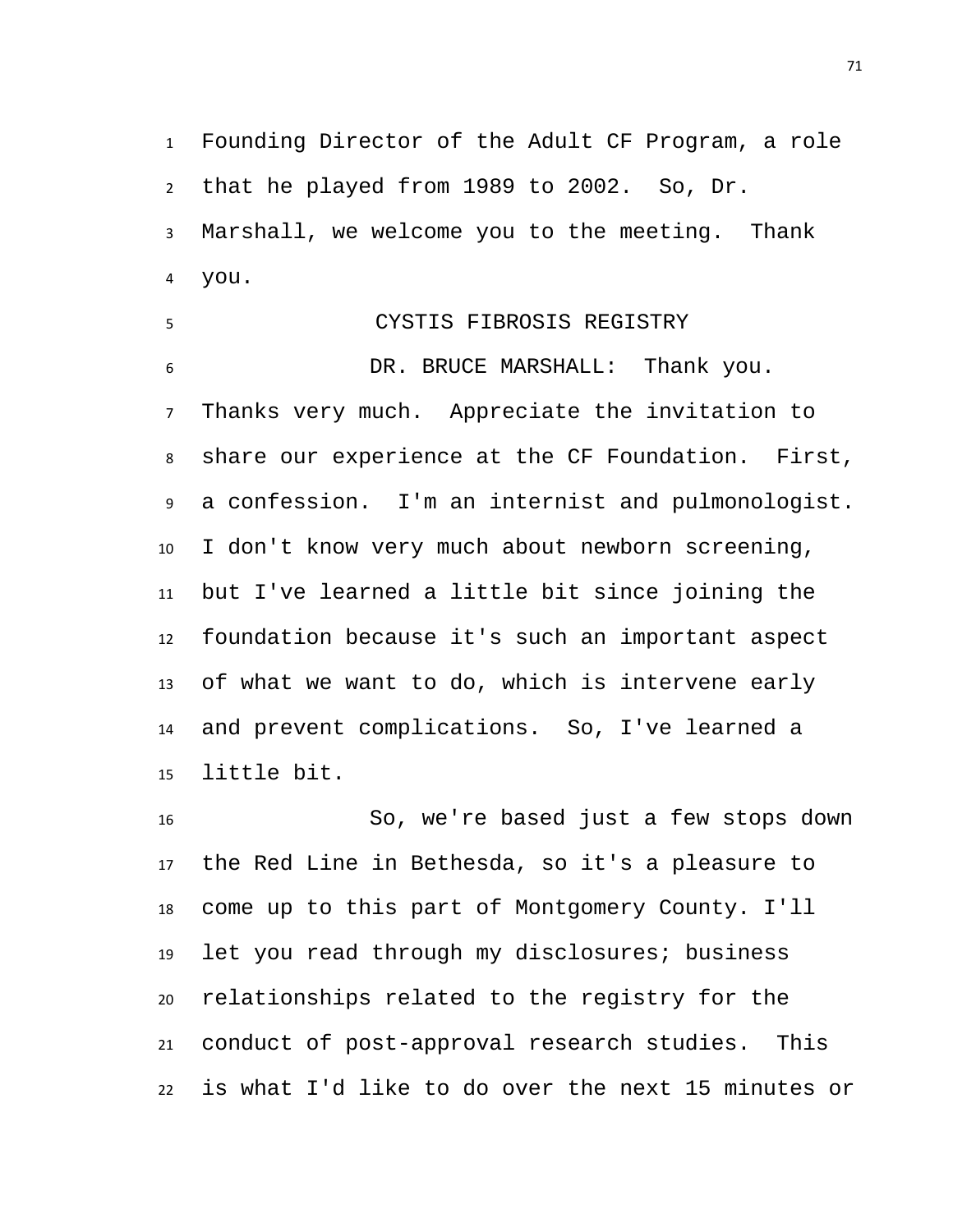Founding Director of the Adult CF Program, a role that he played from 1989 to 2002. So, Dr. Marshall, we welcome you to the meeting. Thank you.

## CYSTIS FIBROSIS REGISTRY

DR. BRUCE MARSHALL: Thank you. Thanks very much. Appreciate the invitation to share our experience at the CF Foundation. First, a confession. I'm an internist and pulmonologist. I don't know very much about newborn screening, but I've learned a little bit since joining the foundation because it's such an important aspect of what we want to do, which is intervene early and prevent complications. So, I've learned a little bit.

So, we're based just a few stops down the Red Line in Bethesda, so it's a pleasure to come up to this part of Montgomery County. I'll let you read through my disclosures; business relationships related to the registry for the conduct of post-approval research studies. This is what I'd like to do over the next 15 minutes or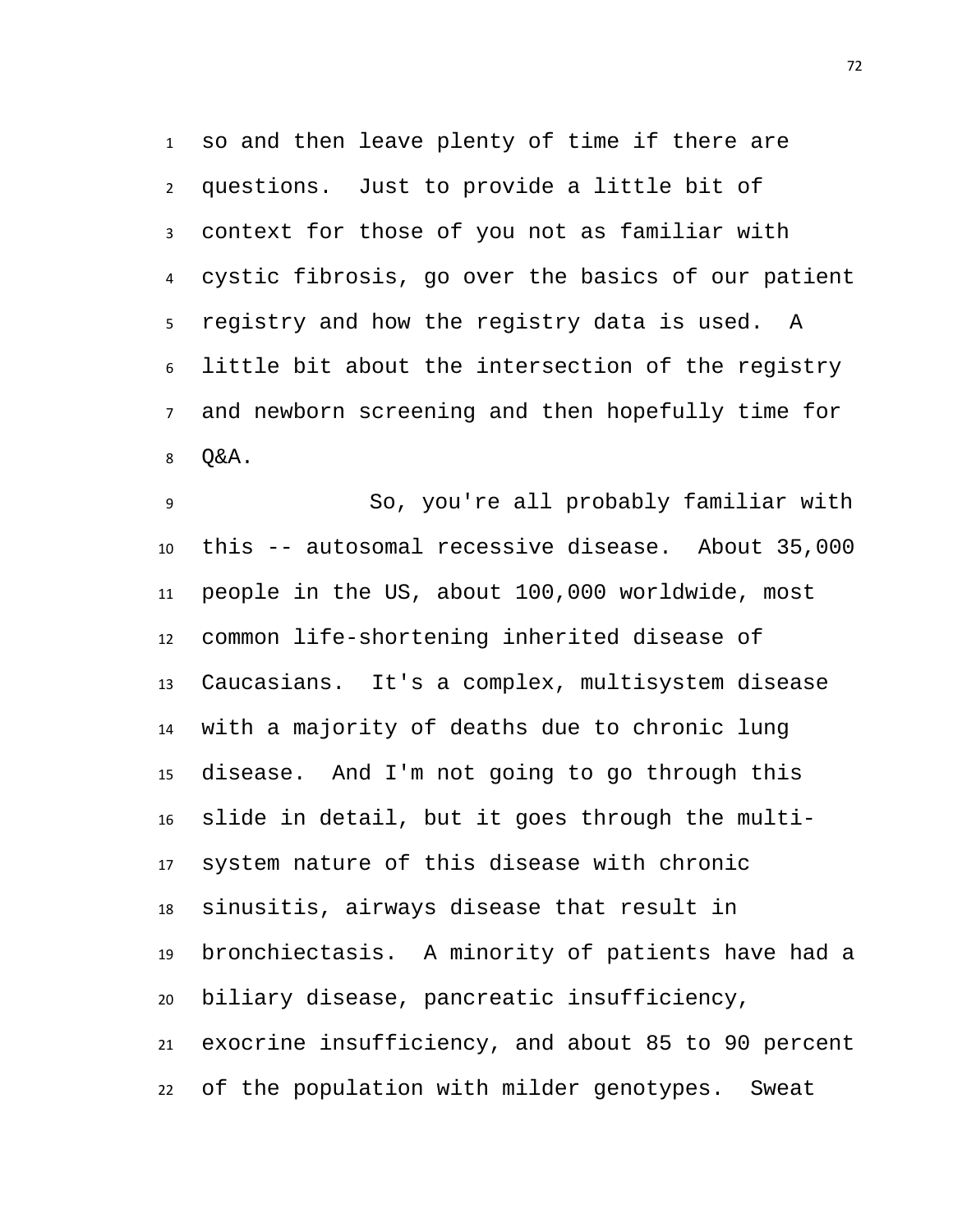so and then leave plenty of time if there are questions. Just to provide a little bit of context for those of you not as familiar with cystic fibrosis, go over the basics of our patient registry and how the registry data is used. A little bit about the intersection of the registry and newborn screening and then hopefully time for Q&A.

So, you're all probably familiar with this -- autosomal recessive disease. About 35,000 people in the US, about 100,000 worldwide, most common life-shortening inherited disease of Caucasians. It's a complex, multisystem disease with a majority of deaths due to chronic lung disease. And I'm not going to go through this slide in detail, but it goes through the multi-system nature of this disease with chronic sinusitis, airways disease that result in bronchiectasis. A minority of patients have had a biliary disease, pancreatic insufficiency, exocrine insufficiency, and about 85 to 90 percent of the population with milder genotypes. Sweat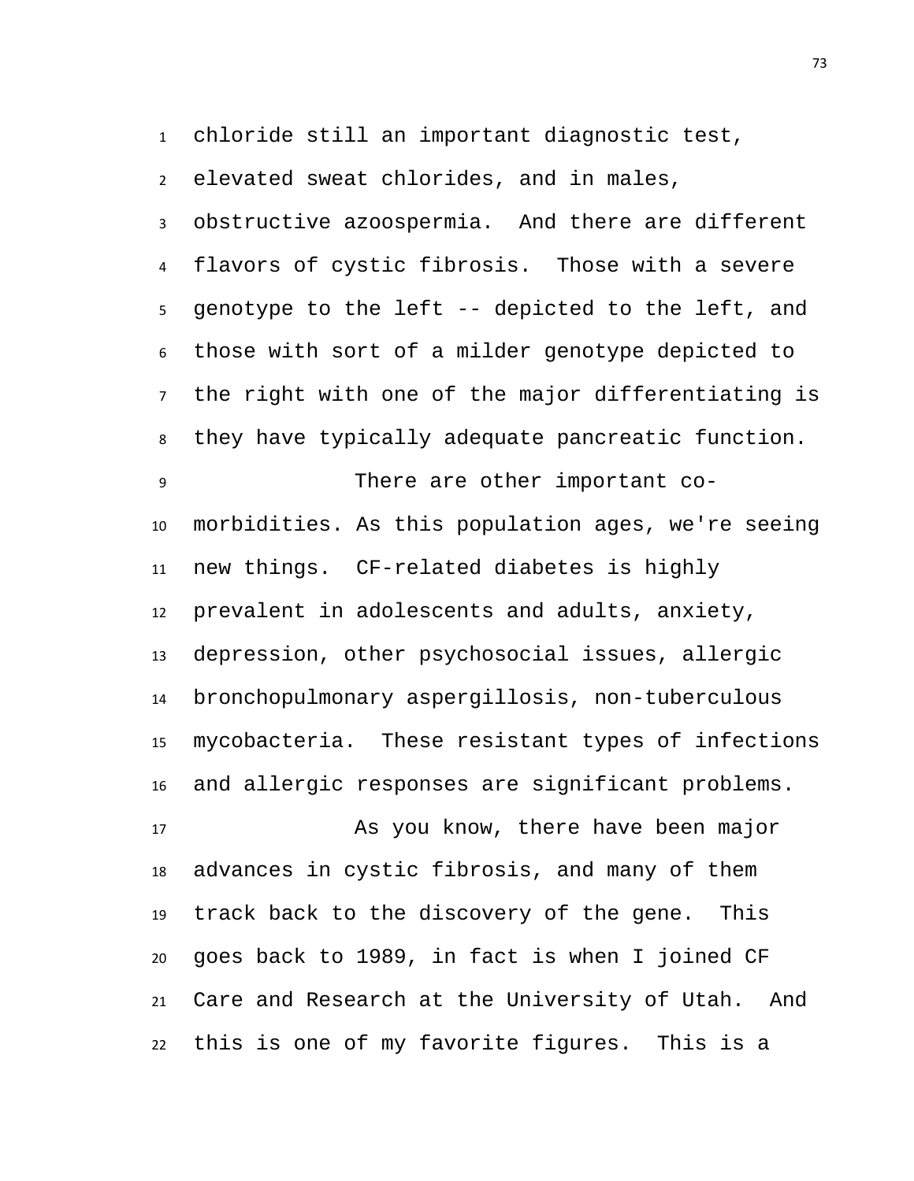chloride still an important diagnostic test, elevated sweat chlorides, and in males, obstructive azoospermia. And there are different flavors of cystic fibrosis. Those with a severe genotype to the left -- depicted to the left, and those with sort of a milder genotype depicted to the right with one of the major differentiating is they have typically adequate pancreatic function.

There are other important co-morbidities. As this population ages, we're seeing new things. CF-related diabetes is highly prevalent in adolescents and adults, anxiety, depression, other psychosocial issues, allergic bronchopulmonary aspergillosis, non-tuberculous mycobacteria. These resistant types of infections and allergic responses are significant problems.

As you know, there have been major advances in cystic fibrosis, and many of them track back to the discovery of the gene. This goes back to 1989, in fact is when I joined CF Care and Research at the University of Utah. And this is one of my favorite figures. This is a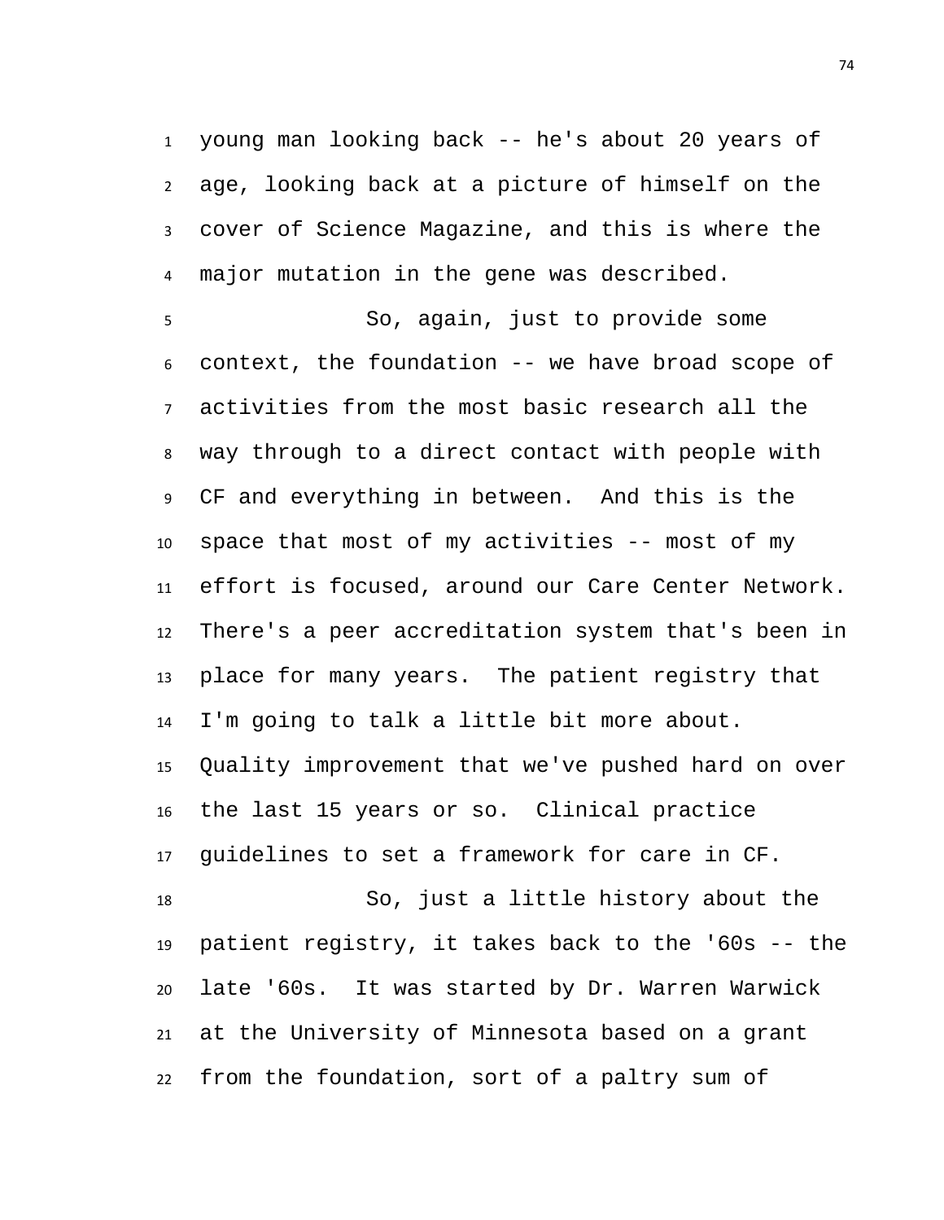young man looking back -- he's about 20 years of age, looking back at a picture of himself on the cover of Science Magazine, and this is where the major mutation in the gene was described.

So, again, just to provide some context, the foundation -- we have broad scope of activities from the most basic research all the way through to a direct contact with people with CF and everything in between. And this is the space that most of my activities -- most of my effort is focused, around our Care Center Network. There's a peer accreditation system that's been in place for many years. The patient registry that I'm going to talk a little bit more about. Quality improvement that we've pushed hard on over the last 15 years or so. Clinical practice guidelines to set a framework for care in CF.

So, just a little history about the patient registry, it takes back to the '60s -- the late '60s. It was started by Dr. Warren Warwick at the University of Minnesota based on a grant from the foundation, sort of a paltry sum of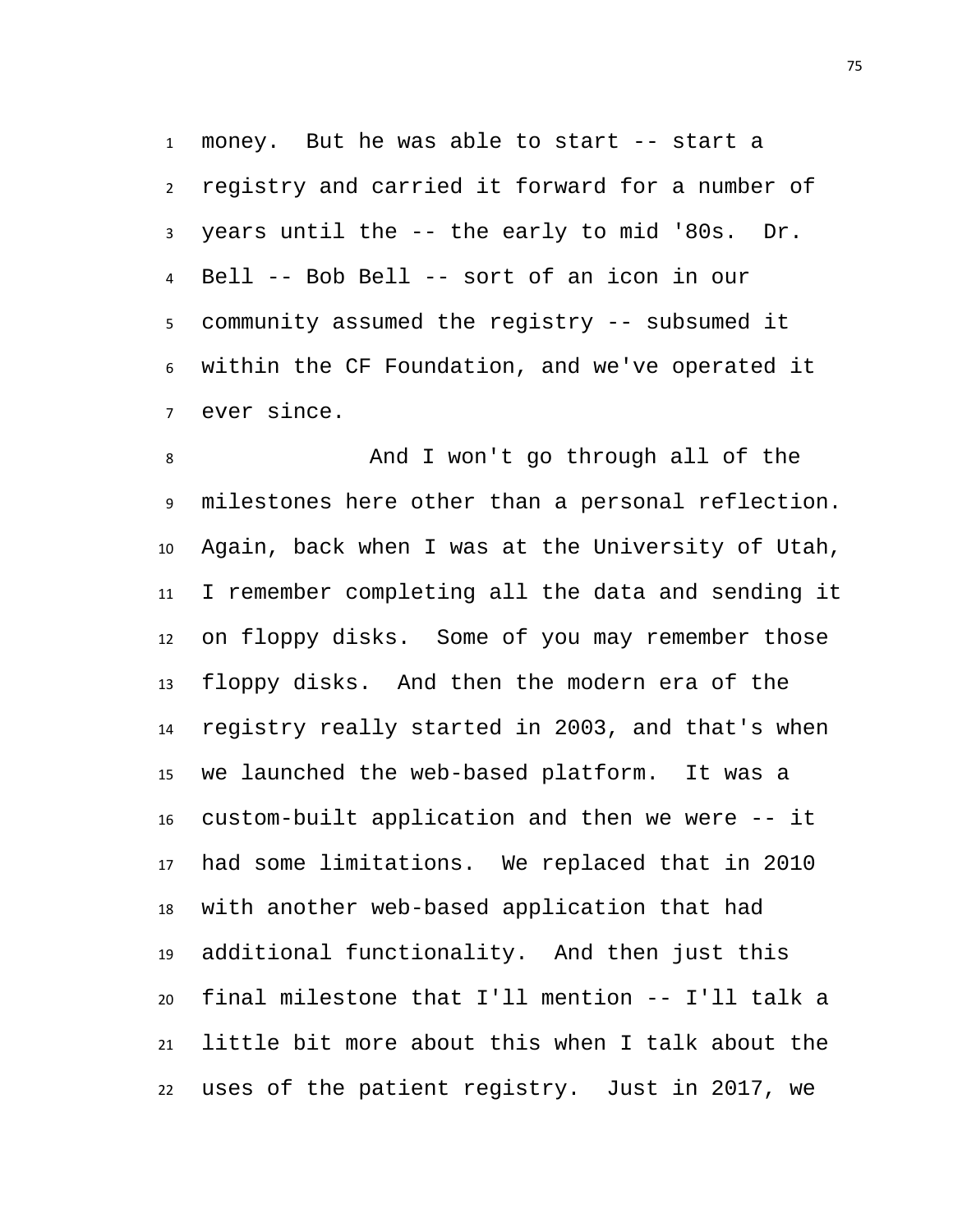money. But he was able to start -- start a registry and carried it forward for a number of years until the -- the early to mid '80s. Dr. Bell -- Bob Bell -- sort of an icon in our community assumed the registry -- subsumed it within the CF Foundation, and we've operated it ever since.

And I won't go through all of the milestones here other than a personal reflection. Again, back when I was at the University of Utah, I remember completing all the data and sending it on floppy disks. Some of you may remember those floppy disks. And then the modern era of the registry really started in 2003, and that's when we launched the web-based platform. It was a custom-built application and then we were -- it had some limitations. We replaced that in 2010 with another web-based application that had additional functionality. And then just this final milestone that I'll mention -- I'll talk a little bit more about this when I talk about the uses of the patient registry. Just in 2017, we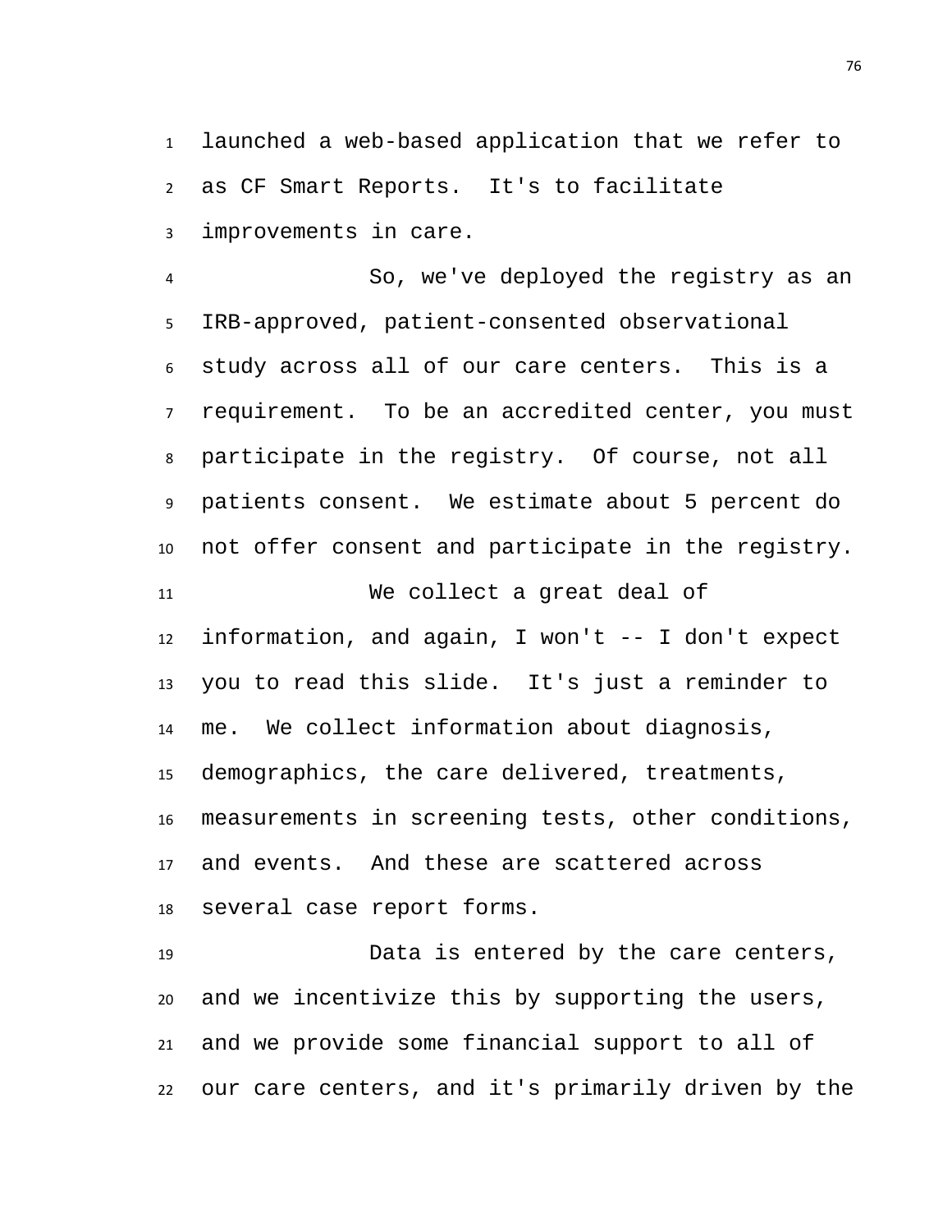launched a web-based application that we refer to as CF Smart Reports. It's to facilitate improvements in care.

So, we've deployed the registry as an IRB-approved, patient-consented observational study across all of our care centers. This is a requirement. To be an accredited center, you must participate in the registry. Of course, not all patients consent. We estimate about 5 percent do not offer consent and participate in the registry.

We collect a great deal of information, and again, I won't -- I don't expect you to read this slide. It's just a reminder to me. We collect information about diagnosis, demographics, the care delivered, treatments, measurements in screening tests, other conditions, and events. And these are scattered across several case report forms.

Data is entered by the care centers, and we incentivize this by supporting the users, and we provide some financial support to all of our care centers, and it's primarily driven by the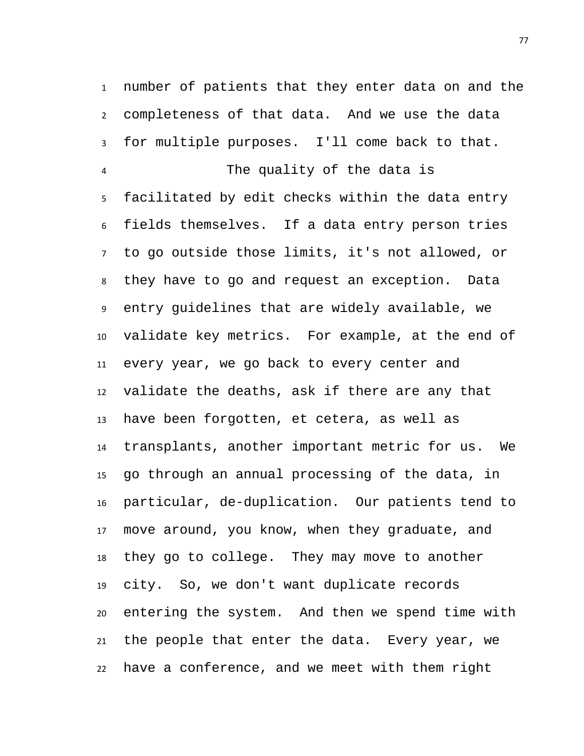number of patients that they enter data on and the completeness of that data. And we use the data for multiple purposes. I'll come back to that.

The quality of the data is facilitated by edit checks within the data entry fields themselves. If a data entry person tries to go outside those limits, it's not allowed, or they have to go and request an exception. Data entry guidelines that are widely available, we validate key metrics. For example, at the end of every year, we go back to every center and validate the deaths, ask if there are any that have been forgotten, et cetera, as well as transplants, another important metric for us. We go through an annual processing of the data, in particular, de-duplication. Our patients tend to move around, you know, when they graduate, and they go to college. They may move to another city. So, we don't want duplicate records entering the system. And then we spend time with the people that enter the data. Every year, we have a conference, and we meet with them right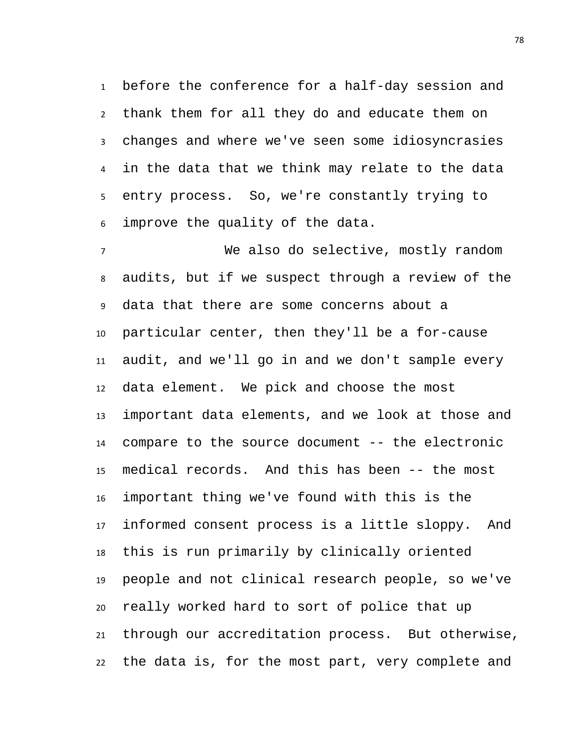before the conference for a half-day session and thank them for all they do and educate them on changes and where we've seen some idiosyncrasies in the data that we think may relate to the data entry process. So, we're constantly trying to improve the quality of the data.

We also do selective, mostly random audits, but if we suspect through a review of the data that there are some concerns about a particular center, then they'll be a for-cause audit, and we'll go in and we don't sample every data element. We pick and choose the most important data elements, and we look at those and compare to the source document -- the electronic medical records. And this has been -- the most important thing we've found with this is the informed consent process is a little sloppy. And this is run primarily by clinically oriented people and not clinical research people, so we've really worked hard to sort of police that up through our accreditation process. But otherwise, the data is, for the most part, very complete and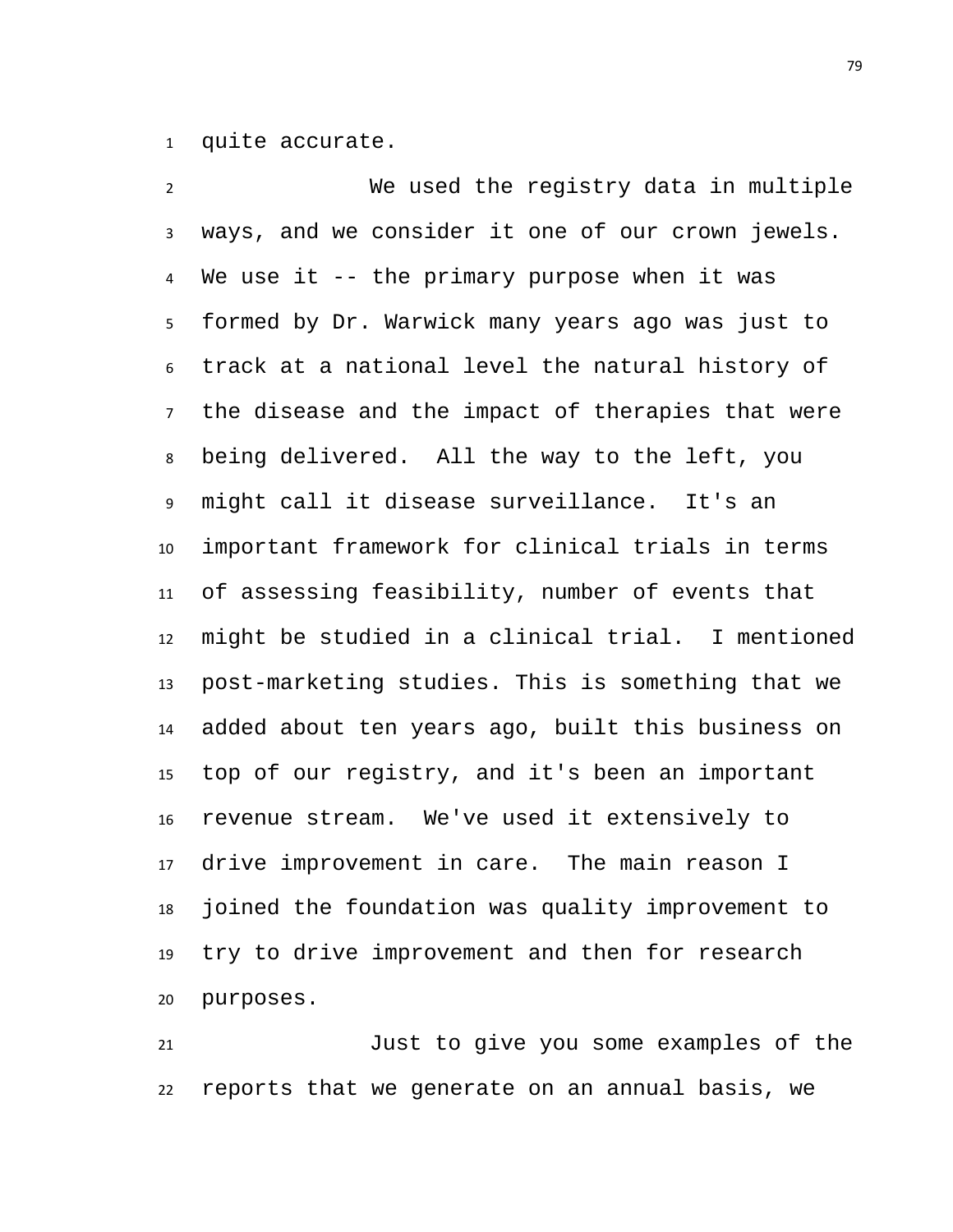quite accurate.

We used the registry data in multiple ways, and we consider it one of our crown jewels. We use it -- the primary purpose when it was formed by Dr. Warwick many years ago was just to track at a national level the natural history of the disease and the impact of therapies that were being delivered. All the way to the left, you might call it disease surveillance. It's an important framework for clinical trials in terms of assessing feasibility, number of events that might be studied in a clinical trial. I mentioned post-marketing studies. This is something that we added about ten years ago, built this business on top of our registry, and it's been an important revenue stream. We've used it extensively to drive improvement in care. The main reason I joined the foundation was quality improvement to try to drive improvement and then for research purposes.

Just to give you some examples of the reports that we generate on an annual basis, we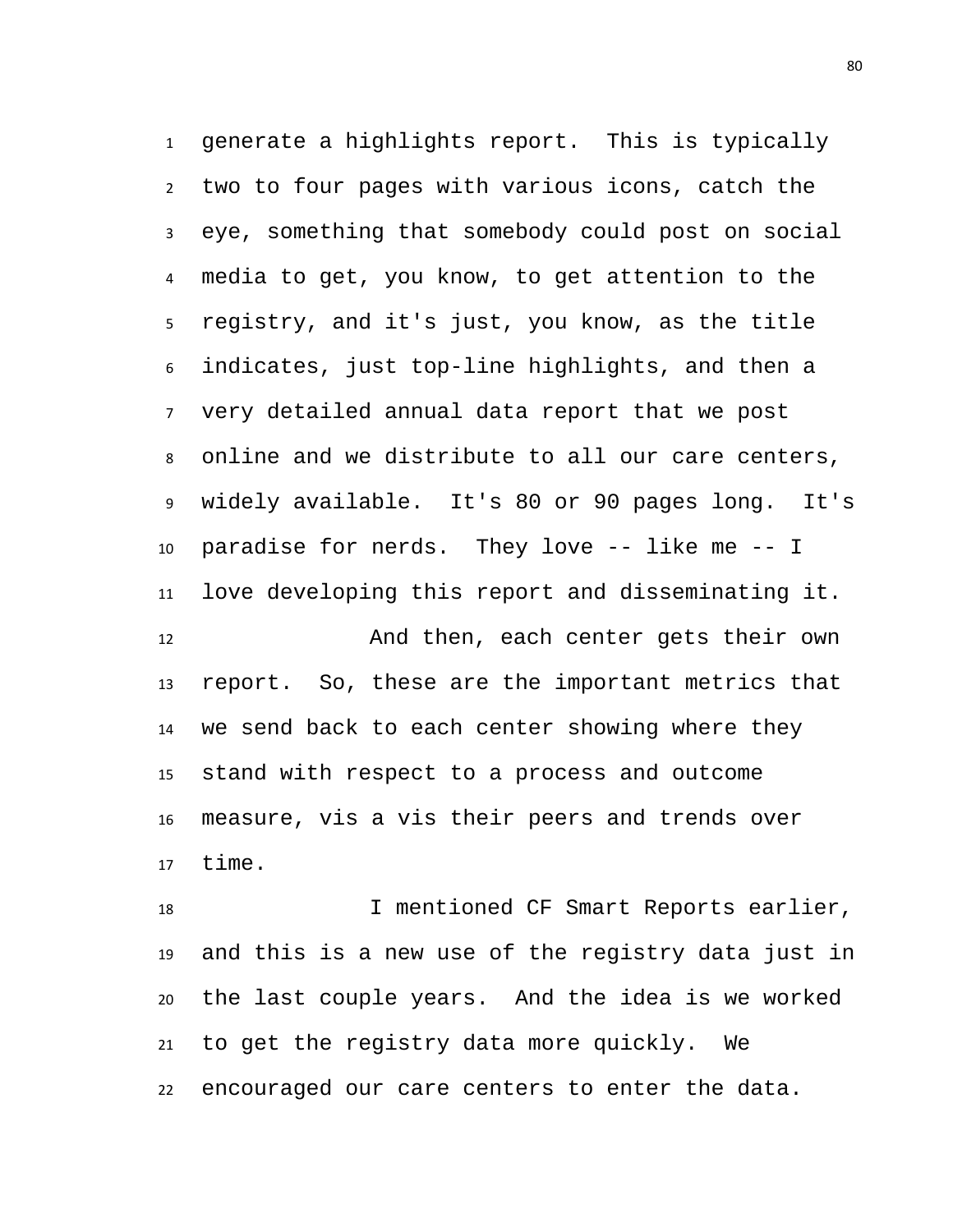generate a highlights report. This is typically two to four pages with various icons, catch the eye, something that somebody could post on social media to get, you know, to get attention to the registry, and it's just, you know, as the title indicates, just top-line highlights, and then a very detailed annual data report that we post online and we distribute to all our care centers, widely available. It's 80 or 90 pages long. It's paradise for nerds. They love -- like me -- I love developing this report and disseminating it.

And then, each center gets their own report. So, these are the important metrics that we send back to each center showing where they stand with respect to a process and outcome measure, vis a vis their peers and trends over time.

I mentioned CF Smart Reports earlier, and this is a new use of the registry data just in the last couple years. And the idea is we worked to get the registry data more quickly. We encouraged our care centers to enter the data.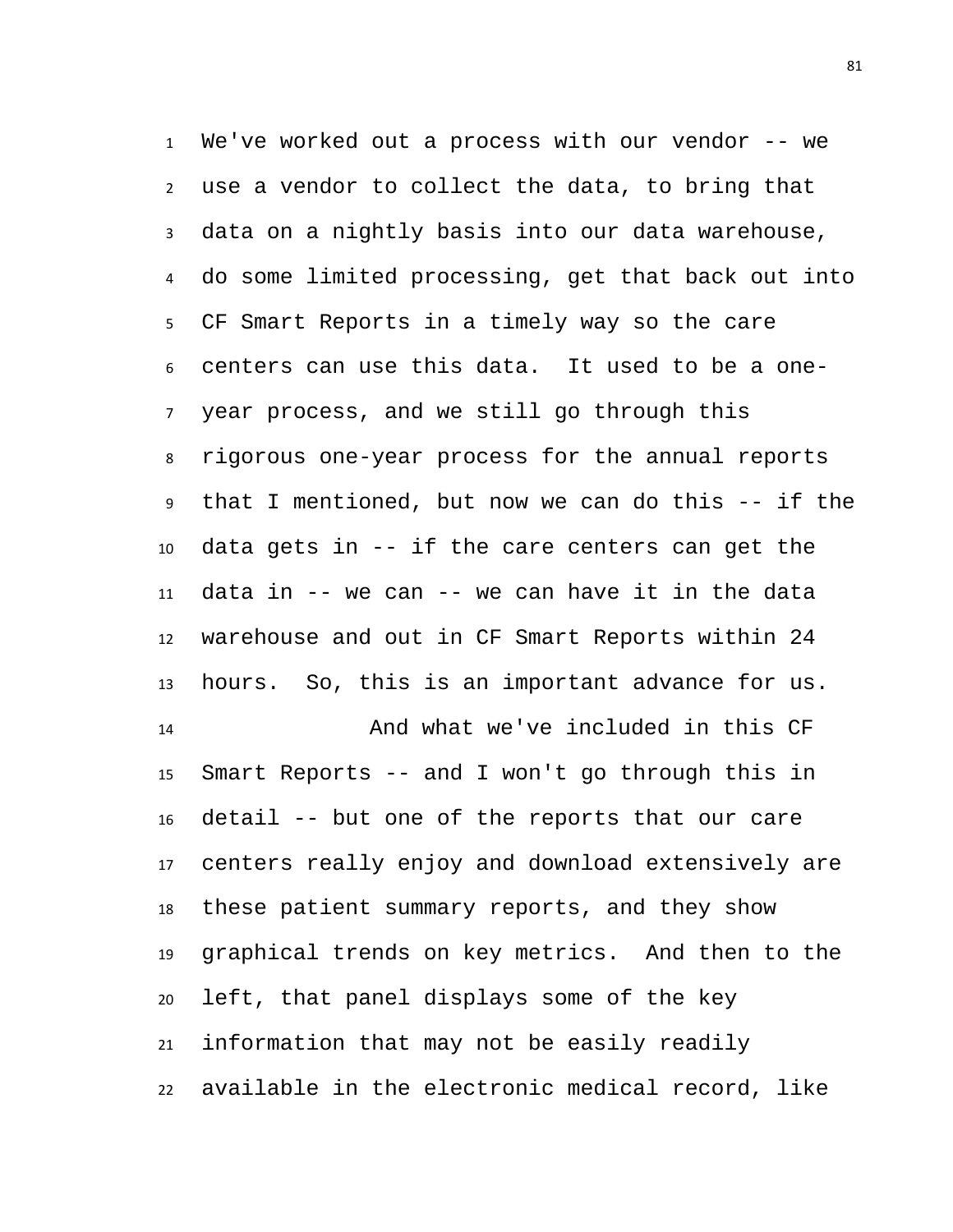We've worked out a process with our vendor -- we use a vendor to collect the data, to bring that data on a nightly basis into our data warehouse, do some limited processing, get that back out into CF Smart Reports in a timely way so the care centers can use this data. It used to be a one-year process, and we still go through this rigorous one-year process for the annual reports that I mentioned, but now we can do this -- if the data gets in -- if the care centers can get the data in -- we can -- we can have it in the data warehouse and out in CF Smart Reports within 24 hours. So, this is an important advance for us.

And what we've included in this CF Smart Reports -- and I won't go through this in detail -- but one of the reports that our care centers really enjoy and download extensively are these patient summary reports, and they show graphical trends on key metrics. And then to the left, that panel displays some of the key information that may not be easily readily available in the electronic medical record, like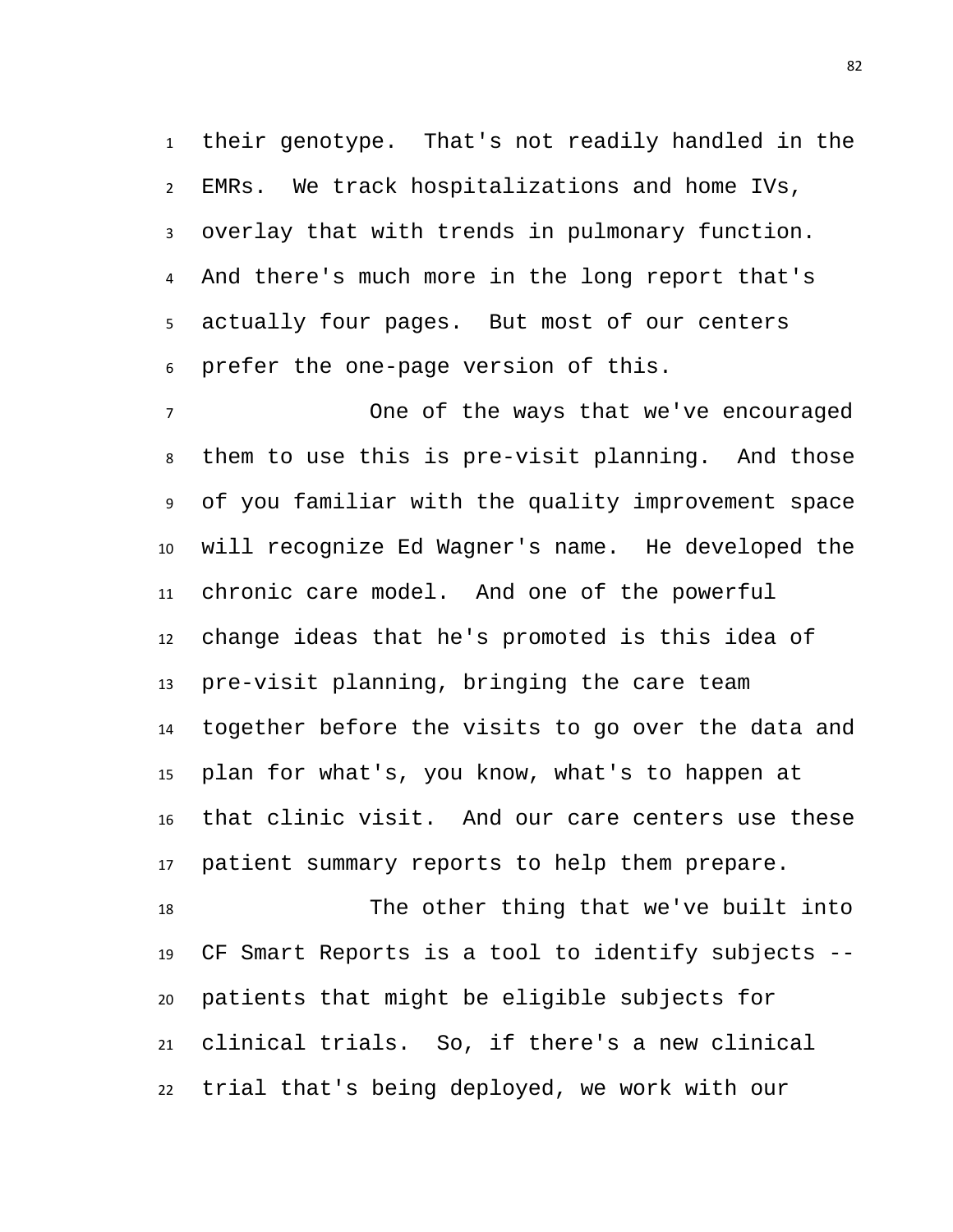their genotype. That's not readily handled in the EMRs. We track hospitalizations and home IVs, overlay that with trends in pulmonary function. And there's much more in the long report that's actually four pages. But most of our centers prefer the one-page version of this.

One of the ways that we've encouraged them to use this is pre-visit planning. And those of you familiar with the quality improvement space will recognize Ed Wagner's name. He developed the chronic care model. And one of the powerful change ideas that he's promoted is this idea of pre-visit planning, bringing the care team together before the visits to go over the data and plan for what's, you know, what's to happen at that clinic visit. And our care centers use these patient summary reports to help them prepare.

The other thing that we've built into CF Smart Reports is a tool to identify subjects -- patients that might be eligible subjects for clinical trials. So, if there's a new clinical trial that's being deployed, we work with our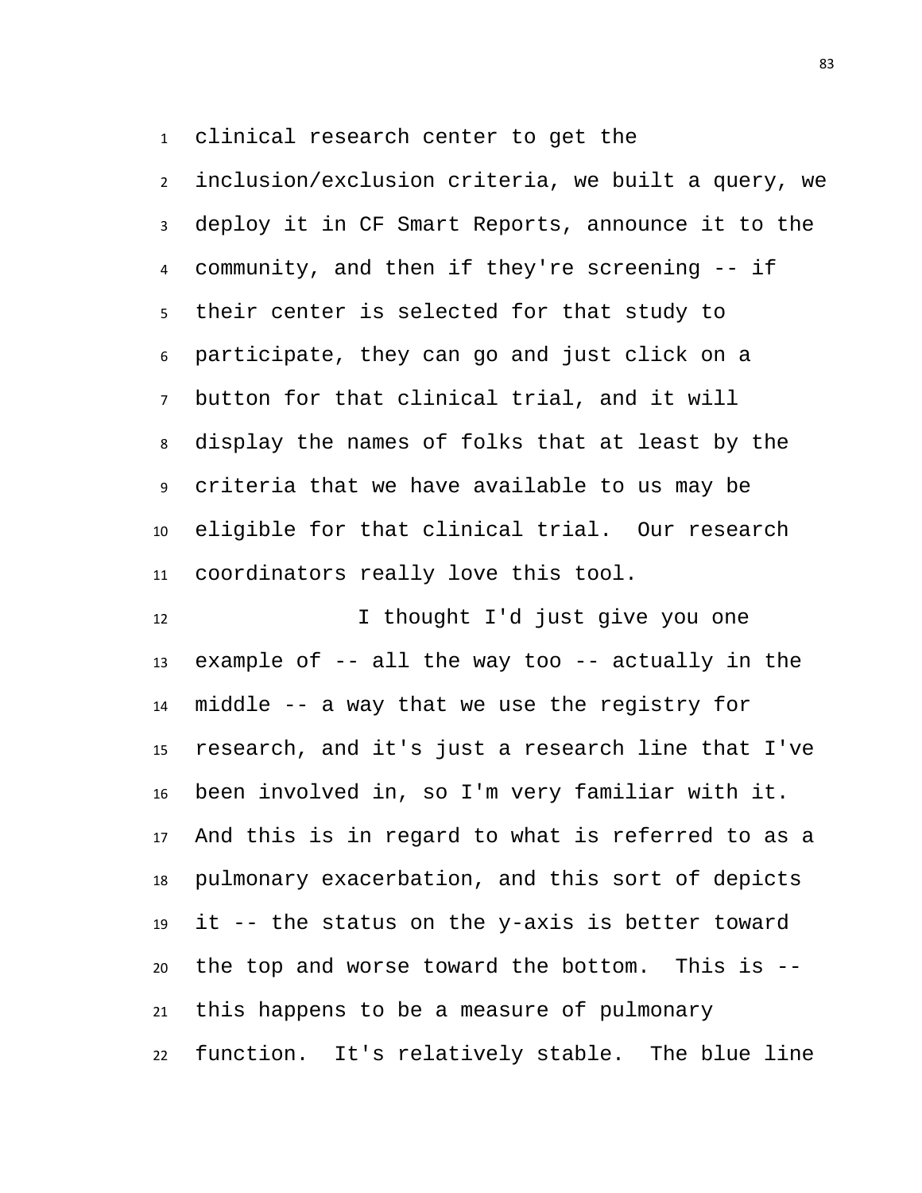clinical research center to get the inclusion/exclusion criteria, we built a query, we deploy it in CF Smart Reports, announce it to the community, and then if they're screening -- if their center is selected for that study to participate, they can go and just click on a button for that clinical trial, and it will display the names of folks that at least by the criteria that we have available to us may be eligible for that clinical trial. Our research coordinators really love this tool.

I thought I'd just give you one example of -- all the way too -- actually in the middle -- a way that we use the registry for research, and it's just a research line that I've been involved in, so I'm very familiar with it. And this is in regard to what is referred to as a pulmonary exacerbation, and this sort of depicts it -- the status on the y-axis is better toward the top and worse toward the bottom. This is -- this happens to be a measure of pulmonary function. It's relatively stable. The blue line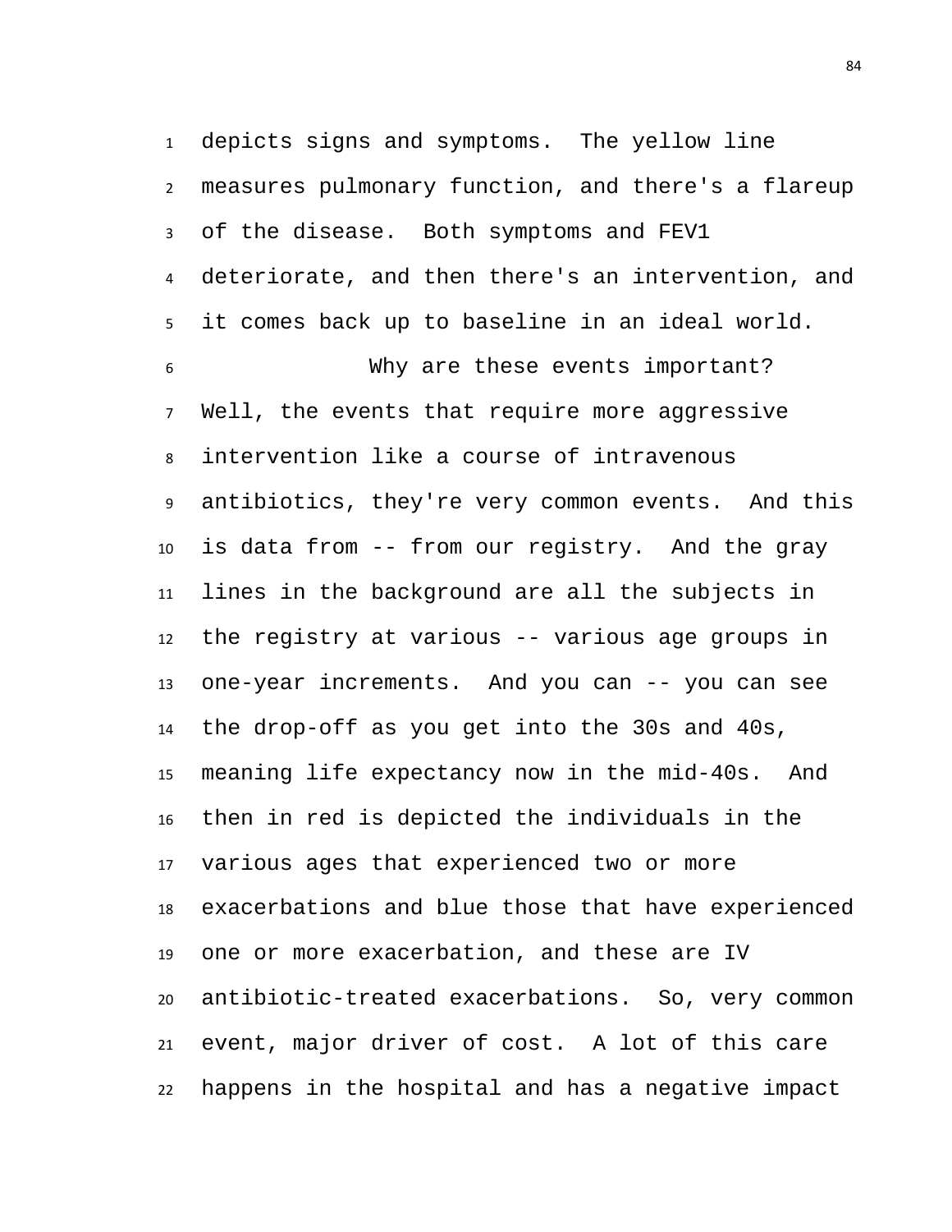depicts signs and symptoms. The yellow line measures pulmonary function, and there's a flareup of the disease. Both symptoms and FEV1 deteriorate, and then there's an intervention, and it comes back up to baseline in an ideal world.

Why are these events important? Well, the events that require more aggressive intervention like a course of intravenous antibiotics, they're very common events. And this is data from -- from our registry. And the gray lines in the background are all the subjects in the registry at various -- various age groups in one-year increments. And you can -- you can see the drop-off as you get into the 30s and 40s, meaning life expectancy now in the mid-40s. And then in red is depicted the individuals in the various ages that experienced two or more exacerbations and blue those that have experienced one or more exacerbation, and these are IV antibiotic-treated exacerbations. So, very common event, major driver of cost. A lot of this care happens in the hospital and has a negative impact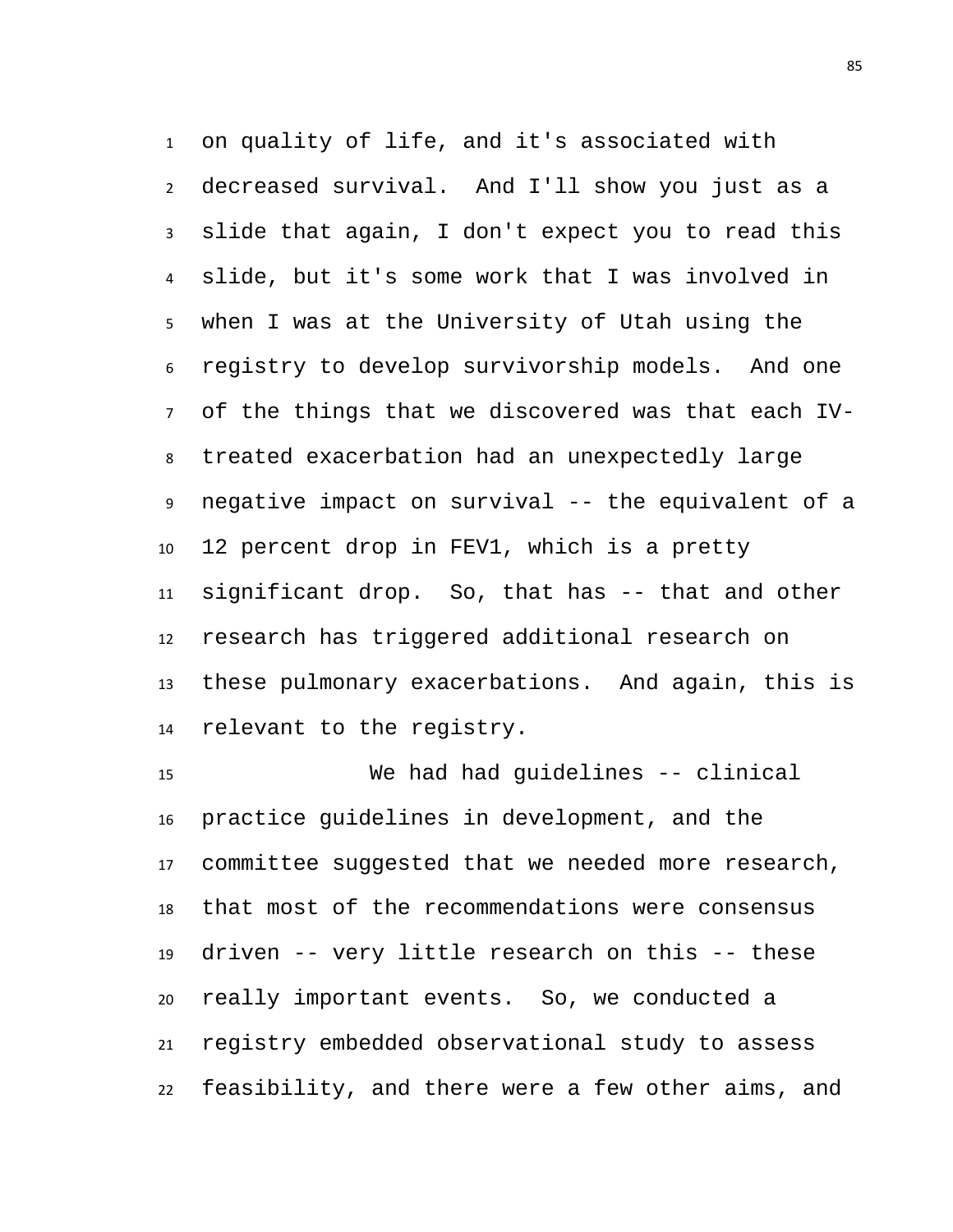on quality of life, and it's associated with decreased survival. And I'll show you just as a slide that again, I don't expect you to read this slide, but it's some work that I was involved in when I was at the University of Utah using the registry to develop survivorship models. And one of the things that we discovered was that each IV-treated exacerbation had an unexpectedly large negative impact on survival -- the equivalent of a 12 percent drop in FEV1, which is a pretty significant drop. So, that has -- that and other research has triggered additional research on these pulmonary exacerbations. And again, this is relevant to the registry.

We had had guidelines -- clinical practice guidelines in development, and the committee suggested that we needed more research, that most of the recommendations were consensus driven -- very little research on this -- these really important events. So, we conducted a registry embedded observational study to assess feasibility, and there were a few other aims, and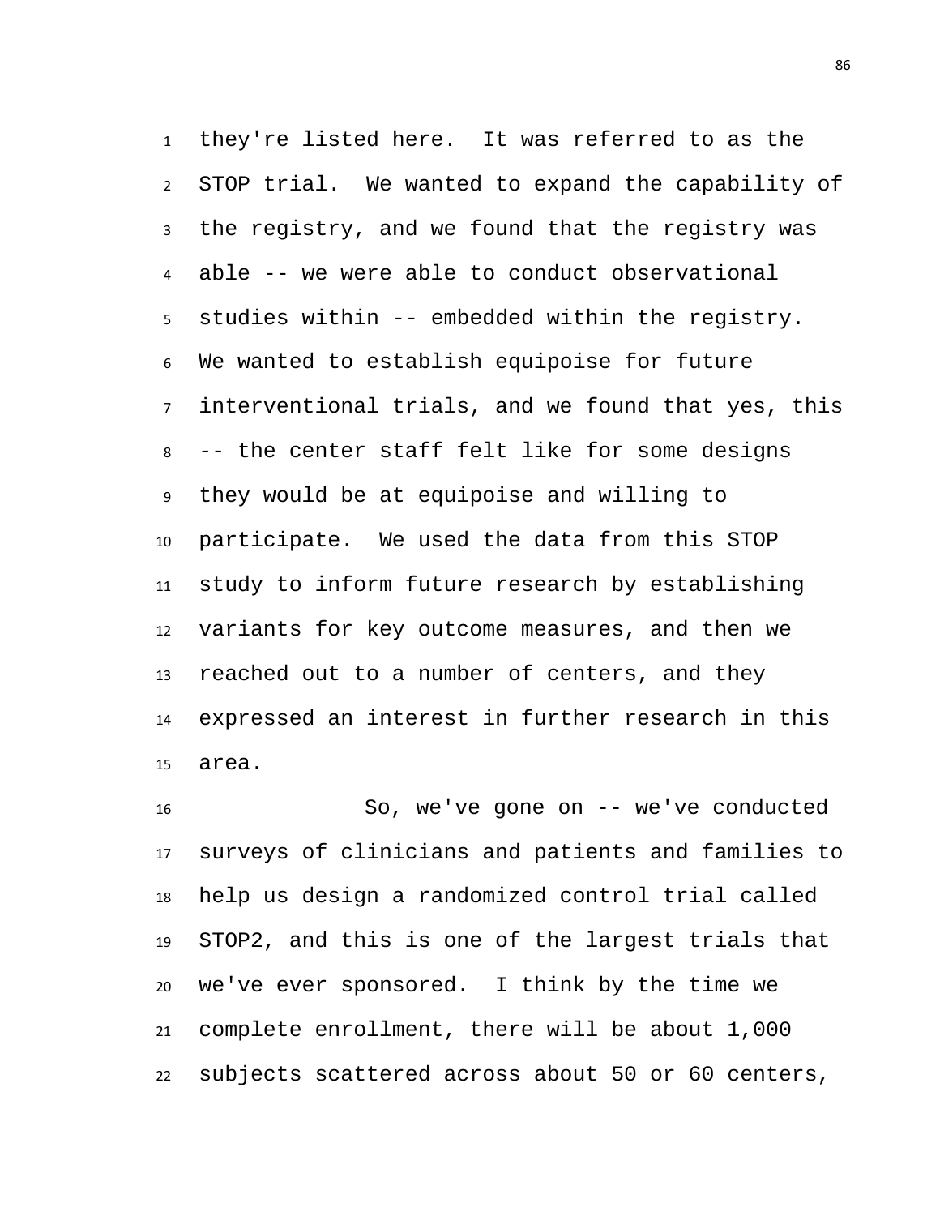they're listed here. It was referred to as the STOP trial. We wanted to expand the capability of the registry, and we found that the registry was able -- we were able to conduct observational studies within -- embedded within the registry. We wanted to establish equipoise for future interventional trials, and we found that yes, this -- the center staff felt like for some designs they would be at equipoise and willing to participate. We used the data from this STOP study to inform future research by establishing variants for key outcome measures, and then we reached out to a number of centers, and they expressed an interest in further research in this area.

So, we've gone on -- we've conducted surveys of clinicians and patients and families to help us design a randomized control trial called STOP2, and this is one of the largest trials that we've ever sponsored. I think by the time we complete enrollment, there will be about 1,000 subjects scattered across about 50 or 60 centers,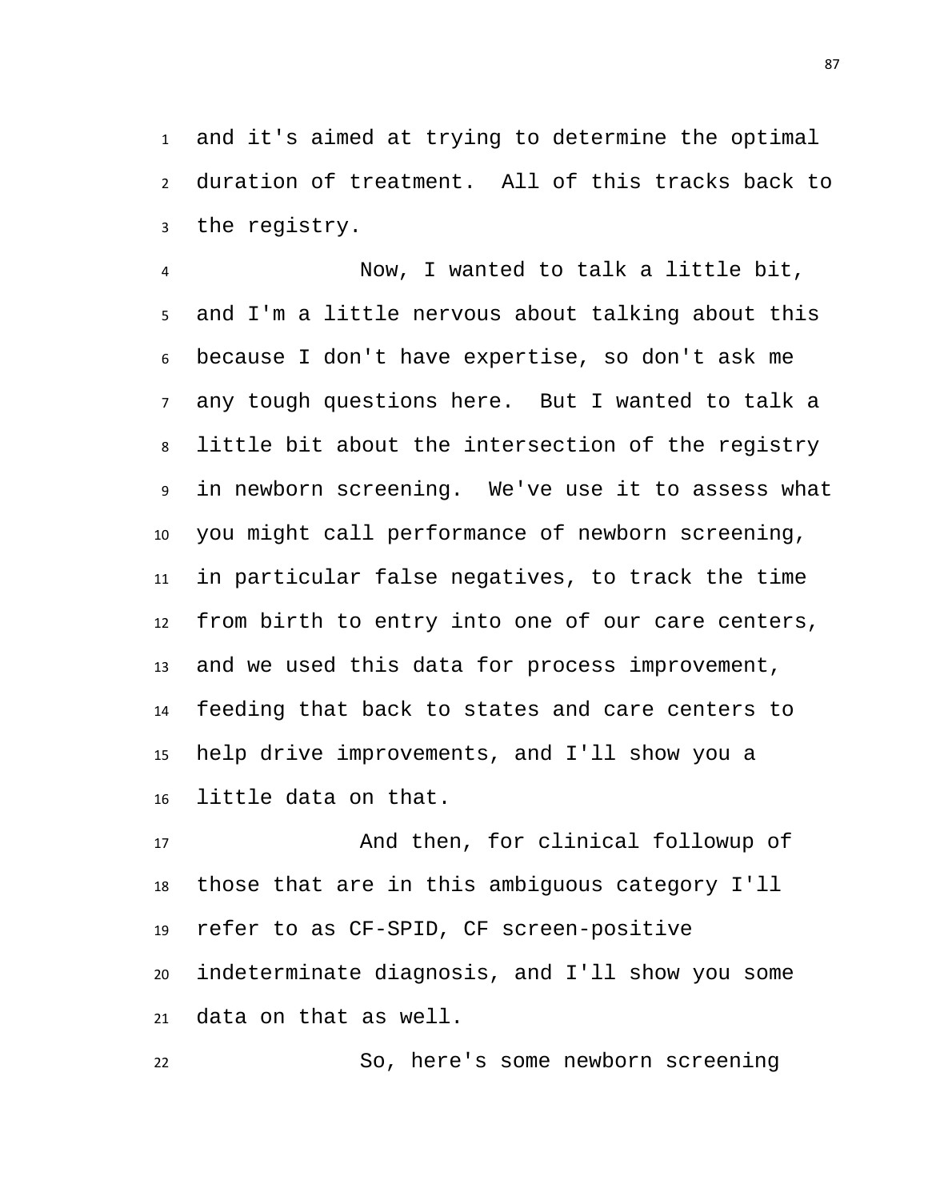and it's aimed at trying to determine the optimal duration of treatment. All of this tracks back to the registry.

Now, I wanted to talk a little bit, and I'm a little nervous about talking about this because I don't have expertise, so don't ask me any tough questions here. But I wanted to talk a little bit about the intersection of the registry in newborn screening. We've use it to assess what you might call performance of newborn screening, in particular false negatives, to track the time from birth to entry into one of our care centers, and we used this data for process improvement, feeding that back to states and care centers to help drive improvements, and I'll show you a little data on that.

And then, for clinical followup of those that are in this ambiguous category I'll refer to as CF-SPID, CF screen-positive indeterminate diagnosis, and I'll show you some data on that as well.

So, here's some newborn screening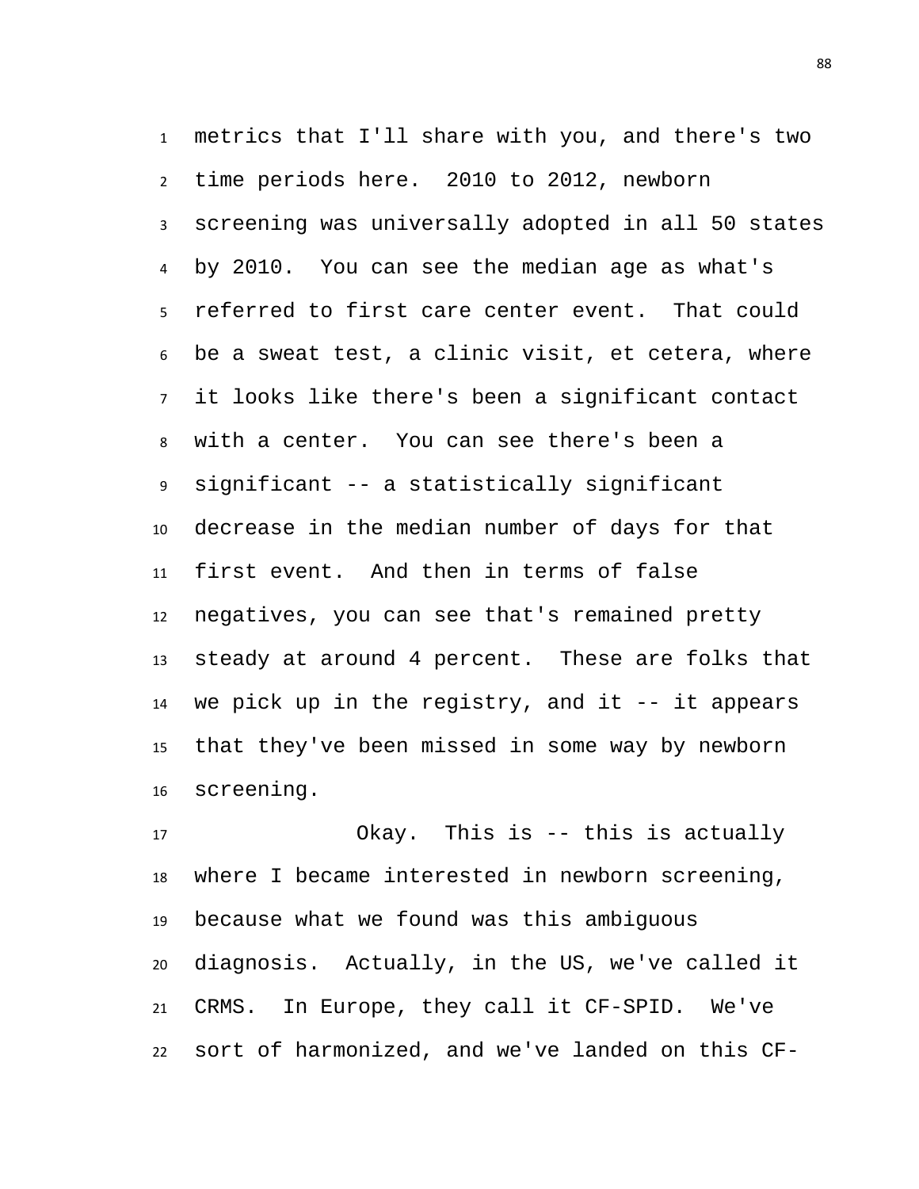metrics that I'll share with you, and there's two time periods here. 2010 to 2012, newborn screening was universally adopted in all 50 states by 2010. You can see the median age as what's referred to first care center event. That could be a sweat test, a clinic visit, et cetera, where it looks like there's been a significant contact with a center. You can see there's been a significant -- a statistically significant decrease in the median number of days for that first event. And then in terms of false negatives, you can see that's remained pretty steady at around 4 percent. These are folks that we pick up in the registry, and it -- it appears that they've been missed in some way by newborn screening.

Okay. This is -- this is actually where I became interested in newborn screening, because what we found was this ambiguous diagnosis. Actually, in the US, we've called it CRMS. In Europe, they call it CF-SPID. We've sort of harmonized, and we've landed on this CF-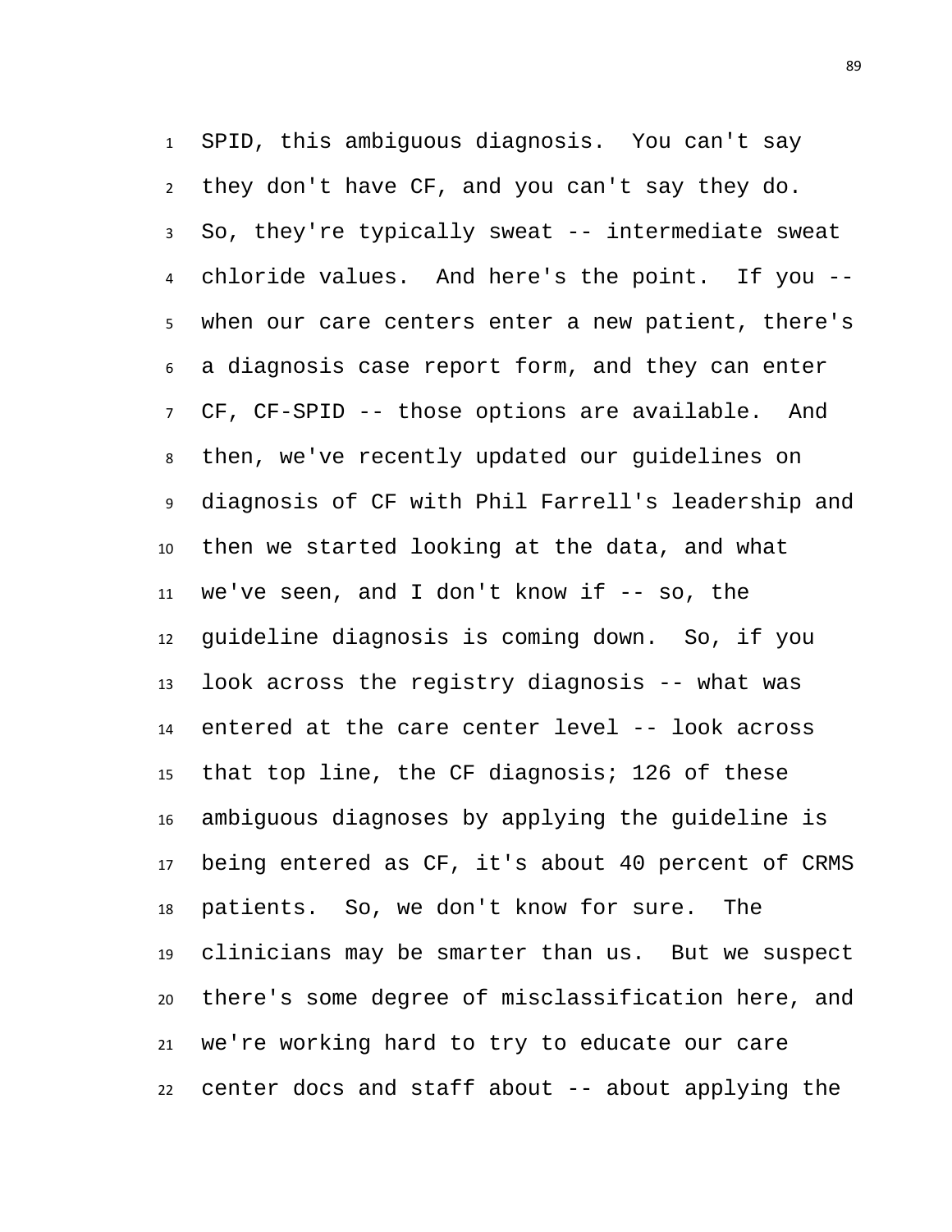SPID, this ambiguous diagnosis. You can't say they don't have CF, and you can't say they do. So, they're typically sweat -- intermediate sweat chloride values. And here's the point. If you -- when our care centers enter a new patient, there's a diagnosis case report form, and they can enter CF, CF-SPID -- those options are available. And then, we've recently updated our guidelines on diagnosis of CF with Phil Farrell's leadership and then we started looking at the data, and what we've seen, and I don't know if -- so, the guideline diagnosis is coming down. So, if you look across the registry diagnosis -- what was entered at the care center level -- look across that top line, the CF diagnosis; 126 of these ambiguous diagnoses by applying the guideline is being entered as CF, it's about 40 percent of CRMS patients. So, we don't know for sure. The clinicians may be smarter than us. But we suspect there's some degree of misclassification here, and we're working hard to try to educate our care center docs and staff about -- about applying the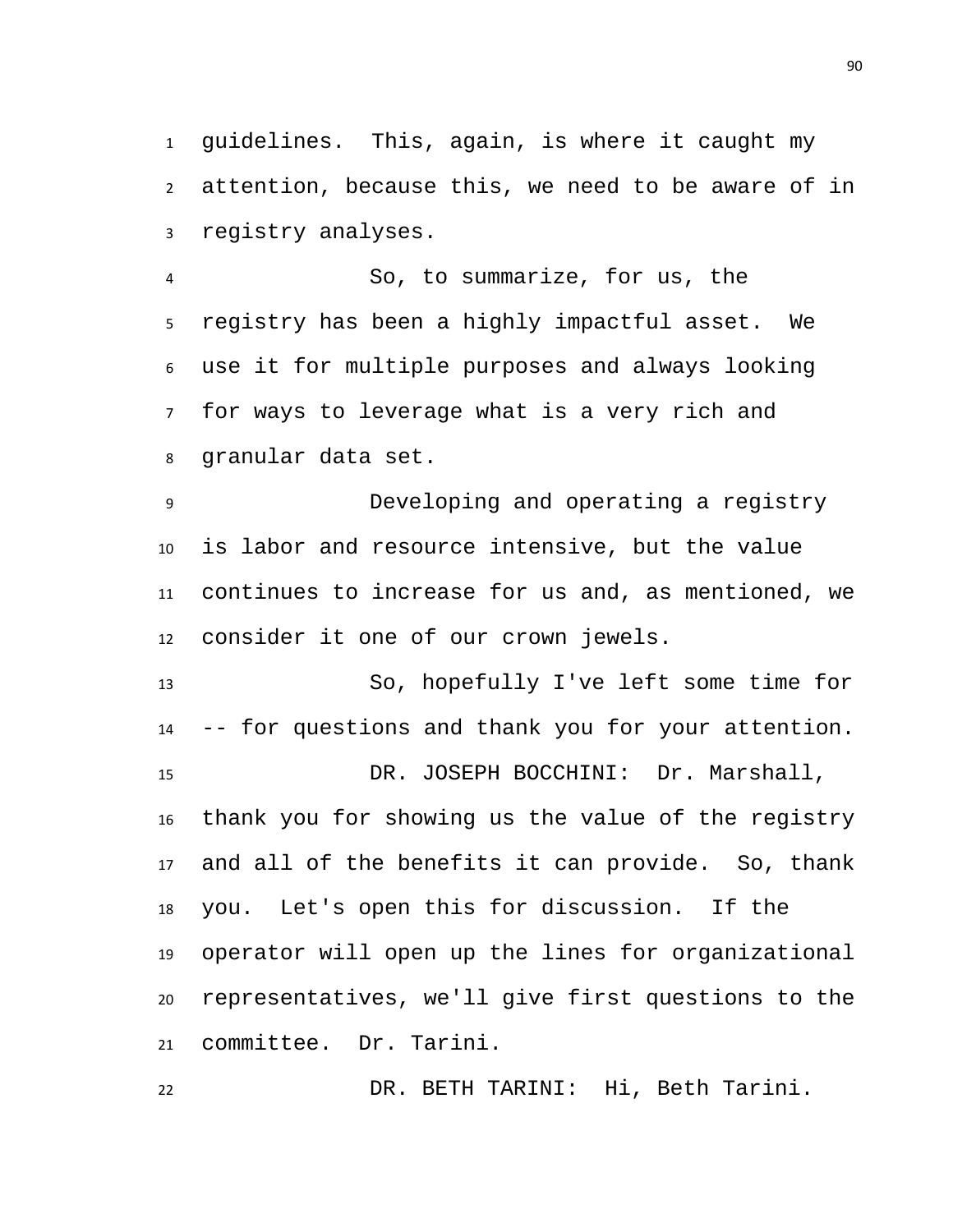guidelines. This, again, is where it caught my attention, because this, we need to be aware of in registry analyses.

So, to summarize, for us, the registry has been a highly impactful asset. We use it for multiple purposes and always looking for ways to leverage what is a very rich and granular data set.

Developing and operating a registry is labor and resource intensive, but the value continues to increase for us and, as mentioned, we consider it one of our crown jewels.

So, hopefully I've left some time for -- for questions and thank you for your attention.

DR. JOSEPH BOCCHINI: Dr. Marshall, thank you for showing us the value of the registry and all of the benefits it can provide. So, thank you. Let's open this for discussion. If the operator will open up the lines for organizational representatives, we'll give first questions to the committee. Dr. Tarini.

DR. BETH TARINI: Hi, Beth Tarini.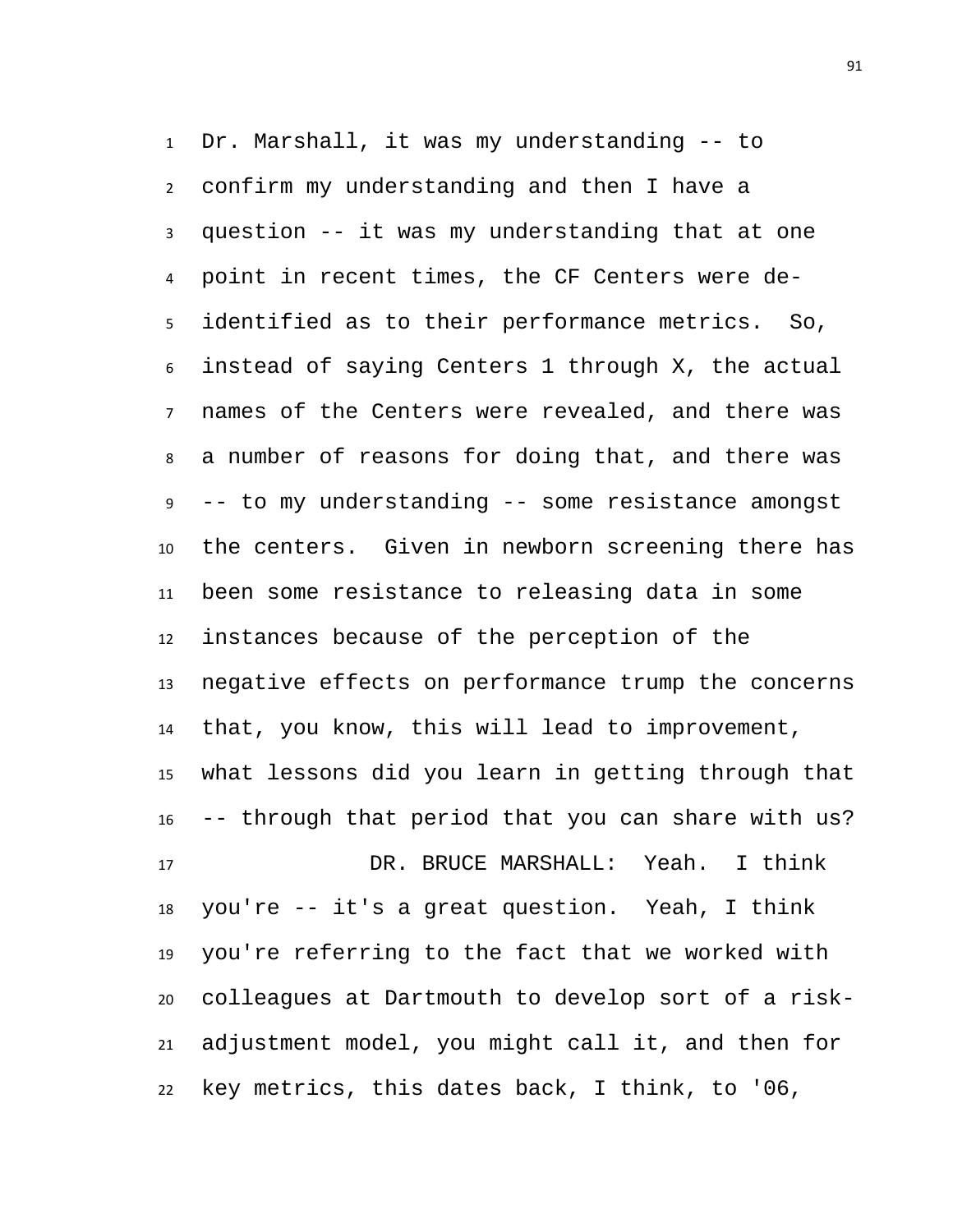Dr. Marshall, it was my understanding -- to confirm my understanding and then I have a question -- it was my understanding that at one point in recent times, the CF Centers were de-identified as to their performance metrics. So, instead of saying Centers 1 through X, the actual names of the Centers were revealed, and there was a number of reasons for doing that, and there was -- to my understanding -- some resistance amongst the centers. Given in newborn screening there has been some resistance to releasing data in some instances because of the perception of the negative effects on performance trump the concerns that, you know, this will lead to improvement, what lessons did you learn in getting through that -- through that period that you can share with us?

DR. BRUCE MARSHALL: Yeah. I think you're -- it's a great question. Yeah, I think you're referring to the fact that we worked with colleagues at Dartmouth to develop sort of a risk-adjustment model, you might call it, and then for key metrics, this dates back, I think, to '06,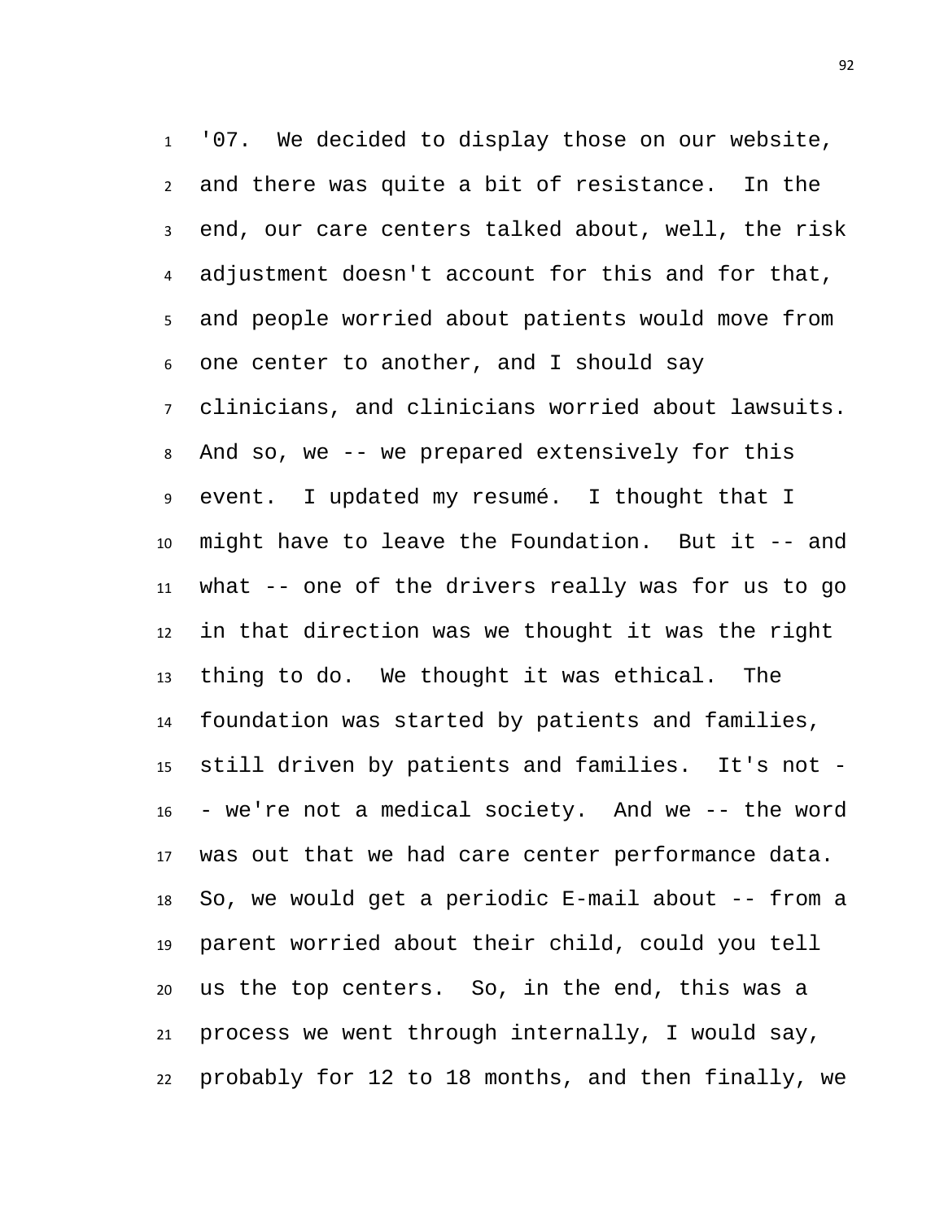'07. We decided to display those on our website, and there was quite a bit of resistance. In the end, our care centers talked about, well, the risk adjustment doesn't account for this and for that, and people worried about patients would move from one center to another, and I should say clinicians, and clinicians worried about lawsuits. And so, we -- we prepared extensively for this event. I updated my resumé. I thought that I might have to leave the Foundation. But it -- and what -- one of the drivers really was for us to go in that direction was we thought it was the right thing to do. We thought it was ethical. The foundation was started by patients and families, still driven by patients and families. It's not -- we're not a medical society. And we -- the word was out that we had care center performance data. So, we would get a periodic E-mail about -- from a parent worried about their child, could you tell us the top centers. So, in the end, this was a process we went through internally, I would say, probably for 12 to 18 months, and then finally, we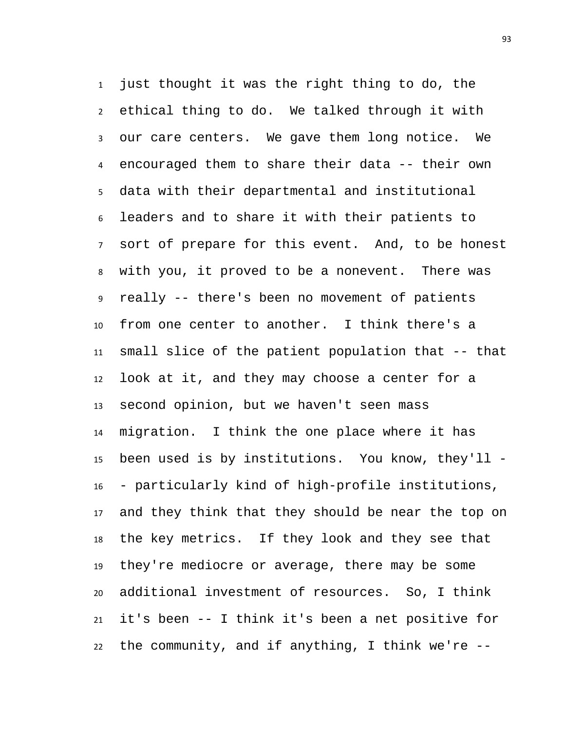just thought it was the right thing to do, the ethical thing to do. We talked through it with our care centers. We gave them long notice. We encouraged them to share their data -- their own data with their departmental and institutional leaders and to share it with their patients to sort of prepare for this event. And, to be honest with you, it proved to be a nonevent. There was really -- there's been no movement of patients from one center to another. I think there's a small slice of the patient population that -- that look at it, and they may choose a center for a second opinion, but we haven't seen mass migration. I think the one place where it has been used is by institutions. You know, they'll -- particularly kind of high-profile institutions, and they think that they should be near the top on the key metrics. If they look and they see that they're mediocre or average, there may be some additional investment of resources. So, I think it's been -- I think it's been a net positive for the community, and if anything, I think we're --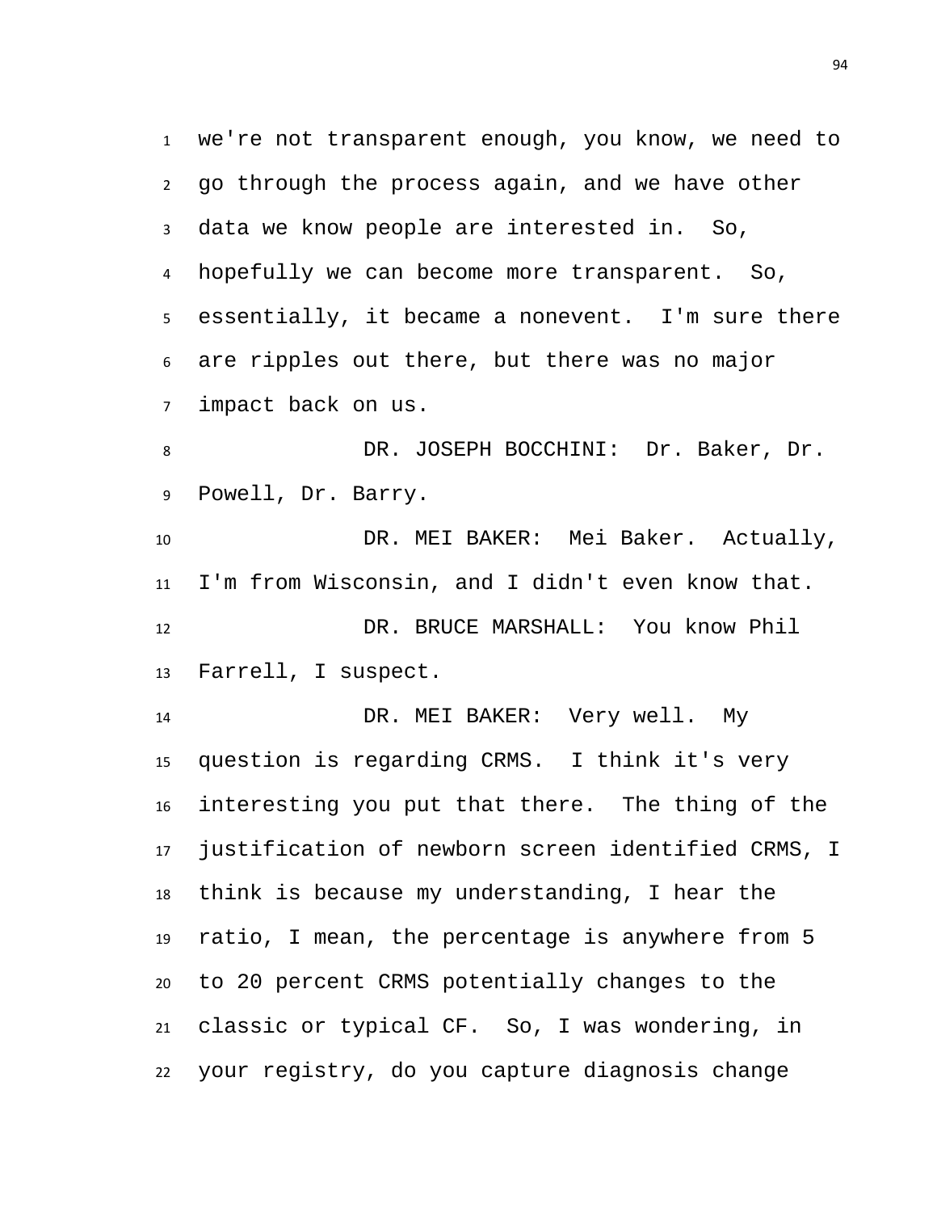we're not transparent enough, you know, we need to go through the process again, and we have other data we know people are interested in. So, hopefully we can become more transparent. So, essentially, it became a nonevent. I'm sure there are ripples out there, but there was no major impact back on us.

DR. JOSEPH BOCCHINI: Dr. Baker, Dr. Powell, Dr. Barry.

DR. MEI BAKER: Mei Baker. Actually, I'm from Wisconsin, and I didn't even know that.

DR. BRUCE MARSHALL: You know Phil Farrell, I suspect.

DR. MEI BAKER: Very well. My question is regarding CRMS. I think it's very interesting you put that there. The thing of the justification of newborn screen identified CRMS, I think is because my understanding, I hear the ratio, I mean, the percentage is anywhere from 5 to 20 percent CRMS potentially changes to the classic or typical CF. So, I was wondering, in your registry, do you capture diagnosis change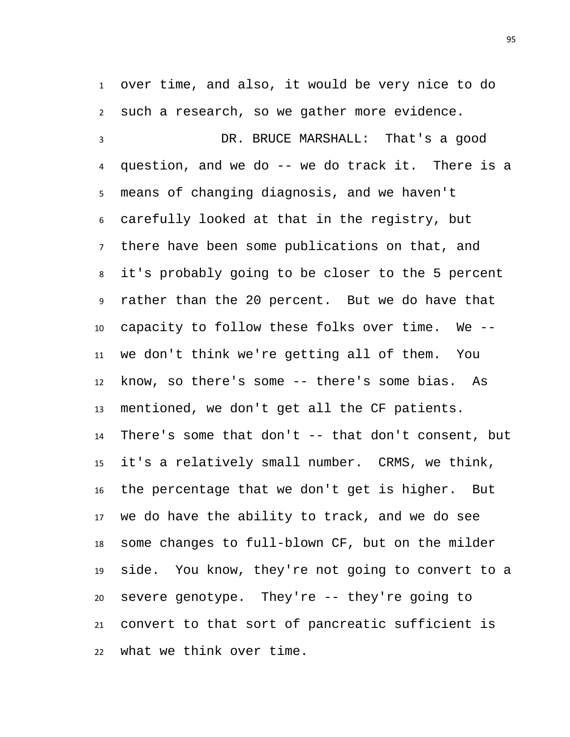over time, and also, it would be very nice to do such a research, so we gather more evidence.

DR. BRUCE MARSHALL: That's a good question, and we do -- we do track it. There is a means of changing diagnosis, and we haven't carefully looked at that in the registry, but there have been some publications on that, and it's probably going to be closer to the 5 percent rather than the 20 percent. But we do have that capacity to follow these folks over time. We -- we don't think we're getting all of them. You know, so there's some -- there's some bias. As mentioned, we don't get all the CF patients. There's some that don't -- that don't consent, but it's a relatively small number. CRMS, we think, the percentage that we don't get is higher. But we do have the ability to track, and we do see some changes to full-blown CF, but on the milder side. You know, they're not going to convert to a severe genotype. They're -- they're going to convert to that sort of pancreatic sufficient is what we think over time.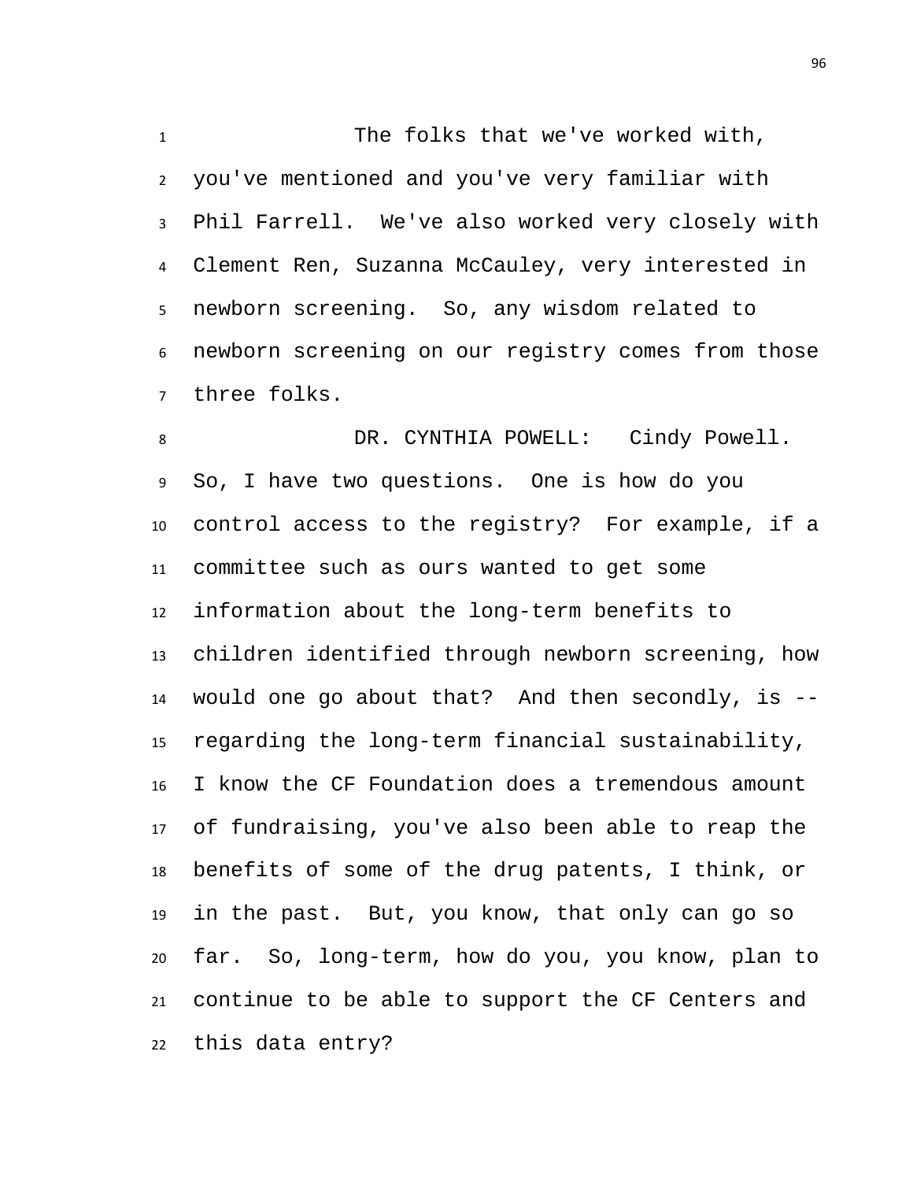The folks that we've worked with, you've mentioned and you've very familiar with Phil Farrell. We've also worked very closely with Clement Ren, Suzanna McCauley, very interested in newborn screening. So, any wisdom related to newborn screening on our registry comes from those three folks.

DR. CYNTHIA POWELL: Cindy Powell. So, I have two questions. One is how do you control access to the registry? For example, if a committee such as ours wanted to get some information about the long-term benefits to children identified through newborn screening, how would one go about that? And then secondly, is -- regarding the long-term financial sustainability, I know the CF Foundation does a tremendous amount of fundraising, you've also been able to reap the benefits of some of the drug patents, I think, or in the past. But, you know, that only can go so far. So, long-term, how do you, you know, plan to continue to be able to support the CF Centers and this data entry?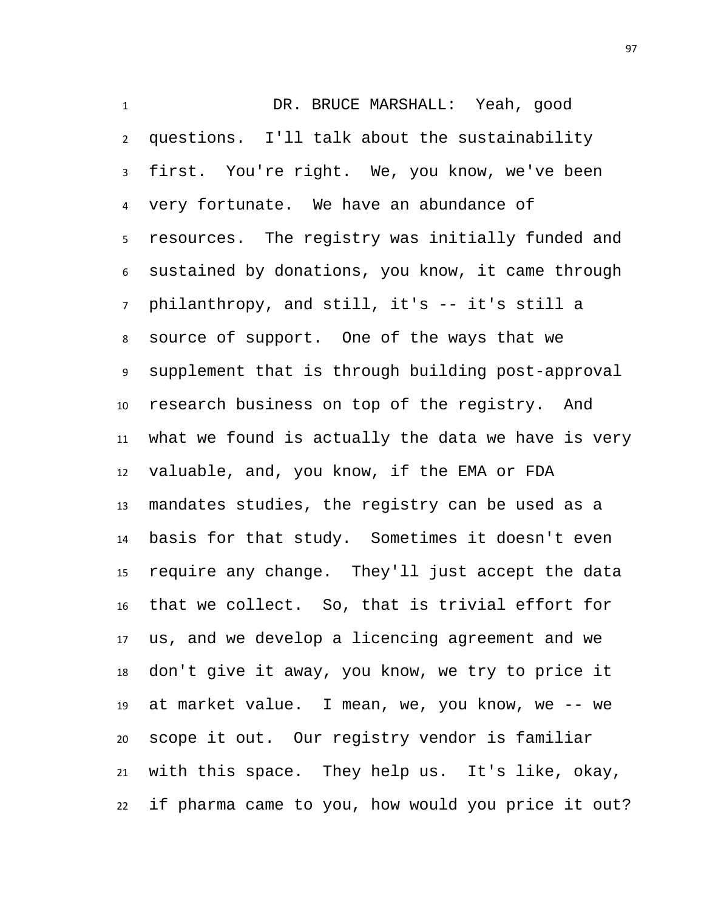DR. BRUCE MARSHALL: Yeah, good questions. I'll talk about the sustainability first. You're right. We, you know, we've been very fortunate. We have an abundance of resources. The registry was initially funded and sustained by donations, you know, it came through philanthropy, and still, it's -- it's still a source of support. One of the ways that we supplement that is through building post-approval research business on top of the registry. And what we found is actually the data we have is very valuable, and, you know, if the EMA or FDA mandates studies, the registry can be used as a basis for that study. Sometimes it doesn't even require any change. They'll just accept the data that we collect. So, that is trivial effort for us, and we develop a licencing agreement and we don't give it away, you know, we try to price it at market value. I mean, we, you know, we -- we scope it out. Our registry vendor is familiar with this space. They help us. It's like, okay, if pharma came to you, how would you price it out?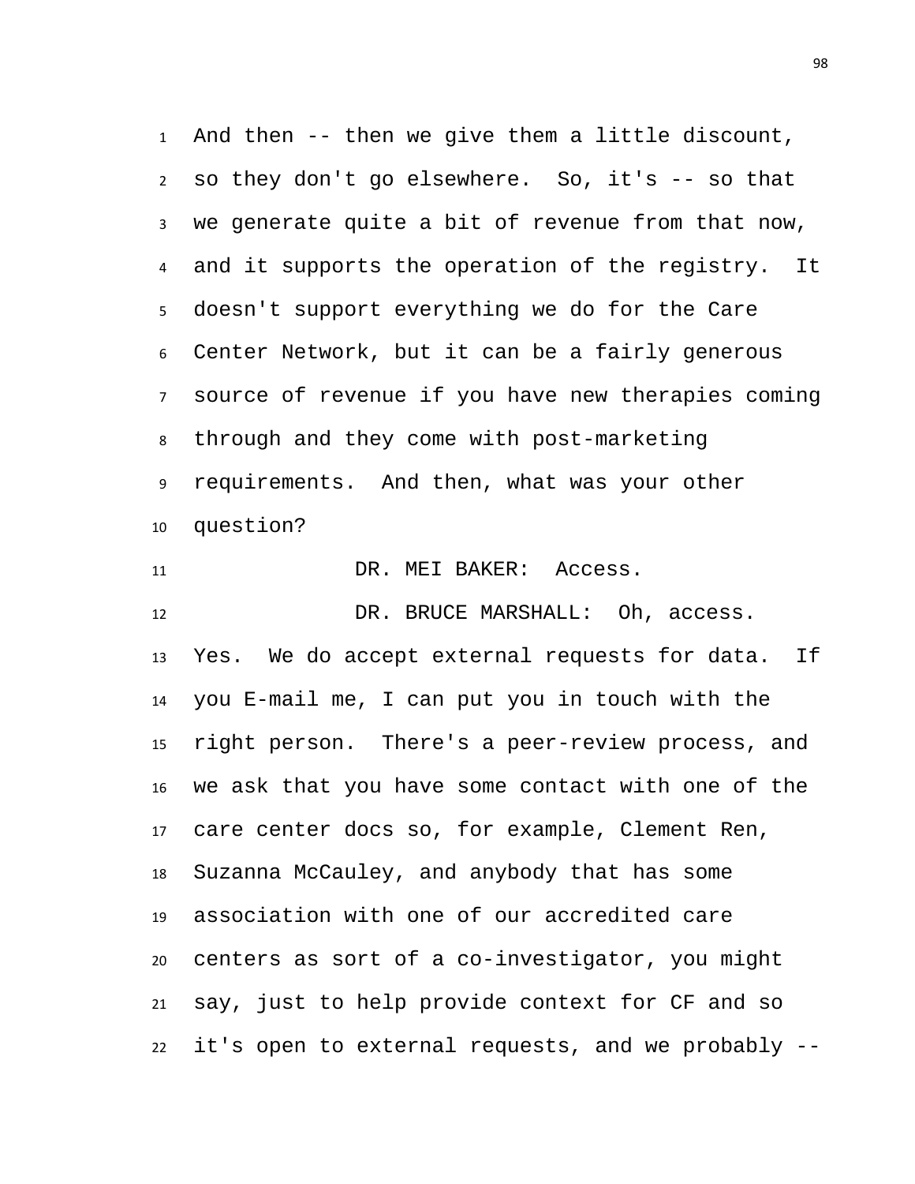And then -- then we give them a little discount, so they don't go elsewhere. So, it's -- so that we generate quite a bit of revenue from that now, and it supports the operation of the registry. It doesn't support everything we do for the Care Center Network, but it can be a fairly generous source of revenue if you have new therapies coming through and they come with post-marketing requirements. And then, what was your other question?

DR. MEI BAKER: Access.

DR. BRUCE MARSHALL: Oh, access. Yes. We do accept external requests for data. If you E-mail me, I can put you in touch with the right person. There's a peer-review process, and we ask that you have some contact with one of the care center docs so, for example, Clement Ren, Suzanna McCauley, and anybody that has some association with one of our accredited care centers as sort of a co-investigator, you might say, just to help provide context for CF and so it's open to external requests, and we probably --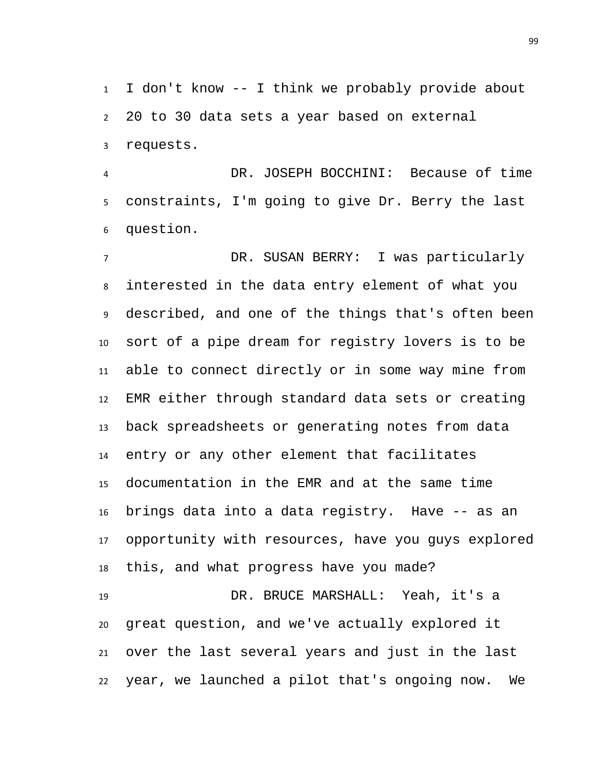I don't know -- I think we probably provide about 20 to 30 data sets a year based on external requests.

DR. JOSEPH BOCCHINI: Because of time constraints, I'm going to give Dr. Berry the last question.

DR. SUSAN BERRY: I was particularly interested in the data entry element of what you described, and one of the things that's often been sort of a pipe dream for registry lovers is to be able to connect directly or in some way mine from EMR either through standard data sets or creating back spreadsheets or generating notes from data entry or any other element that facilitates documentation in the EMR and at the same time brings data into a data registry. Have -- as an opportunity with resources, have you guys explored this, and what progress have you made?

DR. BRUCE MARSHALL: Yeah, it's a great question, and we've actually explored it over the last several years and just in the last year, we launched a pilot that's ongoing now. We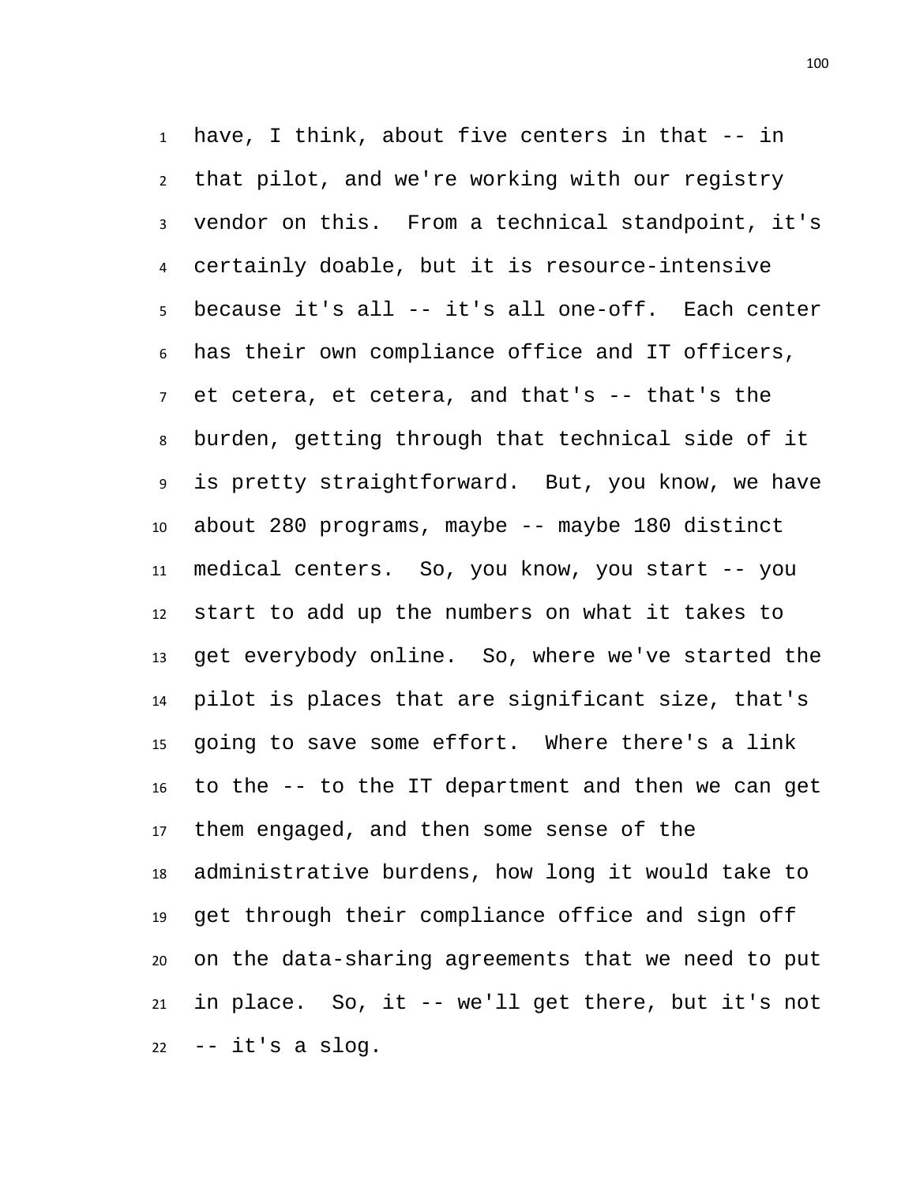have, I think, about five centers in that -- in that pilot, and we're working with our registry vendor on this. From a technical standpoint, it's certainly doable, but it is resource-intensive because it's all -- it's all one-off. Each center has their own compliance office and IT officers, et cetera, et cetera, and that's -- that's the burden, getting through that technical side of it is pretty straightforward. But, you know, we have about 280 programs, maybe -- maybe 180 distinct medical centers. So, you know, you start -- you start to add up the numbers on what it takes to get everybody online. So, where we've started the pilot is places that are significant size, that's going to save some effort. Where there's a link to the -- to the IT department and then we can get them engaged, and then some sense of the administrative burdens, how long it would take to get through their compliance office and sign off on the data-sharing agreements that we need to put in place. So, it -- we'll get there, but it's not -- it's a slog.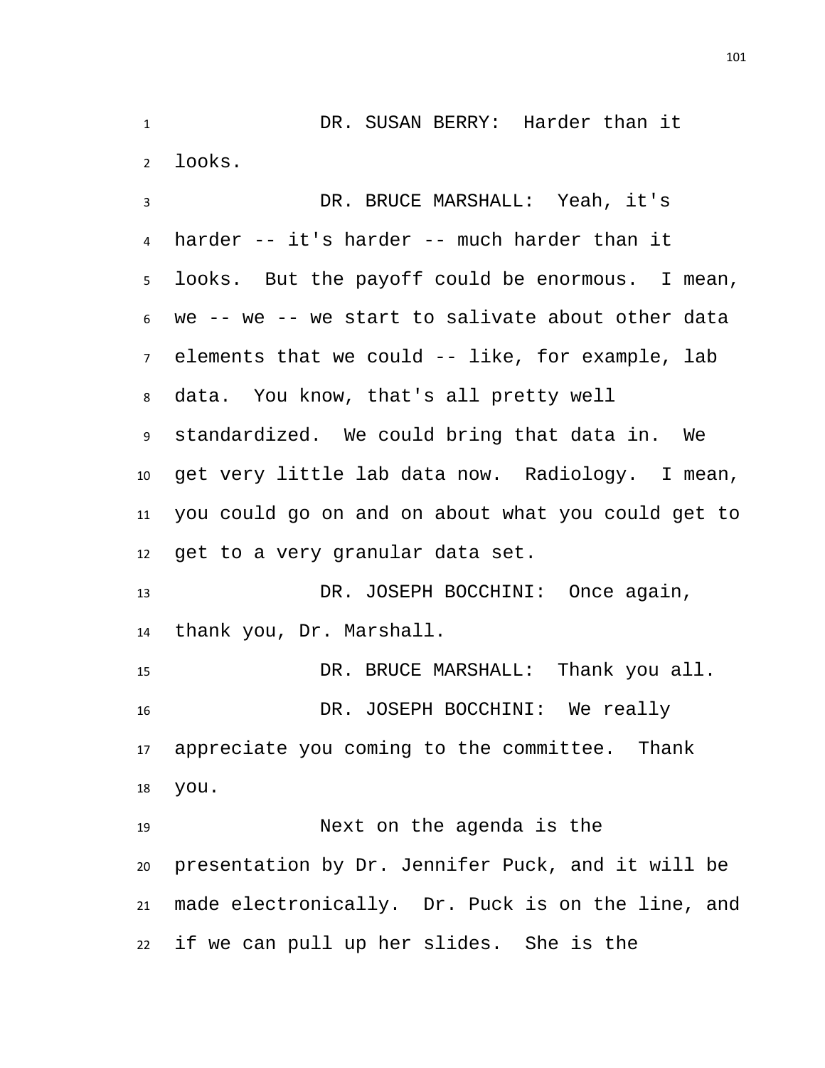DR. SUSAN BERRY: Harder than it looks.

DR. BRUCE MARSHALL: Yeah, it's harder -- it's harder -- much harder than it looks. But the payoff could be enormous. I mean, we -- we -- we start to salivate about other data elements that we could -- like, for example, lab data. You know, that's all pretty well standardized. We could bring that data in. We get very little lab data now. Radiology. I mean, you could go on and on about what you could get to get to a very granular data set.

DR. JOSEPH BOCCHINI: Once again, thank you, Dr. Marshall.

DR. BRUCE MARSHALL: Thank you all.

DR. JOSEPH BOCCHINI: We really appreciate you coming to the committee. Thank you.

Next on the agenda is the presentation by Dr. Jennifer Puck, and it will be made electronically. Dr. Puck is on the line, and if we can pull up her slides. She is the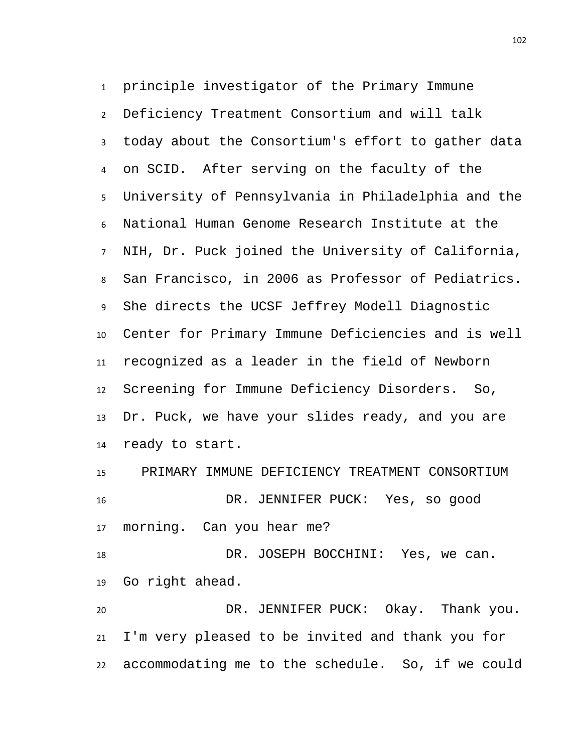principle investigator of the Primary Immune Deficiency Treatment Consortium and will talk today about the Consortium's effort to gather data on SCID. After serving on the faculty of the University of Pennsylvania in Philadelphia and the National Human Genome Research Institute at the NIH, Dr. Puck joined the University of California, San Francisco, in 2006 as Professor of Pediatrics. She directs the UCSF Jeffrey Modell Diagnostic Center for Primary Immune Deficiencies and is well recognized as a leader in the field of Newborn Screening for Immune Deficiency Disorders. So, Dr. Puck, we have your slides ready, and you are ready to start.

PRIMARY IMMUNE DEFICIENCY TREATMENT CONSORTIUM

DR. JENNIFER PUCK: Yes, so good morning. Can you hear me?

DR. JOSEPH BOCCHINI: Yes, we can. Go right ahead.

DR. JENNIFER PUCK: Okay. Thank you. I'm very pleased to be invited and thank you for accommodating me to the schedule. So, if we could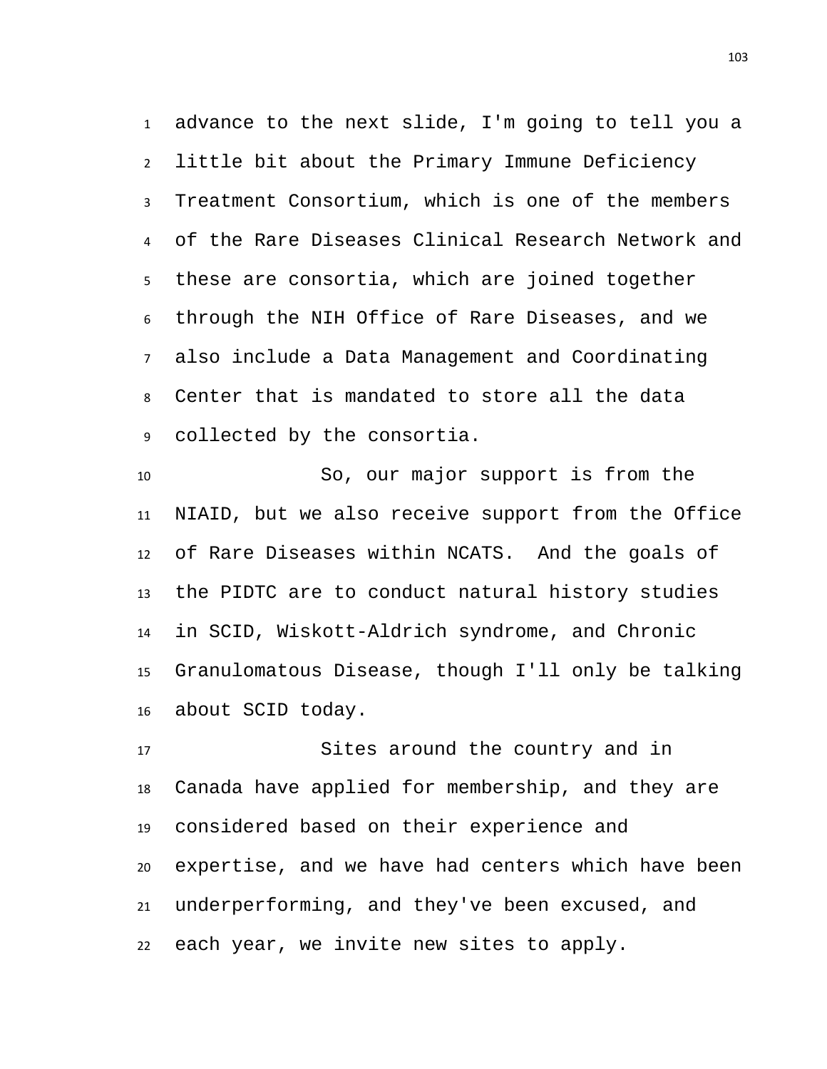advance to the next slide, I'm going to tell you a little bit about the Primary Immune Deficiency Treatment Consortium, which is one of the members of the Rare Diseases Clinical Research Network and these are consortia, which are joined together through the NIH Office of Rare Diseases, and we also include a Data Management and Coordinating Center that is mandated to store all the data collected by the consortia.

So, our major support is from the NIAID, but we also receive support from the Office of Rare Diseases within NCATS. And the goals of the PIDTC are to conduct natural history studies in SCID, Wiskott-Aldrich syndrome, and Chronic Granulomatous Disease, though I'll only be talking about SCID today.

Sites around the country and in Canada have applied for membership, and they are considered based on their experience and expertise, and we have had centers which have been underperforming, and they've been excused, and each year, we invite new sites to apply.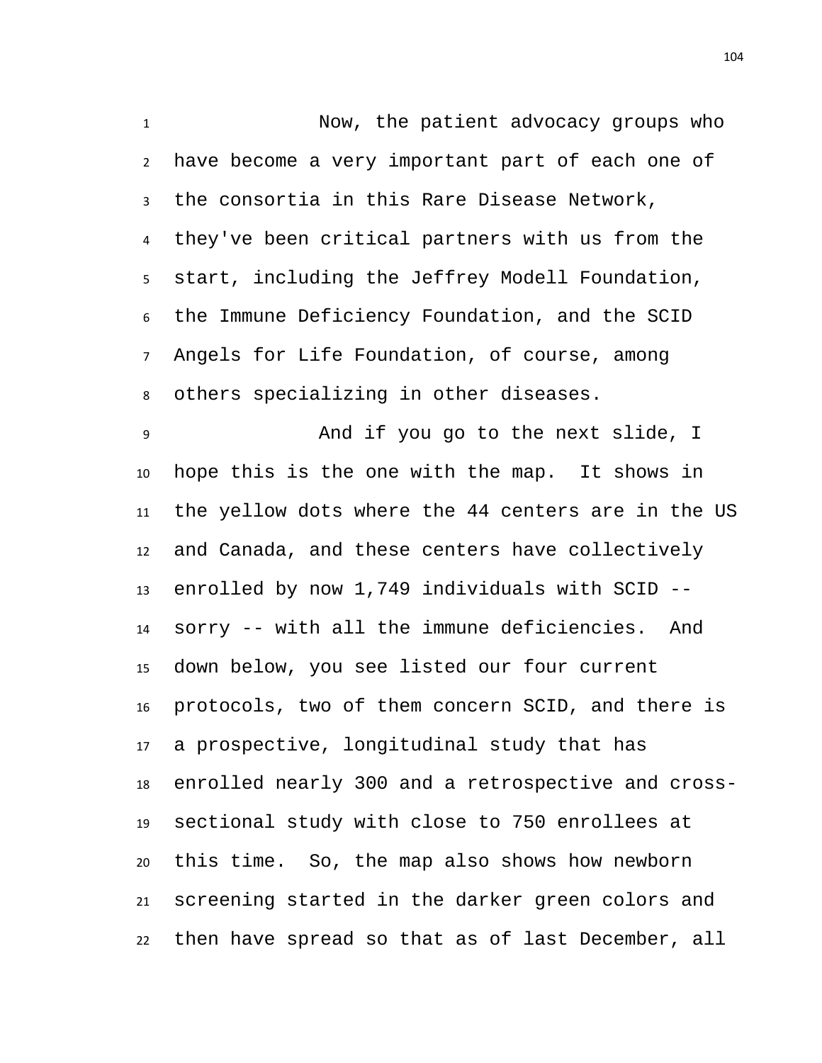Now, the patient advocacy groups who have become a very important part of each one of the consortia in this Rare Disease Network, they've been critical partners with us from the start, including the Jeffrey Modell Foundation, the Immune Deficiency Foundation, and the SCID Angels for Life Foundation, of course, among others specializing in other diseases.

And if you go to the next slide, I hope this is the one with the map. It shows in the yellow dots where the 44 centers are in the US and Canada, and these centers have collectively enrolled by now 1,749 individuals with SCID -- sorry -- with all the immune deficiencies. And down below, you see listed our four current protocols, two of them concern SCID, and there is a prospective, longitudinal study that has enrolled nearly 300 and a retrospective and cross-sectional study with close to 750 enrollees at this time. So, the map also shows how newborn screening started in the darker green colors and then have spread so that as of last December, all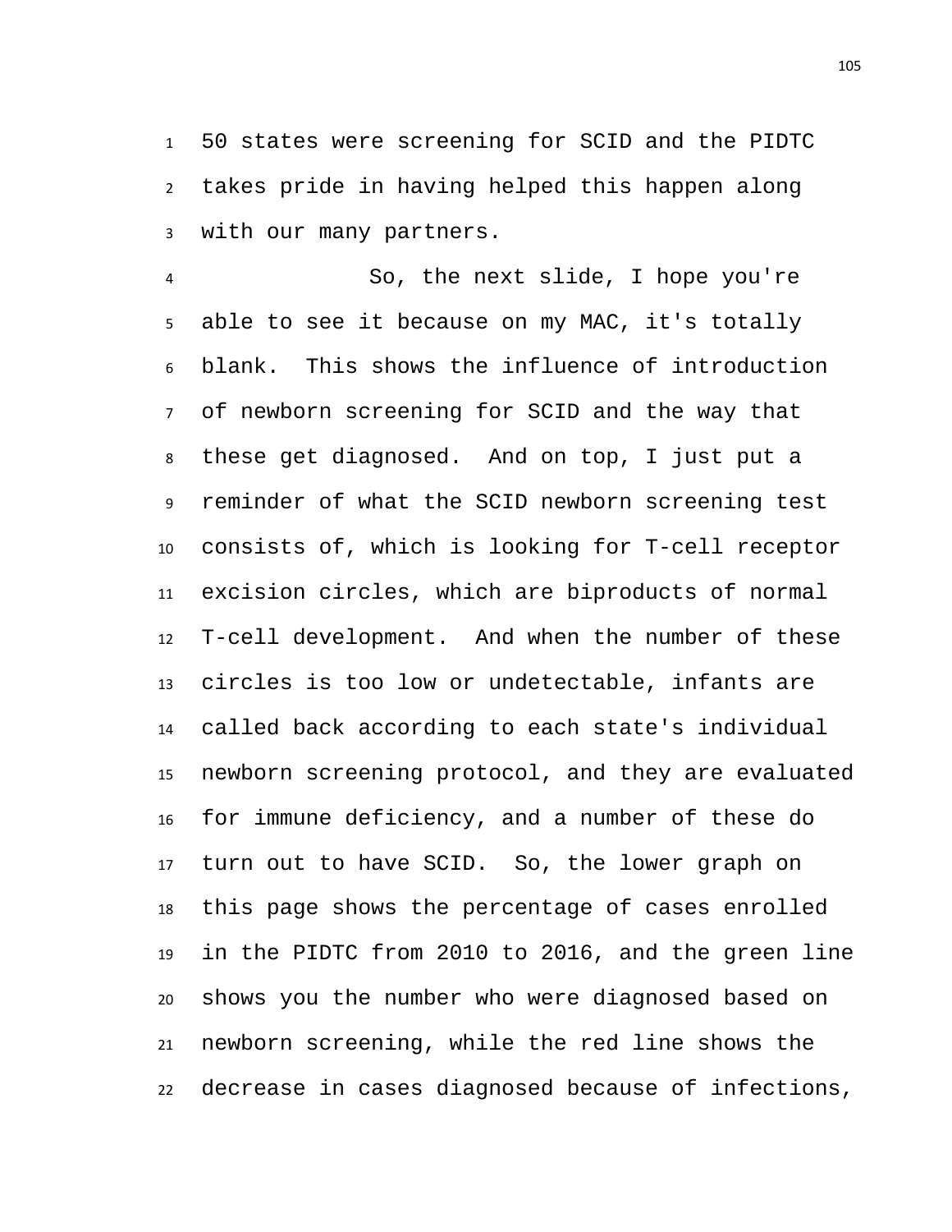50 states were screening for SCID and the PIDTC takes pride in having helped this happen along with our many partners.

So, the next slide, I hope you're able to see it because on my MAC, it's totally blank. This shows the influence of introduction of newborn screening for SCID and the way that these get diagnosed. And on top, I just put a reminder of what the SCID newborn screening test consists of, which is looking for T-cell receptor excision circles, which are biproducts of normal T-cell development. And when the number of these circles is too low or undetectable, infants are called back according to each state's individual newborn screening protocol, and they are evaluated for immune deficiency, and a number of these do turn out to have SCID. So, the lower graph on this page shows the percentage of cases enrolled in the PIDTC from 2010 to 2016, and the green line shows you the number who were diagnosed based on newborn screening, while the red line shows the decrease in cases diagnosed because of infections,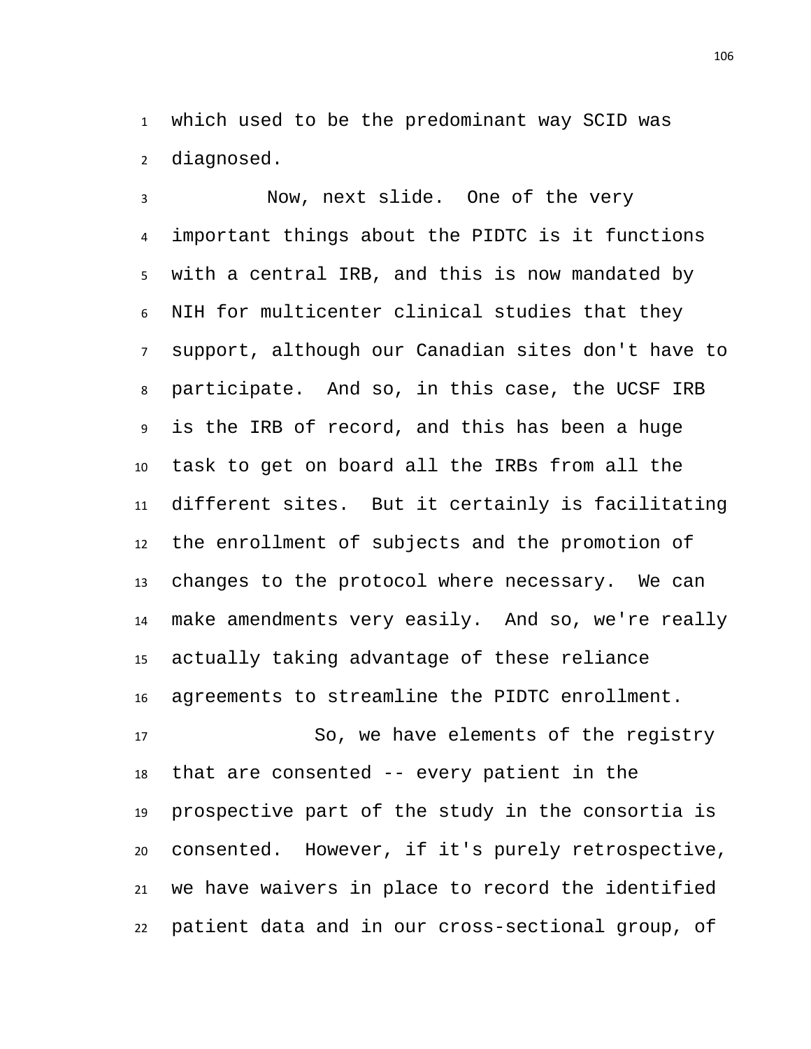which used to be the predominant way SCID was diagnosed.

Now, next slide. One of the very important things about the PIDTC is it functions with a central IRB, and this is now mandated by NIH for multicenter clinical studies that they support, although our Canadian sites don't have to participate. And so, in this case, the UCSF IRB is the IRB of record, and this has been a huge task to get on board all the IRBs from all the different sites. But it certainly is facilitating the enrollment of subjects and the promotion of changes to the protocol where necessary. We can make amendments very easily. And so, we're really actually taking advantage of these reliance agreements to streamline the PIDTC enrollment.

So, we have elements of the registry that are consented -- every patient in the prospective part of the study in the consortia is consented. However, if it's purely retrospective, we have waivers in place to record the identified patient data and in our cross-sectional group, of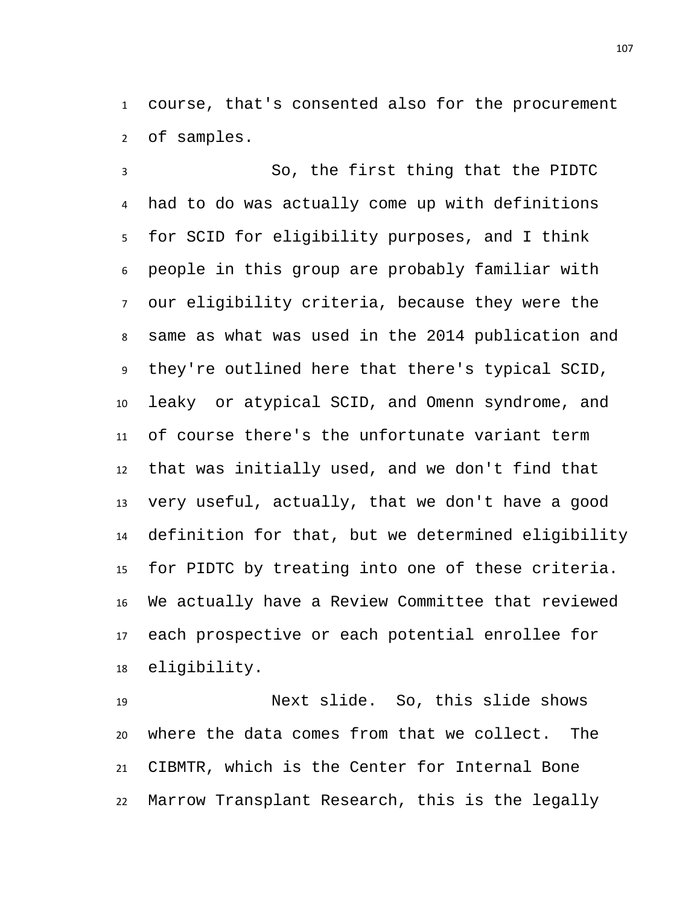course, that's consented also for the procurement of samples.

So, the first thing that the PIDTC had to do was actually come up with definitions for SCID for eligibility purposes, and I think people in this group are probably familiar with our eligibility criteria, because they were the same as what was used in the 2014 publication and they're outlined here that there's typical SCID, leaky or atypical SCID, and Omenn syndrome, and of course there's the unfortunate variant term that was initially used, and we don't find that very useful, actually, that we don't have a good definition for that, but we determined eligibility for PIDTC by treating into one of these criteria. We actually have a Review Committee that reviewed each prospective or each potential enrollee for eligibility.

Next slide. So, this slide shows where the data comes from that we collect. The CIBMTR, which is the Center for Internal Bone Marrow Transplant Research, this is the legally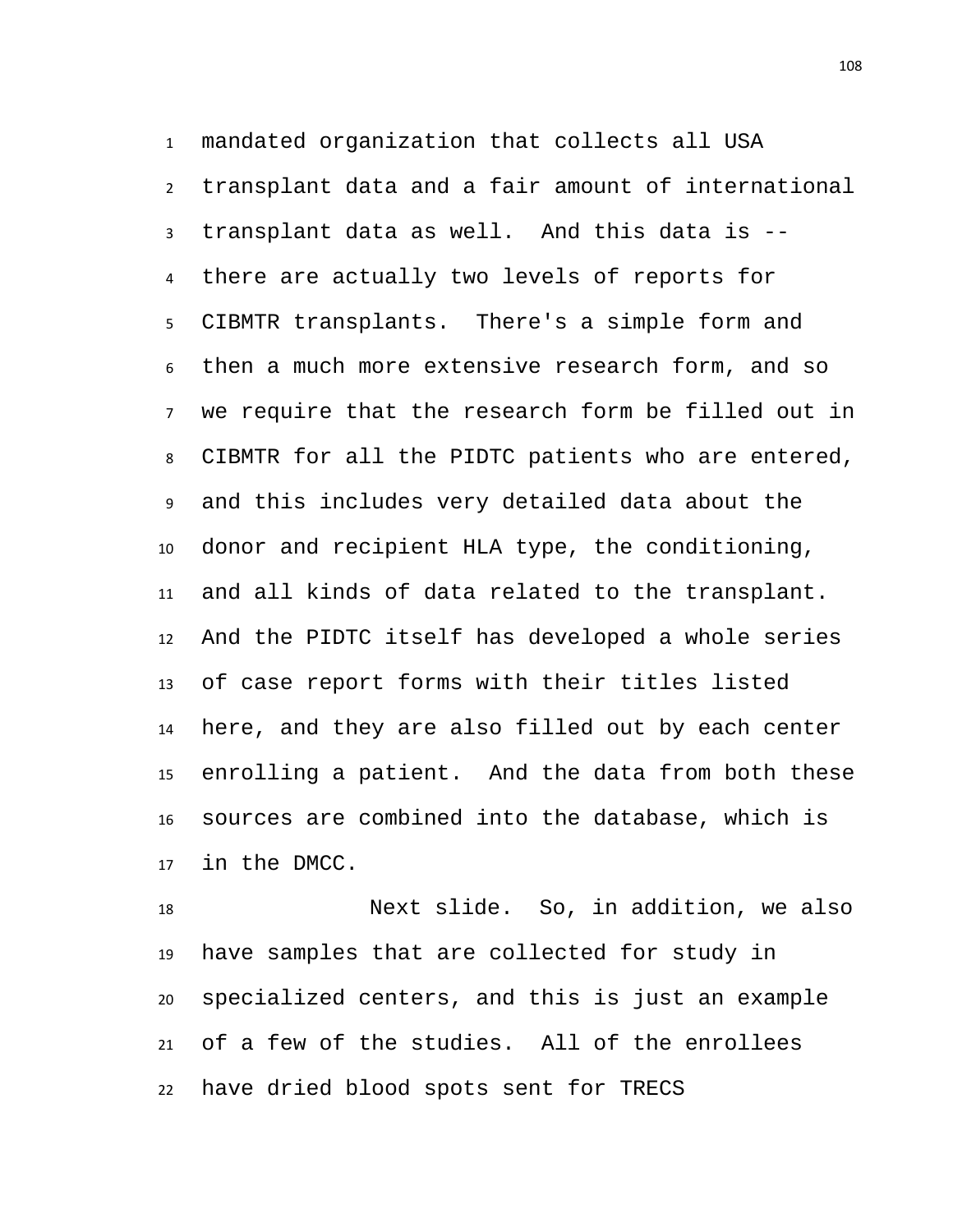mandated organization that collects all USA transplant data and a fair amount of international transplant data as well. And this data is -- there are actually two levels of reports for CIBMTR transplants. There's a simple form and then a much more extensive research form, and so we require that the research form be filled out in CIBMTR for all the PIDTC patients who are entered, and this includes very detailed data about the donor and recipient HLA type, the conditioning, and all kinds of data related to the transplant. And the PIDTC itself has developed a whole series of case report forms with their titles listed here, and they are also filled out by each center enrolling a patient. And the data from both these sources are combined into the database, which is in the DMCC.

Next slide. So, in addition, we also have samples that are collected for study in specialized centers, and this is just an example of a few of the studies. All of the enrollees have dried blood spots sent for TRECS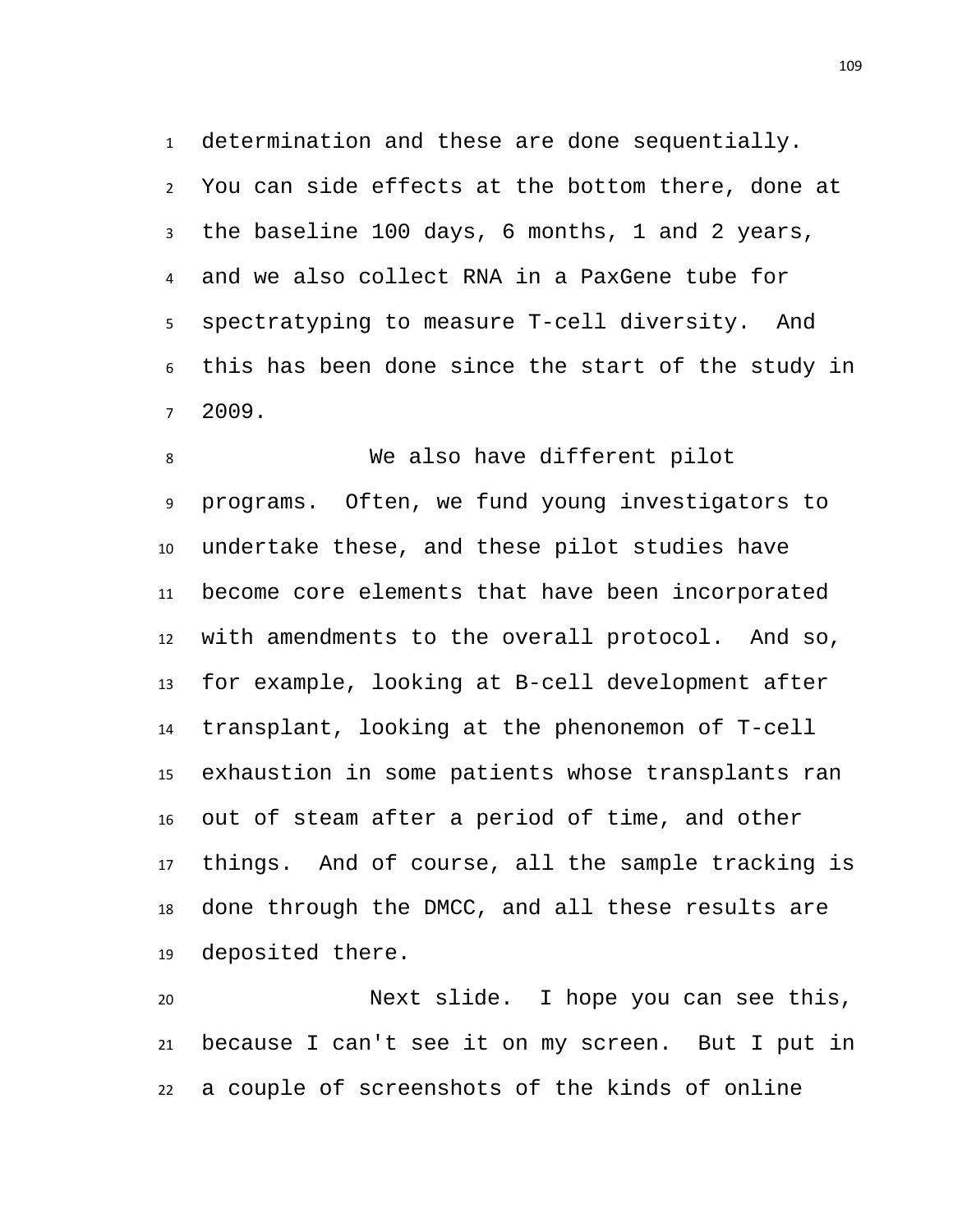determination and these are done sequentially. You can side effects at the bottom there, done at the baseline 100 days, 6 months, 1 and 2 years, and we also collect RNA in a PaxGene tube for spectratyping to measure T-cell diversity. And this has been done since the start of the study in 2009.

We also have different pilot programs. Often, we fund young investigators to undertake these, and these pilot studies have become core elements that have been incorporated with amendments to the overall protocol. And so, for example, looking at B-cell development after transplant, looking at the phenonemon of T-cell exhaustion in some patients whose transplants ran out of steam after a period of time, and other things. And of course, all the sample tracking is done through the DMCC, and all these results are deposited there.

Next slide. I hope you can see this, because I can't see it on my screen. But I put in a couple of screenshots of the kinds of online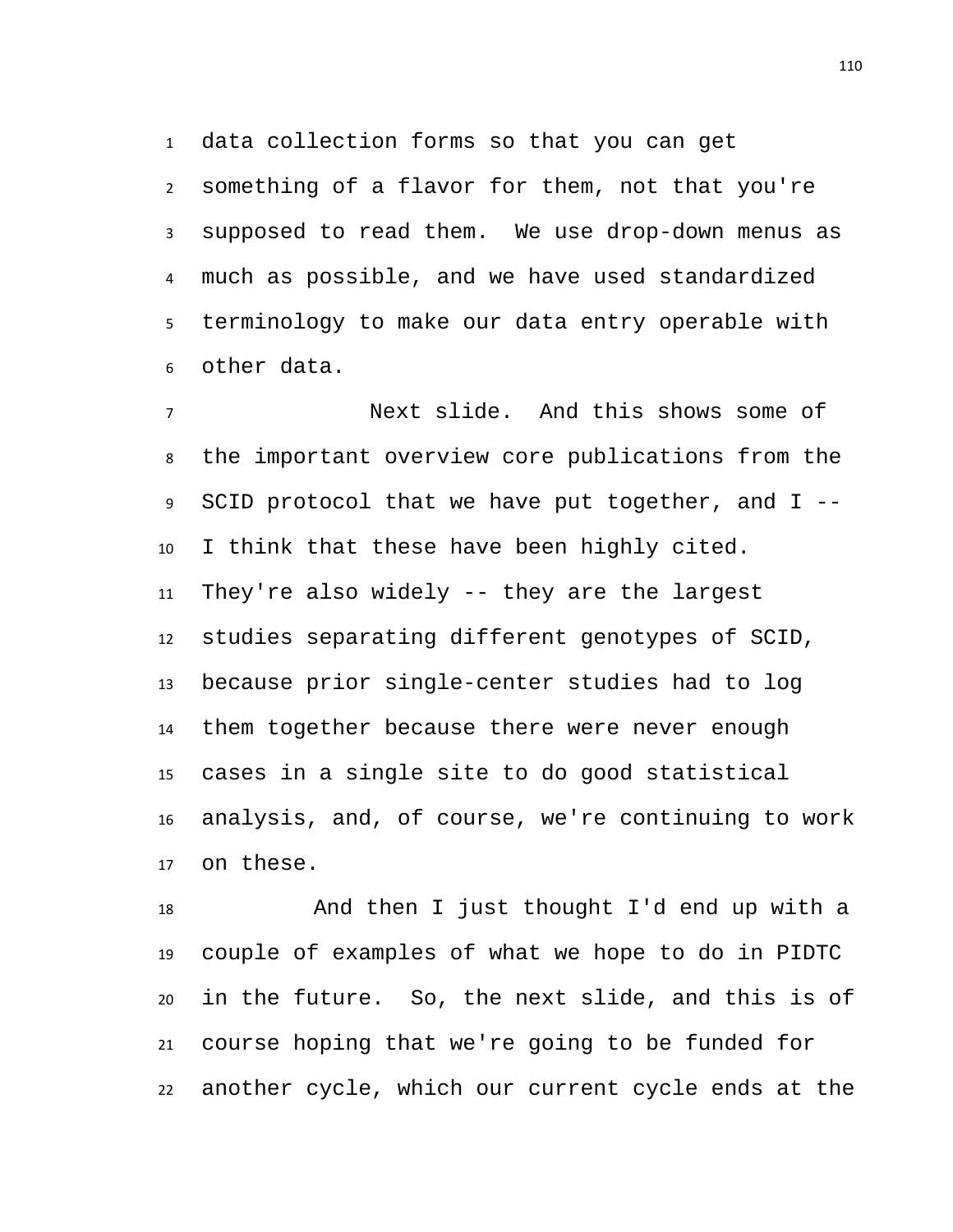data collection forms so that you can get something of a flavor for them, not that you're supposed to read them. We use drop-down menus as much as possible, and we have used standardized terminology to make our data entry operable with other data.

Next slide. And this shows some of the important overview core publications from the SCID protocol that we have put together, and I -- I think that these have been highly cited. They're also widely -- they are the largest studies separating different genotypes of SCID, because prior single-center studies had to log them together because there were never enough cases in a single site to do good statistical analysis, and, of course, we're continuing to work on these.

And then I just thought I'd end up with a couple of examples of what we hope to do in PIDTC in the future. So, the next slide, and this is of course hoping that we're going to be funded for another cycle, which our current cycle ends at the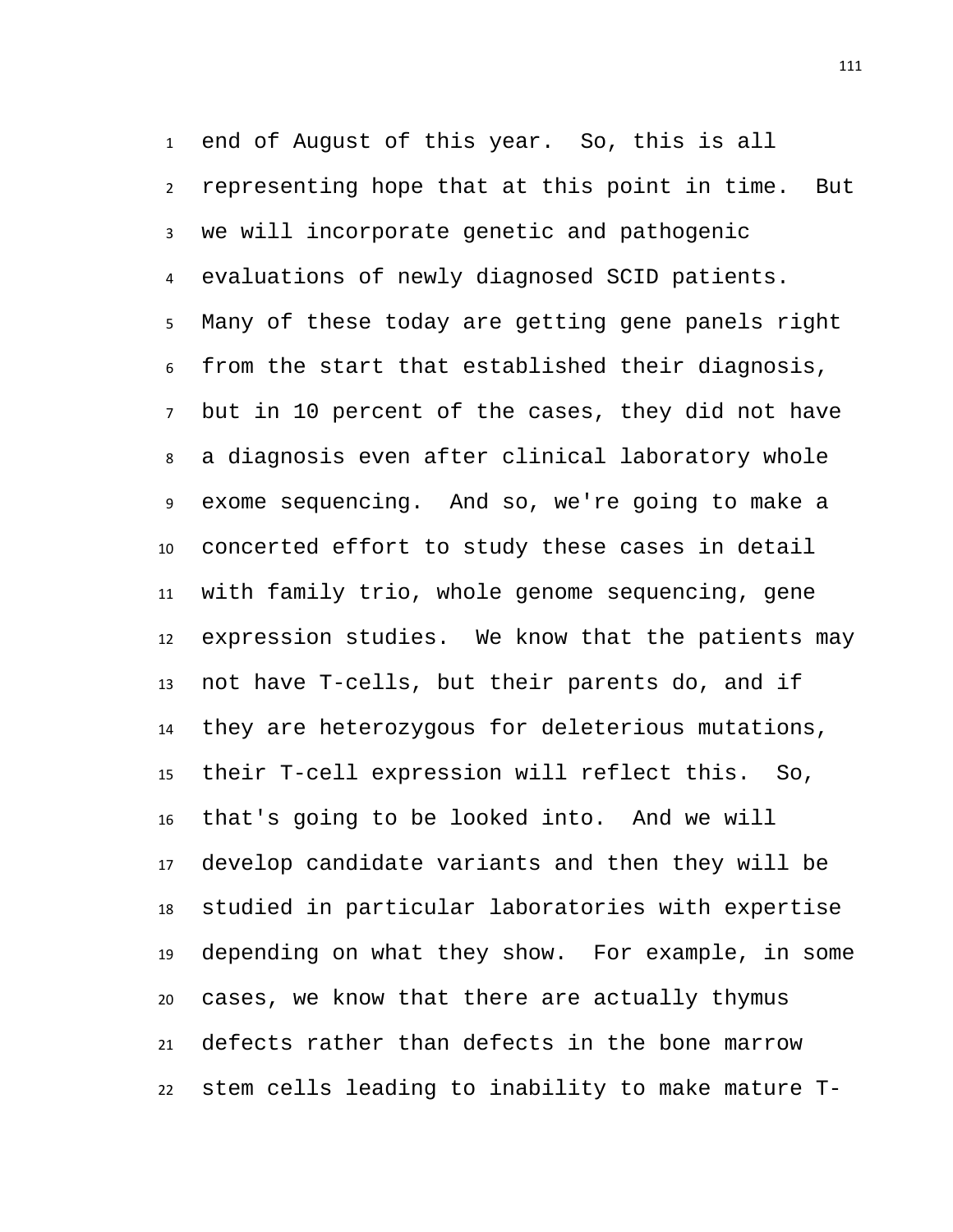end of August of this year. So, this is all representing hope that at this point in time. But we will incorporate genetic and pathogenic evaluations of newly diagnosed SCID patients. Many of these today are getting gene panels right from the start that established their diagnosis, but in 10 percent of the cases, they did not have a diagnosis even after clinical laboratory whole exome sequencing. And so, we're going to make a concerted effort to study these cases in detail with family trio, whole genome sequencing, gene expression studies. We know that the patients may not have T-cells, but their parents do, and if they are heterozygous for deleterious mutations, their T-cell expression will reflect this. So, that's going to be looked into. And we will develop candidate variants and then they will be studied in particular laboratories with expertise depending on what they show. For example, in some cases, we know that there are actually thymus defects rather than defects in the bone marrow stem cells leading to inability to make mature T-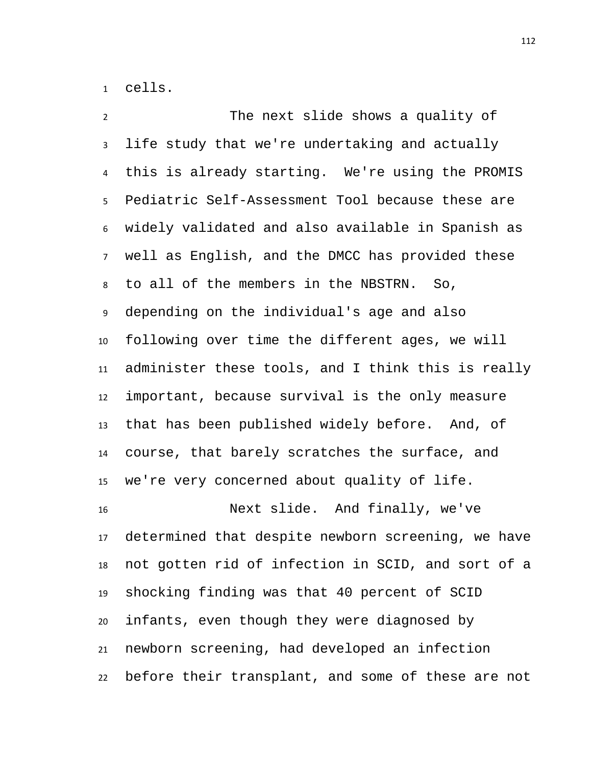cells.

The next slide shows a quality of life study that we're undertaking and actually this is already starting. We're using the PROMIS Pediatric Self-Assessment Tool because these are widely validated and also available in Spanish as well as English, and the DMCC has provided these to all of the members in the NBSTRN. So, depending on the individual's age and also following over time the different ages, we will administer these tools, and I think this is really important, because survival is the only measure that has been published widely before. And, of course, that barely scratches the surface, and we're very concerned about quality of life.

Next slide. And finally, we've determined that despite newborn screening, we have not gotten rid of infection in SCID, and sort of a shocking finding was that 40 percent of SCID infants, even though they were diagnosed by newborn screening, had developed an infection before their transplant, and some of these are not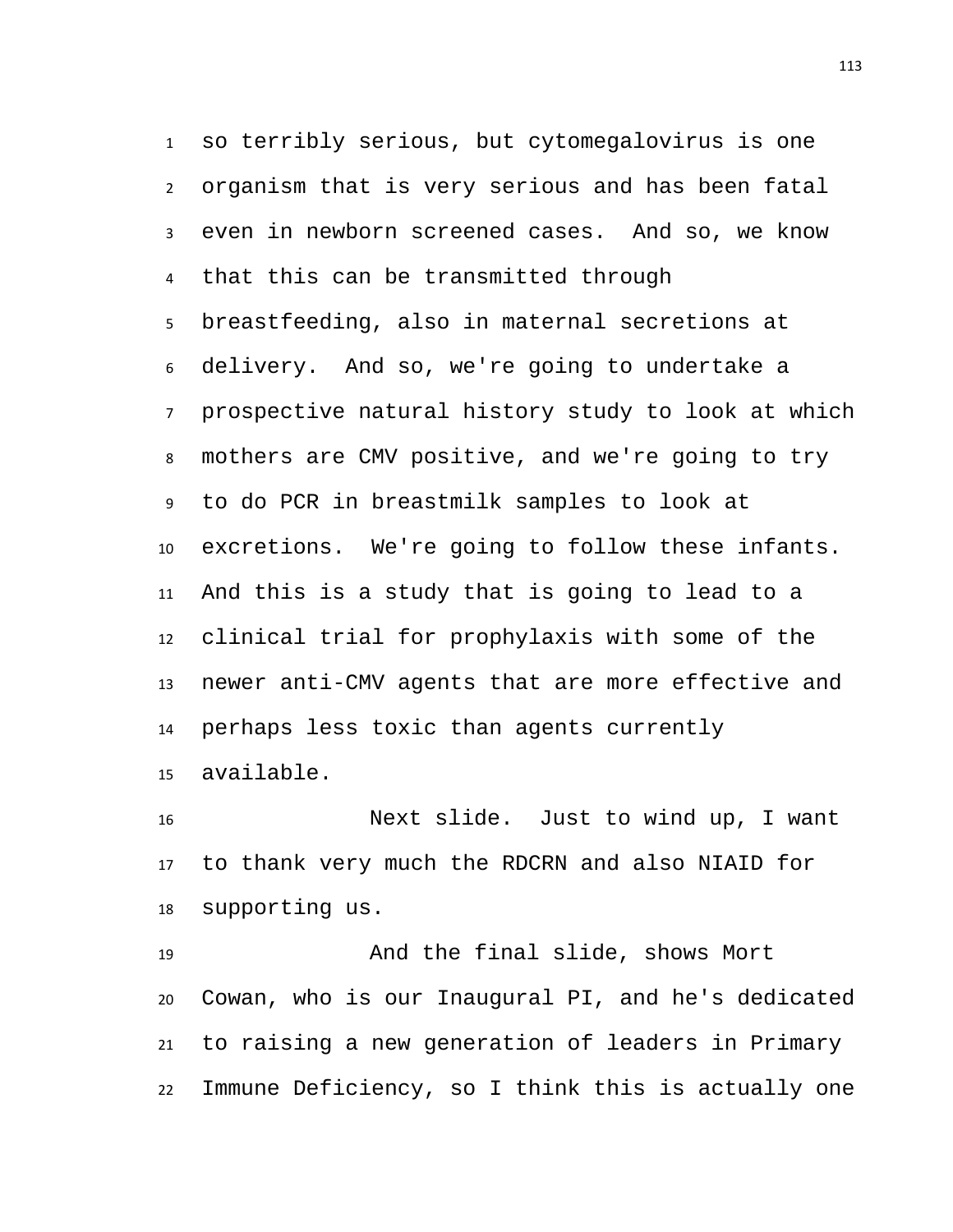so terribly serious, but cytomegalovirus is one organism that is very serious and has been fatal even in newborn screened cases. And so, we know that this can be transmitted through breastfeeding, also in maternal secretions at delivery. And so, we're going to undertake a prospective natural history study to look at which mothers are CMV positive, and we're going to try to do PCR in breastmilk samples to look at excretions. We're going to follow these infants. And this is a study that is going to lead to a clinical trial for prophylaxis with some of the newer anti-CMV agents that are more effective and perhaps less toxic than agents currently available.

Next slide. Just to wind up, I want to thank very much the RDCRN and also NIAID for supporting us.

And the final slide, shows Mort Cowan, who is our Inaugural PI, and he's dedicated to raising a new generation of leaders in Primary Immune Deficiency, so I think this is actually one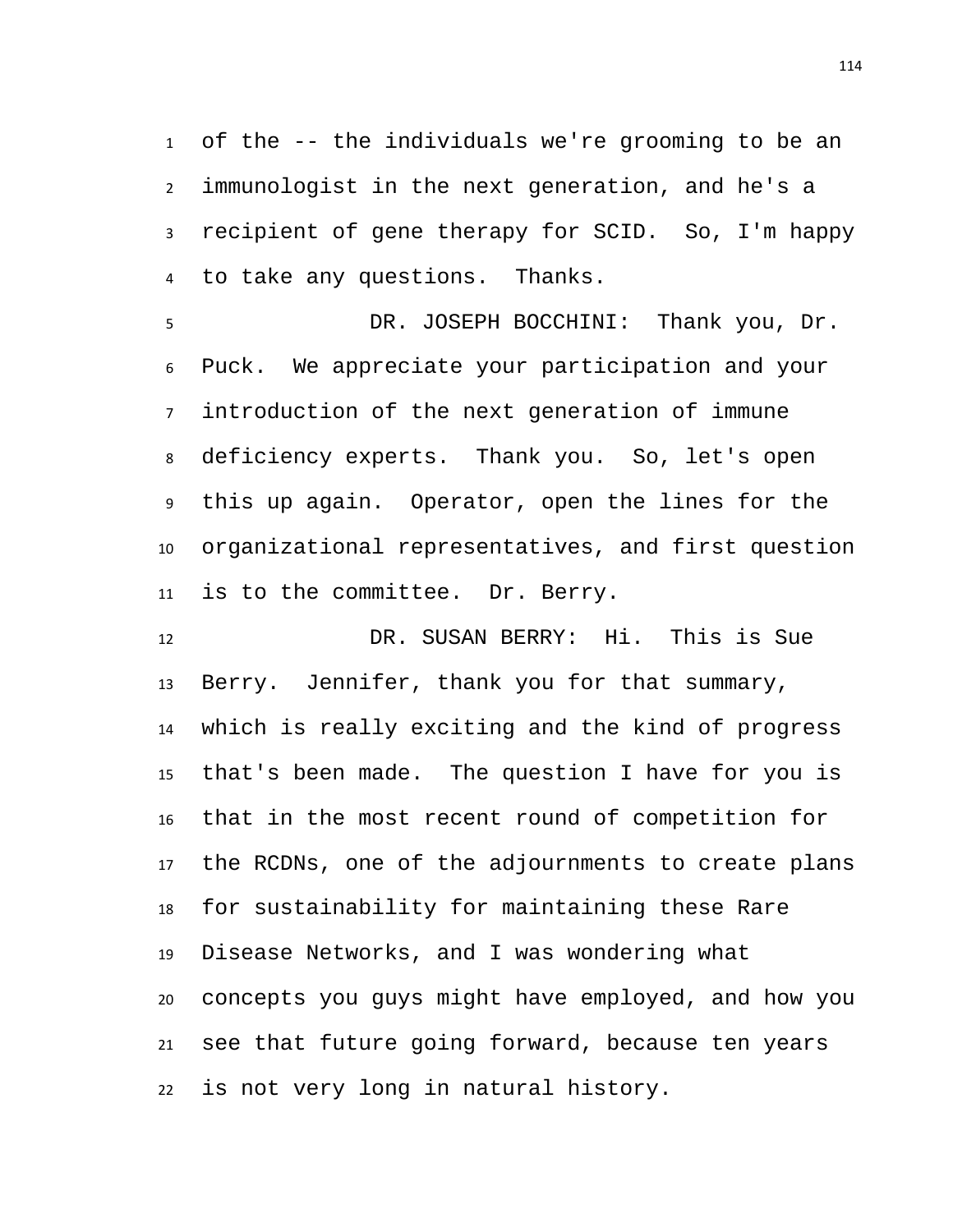of the -- the individuals we're grooming to be an immunologist in the next generation, and he's a recipient of gene therapy for SCID. So, I'm happy to take any questions. Thanks.

DR. JOSEPH BOCCHINI: Thank you, Dr. Puck. We appreciate your participation and your introduction of the next generation of immune deficiency experts. Thank you. So, let's open this up again. Operator, open the lines for the organizational representatives, and first question is to the committee. Dr. Berry.

DR. SUSAN BERRY: Hi. This is Sue Berry. Jennifer, thank you for that summary, which is really exciting and the kind of progress that's been made. The question I have for you is that in the most recent round of competition for the RCDNs, one of the adjournments to create plans for sustainability for maintaining these Rare Disease Networks, and I was wondering what concepts you guys might have employed, and how you see that future going forward, because ten years is not very long in natural history.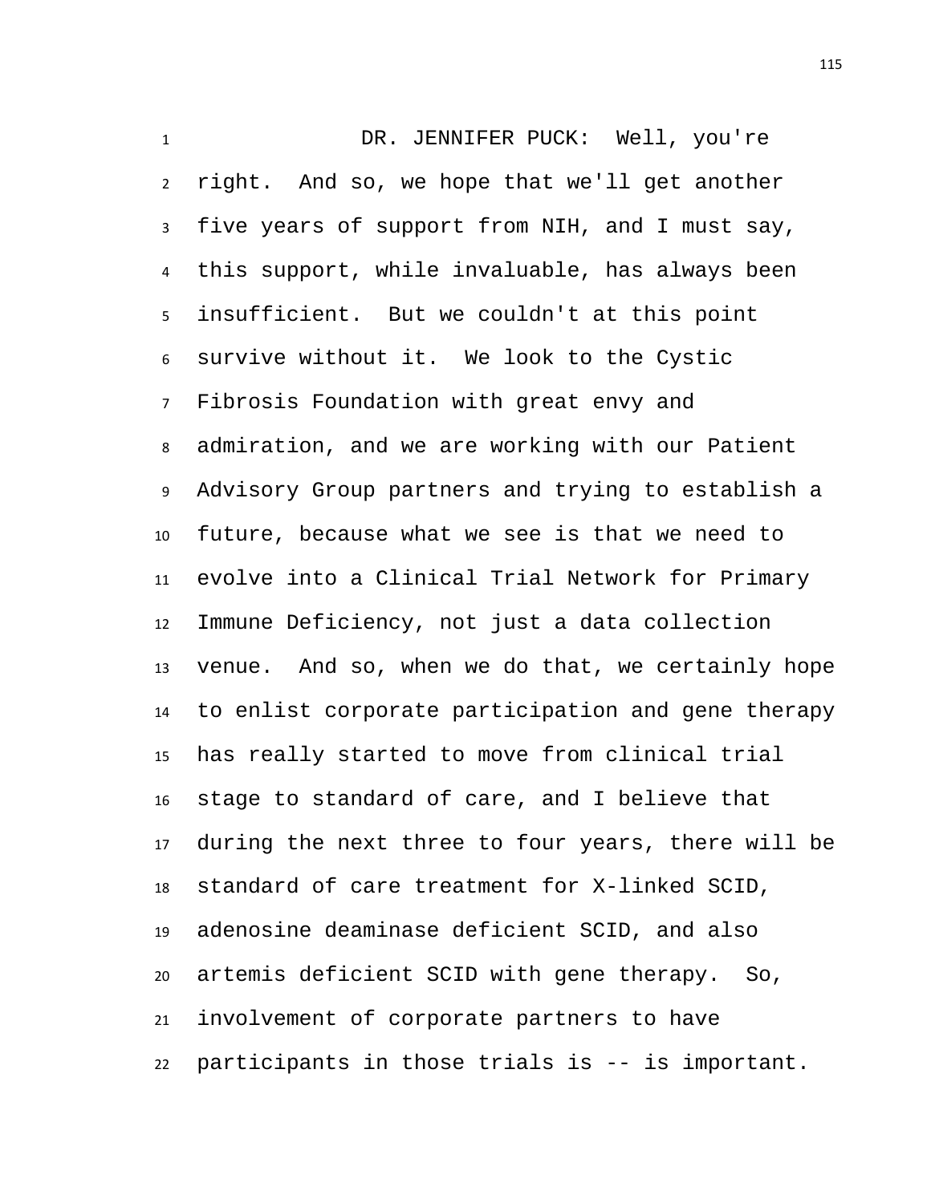DR. JENNIFER PUCK: Well, you're right. And so, we hope that we'll get another five years of support from NIH, and I must say, this support, while invaluable, has always been insufficient. But we couldn't at this point survive without it. We look to the Cystic Fibrosis Foundation with great envy and admiration, and we are working with our Patient Advisory Group partners and trying to establish a future, because what we see is that we need to evolve into a Clinical Trial Network for Primary Immune Deficiency, not just a data collection venue. And so, when we do that, we certainly hope to enlist corporate participation and gene therapy has really started to move from clinical trial stage to standard of care, and I believe that during the next three to four years, there will be standard of care treatment for X-linked SCID, adenosine deaminase deficient SCID, and also artemis deficient SCID with gene therapy. So, involvement of corporate partners to have participants in those trials is -- is important.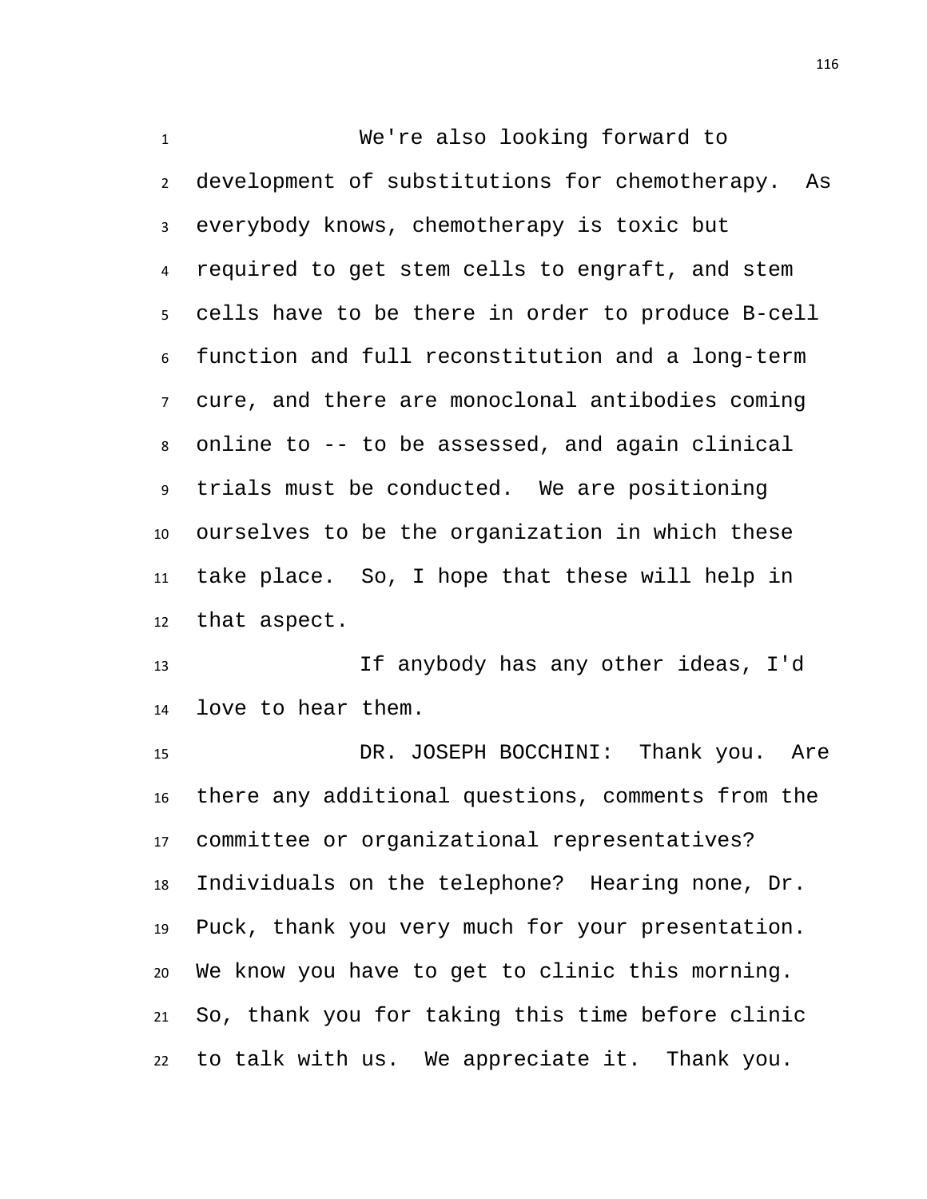We're also looking forward to development of substitutions for chemotherapy. As everybody knows, chemotherapy is toxic but required to get stem cells to engraft, and stem cells have to be there in order to produce B-cell function and full reconstitution and a long-term cure, and there are monoclonal antibodies coming online to -- to be assessed, and again clinical trials must be conducted. We are positioning ourselves to be the organization in which these take place. So, I hope that these will help in that aspect.

If anybody has any other ideas, I'd love to hear them.

DR. JOSEPH BOCCHINI: Thank you. Are there any additional questions, comments from the committee or organizational representatives? Individuals on the telephone? Hearing none, Dr. Puck, thank you very much for your presentation. We know you have to get to clinic this morning. So, thank you for taking this time before clinic to talk with us. We appreciate it. Thank you.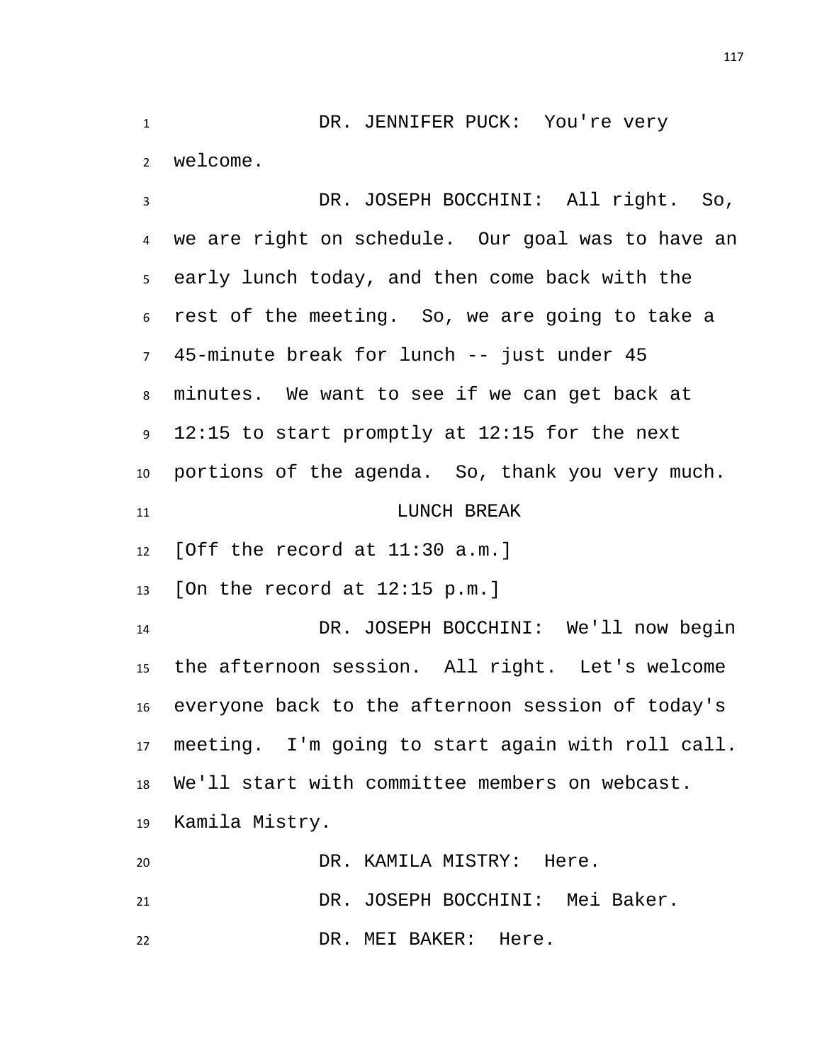DR. JENNIFER PUCK: You're very welcome.

DR. JOSEPH BOCCHINI: All right. So, we are right on schedule. Our goal was to have an early lunch today, and then come back with the rest of the meeting. So, we are going to take a 45-minute break for lunch -- just under 45 minutes. We want to see if we can get back at 12:15 to start promptly at 12:15 for the next portions of the agenda. So, thank you very much.

LUNCH BREAK

[Off the record at 11:30 a.m.]

[On the record at 12:15 p.m.]

DR. JOSEPH BOCCHINI: We'll now begin the afternoon session. All right. Let's welcome everyone back to the afternoon session of today's meeting. I'm going to start again with roll call. We'll start with committee members on webcast. Kamila Mistry.

DR. KAMILA MISTRY: Here.

DR. JOSEPH BOCCHINI: Mei Baker.

DR. MEI BAKER: Here.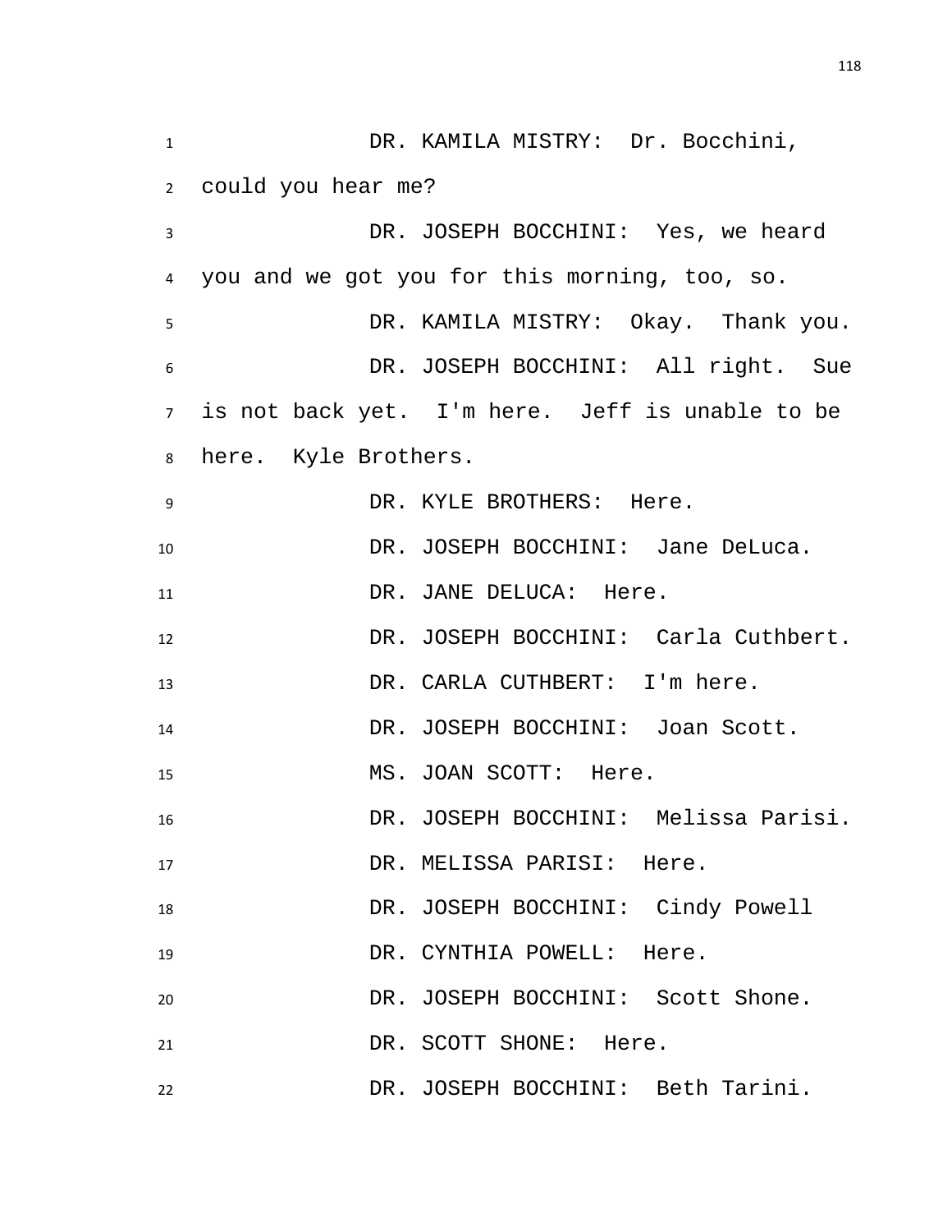DR. KAMILA MISTRY: Dr. Bocchini, could you hear me?

DR. JOSEPH BOCCHINI: Yes, we heard you and we got you for this morning, too, so.

DR. KAMILA MISTRY: Okay. Thank you.

DR. JOSEPH BOCCHINI: All right. Sue is not back yet. I'm here. Jeff is unable to be here. Kyle Brothers.

DR. KYLE BROTHERS: Here.

DR. JOSEPH BOCCHINI: Jane DeLuca.

DR. JANE DELUCA: Here.

DR. JOSEPH BOCCHINI: Carla Cuthbert.

DR. CARLA CUTHBERT: I'm here.

DR. JOSEPH BOCCHINI: Joan Scott.

MS. JOAN SCOTT: Here.

DR. JOSEPH BOCCHINI: Melissa Parisi.

DR. MELISSA PARISI: Here.

DR. JOSEPH BOCCHINI: Cindy Powell

DR. CYNTHIA POWELL: Here.

DR. JOSEPH BOCCHINI: Scott Shone.

DR. SCOTT SHONE: Here.

DR. JOSEPH BOCCHINI: Beth Tarini.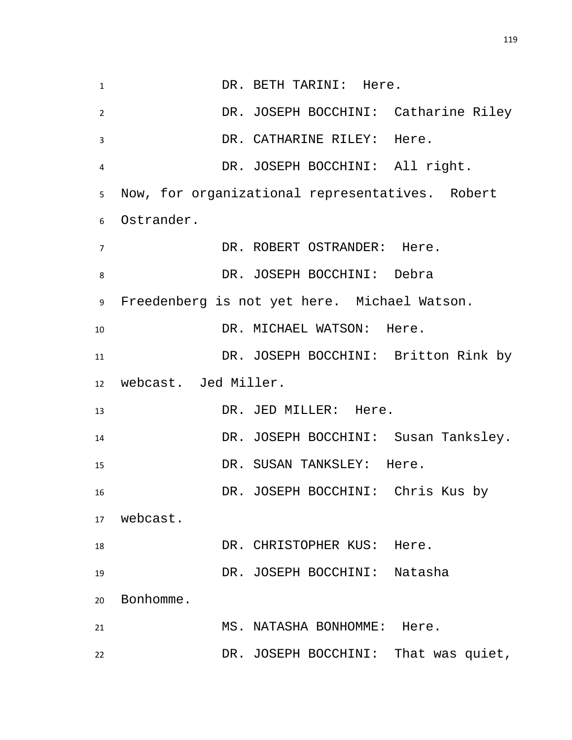DR. BETH TARINI: Here.

DR. JOSEPH BOCCHINI: Catharine Riley

DR. CATHARINE RILEY: Here.

DR. JOSEPH BOCCHINI: All right. Now, for organizational representatives. Robert Ostrander.

DR. ROBERT OSTRANDER: Here.

DR. JOSEPH BOCCHINI: Debra Freedenberg is not yet here. Michael Watson.

DR. MICHAEL WATSON: Here.

DR. JOSEPH BOCCHINI: Britton Rink by webcast. Jed Miller.

DR. JED MILLER: Here.

DR. JOSEPH BOCCHINI: Susan Tanksley.

DR. SUSAN TANKSLEY: Here.

DR. JOSEPH BOCCHINI: Chris Kus by webcast.

DR. CHRISTOPHER KUS: Here.

DR. JOSEPH BOCCHINI: Natasha Bonhomme.

MS. NATASHA BONHOMME: Here.

DR. JOSEPH BOCCHINI: That was quiet,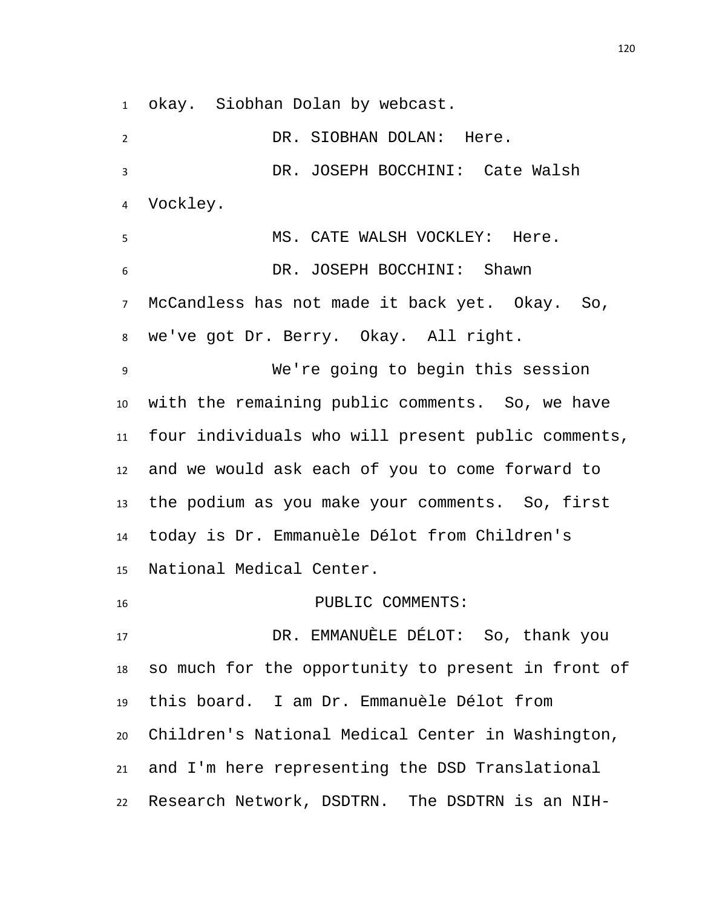okay.  Siobhan Dolan by webcast.

DR. SIOBHAN DOLAN:  Here.

DR. JOSEPH BOCCHINI:  Cate Walsh Vockley.

MS. CATE WALSH VOCKLEY:  Here.

DR. JOSEPH BOCCHINI:  Shawn McCandless has not made it back yet.  Okay.  So, we've got Dr. Berry.  Okay.  All right.

We're going to begin this session with the remaining public comments.  So, we have four individuals who will present public comments, and we would ask each of you to come forward to the podium as you make your comments.  So, first today is Dr. Emmanuèle Délot from Children's National Medical Center.

PUBLIC COMMENTS:

DR. EMMANUÈLE DÉLOT:  So, thank you so much for the opportunity to present in front of this board.  I am Dr. Emmanuèle Délot from Children's National Medical Center in Washington, and I'm here representing the DSD Translational Research Network, DSDTRN.  The DSDTRN is an NIH-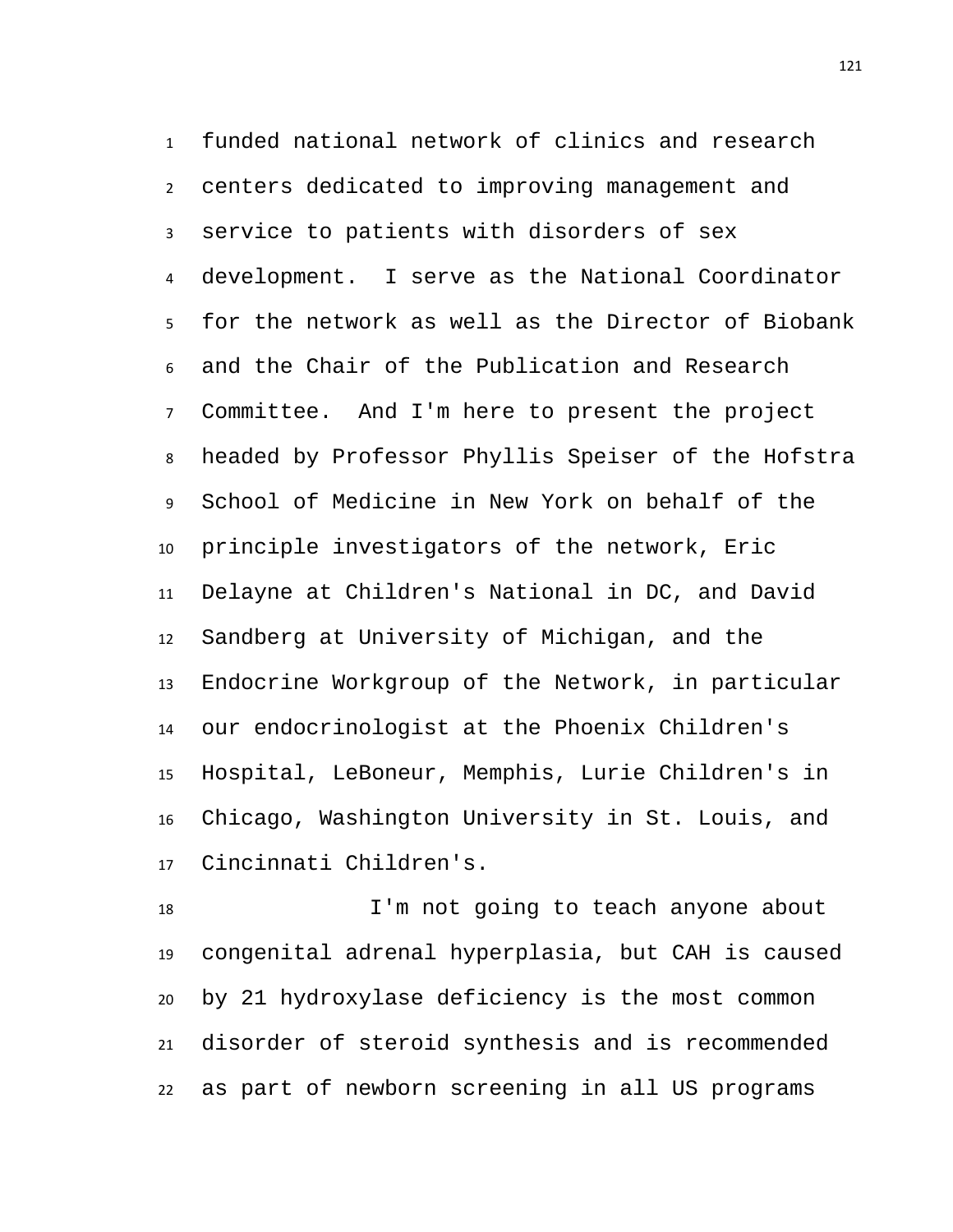funded national network of clinics and research centers dedicated to improving management and service to patients with disorders of sex development. I serve as the National Coordinator for the network as well as the Director of Biobank and the Chair of the Publication and Research Committee. And I'm here to present the project headed by Professor Phyllis Speiser of the Hofstra School of Medicine in New York on behalf of the principle investigators of the network, Eric Delayne at Children's National in DC, and David Sandberg at University of Michigan, and the Endocrine Workgroup of the Network, in particular our endocrinologist at the Phoenix Children's Hospital, LeBoneur, Memphis, Lurie Children's in Chicago, Washington University in St. Louis, and Cincinnati Children's.

I'm not going to teach anyone about congenital adrenal hyperplasia, but CAH is caused by 21 hydroxylase deficiency is the most common disorder of steroid synthesis and is recommended as part of newborn screening in all US programs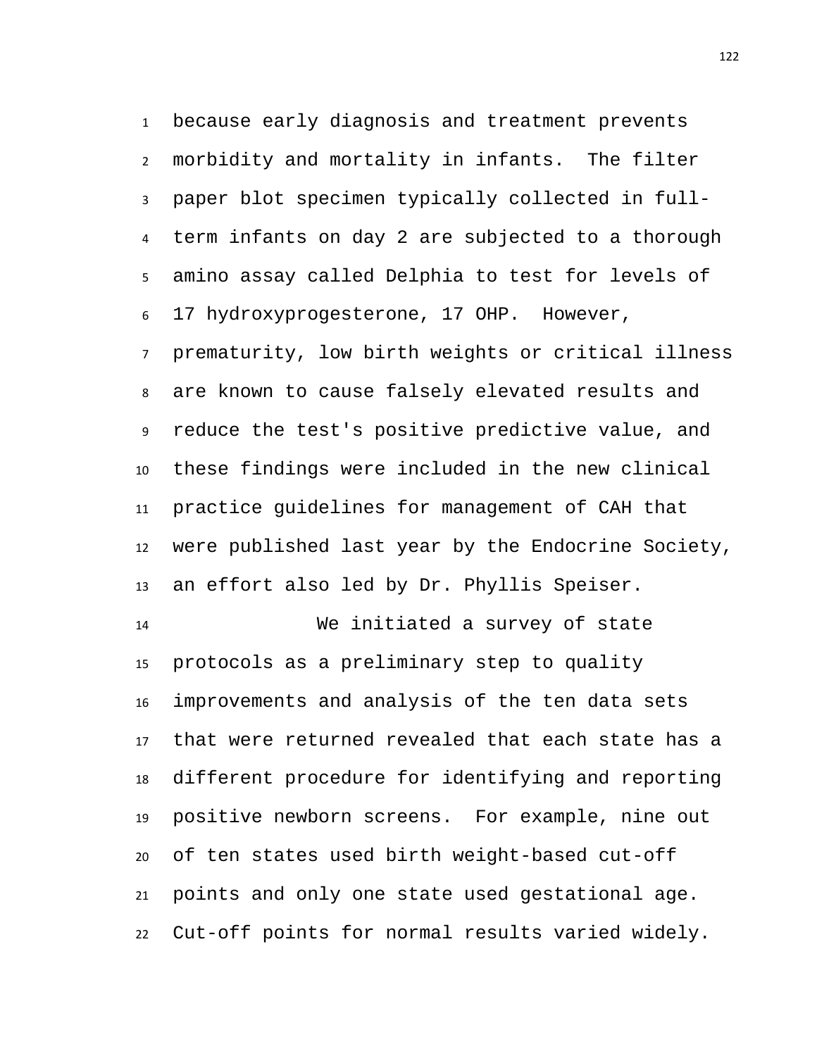because early diagnosis and treatment prevents morbidity and mortality in infants. The filter paper blot specimen typically collected in full-term infants on day 2 are subjected to a thorough amino assay called Delphia to test for levels of 17 hydroxyprogesterone, 17 OHP. However, prematurity, low birth weights or critical illness are known to cause falsely elevated results and reduce the test's positive predictive value, and these findings were included in the new clinical practice guidelines for management of CAH that were published last year by the Endocrine Society, an effort also led by Dr. Phyllis Speiser.

We initiated a survey of state protocols as a preliminary step to quality improvements and analysis of the ten data sets that were returned revealed that each state has a different procedure for identifying and reporting positive newborn screens. For example, nine out of ten states used birth weight-based cut-off points and only one state used gestational age. Cut-off points for normal results varied widely.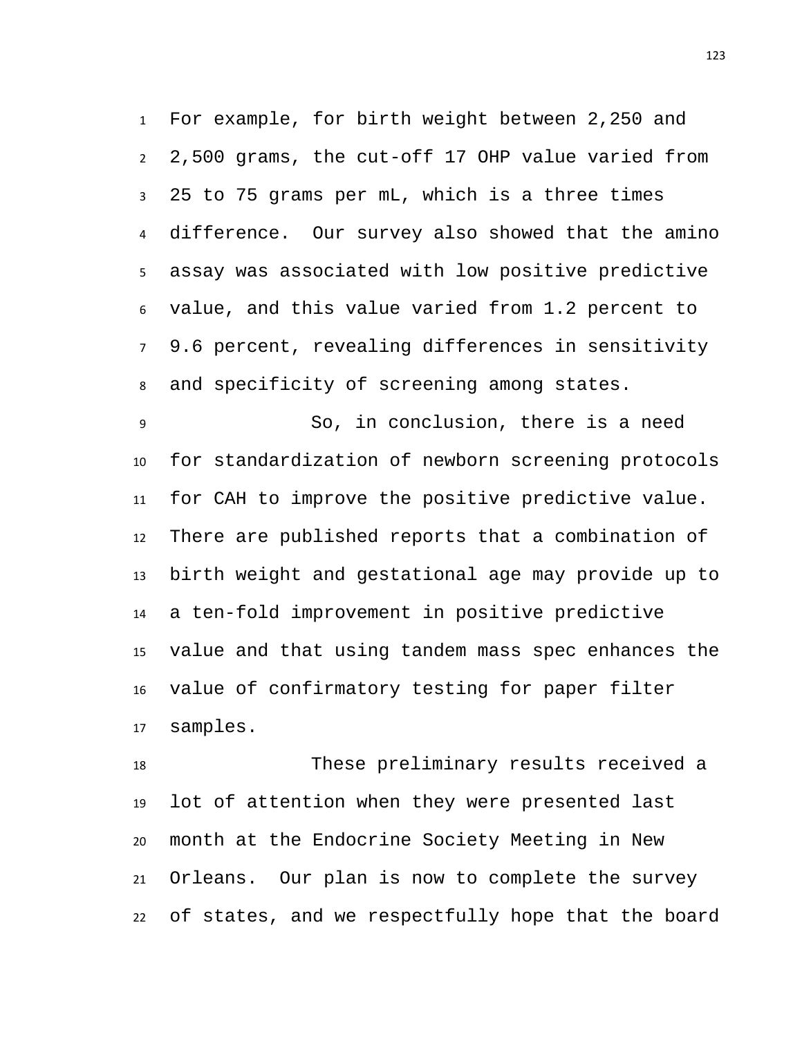For example, for birth weight between 2,250 and 2,500 grams, the cut-off 17 OHP value varied from 25 to 75 grams per mL, which is a three times difference. Our survey also showed that the amino assay was associated with low positive predictive value, and this value varied from 1.2 percent to 9.6 percent, revealing differences in sensitivity and specificity of screening among states.

So, in conclusion, there is a need for standardization of newborn screening protocols for CAH to improve the positive predictive value. There are published reports that a combination of birth weight and gestational age may provide up to a ten-fold improvement in positive predictive value and that using tandem mass spec enhances the value of confirmatory testing for paper filter samples.

These preliminary results received a lot of attention when they were presented last month at the Endocrine Society Meeting in New Orleans. Our plan is now to complete the survey of states, and we respectfully hope that the board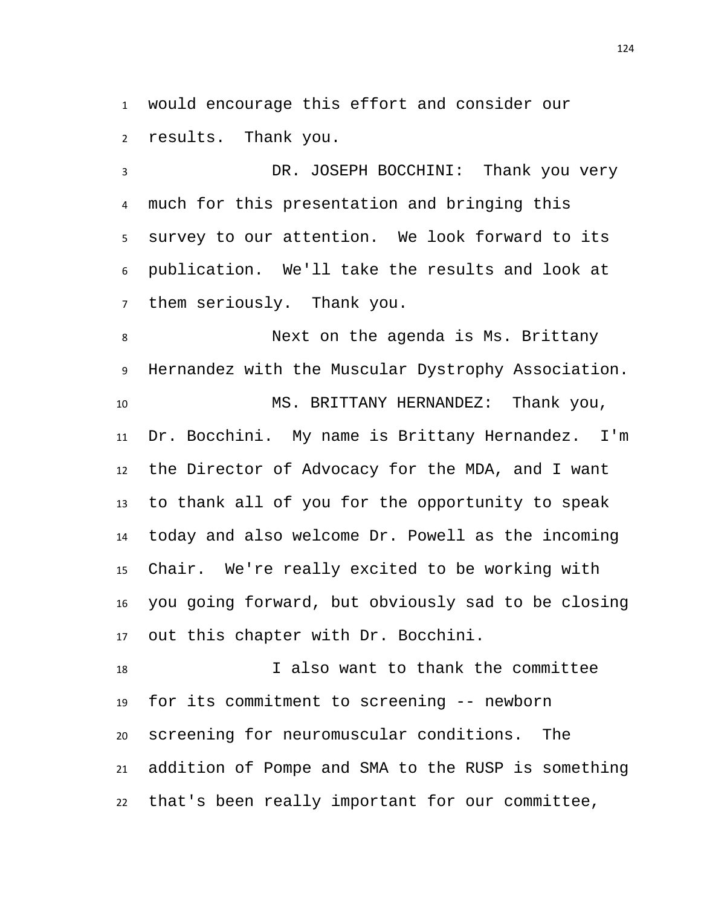would encourage this effort and consider our results. Thank you.

DR. JOSEPH BOCCHINI: Thank you very much for this presentation and bringing this survey to our attention. We look forward to its publication. We'll take the results and look at them seriously. Thank you.

Next on the agenda is Ms. Brittany Hernandez with the Muscular Dystrophy Association.

MS. BRITTANY HERNANDEZ: Thank you, Dr. Bocchini. My name is Brittany Hernandez. I'm the Director of Advocacy for the MDA, and I want to thank all of you for the opportunity to speak today and also welcome Dr. Powell as the incoming Chair. We're really excited to be working with you going forward, but obviously sad to be closing out this chapter with Dr. Bocchini.

I also want to thank the committee for its commitment to screening -- newborn screening for neuromuscular conditions. The addition of Pompe and SMA to the RUSP is something that's been really important for our committee,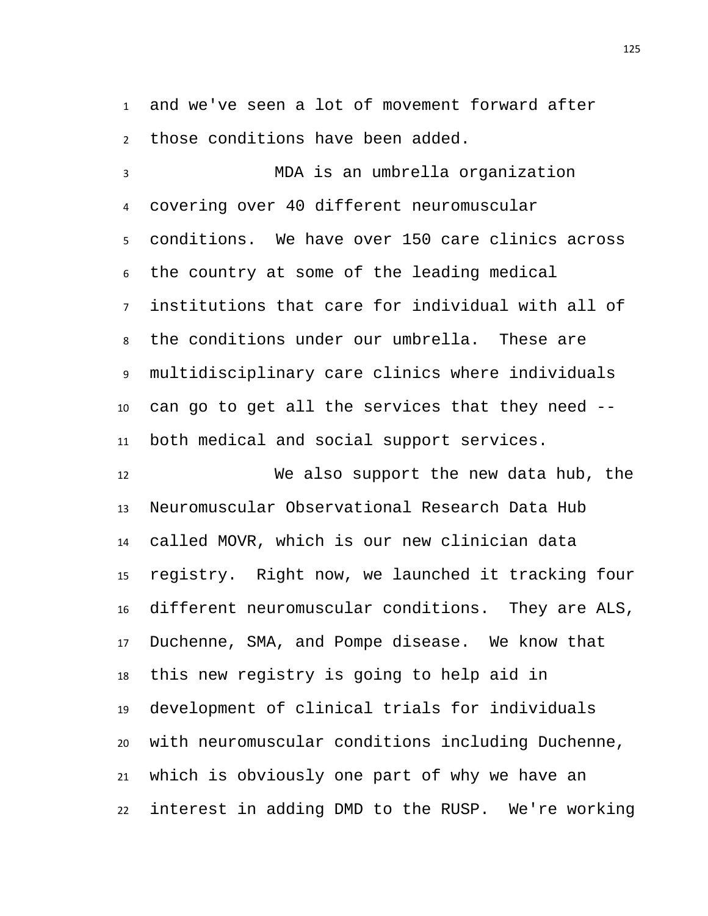and we've seen a lot of movement forward after those conditions have been added.

MDA is an umbrella organization covering over 40 different neuromuscular conditions. We have over 150 care clinics across the country at some of the leading medical institutions that care for individual with all of the conditions under our umbrella. These are multidisciplinary care clinics where individuals can go to get all the services that they need -- both medical and social support services.

We also support the new data hub, the Neuromuscular Observational Research Data Hub called MOVR, which is our new clinician data registry. Right now, we launched it tracking four different neuromuscular conditions. They are ALS, Duchenne, SMA, and Pompe disease. We know that this new registry is going to help aid in development of clinical trials for individuals with neuromuscular conditions including Duchenne, which is obviously one part of why we have an interest in adding DMD to the RUSP. We're working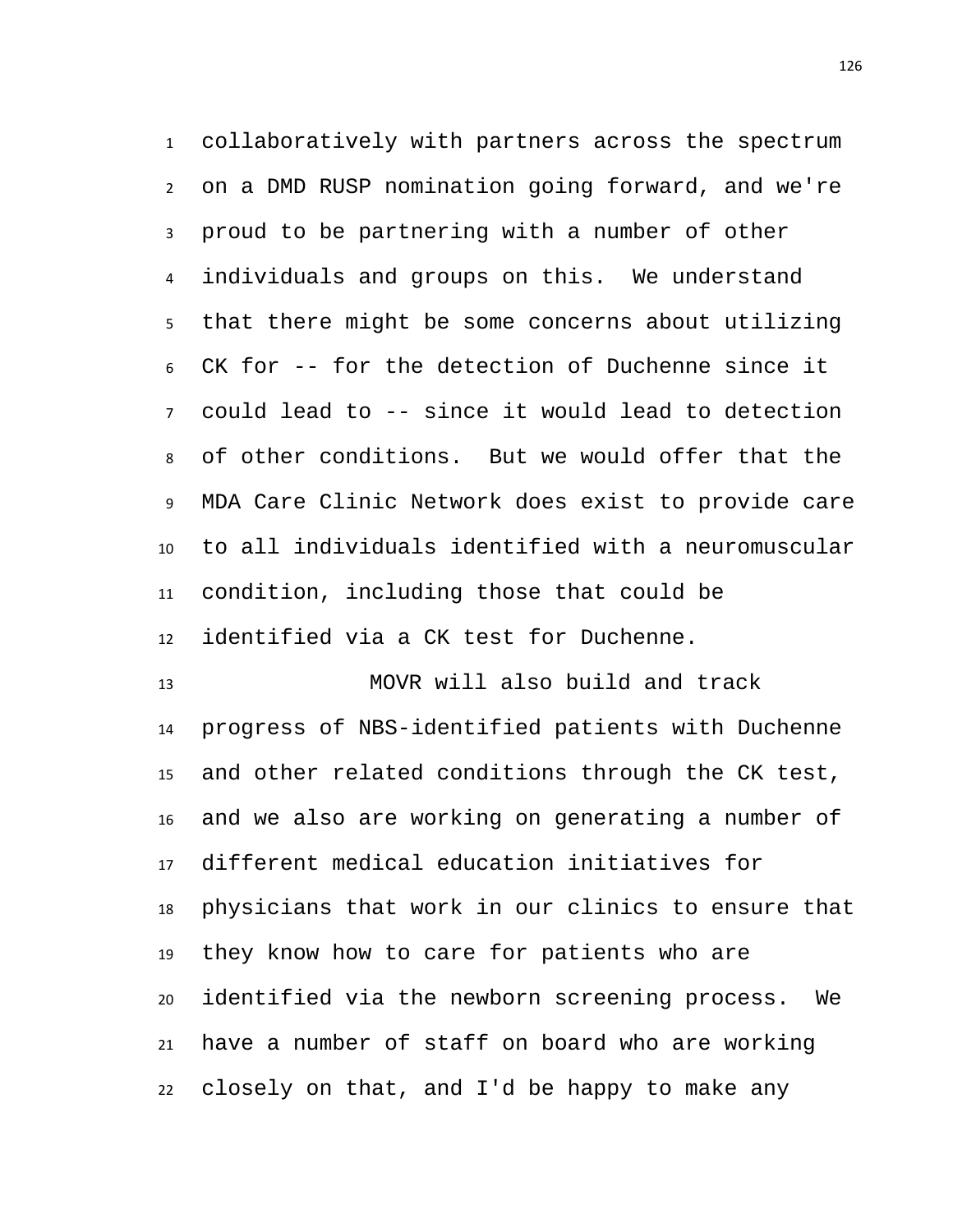collaboratively with partners across the spectrum on a DMD RUSP nomination going forward, and we're proud to be partnering with a number of other individuals and groups on this. We understand that there might be some concerns about utilizing CK for -- for the detection of Duchenne since it could lead to -- since it would lead to detection of other conditions. But we would offer that the MDA Care Clinic Network does exist to provide care to all individuals identified with a neuromuscular condition, including those that could be identified via a CK test for Duchenne.

MOVR will also build and track progress of NBS-identified patients with Duchenne and other related conditions through the CK test, and we also are working on generating a number of different medical education initiatives for physicians that work in our clinics to ensure that they know how to care for patients who are identified via the newborn screening process. We have a number of staff on board who are working closely on that, and I'd be happy to make any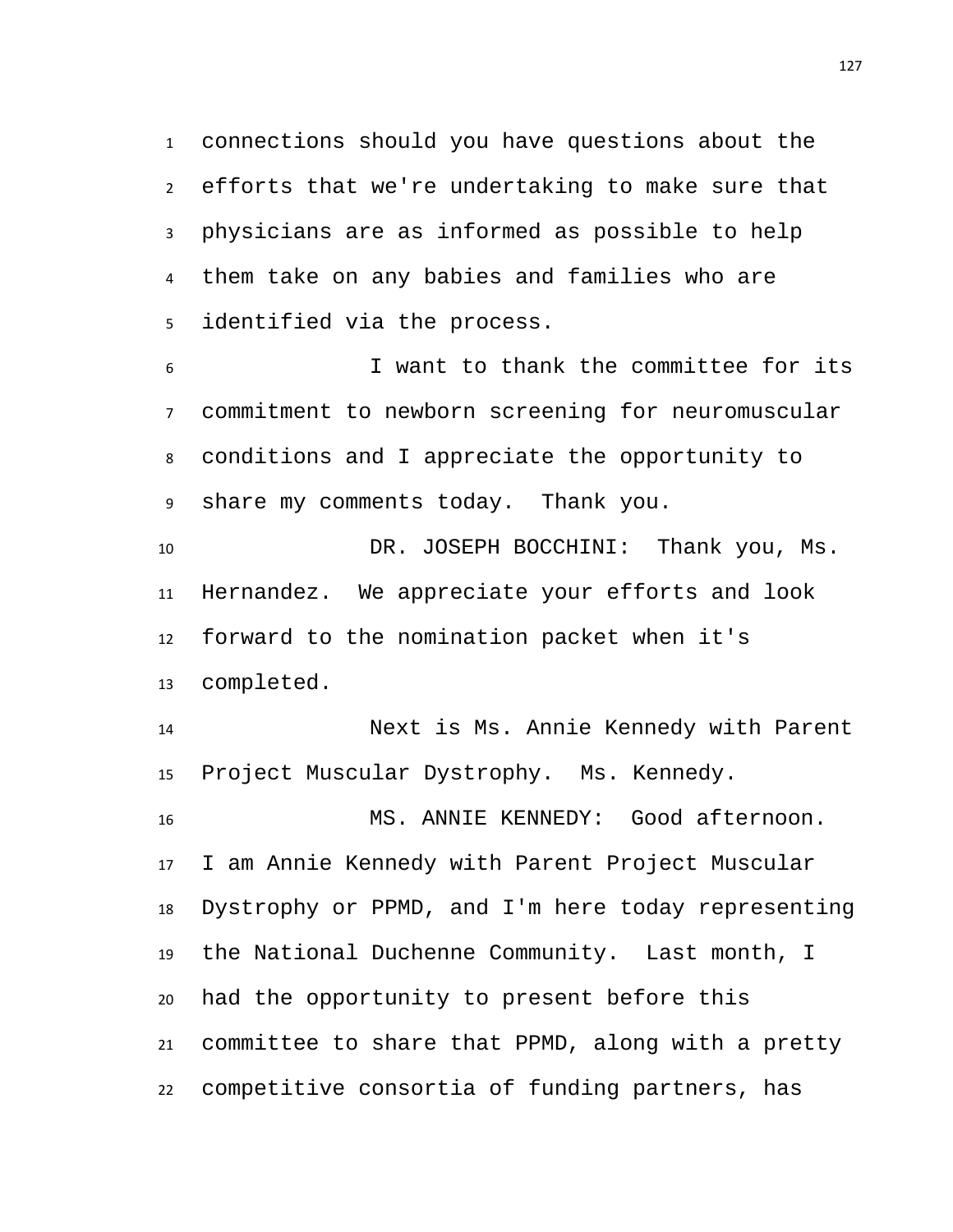connections should you have questions about the efforts that we're undertaking to make sure that physicians are as informed as possible to help them take on any babies and families who are identified via the process.

I want to thank the committee for its commitment to newborn screening for neuromuscular conditions and I appreciate the opportunity to share my comments today. Thank you.

DR. JOSEPH BOCCHINI: Thank you, Ms. Hernandez. We appreciate your efforts and look forward to the nomination packet when it's completed.

Next is Ms. Annie Kennedy with Parent Project Muscular Dystrophy. Ms. Kennedy.

MS. ANNIE KENNEDY: Good afternoon. I am Annie Kennedy with Parent Project Muscular Dystrophy or PPMD, and I'm here today representing the National Duchenne Community. Last month, I had the opportunity to present before this committee to share that PPMD, along with a pretty competitive consortia of funding partners, has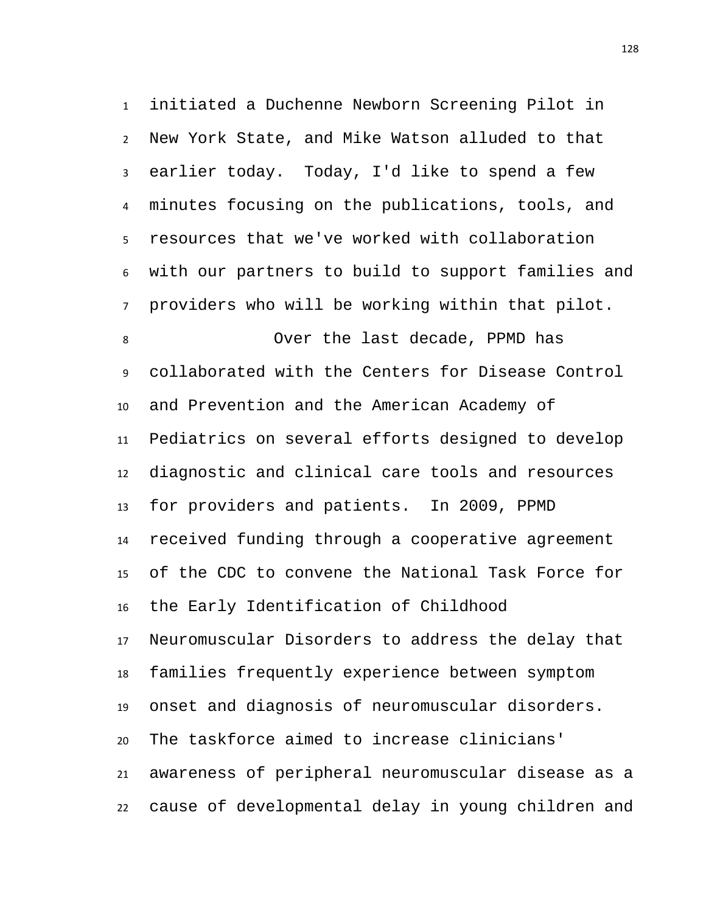initiated a Duchenne Newborn Screening Pilot in New York State, and Mike Watson alluded to that earlier today. Today, I'd like to spend a few minutes focusing on the publications, tools, and resources that we've worked with collaboration with our partners to build to support families and providers who will be working within that pilot.

Over the last decade, PPMD has collaborated with the Centers for Disease Control and Prevention and the American Academy of Pediatrics on several efforts designed to develop diagnostic and clinical care tools and resources for providers and patients. In 2009, PPMD received funding through a cooperative agreement of the CDC to convene the National Task Force for the Early Identification of Childhood Neuromuscular Disorders to address the delay that families frequently experience between symptom onset and diagnosis of neuromuscular disorders. The taskforce aimed to increase clinicians' awareness of peripheral neuromuscular disease as a cause of developmental delay in young children and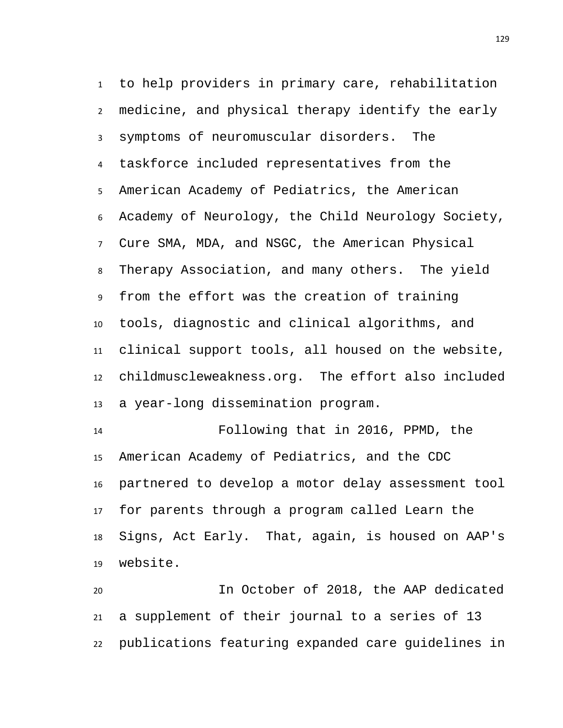to help providers in primary care, rehabilitation medicine, and physical therapy identify the early symptoms of neuromuscular disorders. The taskforce included representatives from the American Academy of Pediatrics, the American Academy of Neurology, the Child Neurology Society, Cure SMA, MDA, and NSGC, the American Physical Therapy Association, and many others. The yield from the effort was the creation of training tools, diagnostic and clinical algorithms, and clinical support tools, all housed on the website, childmuscleweakness.org. The effort also included a year-long dissemination program.

Following that in 2016, PPMD, the American Academy of Pediatrics, and the CDC partnered to develop a motor delay assessment tool for parents through a program called Learn the Signs, Act Early. That, again, is housed on AAP's website.

In October of 2018, the AAP dedicated a supplement of their journal to a series of 13 publications featuring expanded care guidelines in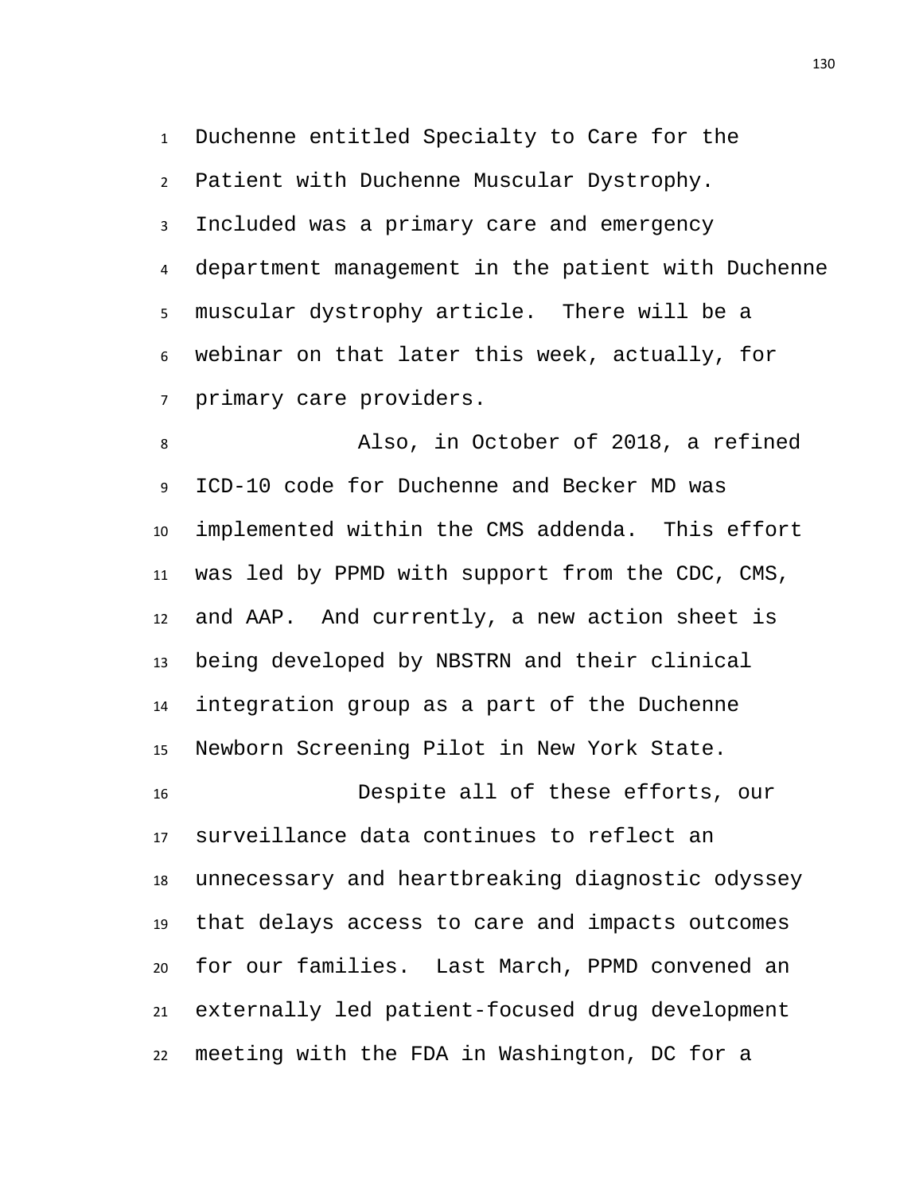Duchenne entitled Specialty to Care for the Patient with Duchenne Muscular Dystrophy. Included was a primary care and emergency department management in the patient with Duchenne muscular dystrophy article. There will be a webinar on that later this week, actually, for primary care providers.

Also, in October of 2018, a refined ICD-10 code for Duchenne and Becker MD was implemented within the CMS addenda. This effort was led by PPMD with support from the CDC, CMS, and AAP. And currently, a new action sheet is being developed by NBSTRN and their clinical integration group as a part of the Duchenne Newborn Screening Pilot in New York State.

Despite all of these efforts, our surveillance data continues to reflect an unnecessary and heartbreaking diagnostic odyssey that delays access to care and impacts outcomes for our families. Last March, PPMD convened an externally led patient-focused drug development meeting with the FDA in Washington, DC for a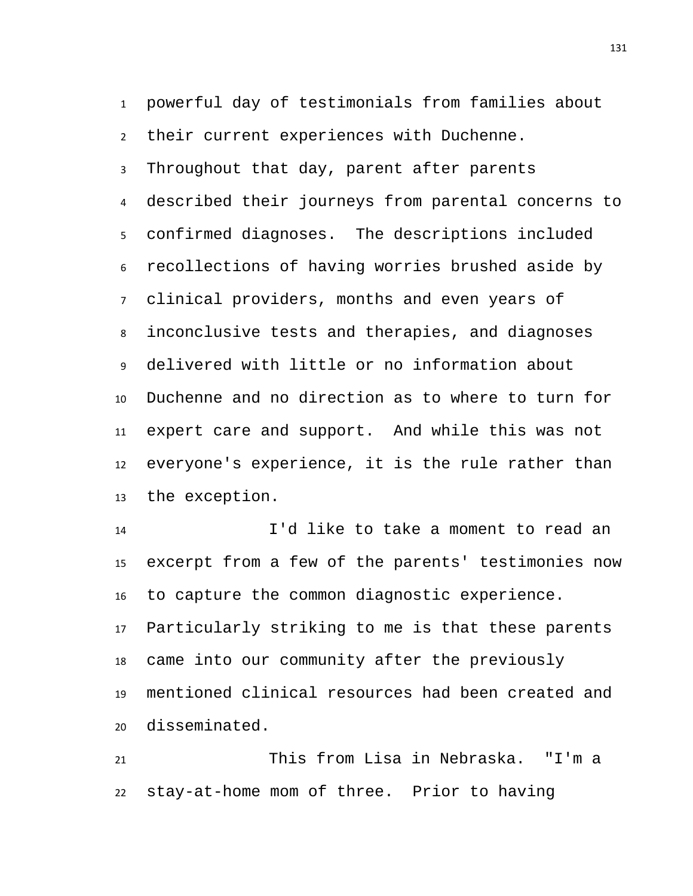powerful day of testimonials from families about their current experiences with Duchenne. Throughout that day, parent after parents described their journeys from parental concerns to confirmed diagnoses. The descriptions included recollections of having worries brushed aside by clinical providers, months and even years of inconclusive tests and therapies, and diagnoses delivered with little or no information about Duchenne and no direction as to where to turn for expert care and support. And while this was not everyone's experience, it is the rule rather than the exception.

I'd like to take a moment to read an excerpt from a few of the parents' testimonies now to capture the common diagnostic experience. Particularly striking to me is that these parents came into our community after the previously mentioned clinical resources had been created and disseminated.

This from Lisa in Nebraska. "I'm a stay-at-home mom of three. Prior to having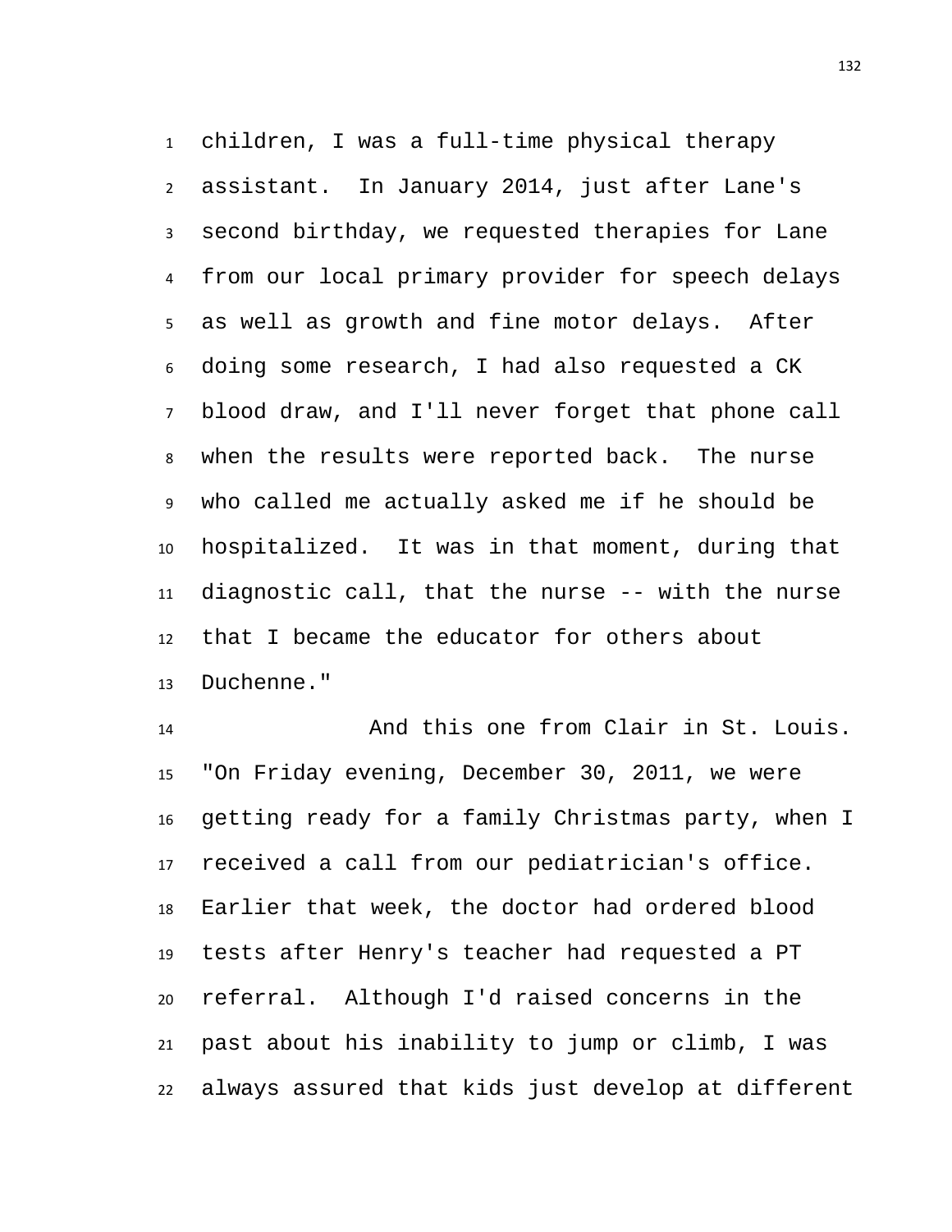children, I was a full-time physical therapy assistant. In January 2014, just after Lane's second birthday, we requested therapies for Lane from our local primary provider for speech delays as well as growth and fine motor delays. After doing some research, I had also requested a CK blood draw, and I'll never forget that phone call when the results were reported back. The nurse who called me actually asked me if he should be hospitalized. It was in that moment, during that diagnostic call, that the nurse -- with the nurse that I became the educator for others about Duchenne."

And this one from Clair in St. Louis. "On Friday evening, December 30, 2011, we were getting ready for a family Christmas party, when I received a call from our pediatrician's office. Earlier that week, the doctor had ordered blood tests after Henry's teacher had requested a PT referral. Although I'd raised concerns in the past about his inability to jump or climb, I was always assured that kids just develop at different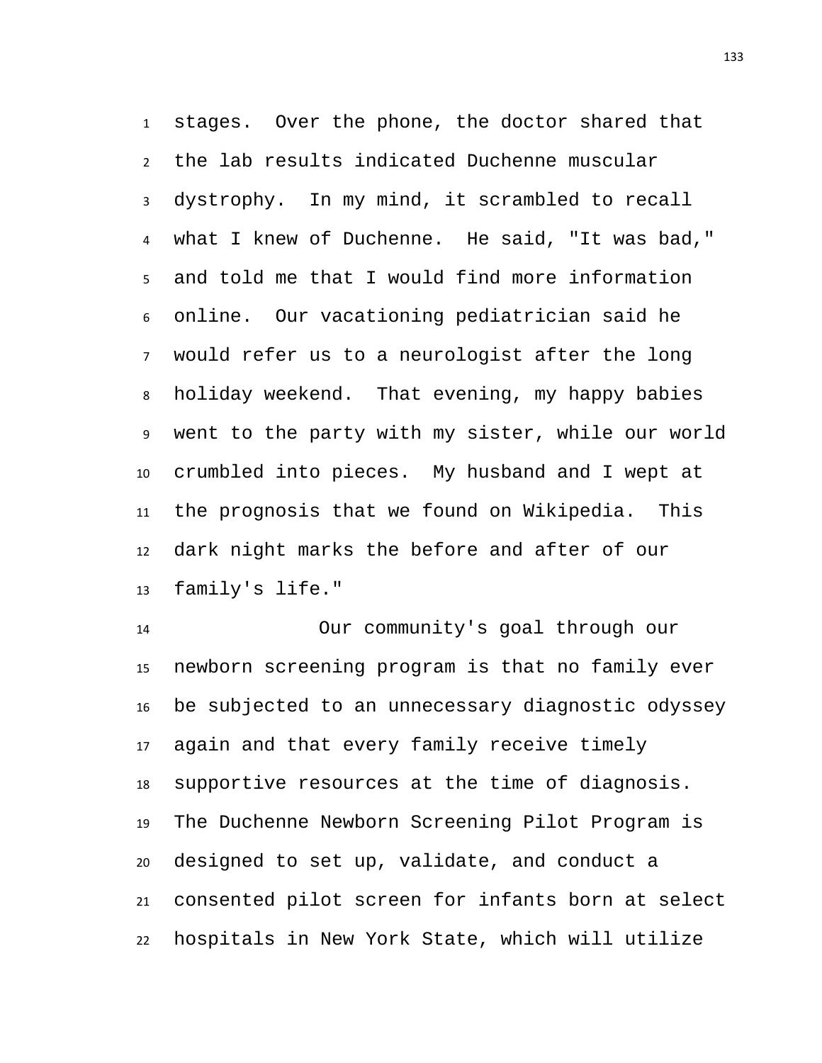stages. Over the phone, the doctor shared that the lab results indicated Duchenne muscular dystrophy. In my mind, it scrambled to recall what I knew of Duchenne. He said, "It was bad," and told me that I would find more information online. Our vacationing pediatrician said he would refer us to a neurologist after the long holiday weekend. That evening, my happy babies went to the party with my sister, while our world crumbled into pieces. My husband and I wept at the prognosis that we found on Wikipedia. This dark night marks the before and after of our family's life."

Our community's goal through our newborn screening program is that no family ever be subjected to an unnecessary diagnostic odyssey again and that every family receive timely supportive resources at the time of diagnosis. The Duchenne Newborn Screening Pilot Program is designed to set up, validate, and conduct a consented pilot screen for infants born at select hospitals in New York State, which will utilize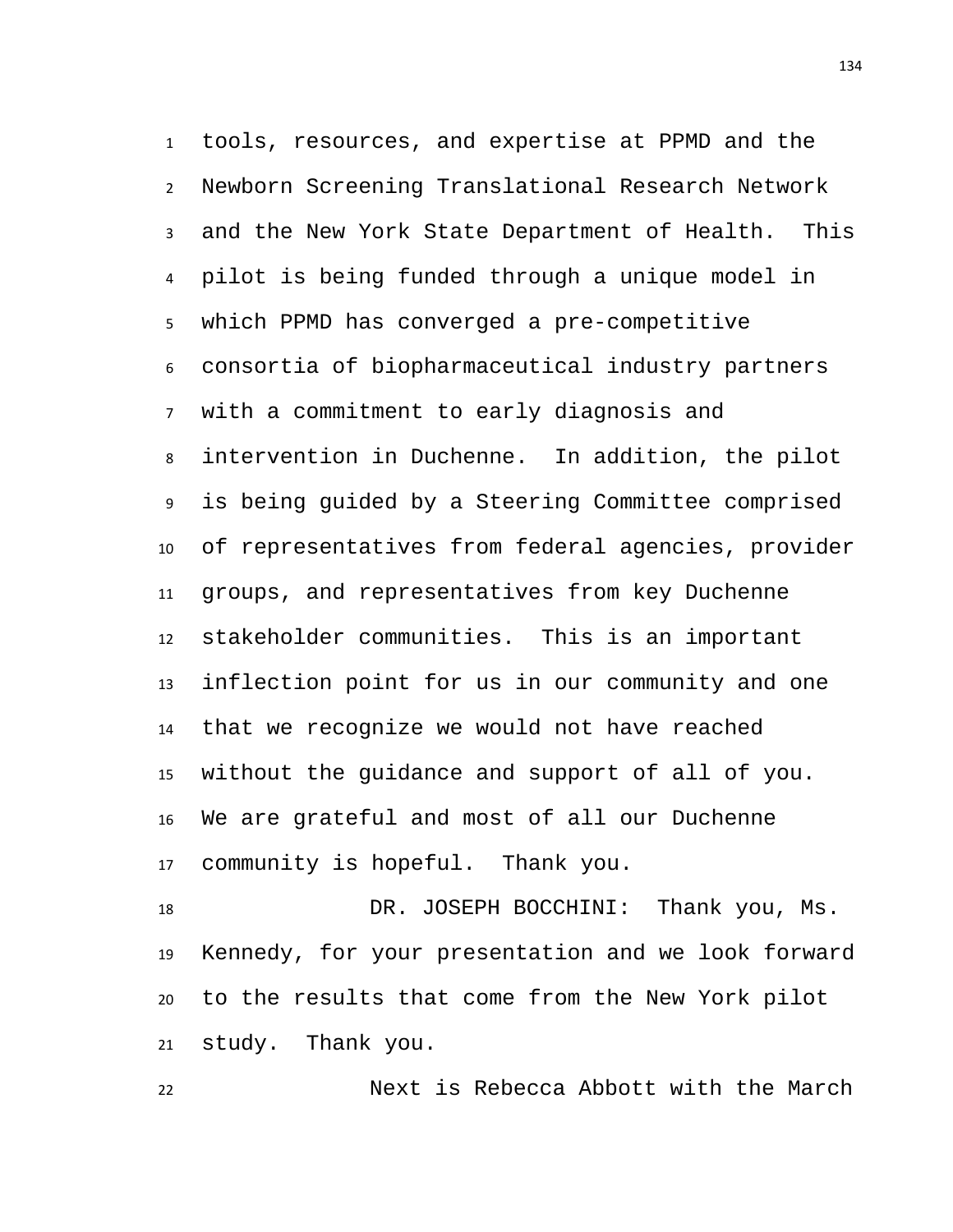tools, resources, and expertise at PPMD and the Newborn Screening Translational Research Network and the New York State Department of Health. This pilot is being funded through a unique model in which PPMD has converged a pre-competitive consortia of biopharmaceutical industry partners with a commitment to early diagnosis and intervention in Duchenne. In addition, the pilot is being guided by a Steering Committee comprised of representatives from federal agencies, provider groups, and representatives from key Duchenne stakeholder communities. This is an important inflection point for us in our community and one that we recognize we would not have reached without the guidance and support of all of you. We are grateful and most of all our Duchenne community is hopeful. Thank you.

DR. JOSEPH BOCCHINI: Thank you, Ms. Kennedy, for your presentation and we look forward to the results that come from the New York pilot study. Thank you.

Next is Rebecca Abbott with the March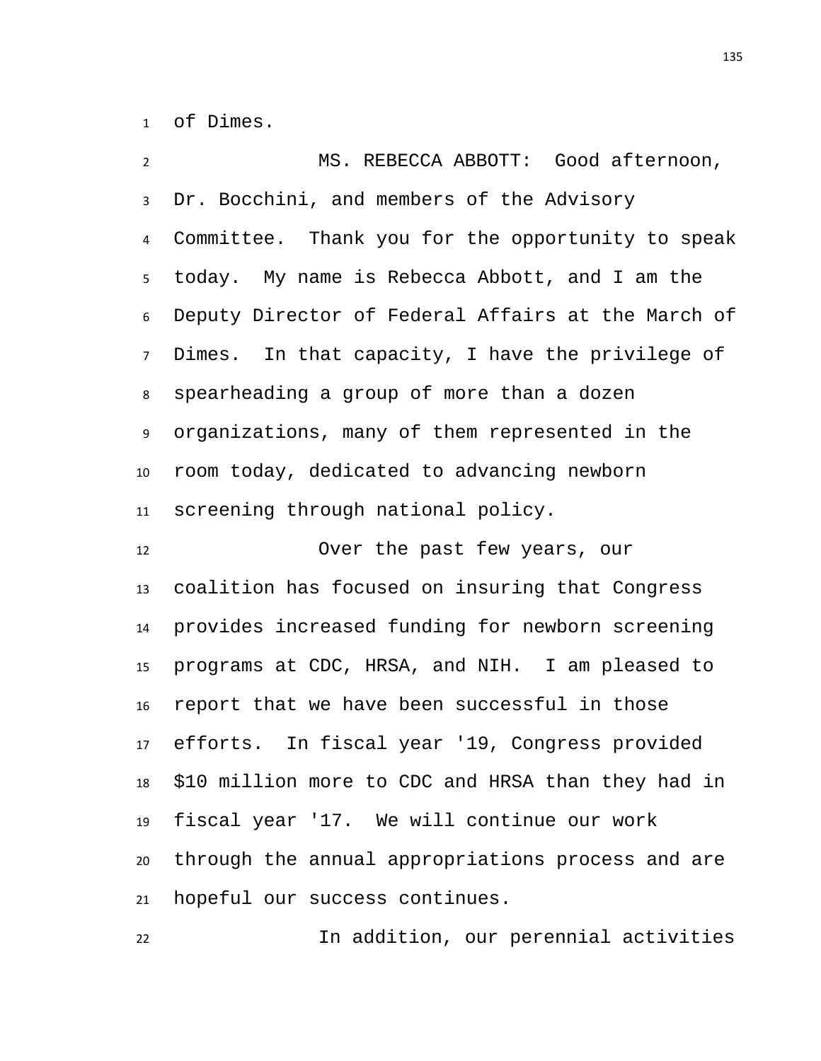of Dimes.

MS. REBECCA ABBOTT: Good afternoon, Dr. Bocchini, and members of the Advisory Committee. Thank you for the opportunity to speak today. My name is Rebecca Abbott, and I am the Deputy Director of Federal Affairs at the March of Dimes. In that capacity, I have the privilege of spearheading a group of more than a dozen organizations, many of them represented in the room today, dedicated to advancing newborn screening through national policy.

Over the past few years, our coalition has focused on insuring that Congress provides increased funding for newborn screening programs at CDC, HRSA, and NIH. I am pleased to report that we have been successful in those efforts. In fiscal year '19, Congress provided $10 million more to CDC and HRSA than they had in fiscal year '17. We will continue our work through the annual appropriations process and are hopeful our success continues.

In addition, our perennial activities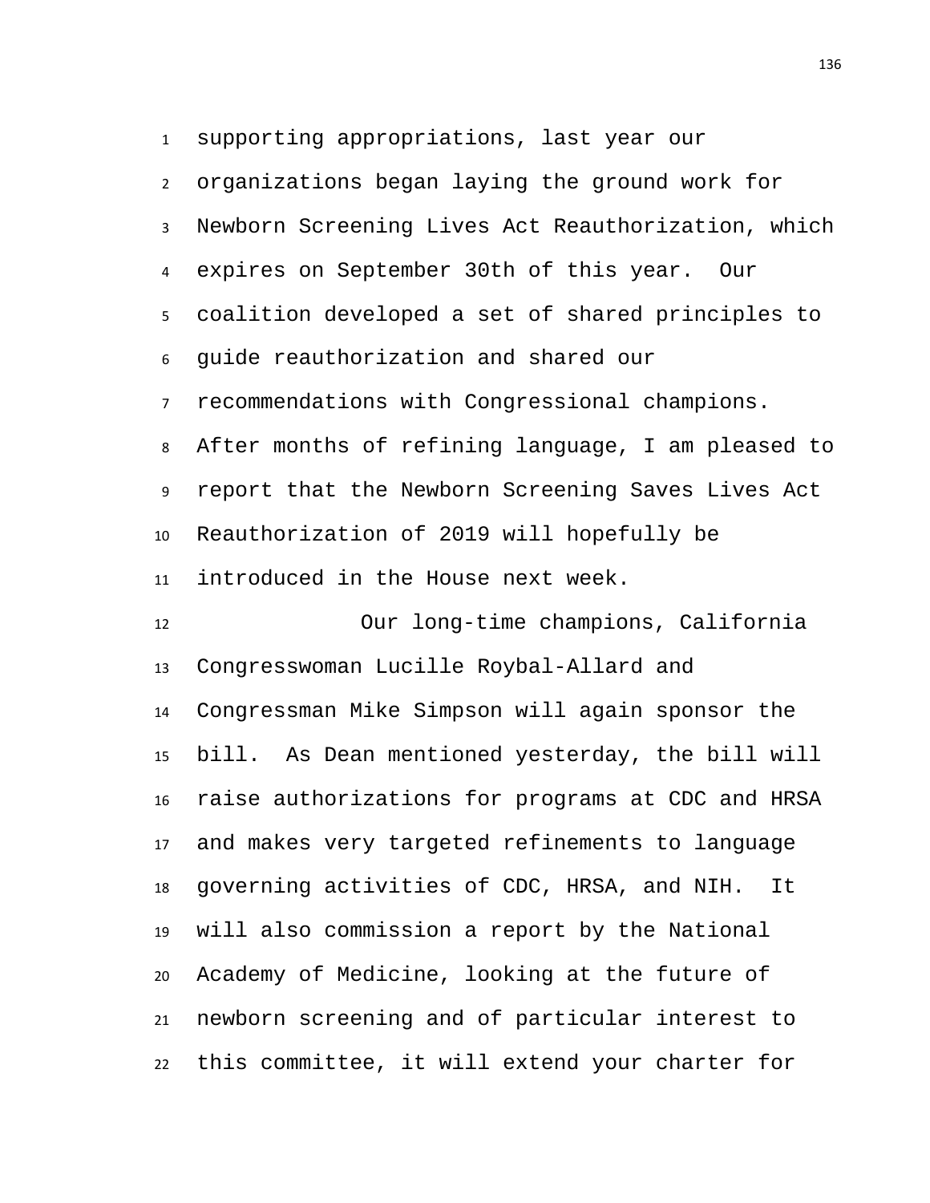supporting appropriations, last year our organizations began laying the ground work for Newborn Screening Lives Act Reauthorization, which expires on September 30th of this year. Our coalition developed a set of shared principles to guide reauthorization and shared our recommendations with Congressional champions. After months of refining language, I am pleased to report that the Newborn Screening Saves Lives Act Reauthorization of 2019 will hopefully be introduced in the House next week.

Our long-time champions, California Congresswoman Lucille Roybal-Allard and Congressman Mike Simpson will again sponsor the bill. As Dean mentioned yesterday, the bill will raise authorizations for programs at CDC and HRSA and makes very targeted refinements to language governing activities of CDC, HRSA, and NIH. It will also commission a report by the National Academy of Medicine, looking at the future of newborn screening and of particular interest to this committee, it will extend your charter for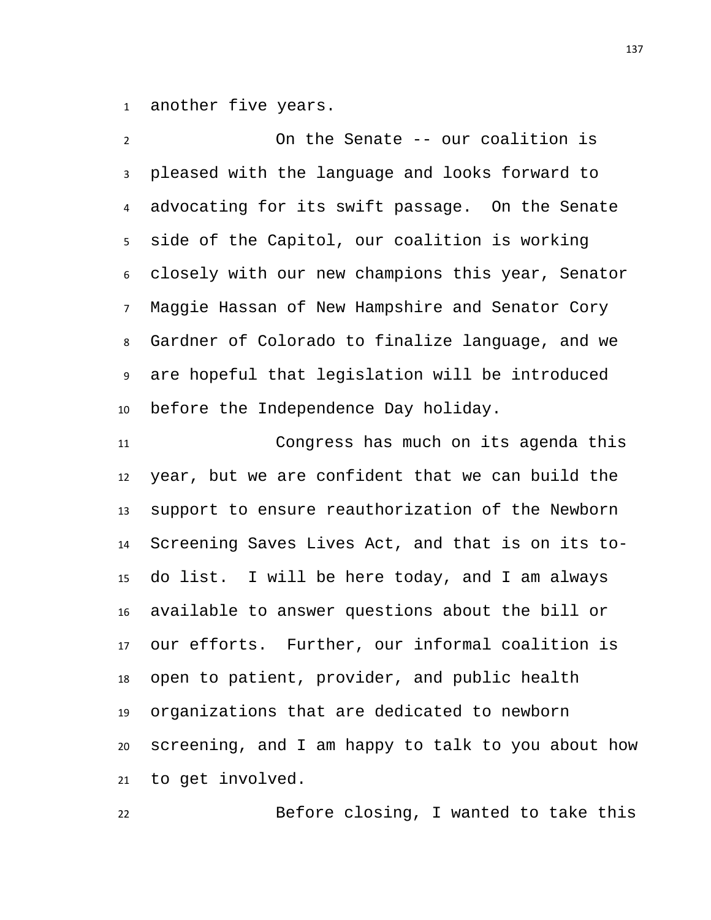another five years.

On the Senate -- our coalition is pleased with the language and looks forward to advocating for its swift passage. On the Senate side of the Capitol, our coalition is working closely with our new champions this year, Senator Maggie Hassan of New Hampshire and Senator Cory Gardner of Colorado to finalize language, and we are hopeful that legislation will be introduced before the Independence Day holiday.

Congress has much on its agenda this year, but we are confident that we can build the support to ensure reauthorization of the Newborn Screening Saves Lives Act, and that is on its to-do list. I will be here today, and I am always available to answer questions about the bill or our efforts. Further, our informal coalition is open to patient, provider, and public health organizations that are dedicated to newborn screening, and I am happy to talk to you about how to get involved.

Before closing, I wanted to take this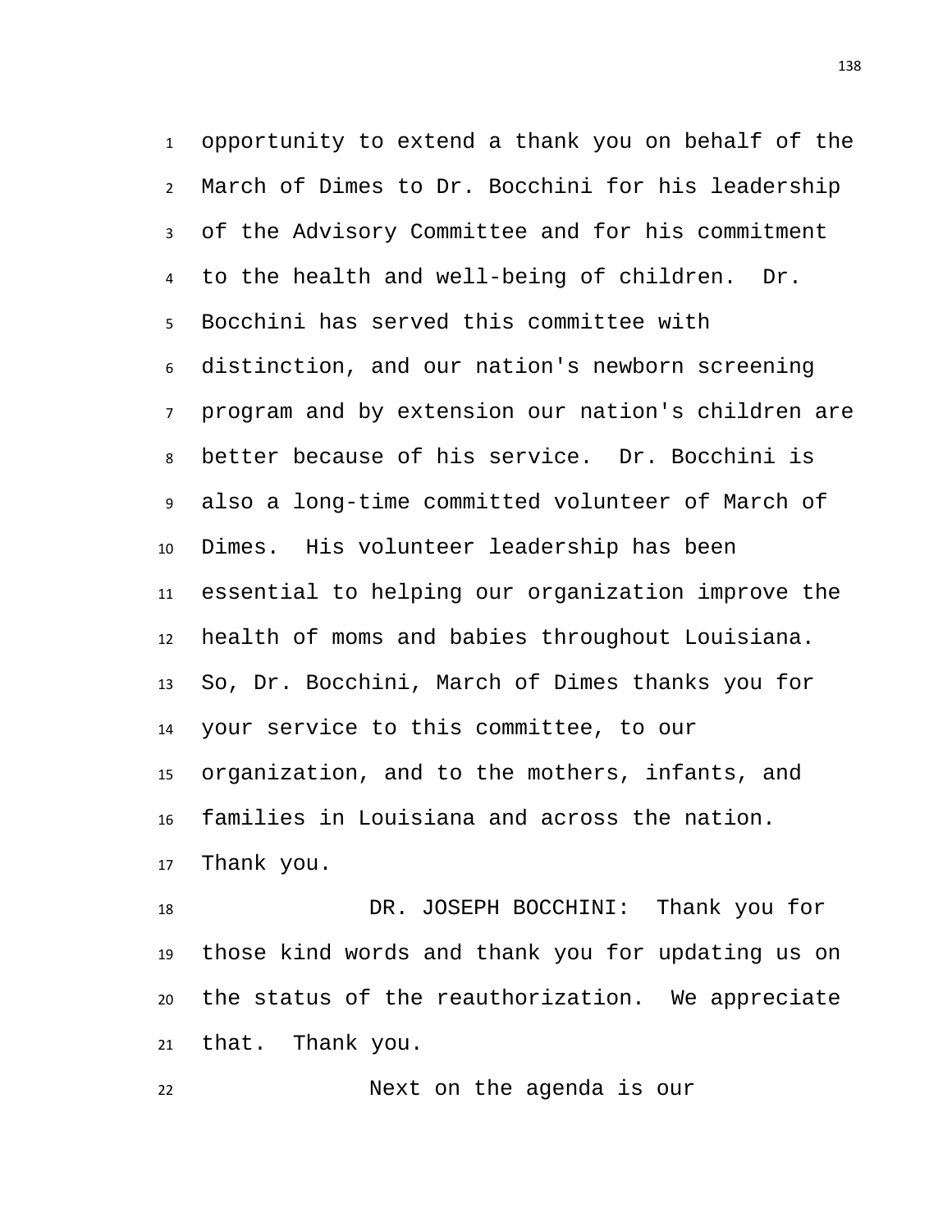opportunity to extend a thank you on behalf of the March of Dimes to Dr. Bocchini for his leadership of the Advisory Committee and for his commitment to the health and well-being of children. Dr. Bocchini has served this committee with distinction, and our nation's newborn screening program and by extension our nation's children are better because of his service. Dr. Bocchini is also a long-time committed volunteer of March of Dimes. His volunteer leadership has been essential to helping our organization improve the health of moms and babies throughout Louisiana. So, Dr. Bocchini, March of Dimes thanks you for your service to this committee, to our organization, and to the mothers, infants, and families in Louisiana and across the nation. Thank you.

DR. JOSEPH BOCCHINI: Thank you for those kind words and thank you for updating us on the status of the reauthorization. We appreciate that. Thank you.

Next on the agenda is our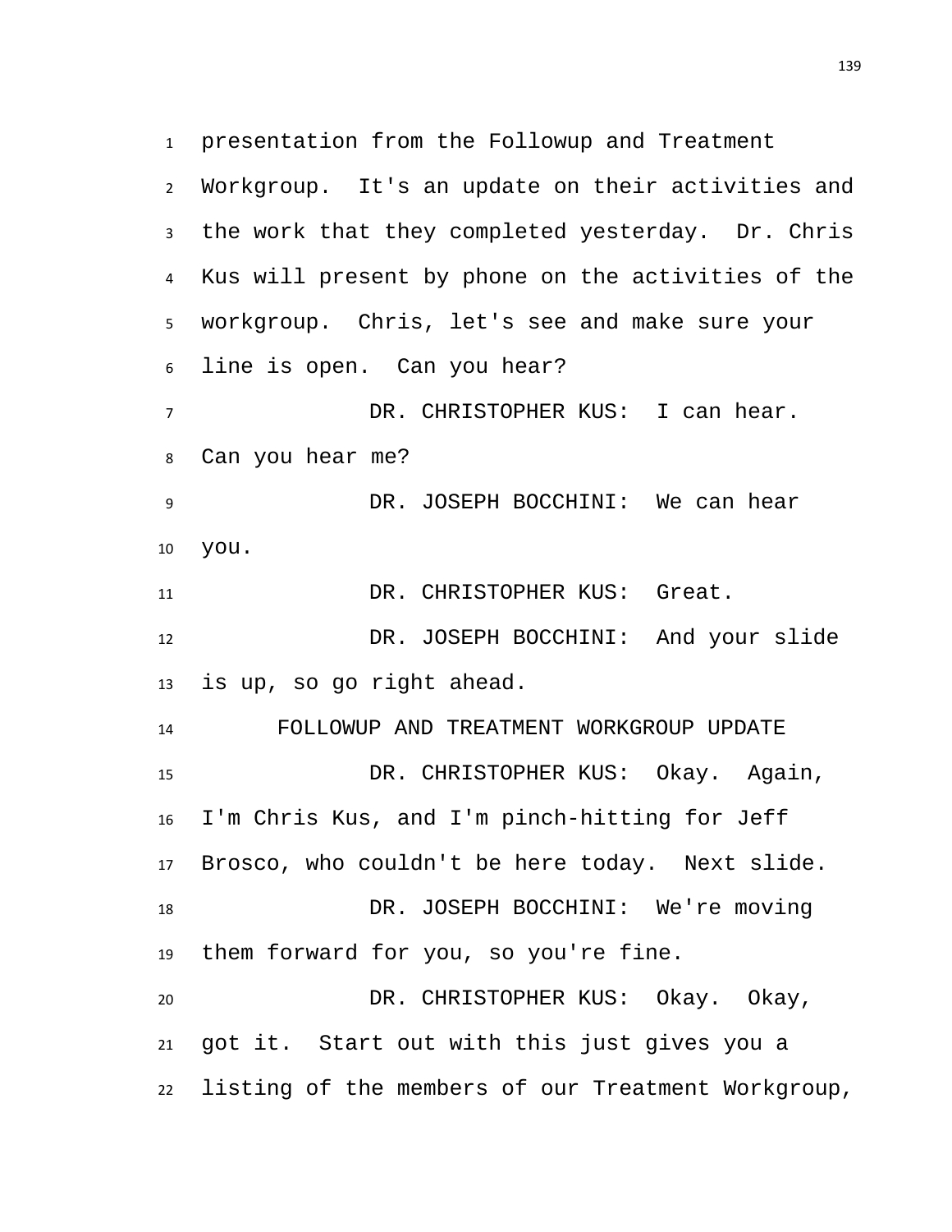presentation from the Followup and Treatment Workgroup. It's an update on their activities and the work that they completed yesterday. Dr. Chris Kus will present by phone on the activities of the workgroup. Chris, let's see and make sure your line is open. Can you hear?

DR. CHRISTOPHER KUS: I can hear. Can you hear me?

DR. JOSEPH BOCCHINI: We can hear you.

DR. CHRISTOPHER KUS: Great.

DR. JOSEPH BOCCHINI: And your slide is up, so go right ahead.

## FOLLOWUP AND TREATMENT WORKGROUP UPDATE

DR. CHRISTOPHER KUS: Okay. Again, I'm Chris Kus, and I'm pinch-hitting for Jeff Brosco, who couldn't be here today. Next slide.

DR. JOSEPH BOCCHINI: We're moving them forward for you, so you're fine.

DR. CHRISTOPHER KUS: Okay. Okay, got it. Start out with this just gives you a listing of the members of our Treatment Workgroup,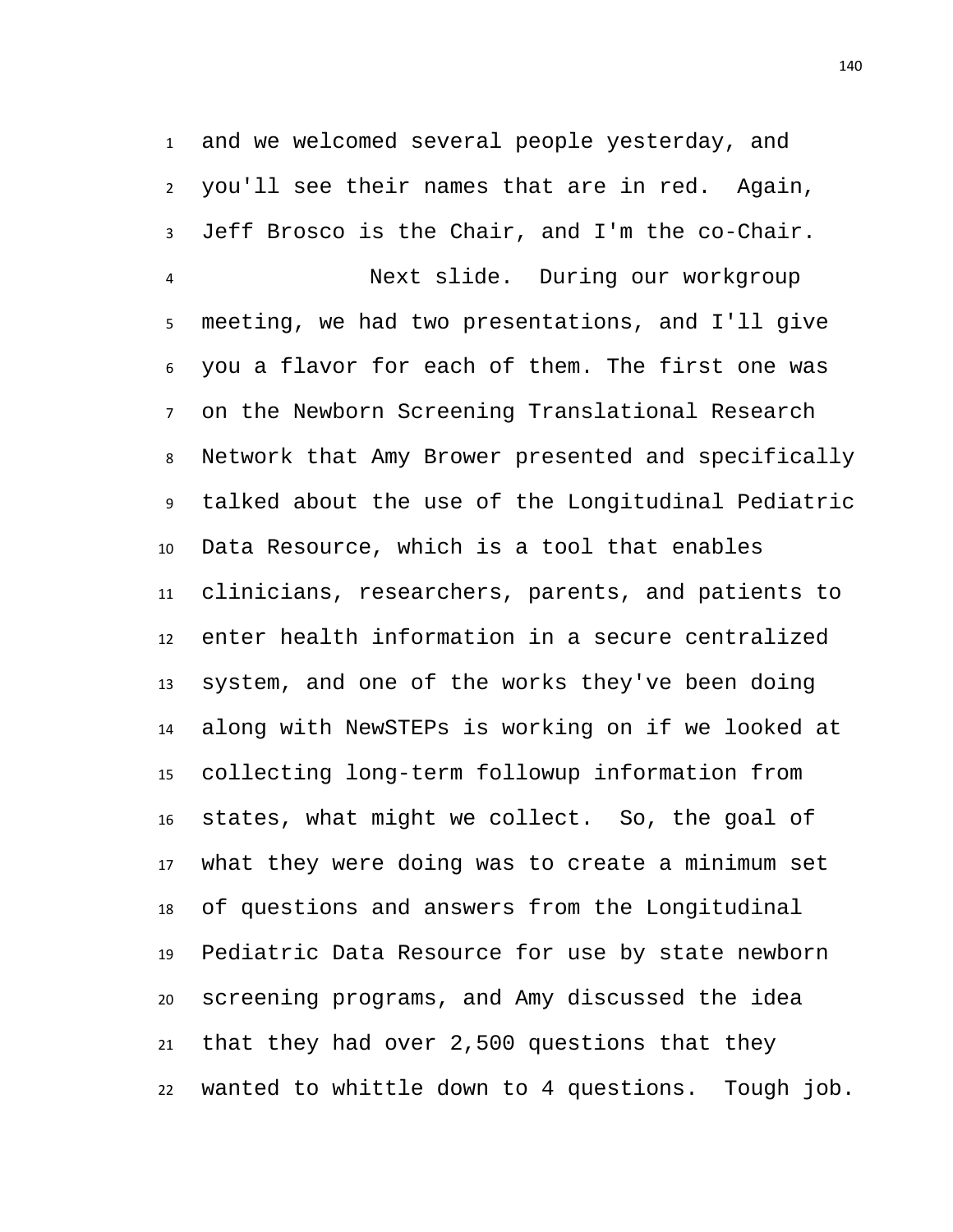and we welcomed several people yesterday, and you'll see their names that are in red. Again, Jeff Brosco is the Chair, and I'm the co-Chair.

Next slide. During our workgroup meeting, we had two presentations, and I'll give you a flavor for each of them. The first one was on the Newborn Screening Translational Research Network that Amy Brower presented and specifically talked about the use of the Longitudinal Pediatric Data Resource, which is a tool that enables clinicians, researchers, parents, and patients to enter health information in a secure centralized system, and one of the works they've been doing along with NewSTEPs is working on if we looked at collecting long-term followup information from states, what might we collect. So, the goal of what they were doing was to create a minimum set of questions and answers from the Longitudinal Pediatric Data Resource for use by state newborn screening programs, and Amy discussed the idea that they had over 2,500 questions that they wanted to whittle down to 4 questions. Tough job.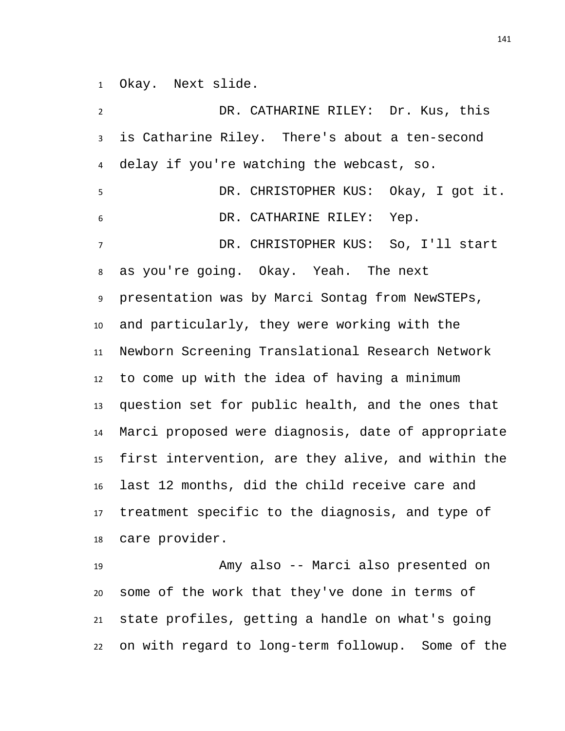Okay. Next slide.

DR. CATHARINE RILEY: Dr. Kus, this is Catharine Riley. There's about a ten-second delay if you're watching the webcast, so.

DR. CHRISTOPHER KUS: Okay, I got it.

DR. CATHARINE RILEY: Yep.

DR. CHRISTOPHER KUS: So, I'll start as you're going. Okay. Yeah. The next presentation was by Marci Sontag from NewSTEPs, and particularly, they were working with the Newborn Screening Translational Research Network to come up with the idea of having a minimum question set for public health, and the ones that Marci proposed were diagnosis, date of appropriate first intervention, are they alive, and within the last 12 months, did the child receive care and treatment specific to the diagnosis, and type of care provider.

Amy also -- Marci also presented on some of the work that they've done in terms of state profiles, getting a handle on what's going on with regard to long-term followup. Some of the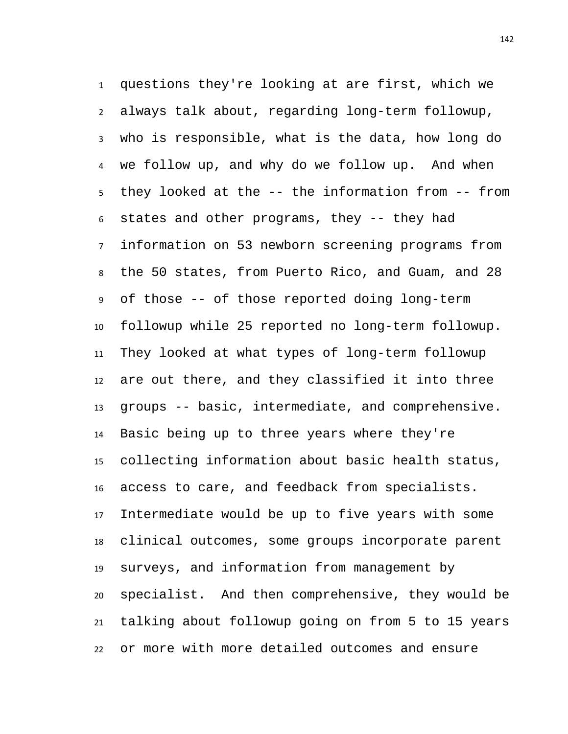questions they're looking at are first, which we always talk about, regarding long-term followup, who is responsible, what is the data, how long do we follow up, and why do we follow up. And when they looked at the -- the information from -- from states and other programs, they -- they had information on 53 newborn screening programs from the 50 states, from Puerto Rico, and Guam, and 28 of those -- of those reported doing long-term followup while 25 reported no long-term followup. They looked at what types of long-term followup are out there, and they classified it into three groups -- basic, intermediate, and comprehensive. Basic being up to three years where they're collecting information about basic health status, access to care, and feedback from specialists. Intermediate would be up to five years with some clinical outcomes, some groups incorporate parent surveys, and information from management by specialist. And then comprehensive, they would be talking about followup going on from 5 to 15 years or more with more detailed outcomes and ensure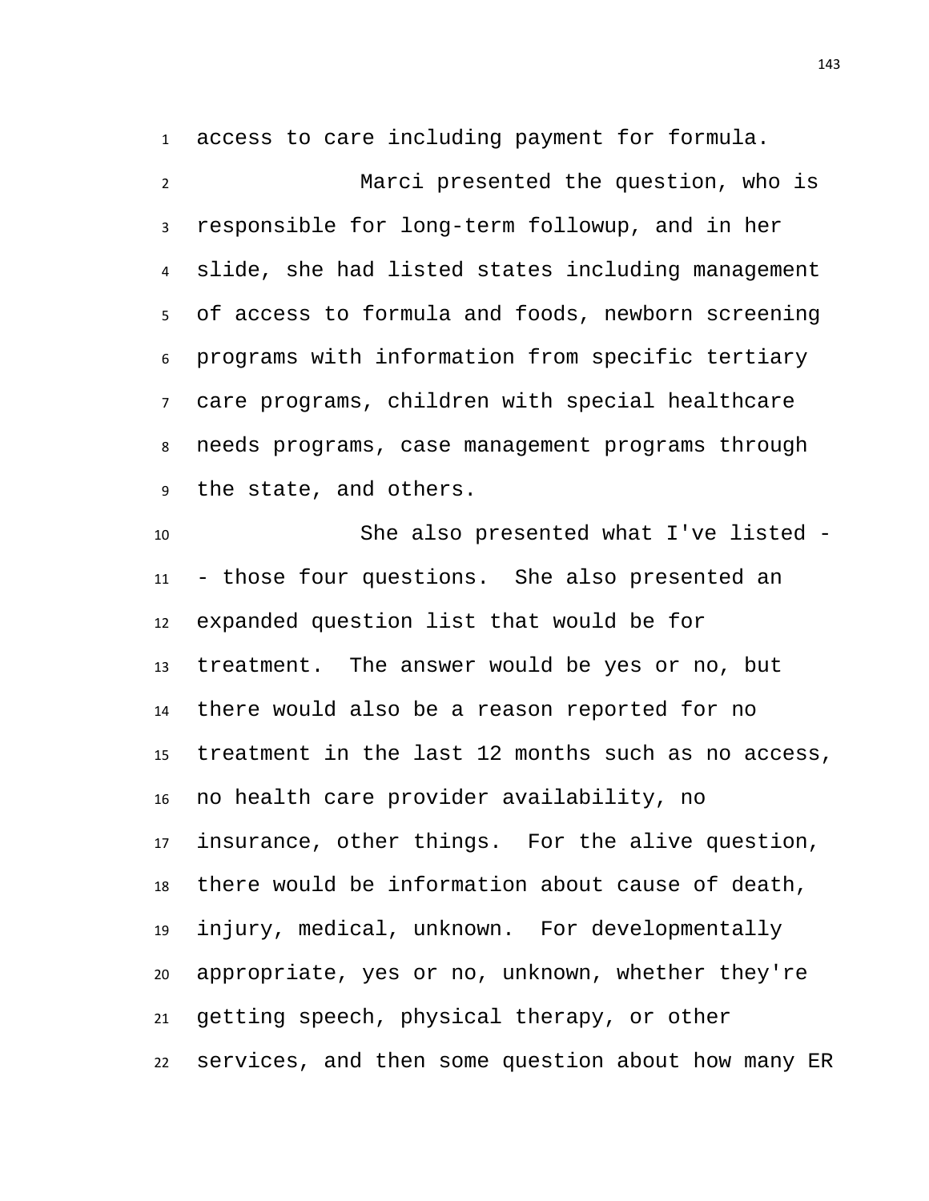access to care including payment for formula.

Marci presented the question, who is responsible for long-term followup, and in her slide, she had listed states including management of access to formula and foods, newborn screening programs with information from specific tertiary care programs, children with special healthcare needs programs, case management programs through the state, and others.

She also presented what I've listed -- those four questions. She also presented an expanded question list that would be for treatment. The answer would be yes or no, but there would also be a reason reported for no treatment in the last 12 months such as no access, no health care provider availability, no insurance, other things. For the alive question, there would be information about cause of death, injury, medical, unknown. For developmentally appropriate, yes or no, unknown, whether they're getting speech, physical therapy, or other services, and then some question about how many ER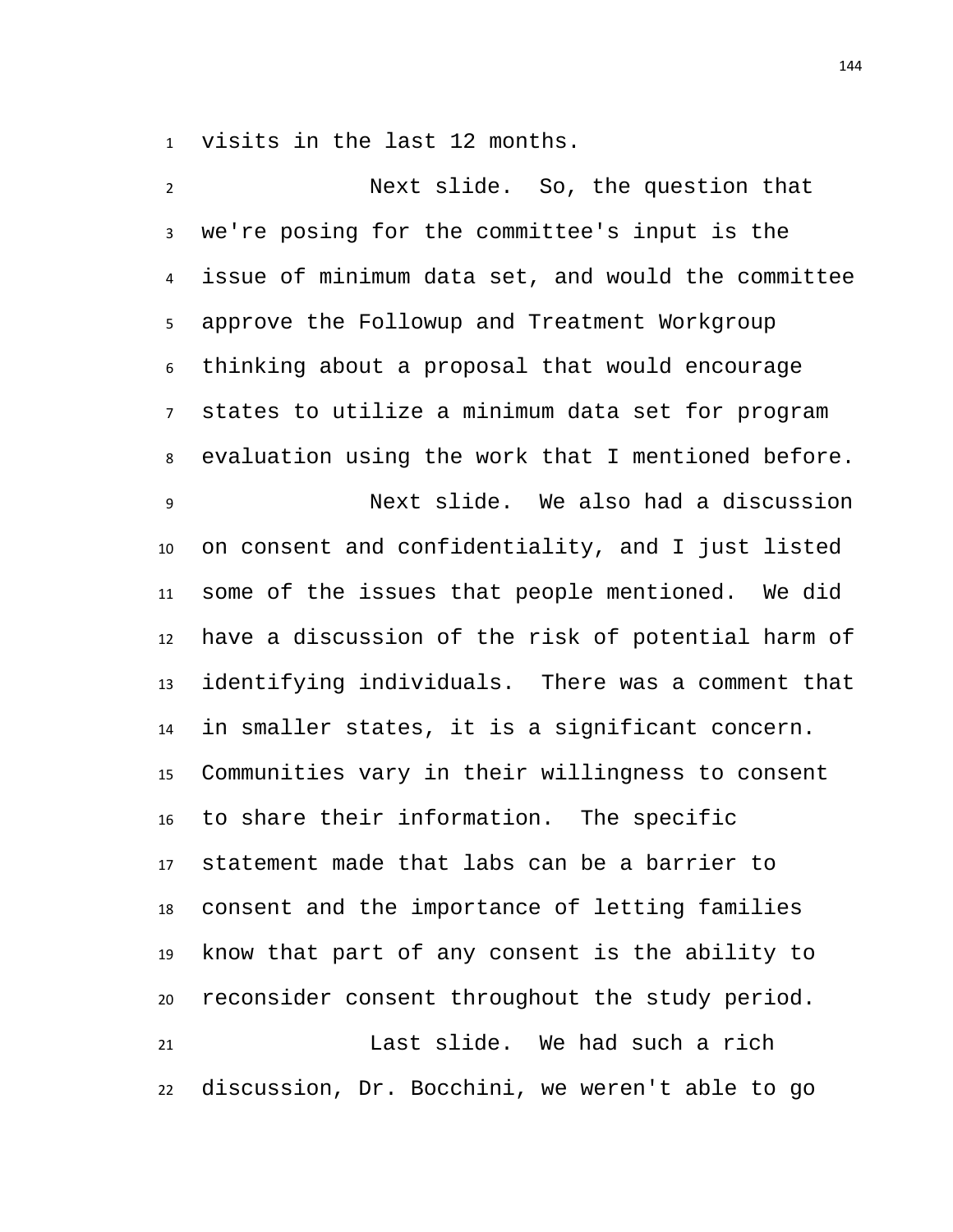visits in the last 12 months.

Next slide. So, the question that we're posing for the committee's input is the issue of minimum data set, and would the committee approve the Followup and Treatment Workgroup thinking about a proposal that would encourage states to utilize a minimum data set for program evaluation using the work that I mentioned before.

Next slide. We also had a discussion on consent and confidentiality, and I just listed some of the issues that people mentioned. We did have a discussion of the risk of potential harm of identifying individuals. There was a comment that in smaller states, it is a significant concern. Communities vary in their willingness to consent to share their information. The specific statement made that labs can be a barrier to consent and the importance of letting families know that part of any consent is the ability to reconsider consent throughout the study period.

Last slide. We had such a rich discussion, Dr. Bocchini, we weren't able to go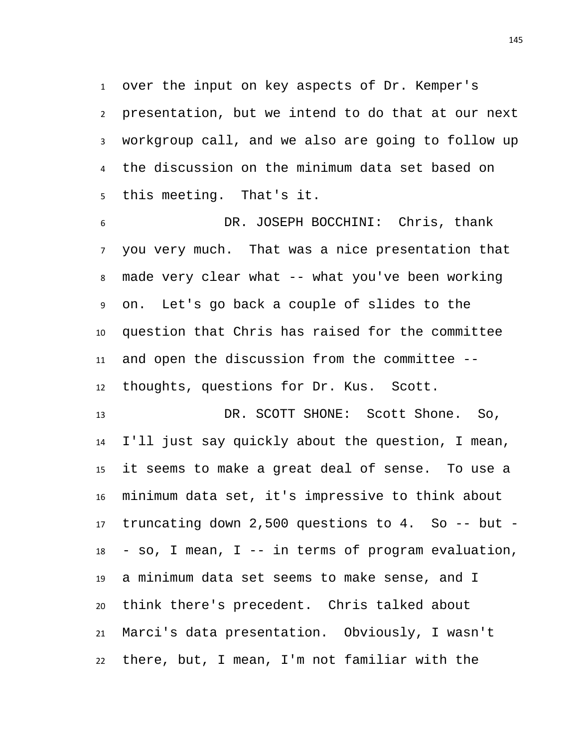over the input on key aspects of Dr. Kemper's presentation, but we intend to do that at our next workgroup call, and we also are going to follow up the discussion on the minimum data set based on this meeting. That's it.

DR. JOSEPH BOCCHINI: Chris, thank you very much. That was a nice presentation that made very clear what -- what you've been working on. Let's go back a couple of slides to the question that Chris has raised for the committee and open the discussion from the committee -- thoughts, questions for Dr. Kus. Scott.

DR. SCOTT SHONE: Scott Shone. So, I'll just say quickly about the question, I mean, it seems to make a great deal of sense. To use a minimum data set, it's impressive to think about truncating down 2,500 questions to 4. So -- but -- so, I mean, I -- in terms of program evaluation, a minimum data set seems to make sense, and I think there's precedent. Chris talked about Marci's data presentation. Obviously, I wasn't there, but, I mean, I'm not familiar with the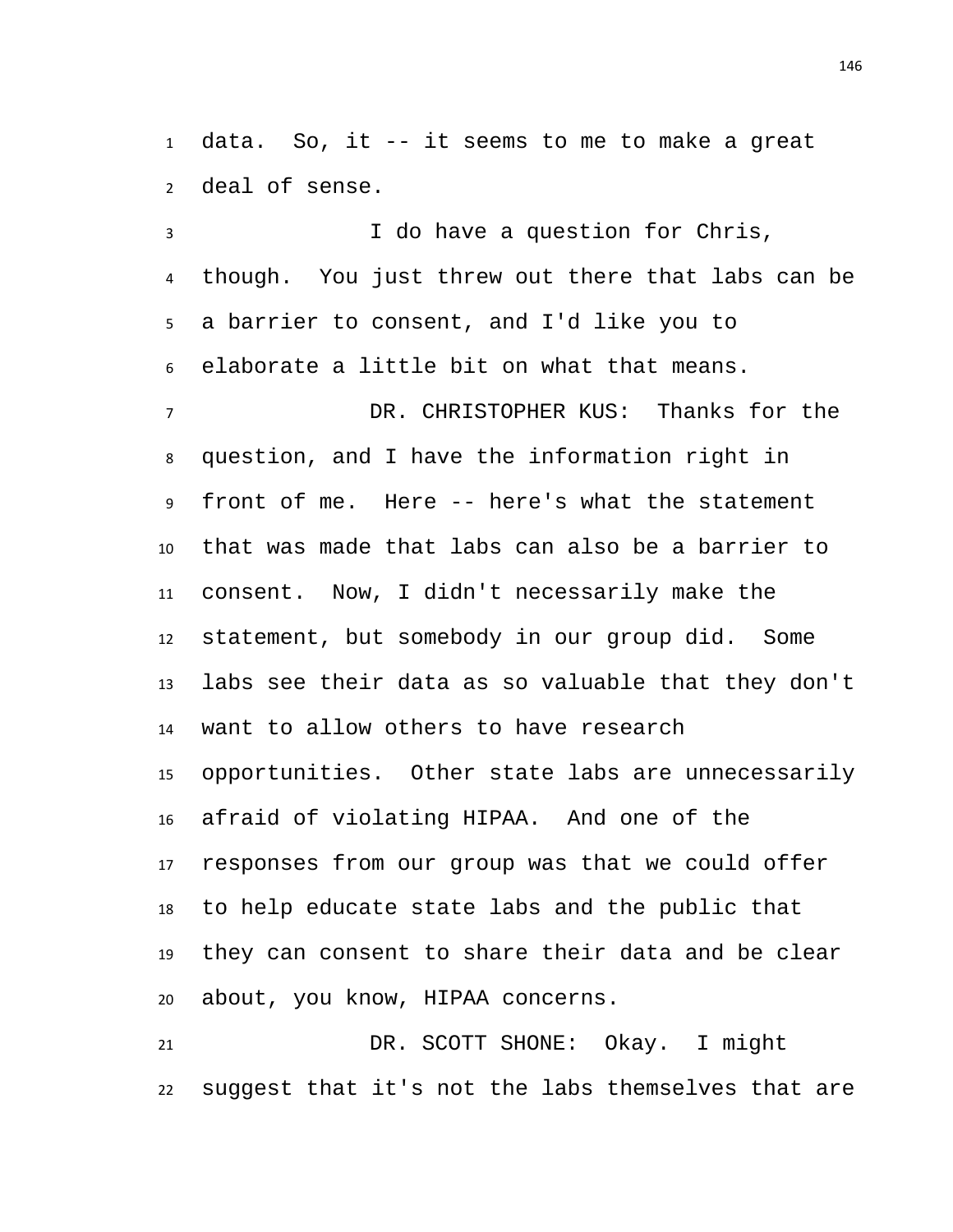data. So, it -- it seems to me to make a great deal of sense.

I do have a question for Chris, though. You just threw out there that labs can be a barrier to consent, and I'd like you to elaborate a little bit on what that means.

DR. CHRISTOPHER KUS: Thanks for the question, and I have the information right in front of me. Here -- here's what the statement that was made that labs can also be a barrier to consent. Now, I didn't necessarily make the statement, but somebody in our group did. Some labs see their data as so valuable that they don't want to allow others to have research opportunities. Other state labs are unnecessarily afraid of violating HIPAA. And one of the responses from our group was that we could offer to help educate state labs and the public that they can consent to share their data and be clear about, you know, HIPAA concerns.

DR. SCOTT SHONE: Okay. I might suggest that it's not the labs themselves that are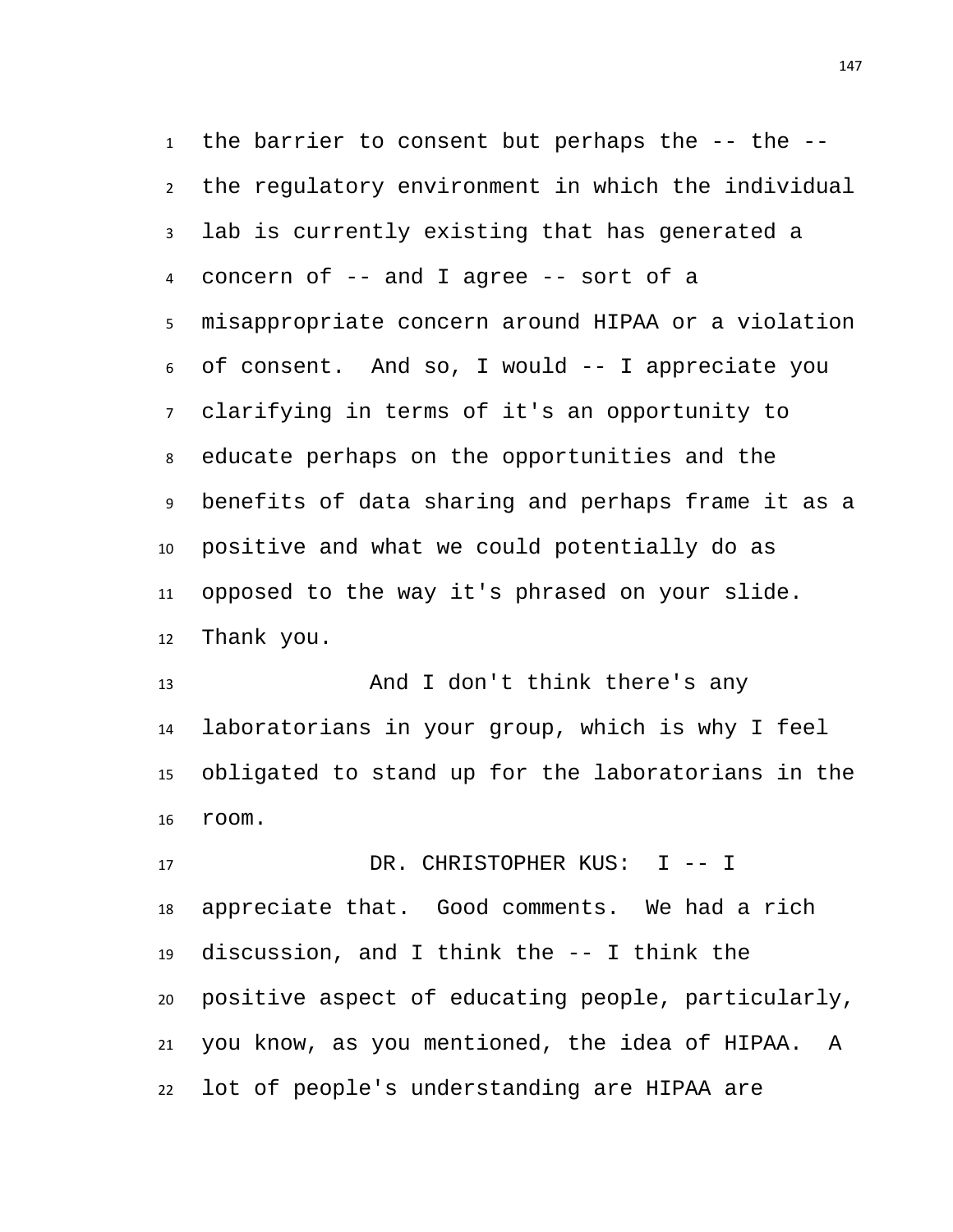the barrier to consent but perhaps the -- the -- the regulatory environment in which the individual lab is currently existing that has generated a concern of -- and I agree -- sort of a misappropriate concern around HIPAA or a violation of consent. And so, I would -- I appreciate you clarifying in terms of it's an opportunity to educate perhaps on the opportunities and the benefits of data sharing and perhaps frame it as a positive and what we could potentially do as opposed to the way it's phrased on your slide. Thank you.

And I don't think there's any laboratorians in your group, which is why I feel obligated to stand up for the laboratorians in the room.

DR. CHRISTOPHER KUS: I -- I appreciate that. Good comments. We had a rich discussion, and I think the -- I think the positive aspect of educating people, particularly, you know, as you mentioned, the idea of HIPAA. A lot of people's understanding are HIPAA are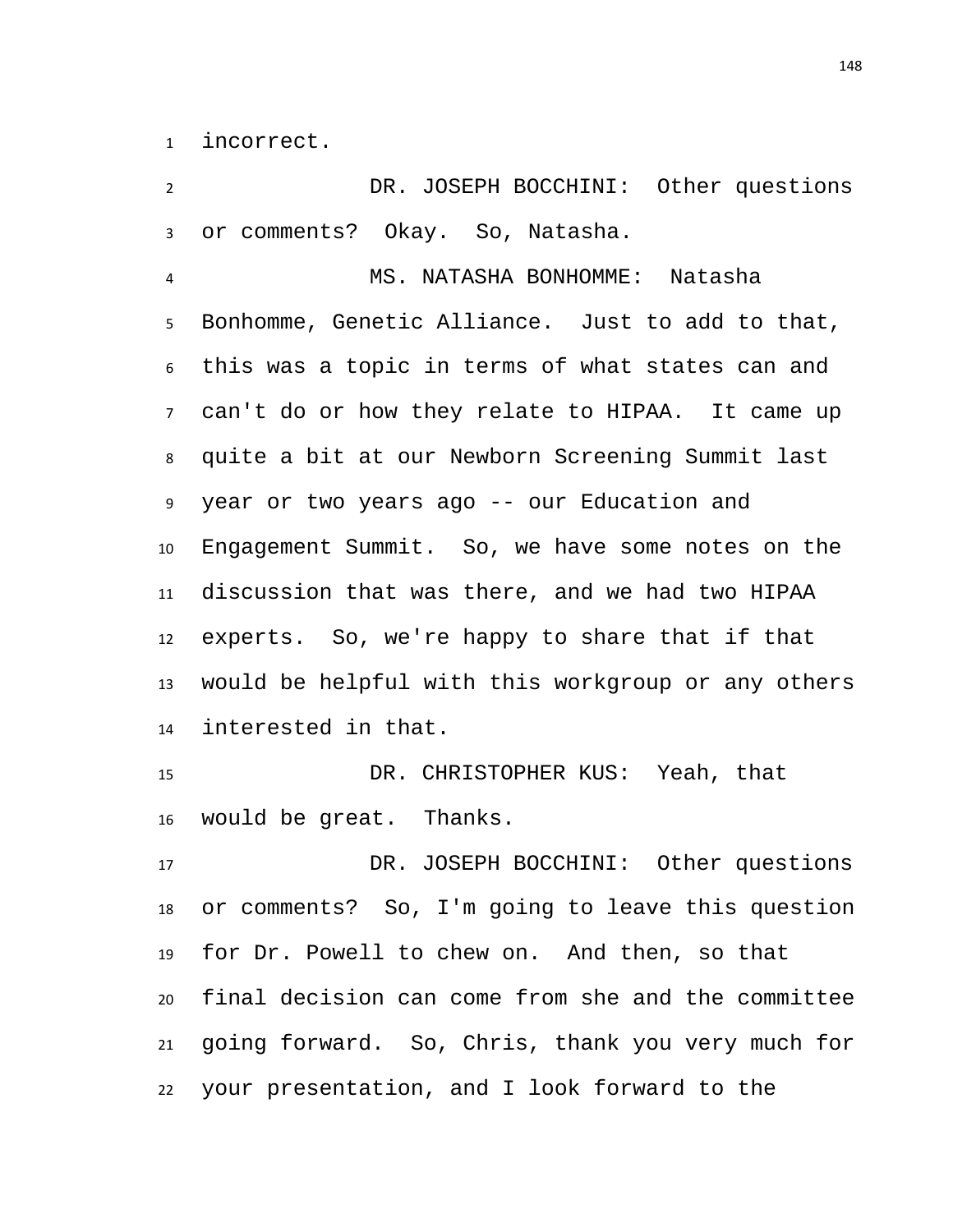incorrect.

DR. JOSEPH BOCCHINI: Other questions or comments? Okay. So, Natasha.

MS. NATASHA BONHOMME: Natasha Bonhomme, Genetic Alliance. Just to add to that, this was a topic in terms of what states can and can't do or how they relate to HIPAA. It came up quite a bit at our Newborn Screening Summit last year or two years ago -- our Education and Engagement Summit. So, we have some notes on the discussion that was there, and we had two HIPAA experts. So, we're happy to share that if that would be helpful with this workgroup or any others interested in that.

DR. CHRISTOPHER KUS: Yeah, that would be great. Thanks.

DR. JOSEPH BOCCHINI: Other questions or comments? So, I'm going to leave this question for Dr. Powell to chew on. And then, so that final decision can come from she and the committee going forward. So, Chris, thank you very much for your presentation, and I look forward to the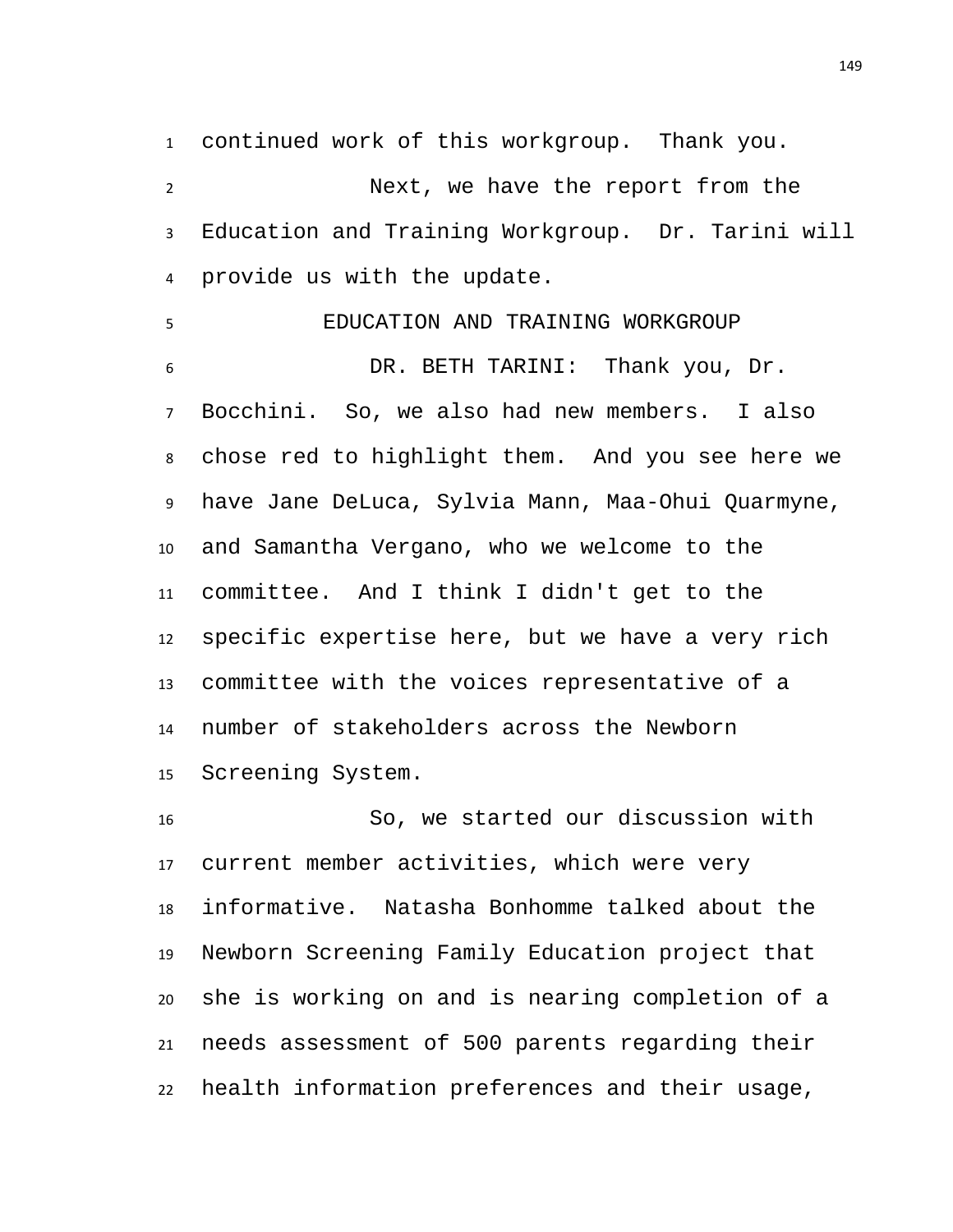continued work of this workgroup. Thank you.

Next, we have the report from the Education and Training Workgroup. Dr. Tarini will provide us with the update.

## EDUCATION AND TRAINING WORKGROUP

DR. BETH TARINI: Thank you, Dr. Bocchini. So, we also had new members. I also chose red to highlight them. And you see here we have Jane DeLuca, Sylvia Mann, Maa-Ohui Quarmyne, and Samantha Vergano, who we welcome to the committee. And I think I didn't get to the specific expertise here, but we have a very rich committee with the voices representative of a number of stakeholders across the Newborn Screening System.

So, we started our discussion with current member activities, which were very informative. Natasha Bonhomme talked about the Newborn Screening Family Education project that she is working on and is nearing completion of a needs assessment of 500 parents regarding their health information preferences and their usage,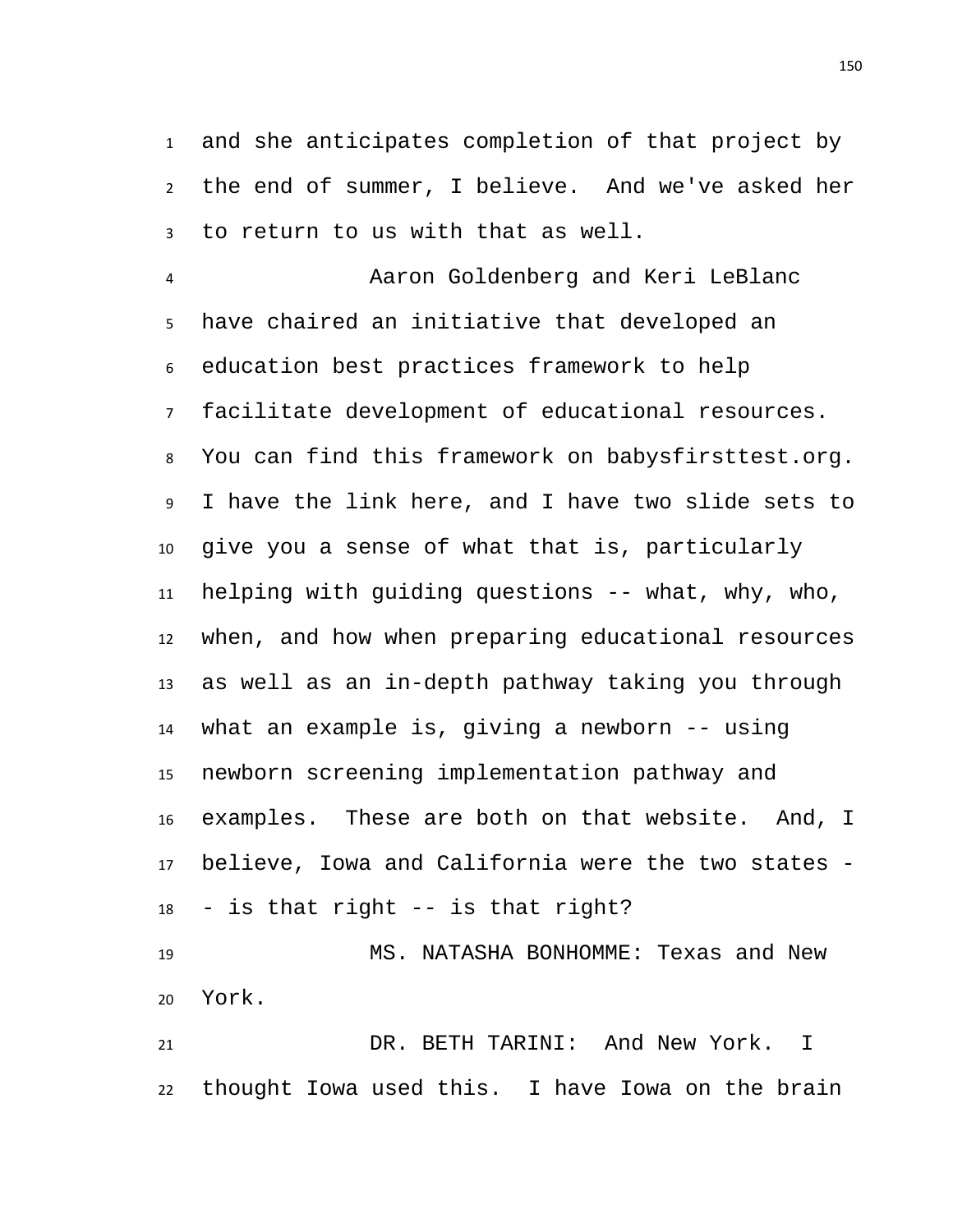and she anticipates completion of that project by the end of summer, I believe. And we've asked her to return to us with that as well.

Aaron Goldenberg and Keri LeBlanc have chaired an initiative that developed an education best practices framework to help facilitate development of educational resources. You can find this framework on babysfirsttest.org. I have the link here, and I have two slide sets to give you a sense of what that is, particularly helping with guiding questions -- what, why, who, when, and how when preparing educational resources as well as an in-depth pathway taking you through what an example is, giving a newborn -- using newborn screening implementation pathway and examples. These are both on that website. And, I believe, Iowa and California were the two states -- is that right -- is that right?

MS. NATASHA BONHOMME: Texas and New York.

DR. BETH TARINI: And New York. I thought Iowa used this. I have Iowa on the brain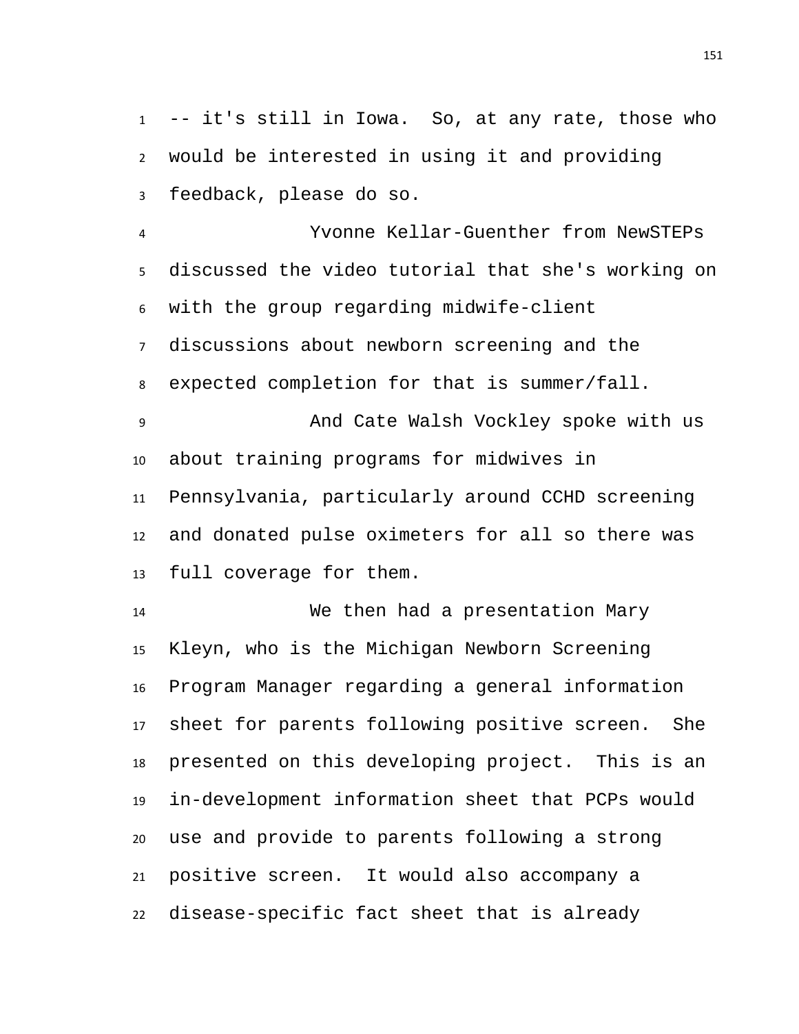-- it's still in Iowa. So, at any rate, those who would be interested in using it and providing feedback, please do so.

Yvonne Kellar-Guenther from NewSTEPs discussed the video tutorial that she's working on with the group regarding midwife-client discussions about newborn screening and the expected completion for that is summer/fall.

And Cate Walsh Vockley spoke with us about training programs for midwives in Pennsylvania, particularly around CCHD screening and donated pulse oximeters for all so there was full coverage for them.

We then had a presentation Mary Kleyn, who is the Michigan Newborn Screening Program Manager regarding a general information sheet for parents following positive screen. She presented on this developing project. This is an in-development information sheet that PCPs would use and provide to parents following a strong positive screen. It would also accompany a disease-specific fact sheet that is already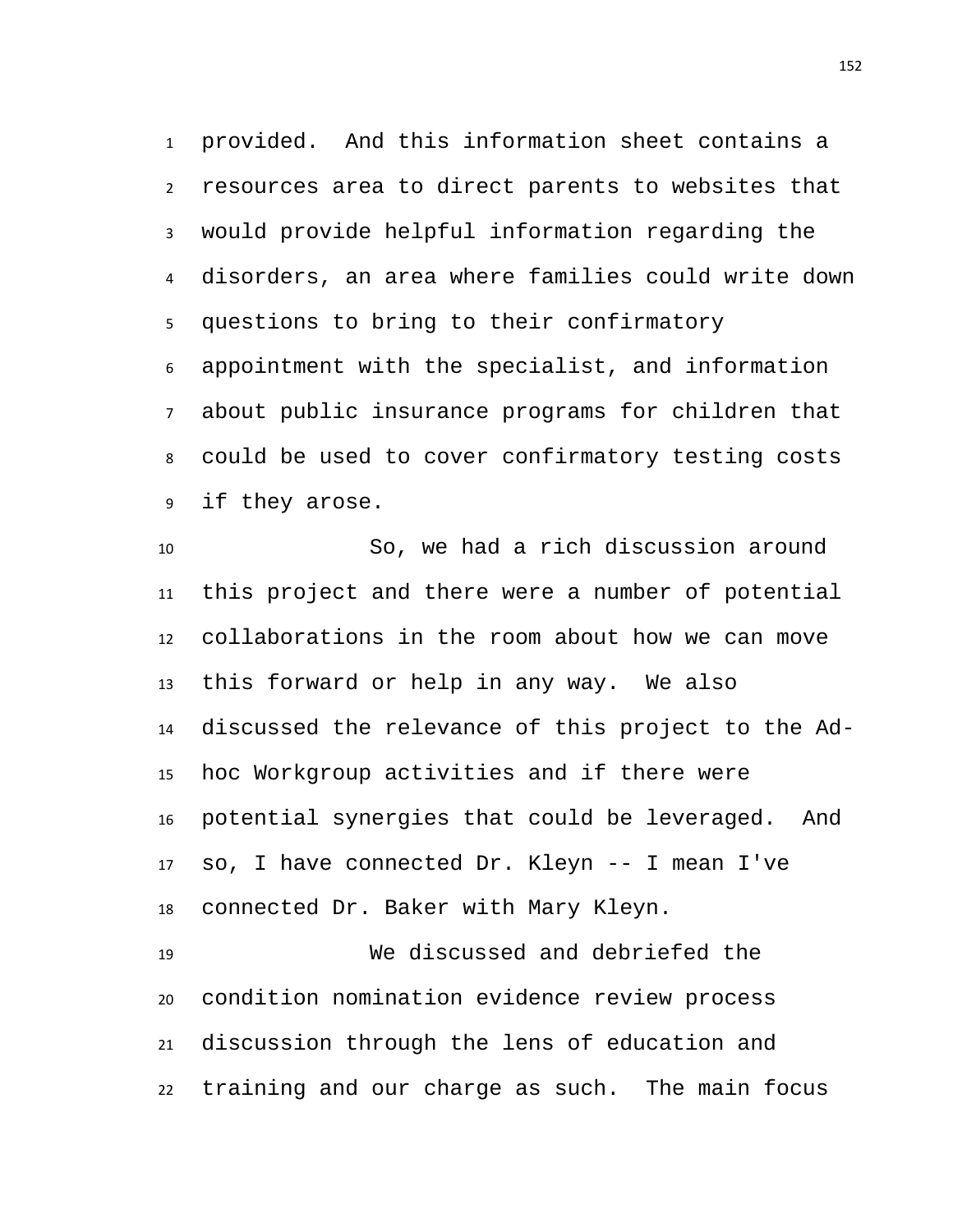provided. And this information sheet contains a resources area to direct parents to websites that would provide helpful information regarding the disorders, an area where families could write down questions to bring to their confirmatory appointment with the specialist, and information about public insurance programs for children that could be used to cover confirmatory testing costs if they arose.

So, we had a rich discussion around this project and there were a number of potential collaborations in the room about how we can move this forward or help in any way. We also discussed the relevance of this project to the Ad-hoc Workgroup activities and if there were potential synergies that could be leveraged. And so, I have connected Dr. Kleyn -- I mean I've connected Dr. Baker with Mary Kleyn.

We discussed and debriefed the condition nomination evidence review process discussion through the lens of education and training and our charge as such. The main focus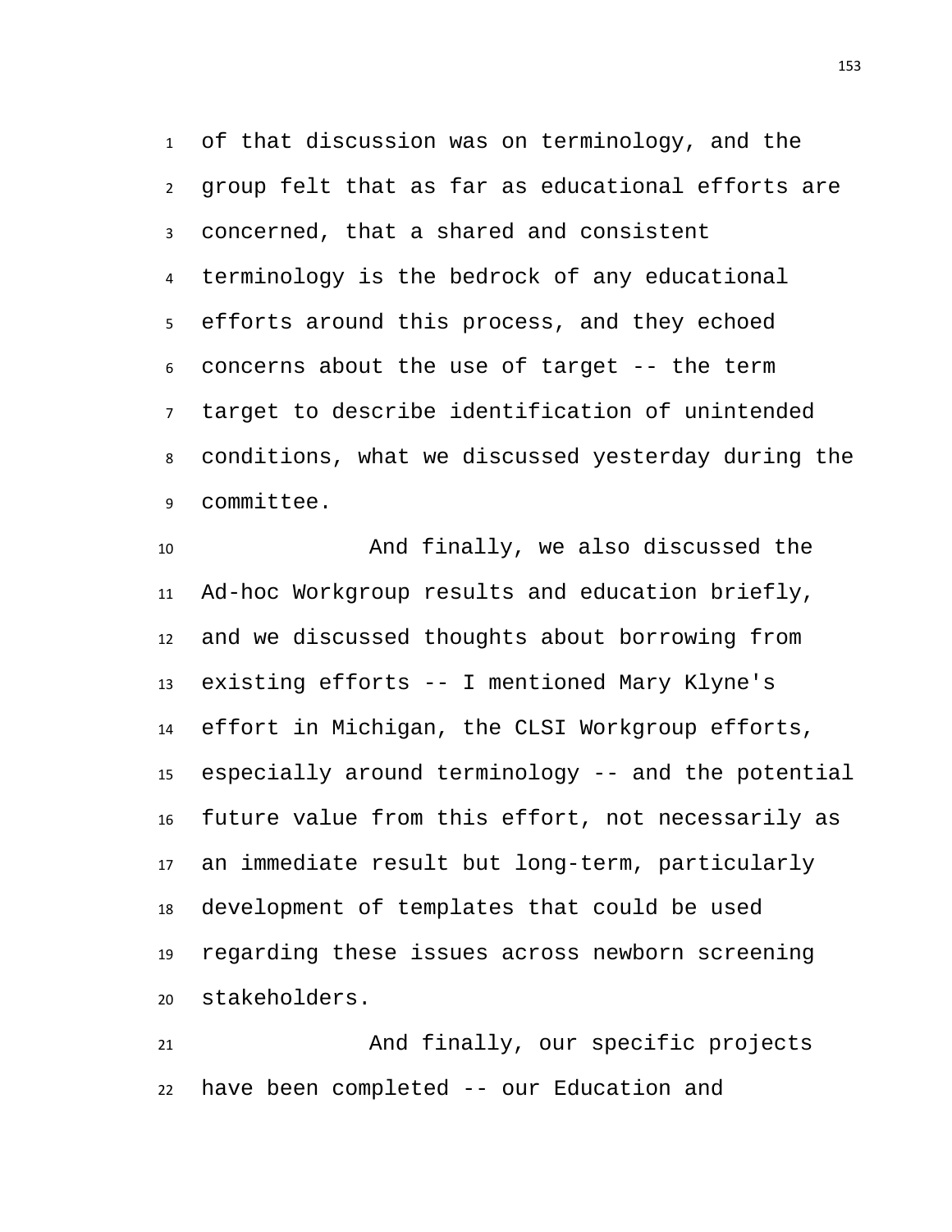of that discussion was on terminology, and the group felt that as far as educational efforts are concerned, that a shared and consistent terminology is the bedrock of any educational efforts around this process, and they echoed concerns about the use of target -- the term target to describe identification of unintended conditions, what we discussed yesterday during the committee.

And finally, we also discussed the Ad-hoc Workgroup results and education briefly, and we discussed thoughts about borrowing from existing efforts -- I mentioned Mary Klyne's effort in Michigan, the CLSI Workgroup efforts, especially around terminology -- and the potential future value from this effort, not necessarily as an immediate result but long-term, particularly development of templates that could be used regarding these issues across newborn screening stakeholders.

And finally, our specific projects have been completed -- our Education and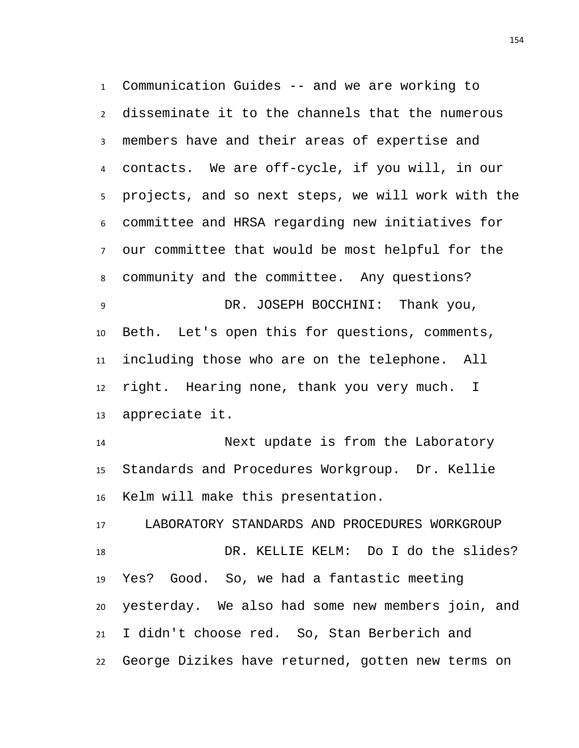Communication Guides -- and we are working to disseminate it to the channels that the numerous members have and their areas of expertise and contacts. We are off-cycle, if you will, in our projects, and so next steps, we will work with the committee and HRSA regarding new initiatives for our committee that would be most helpful for the community and the committee. Any questions?

DR. JOSEPH BOCCHINI: Thank you, Beth. Let's open this for questions, comments, including those who are on the telephone. All right. Hearing none, thank you very much. I appreciate it.

Next update is from the Laboratory Standards and Procedures Workgroup. Dr. Kellie Kelm will make this presentation.

## LABORATORY STANDARDS AND PROCEDURES WORKGROUP

DR. KELLIE KELM: Do I do the slides? Yes? Good. So, we had a fantastic meeting yesterday. We also had some new members join, and I didn't choose red. So, Stan Berberich and George Dizikes have returned, gotten new terms on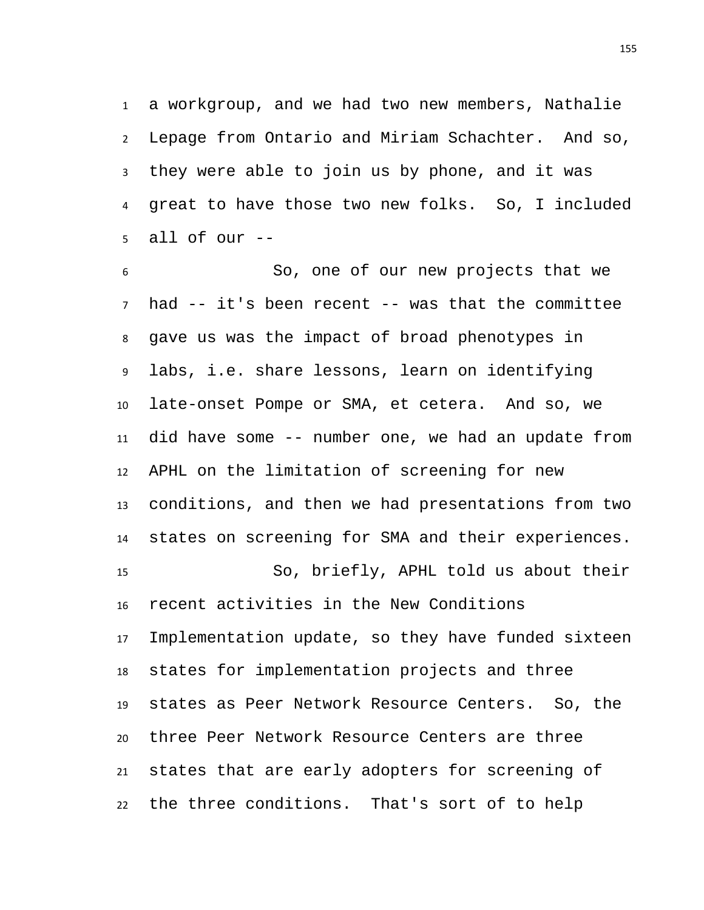a workgroup, and we had two new members, Nathalie Lepage from Ontario and Miriam Schachter. And so, they were able to join us by phone, and it was great to have those two new folks. So, I included all of our --

So, one of our new projects that we had -- it's been recent -- was that the committee gave us was the impact of broad phenotypes in labs, i.e. share lessons, learn on identifying late-onset Pompe or SMA, et cetera. And so, we did have some -- number one, we had an update from APHL on the limitation of screening for new conditions, and then we had presentations from two states on screening for SMA and their experiences.

So, briefly, APHL told us about their recent activities in the New Conditions Implementation update, so they have funded sixteen states for implementation projects and three states as Peer Network Resource Centers. So, the three Peer Network Resource Centers are three states that are early adopters for screening of the three conditions. That's sort of to help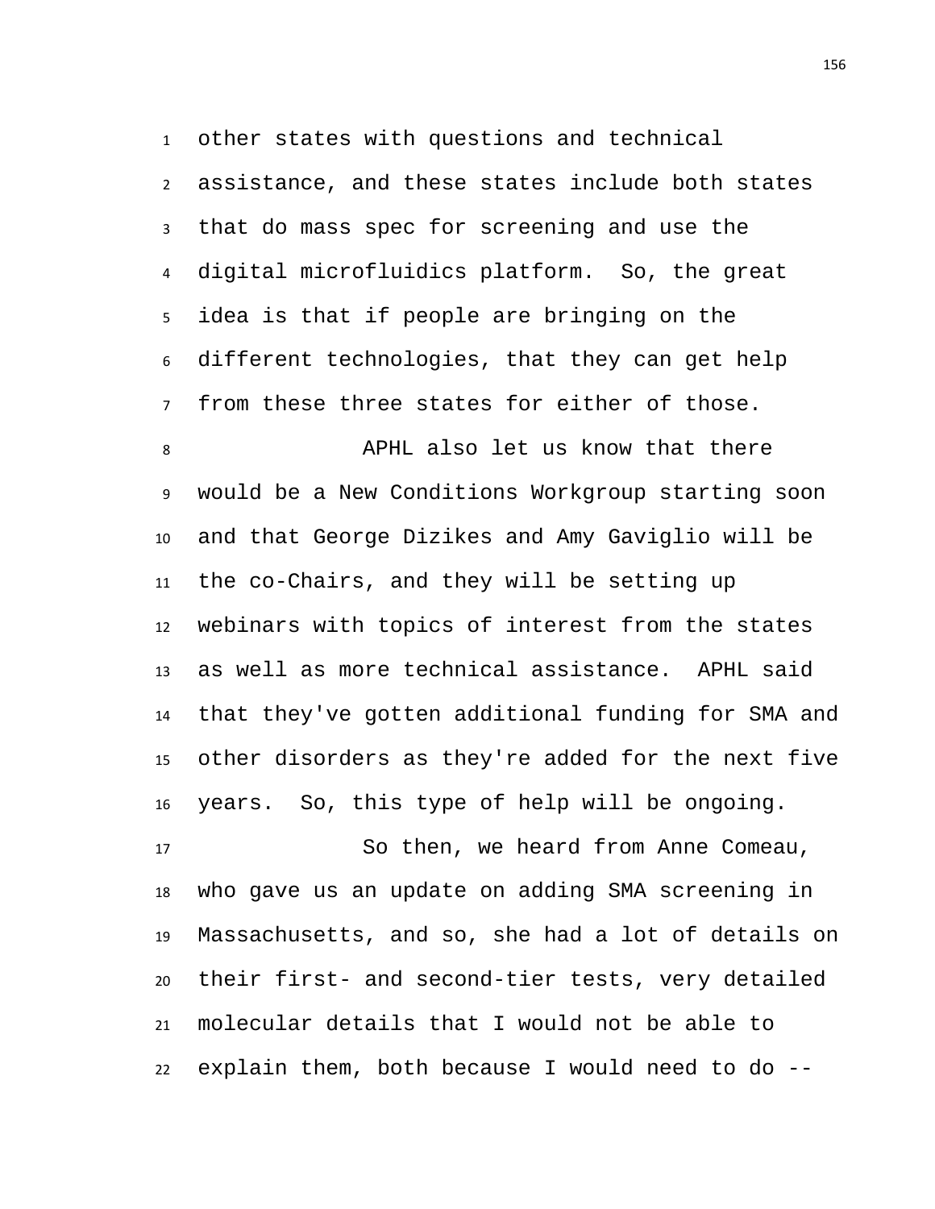other states with questions and technical assistance, and these states include both states that do mass spec for screening and use the digital microfluidics platform. So, the great idea is that if people are bringing on the different technologies, that they can get help from these three states for either of those.

APHL also let us know that there would be a New Conditions Workgroup starting soon and that George Dizikes and Amy Gaviglio will be the co-Chairs, and they will be setting up webinars with topics of interest from the states as well as more technical assistance. APHL said that they've gotten additional funding for SMA and other disorders as they're added for the next five years. So, this type of help will be ongoing.

So then, we heard from Anne Comeau, who gave us an update on adding SMA screening in Massachusetts, and so, she had a lot of details on their first- and second-tier tests, very detailed molecular details that I would not be able to explain them, both because I would need to do --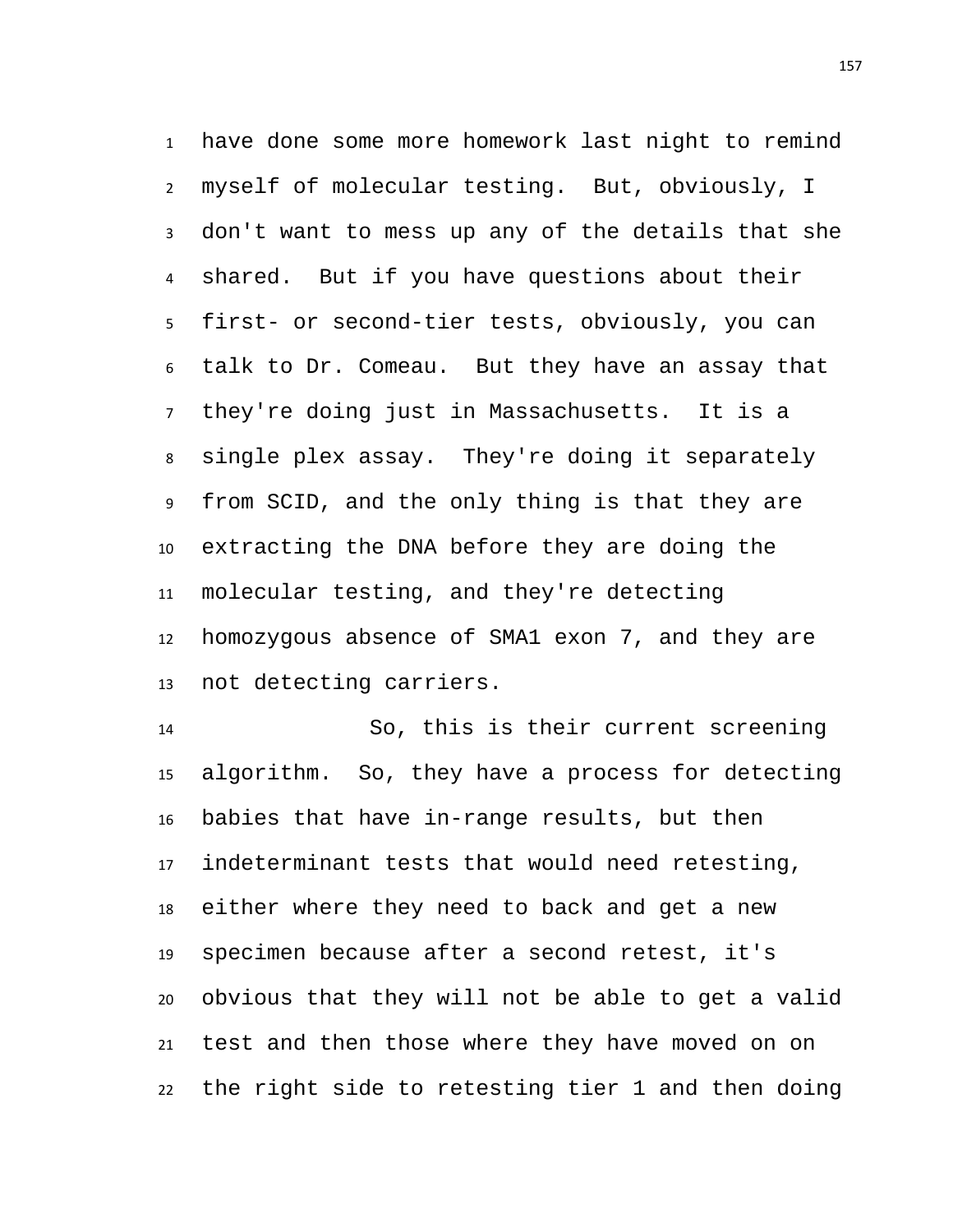have done some more homework last night to remind myself of molecular testing. But, obviously, I don't want to mess up any of the details that she shared. But if you have questions about their first- or second-tier tests, obviously, you can talk to Dr. Comeau. But they have an assay that they're doing just in Massachusetts. It is a single plex assay. They're doing it separately from SCID, and the only thing is that they are extracting the DNA before they are doing the molecular testing, and they're detecting homozygous absence of SMA1 exon 7, and they are not detecting carriers.

So, this is their current screening algorithm. So, they have a process for detecting babies that have in-range results, but then indeterminant tests that would need retesting, either where they need to back and get a new specimen because after a second retest, it's obvious that they will not be able to get a valid test and then those where they have moved on on the right side to retesting tier 1 and then doing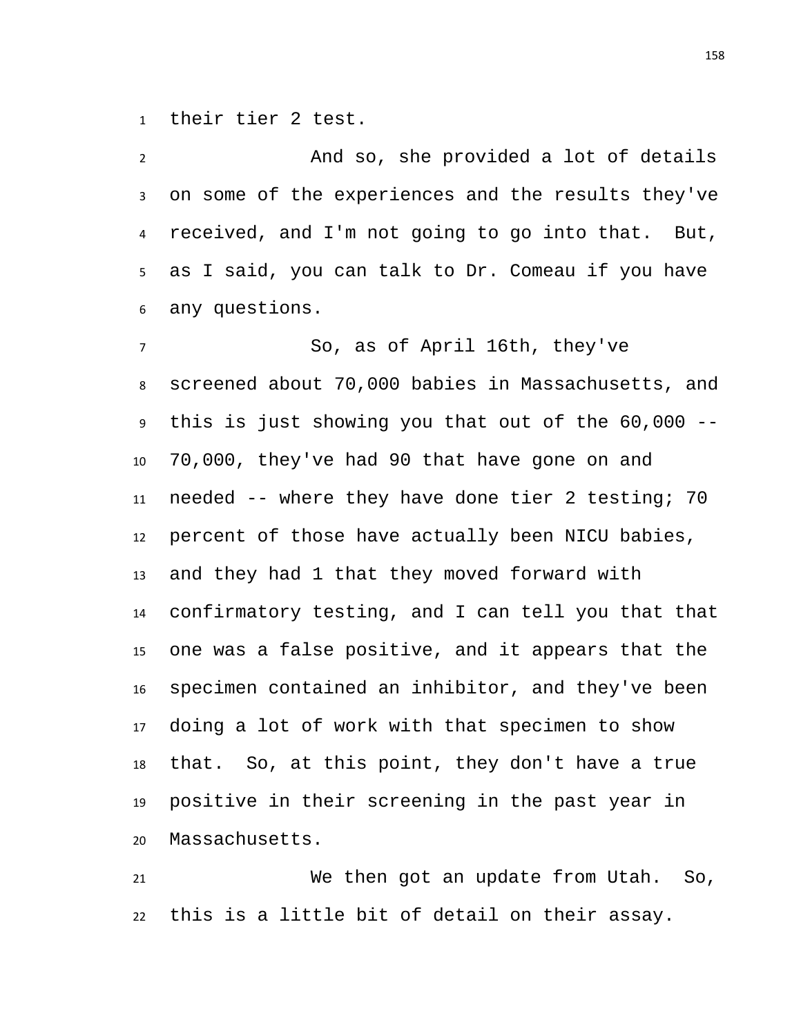their tier 2 test.

And so, she provided a lot of details on some of the experiences and the results they've received, and I'm not going to go into that. But, as I said, you can talk to Dr. Comeau if you have any questions.

So, as of April 16th, they've screened about 70,000 babies in Massachusetts, and this is just showing you that out of the 60,000 -- 70,000, they've had 90 that have gone on and needed -- where they have done tier 2 testing; 70 percent of those have actually been NICU babies, and they had 1 that they moved forward with confirmatory testing, and I can tell you that that one was a false positive, and it appears that the specimen contained an inhibitor, and they've been doing a lot of work with that specimen to show that. So, at this point, they don't have a true positive in their screening in the past year in Massachusetts.

We then got an update from Utah. So, this is a little bit of detail on their assay.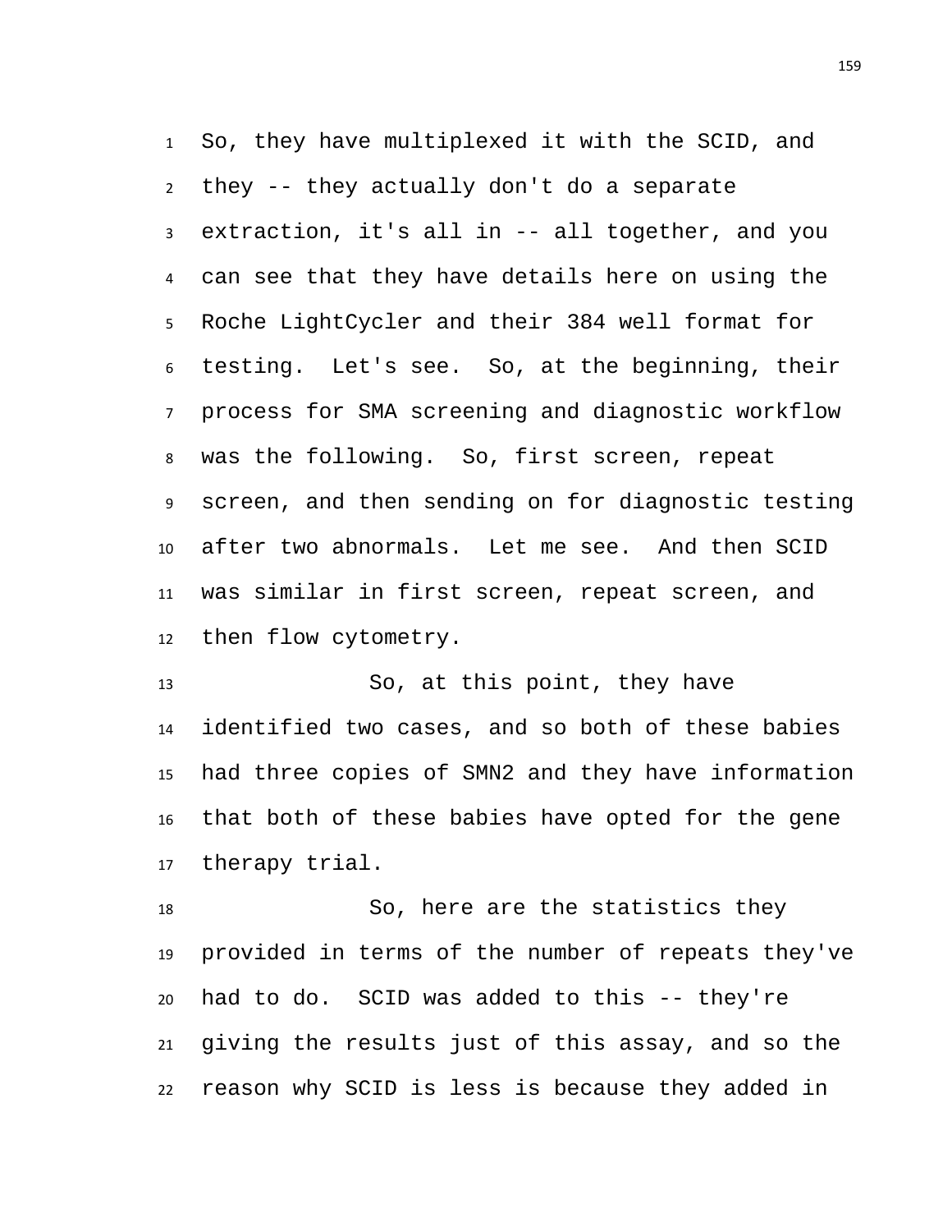So, they have multiplexed it with the SCID, and they -- they actually don't do a separate extraction, it's all in -- all together, and you can see that they have details here on using the Roche LightCycler and their 384 well format for testing. Let's see. So, at the beginning, their process for SMA screening and diagnostic workflow was the following. So, first screen, repeat screen, and then sending on for diagnostic testing after two abnormals. Let me see. And then SCID was similar in first screen, repeat screen, and then flow cytometry.

So, at this point, they have identified two cases, and so both of these babies had three copies of SMN2 and they have information that both of these babies have opted for the gene therapy trial.

So, here are the statistics they provided in terms of the number of repeats they've had to do. SCID was added to this -- they're giving the results just of this assay, and so the reason why SCID is less is because they added in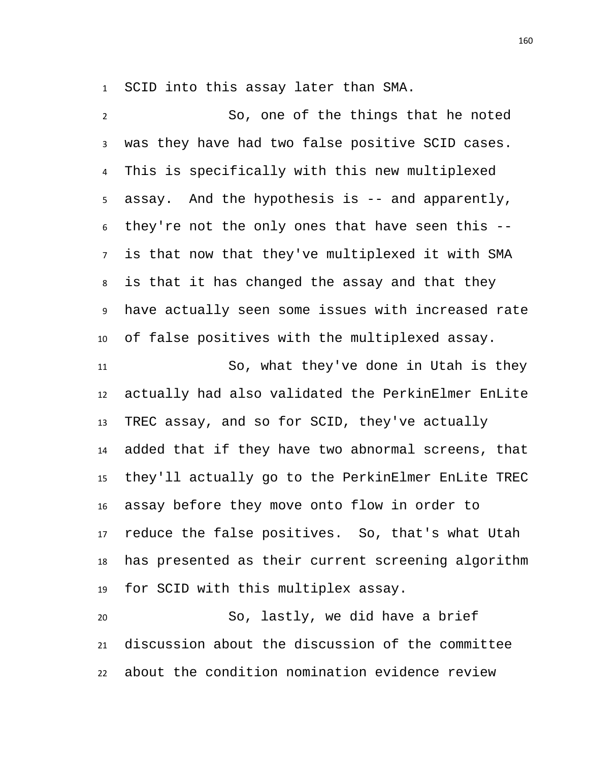SCID into this assay later than SMA.

So, one of the things that he noted was they have had two false positive SCID cases. This is specifically with this new multiplexed assay. And the hypothesis is -- and apparently, they're not the only ones that have seen this -- is that now that they've multiplexed it with SMA is that it has changed the assay and that they have actually seen some issues with increased rate of false positives with the multiplexed assay.

So, what they've done in Utah is they actually had also validated the PerkinElmer EnLite TREC assay, and so for SCID, they've actually added that if they have two abnormal screens, that they'll actually go to the PerkinElmer EnLite TREC assay before they move onto flow in order to reduce the false positives. So, that's what Utah has presented as their current screening algorithm for SCID with this multiplex assay.

So, lastly, we did have a brief discussion about the discussion of the committee about the condition nomination evidence review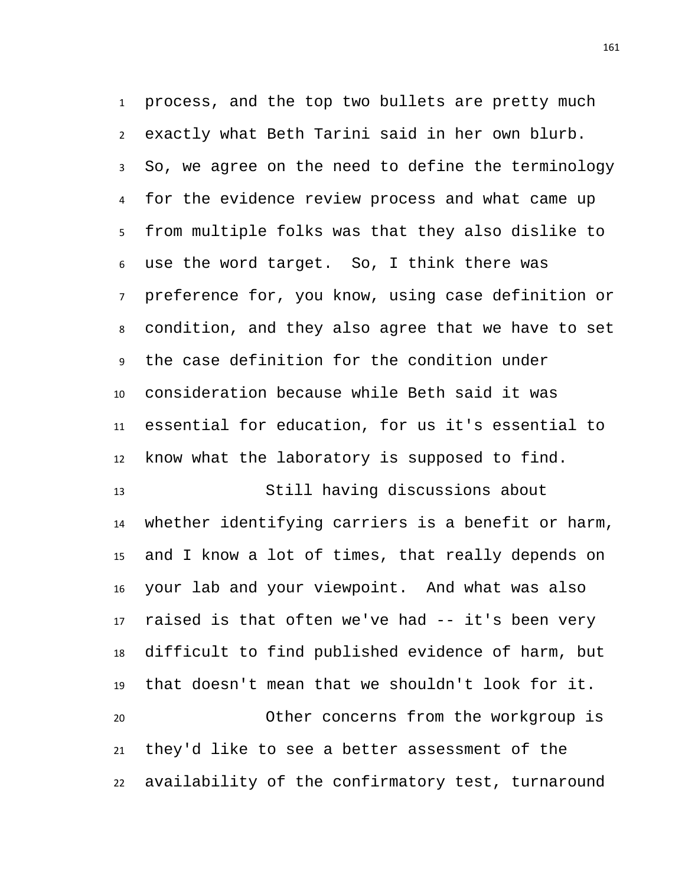process, and the top two bullets are pretty much exactly what Beth Tarini said in her own blurb. So, we agree on the need to define the terminology for the evidence review process and what came up from multiple folks was that they also dislike to use the word target. So, I think there was preference for, you know, using case definition or condition, and they also agree that we have to set the case definition for the condition under consideration because while Beth said it was essential for education, for us it's essential to know what the laboratory is supposed to find.

Still having discussions about whether identifying carriers is a benefit or harm, and I know a lot of times, that really depends on your lab and your viewpoint. And what was also raised is that often we've had -- it's been very difficult to find published evidence of harm, but that doesn't mean that we shouldn't look for it.

Other concerns from the workgroup is they'd like to see a better assessment of the availability of the confirmatory test, turnaround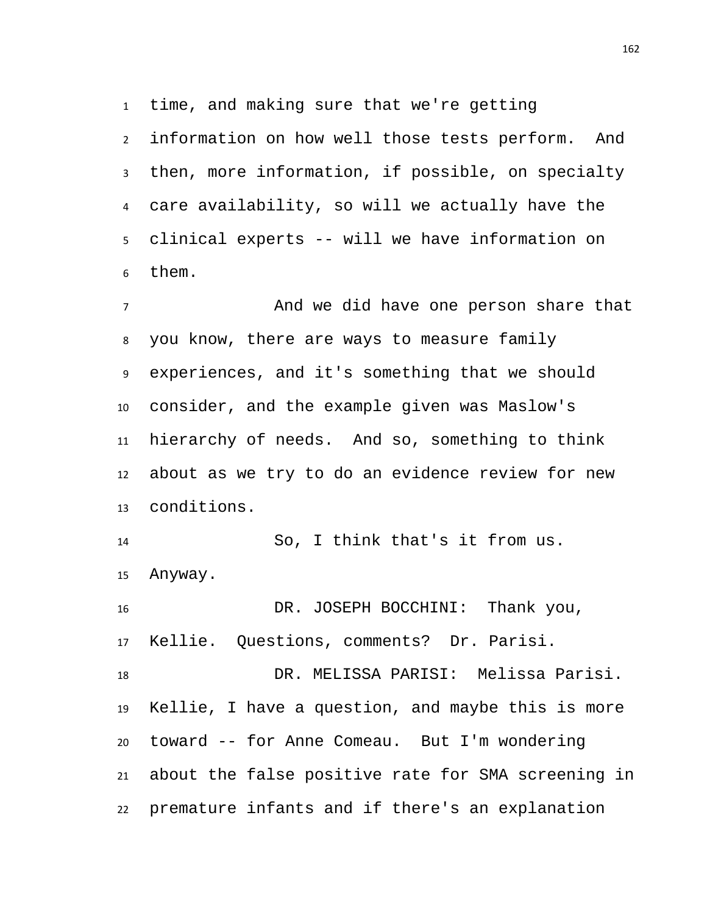time, and making sure that we're getting information on how well those tests perform. And then, more information, if possible, on specialty care availability, so will we actually have the clinical experts -- will we have information on them.

And we did have one person share that you know, there are ways to measure family experiences, and it's something that we should consider, and the example given was Maslow's hierarchy of needs. And so, something to think about as we try to do an evidence review for new conditions.

So, I think that's it from us. Anyway.

DR. JOSEPH BOCCHINI: Thank you, Kellie. Questions, comments? Dr. Parisi.

DR. MELISSA PARISI: Melissa Parisi. Kellie, I have a question, and maybe this is more toward -- for Anne Comeau. But I'm wondering about the false positive rate for SMA screening in premature infants and if there's an explanation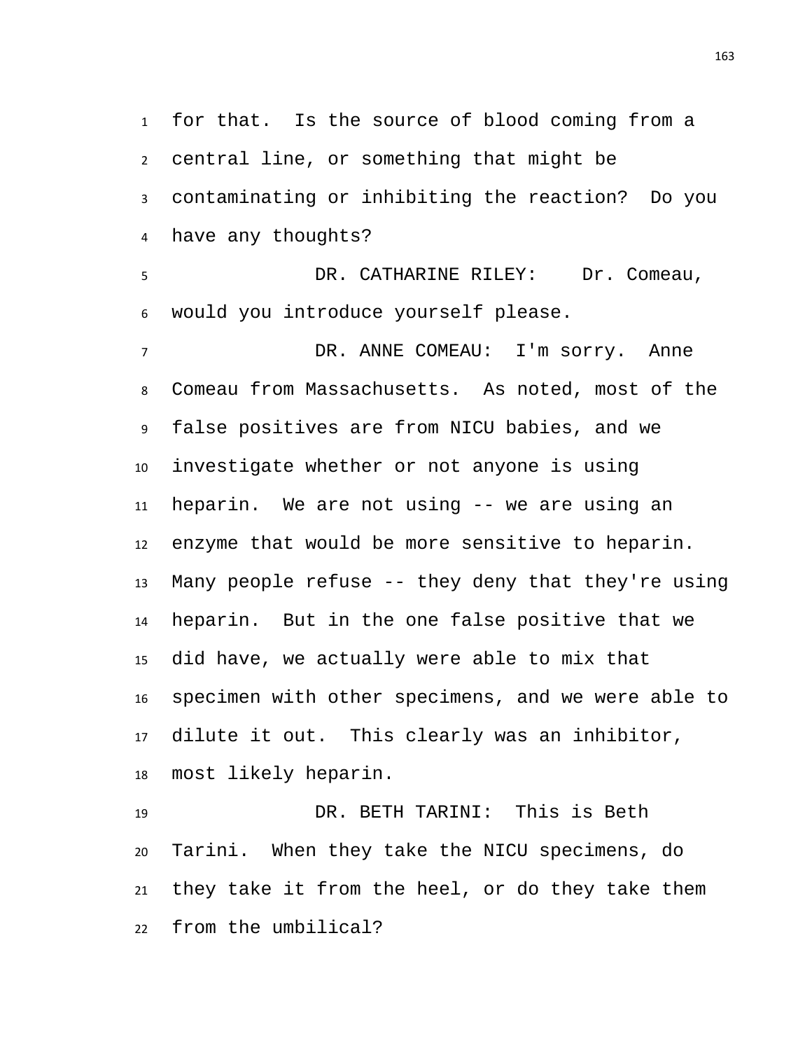for that. Is the source of blood coming from a central line, or something that might be contaminating or inhibiting the reaction? Do you have any thoughts?

DR. CATHARINE RILEY: Dr. Comeau, would you introduce yourself please.

DR. ANNE COMEAU: I'm sorry. Anne Comeau from Massachusetts. As noted, most of the false positives are from NICU babies, and we investigate whether or not anyone is using heparin. We are not using -- we are using an enzyme that would be more sensitive to heparin. Many people refuse -- they deny that they're using heparin. But in the one false positive that we did have, we actually were able to mix that specimen with other specimens, and we were able to dilute it out. This clearly was an inhibitor, most likely heparin.

DR. BETH TARINI: This is Beth Tarini. When they take the NICU specimens, do they take it from the heel, or do they take them from the umbilical?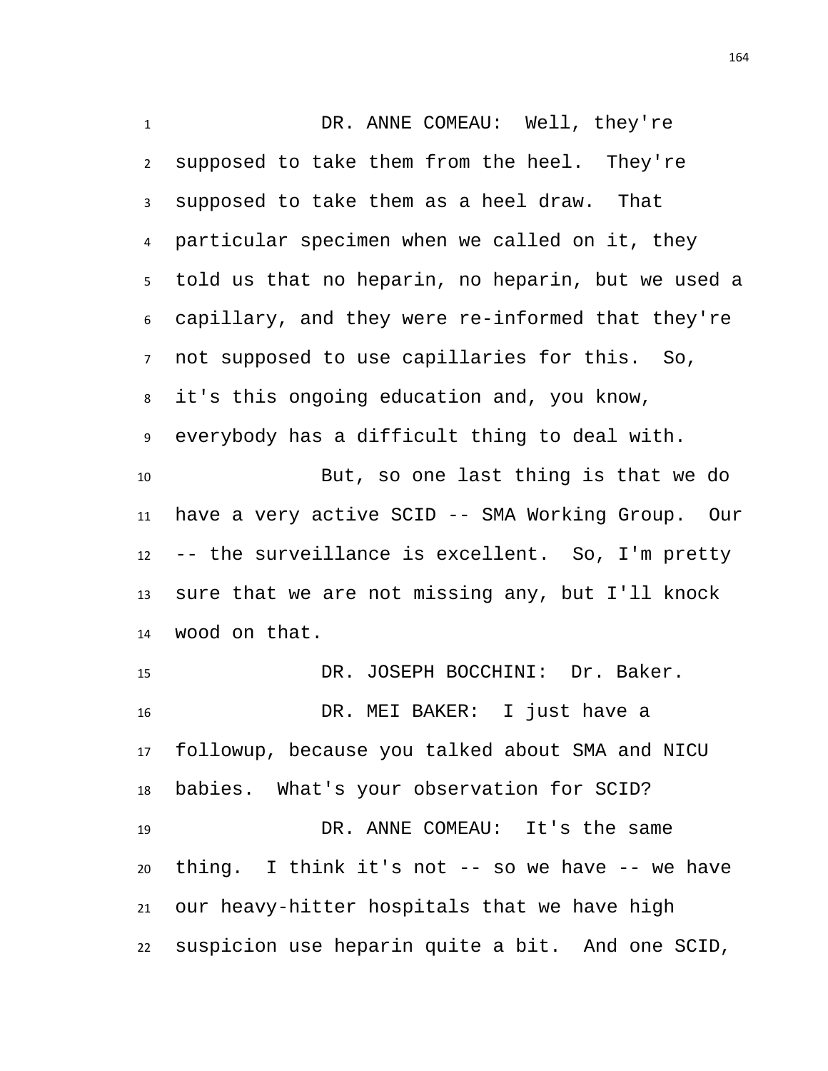DR. ANNE COMEAU: Well, they're supposed to take them from the heel. They're supposed to take them as a heel draw. That particular specimen when we called on it, they told us that no heparin, no heparin, but we used a capillary, and they were re-informed that they're not supposed to use capillaries for this. So, it's this ongoing education and, you know, everybody has a difficult thing to deal with.

But, so one last thing is that we do have a very active SCID -- SMA Working Group. Our -- the surveillance is excellent. So, I'm pretty sure that we are not missing any, but I'll knock wood on that.

DR. JOSEPH BOCCHINI: Dr. Baker.

DR. MEI BAKER: I just have a followup, because you talked about SMA and NICU babies. What's your observation for SCID?

DR. ANNE COMEAU: It's the same thing. I think it's not -- so we have -- we have our heavy-hitter hospitals that we have high suspicion use heparin quite a bit. And one SCID,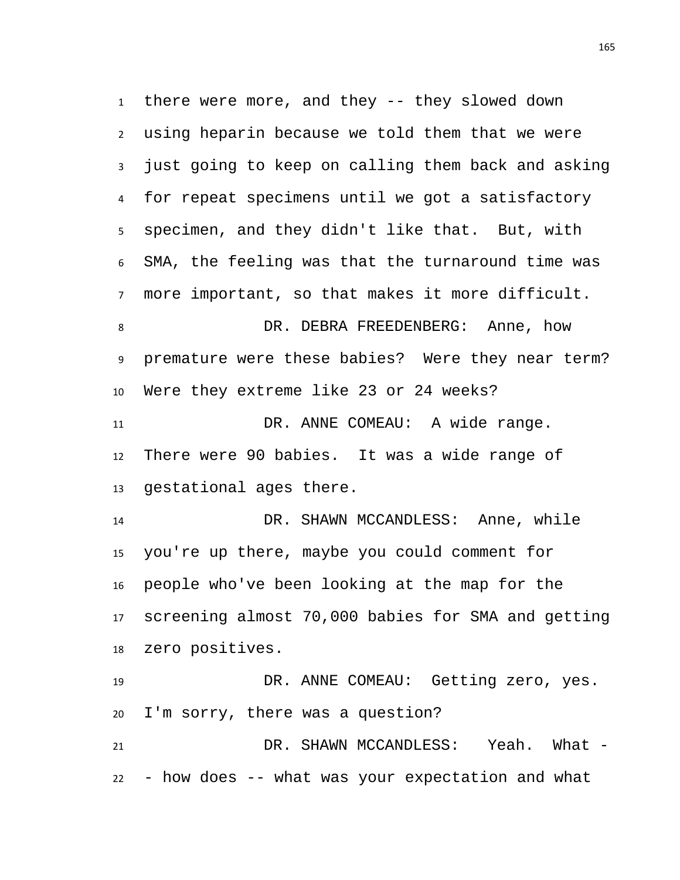there were more, and they -- they slowed down using heparin because we told them that we were just going to keep on calling them back and asking for repeat specimens until we got a satisfactory specimen, and they didn't like that. But, with SMA, the feeling was that the turnaround time was more important, so that makes it more difficult.

DR. DEBRA FREEDENBERG: Anne, how premature were these babies? Were they near term? Were they extreme like 23 or 24 weeks?

DR. ANNE COMEAU: A wide range. There were 90 babies. It was a wide range of gestational ages there.

DR. SHAWN MCCANDLESS: Anne, while you're up there, maybe you could comment for people who've been looking at the map for the screening almost 70,000 babies for SMA and getting zero positives.

DR. ANNE COMEAU: Getting zero, yes. I'm sorry, there was a question?

DR. SHAWN MCCANDLESS: Yeah. What -- how does -- what was your expectation and what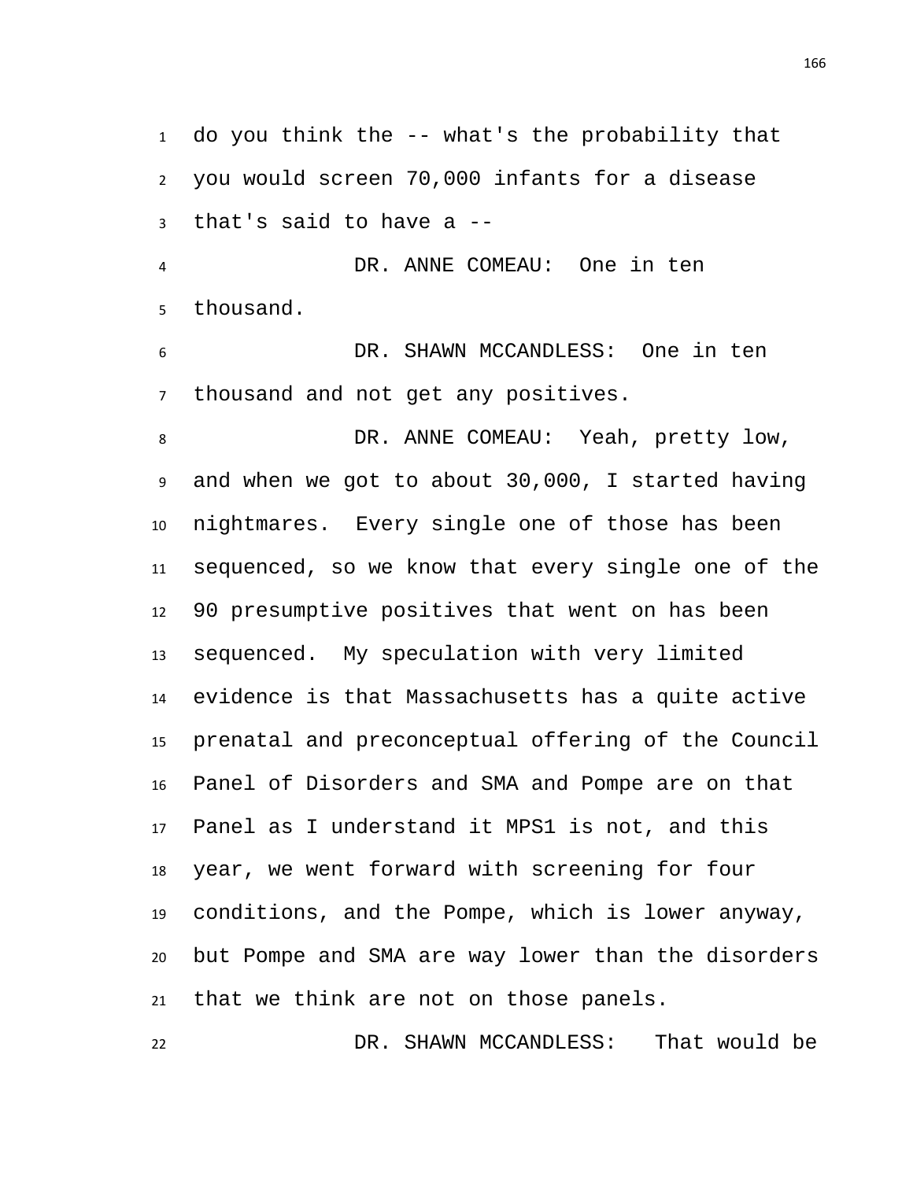do you think the -- what's the probability that you would screen 70,000 infants for a disease that's said to have a --

DR. ANNE COMEAU: One in ten thousand.

DR. SHAWN MCCANDLESS: One in ten thousand and not get any positives.

DR. ANNE COMEAU: Yeah, pretty low, and when we got to about 30,000, I started having nightmares. Every single one of those has been sequenced, so we know that every single one of the 90 presumptive positives that went on has been sequenced. My speculation with very limited evidence is that Massachusetts has a quite active prenatal and preconceptual offering of the Council Panel of Disorders and SMA and Pompe are on that Panel as I understand it MPS1 is not, and this year, we went forward with screening for four conditions, and the Pompe, which is lower anyway, but Pompe and SMA are way lower than the disorders that we think are not on those panels.

DR. SHAWN MCCANDLESS: That would be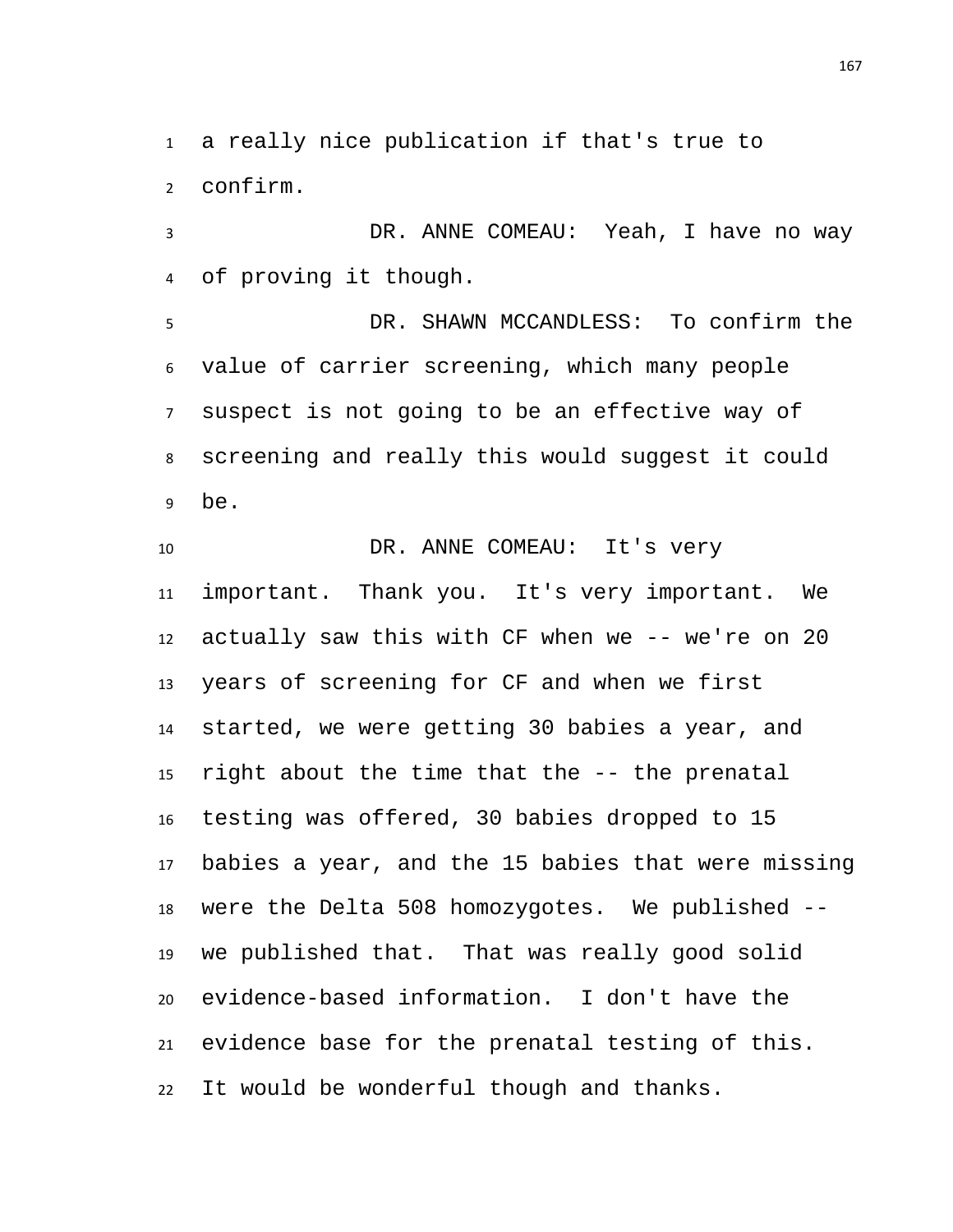a really nice publication if that's true to confirm.

DR. ANNE COMEAU: Yeah, I have no way of proving it though.

DR. SHAWN MCCANDLESS: To confirm the value of carrier screening, which many people suspect is not going to be an effective way of screening and really this would suggest it could be.

DR. ANNE COMEAU: It's very important. Thank you. It's very important. We actually saw this with CF when we -- we're on 20 years of screening for CF and when we first started, we were getting 30 babies a year, and right about the time that the -- the prenatal testing was offered, 30 babies dropped to 15 babies a year, and the 15 babies that were missing were the Delta 508 homozygotes. We published -- we published that. That was really good solid evidence-based information. I don't have the evidence base for the prenatal testing of this. It would be wonderful though and thanks.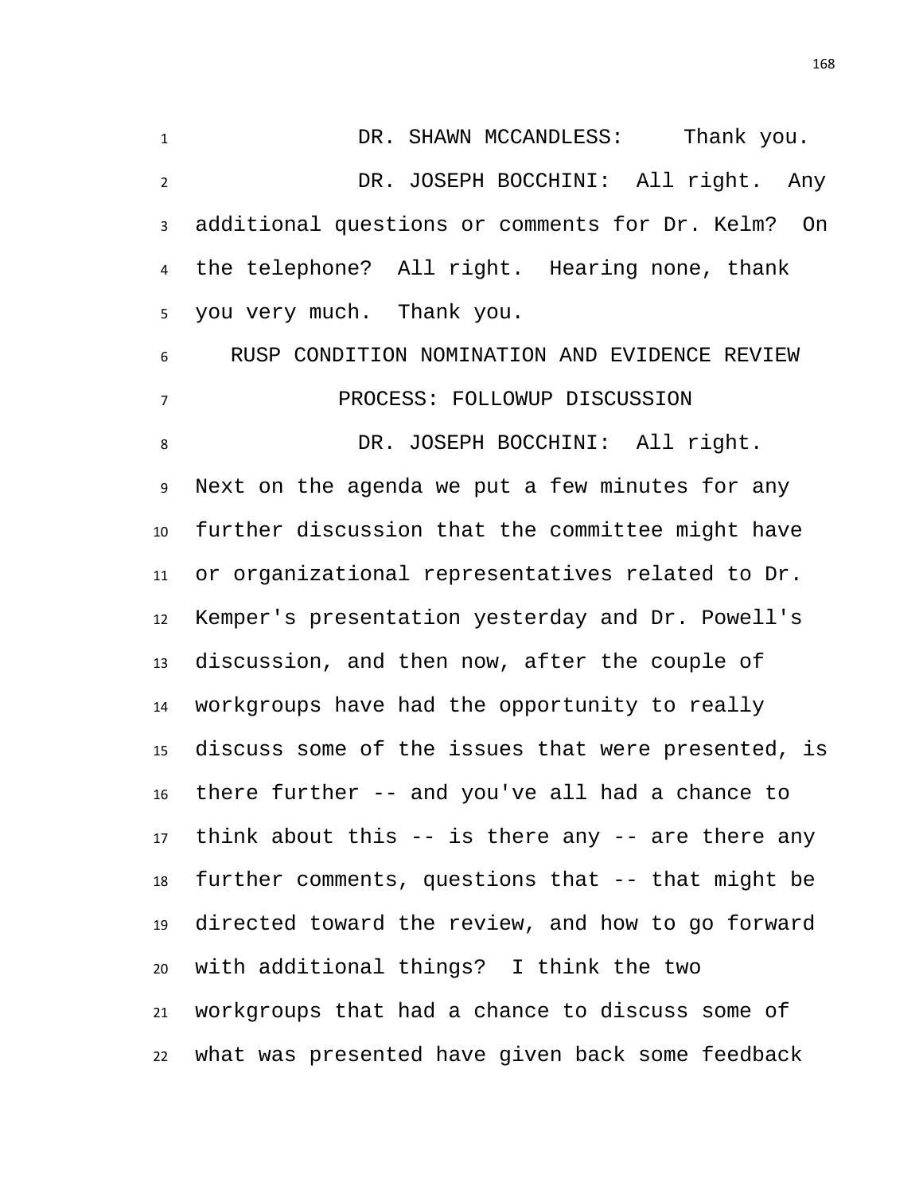DR. SHAWN MCCANDLESS: Thank you.

DR. JOSEPH BOCCHINI: All right. Any additional questions or comments for Dr. Kelm? On the telephone? All right. Hearing none, thank you very much. Thank you.

## RUSP CONDITION NOMINATION AND EVIDENCE REVIEW PROCESS: FOLLOWUP DISCUSSION

DR. JOSEPH BOCCHINI: All right. Next on the agenda we put a few minutes for any further discussion that the committee might have or organizational representatives related to Dr. Kemper's presentation yesterday and Dr. Powell's discussion, and then now, after the couple of workgroups have had the opportunity to really discuss some of the issues that were presented, is there further -- and you've all had a chance to think about this -- is there any -- are there any further comments, questions that -- that might be directed toward the review, and how to go forward with additional things? I think the two workgroups that had a chance to discuss some of what was presented have given back some feedback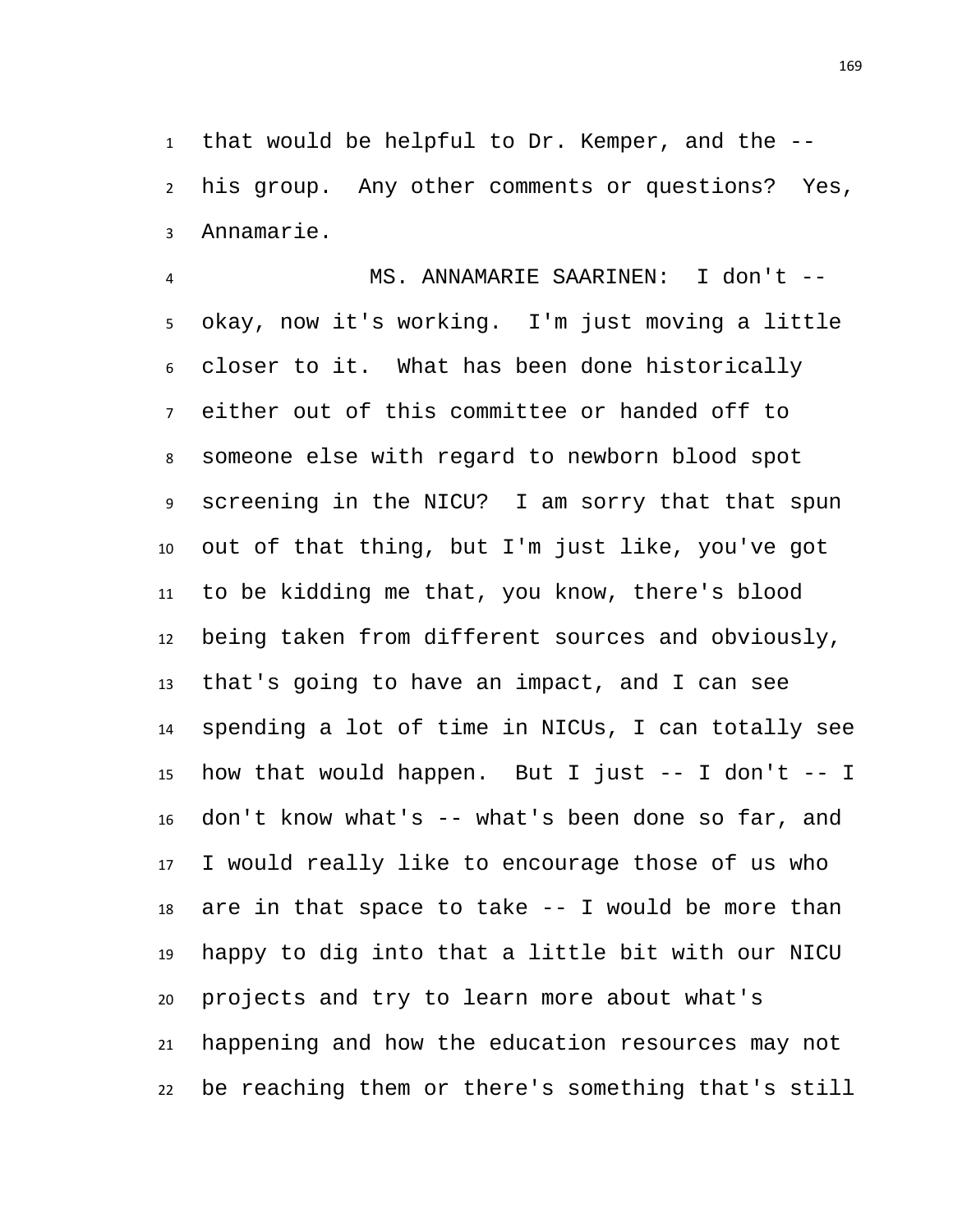that would be helpful to Dr. Kemper, and the -- his group. Any other comments or questions? Yes, Annamarie.

MS. ANNAMARIE SAARINEN: I don't -- okay, now it's working. I'm just moving a little closer to it. What has been done historically either out of this committee or handed off to someone else with regard to newborn blood spot screening in the NICU? I am sorry that that spun out of that thing, but I'm just like, you've got to be kidding me that, you know, there's blood being taken from different sources and obviously, that's going to have an impact, and I can see spending a lot of time in NICUs, I can totally see how that would happen. But I just -- I don't -- I don't know what's -- what's been done so far, and I would really like to encourage those of us who are in that space to take -- I would be more than happy to dig into that a little bit with our NICU projects and try to learn more about what's happening and how the education resources may not be reaching them or there's something that's still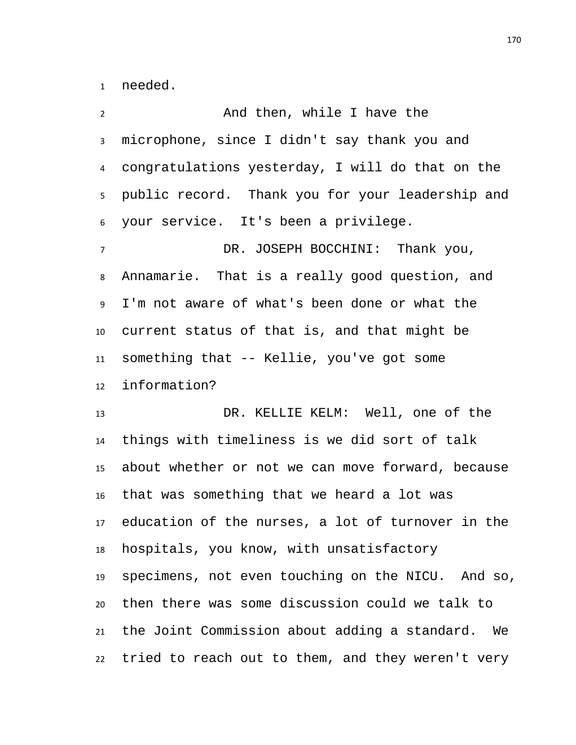needed.

And then, while I have the microphone, since I didn't say thank you and congratulations yesterday, I will do that on the public record. Thank you for your leadership and your service. It's been a privilege.

DR. JOSEPH BOCCHINI: Thank you, Annamarie. That is a really good question, and I'm not aware of what's been done or what the current status of that is, and that might be something that -- Kellie, you've got some information?

DR. KELLIE KELM: Well, one of the things with timeliness is we did sort of talk about whether or not we can move forward, because that was something that we heard a lot was education of the nurses, a lot of turnover in the hospitals, you know, with unsatisfactory specimens, not even touching on the NICU. And so, then there was some discussion could we talk to the Joint Commission about adding a standard. We tried to reach out to them, and they weren't very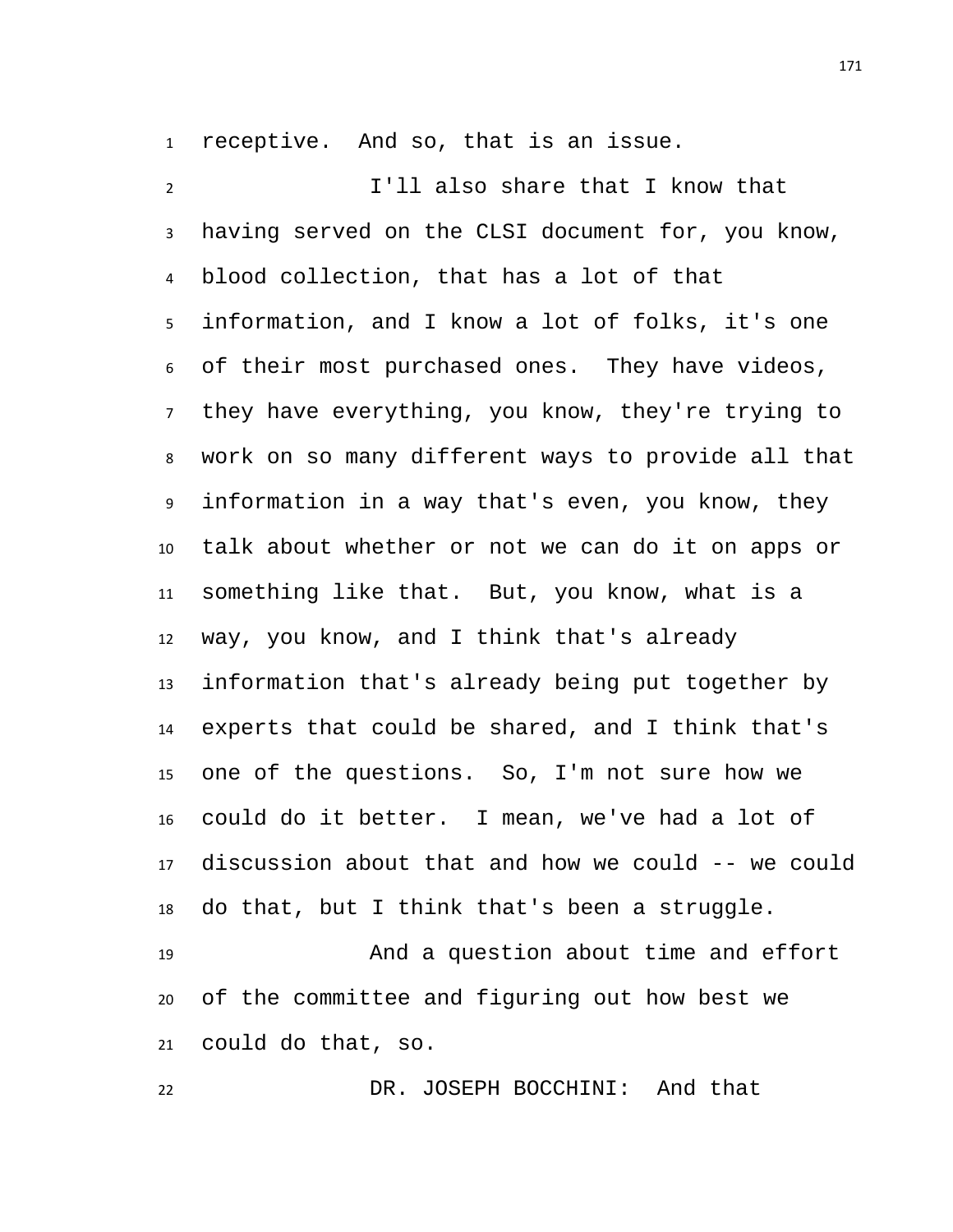receptive. And so, that is an issue.

I'll also share that I know that having served on the CLSI document for, you know, blood collection, that has a lot of that information, and I know a lot of folks, it's one of their most purchased ones. They have videos, they have everything, you know, they're trying to work on so many different ways to provide all that information in a way that's even, you know, they talk about whether or not we can do it on apps or something like that. But, you know, what is a way, you know, and I think that's already information that's already being put together by experts that could be shared, and I think that's one of the questions. So, I'm not sure how we could do it better. I mean, we've had a lot of discussion about that and how we could -- we could do that, but I think that's been a struggle.

And a question about time and effort of the committee and figuring out how best we could do that, so.

DR. JOSEPH BOCCHINI: And that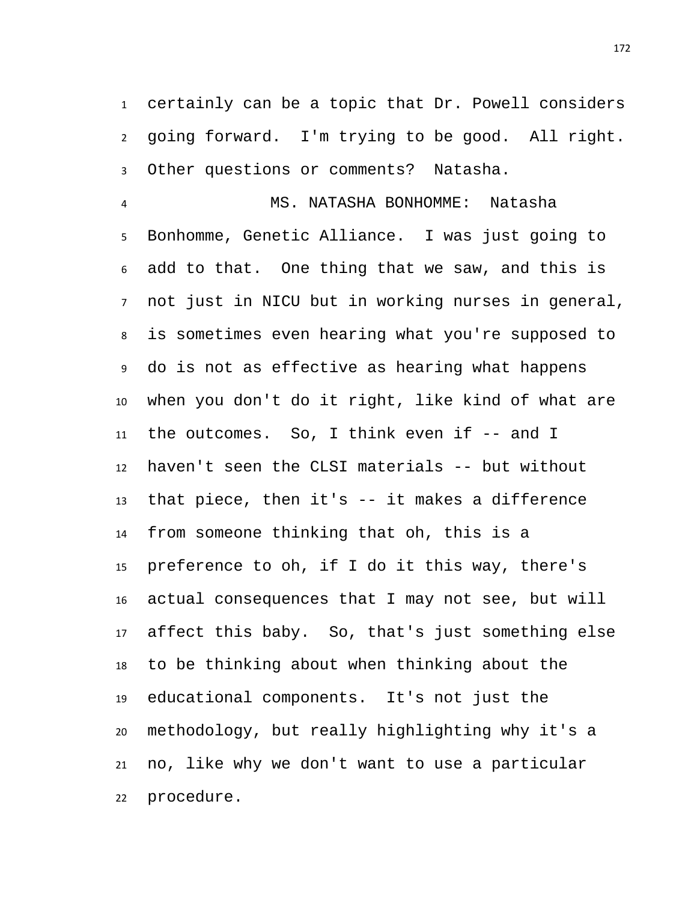certainly can be a topic that Dr. Powell considers going forward. I'm trying to be good. All right. Other questions or comments? Natasha.

MS. NATASHA BONHOMME: Natasha Bonhomme, Genetic Alliance. I was just going to add to that. One thing that we saw, and this is not just in NICU but in working nurses in general, is sometimes even hearing what you're supposed to do is not as effective as hearing what happens when you don't do it right, like kind of what are the outcomes. So, I think even if -- and I haven't seen the CLSI materials -- but without that piece, then it's -- it makes a difference from someone thinking that oh, this is a preference to oh, if I do it this way, there's actual consequences that I may not see, but will affect this baby. So, that's just something else to be thinking about when thinking about the educational components. It's not just the methodology, but really highlighting why it's a no, like why we don't want to use a particular procedure.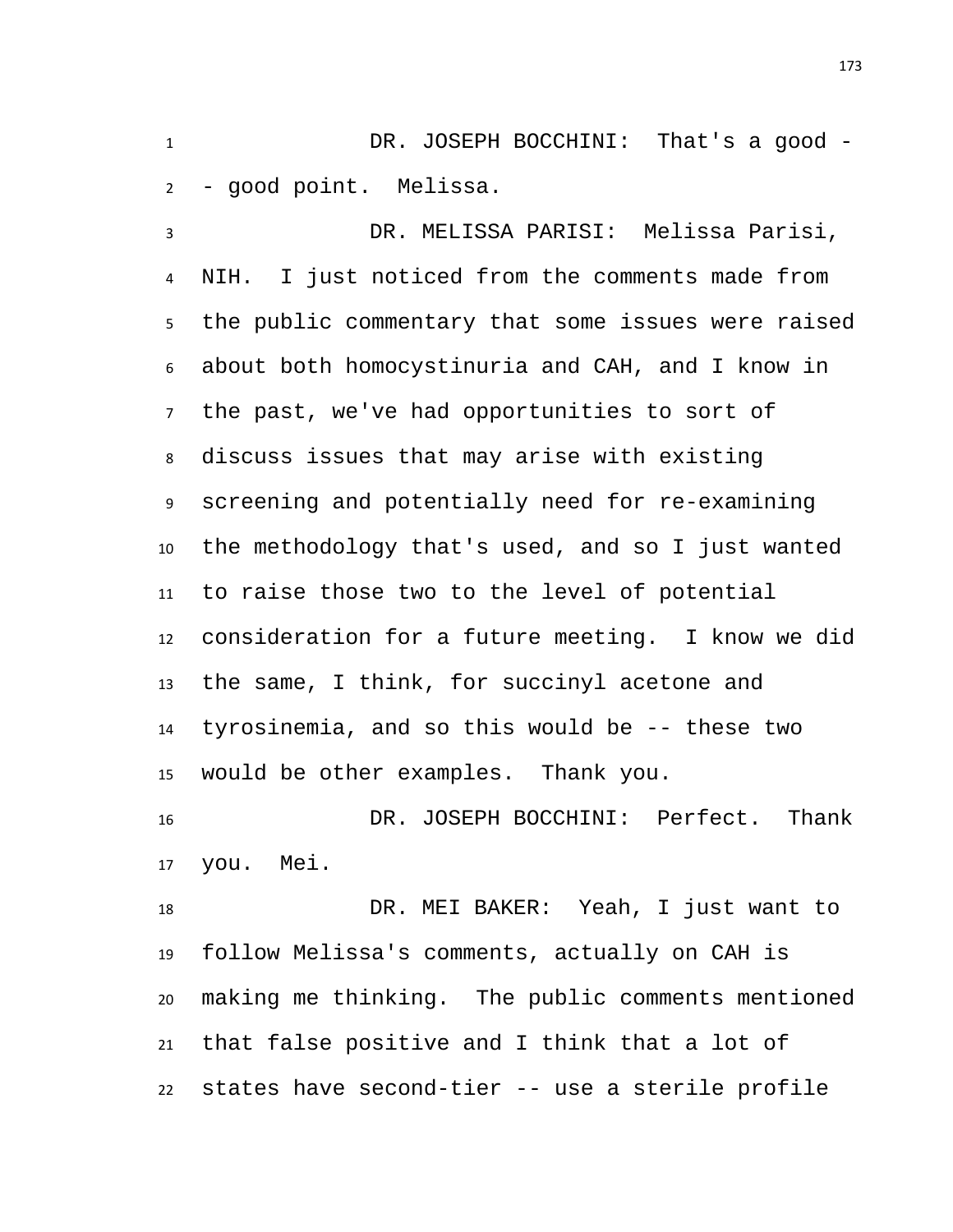DR. JOSEPH BOCCHINI: That's a good -- good point. Melissa.

DR. MELISSA PARISI: Melissa Parisi, NIH. I just noticed from the comments made from the public commentary that some issues were raised about both homocystinuria and CAH, and I know in the past, we've had opportunities to sort of discuss issues that may arise with existing screening and potentially need for re-examining the methodology that's used, and so I just wanted to raise those two to the level of potential consideration for a future meeting. I know we did the same, I think, for succinyl acetone and tyrosinemia, and so this would be -- these two would be other examples. Thank you.

DR. JOSEPH BOCCHINI: Perfect. Thank you. Mei.

DR. MEI BAKER: Yeah, I just want to follow Melissa's comments, actually on CAH is making me thinking. The public comments mentioned that false positive and I think that a lot of states have second-tier -- use a sterile profile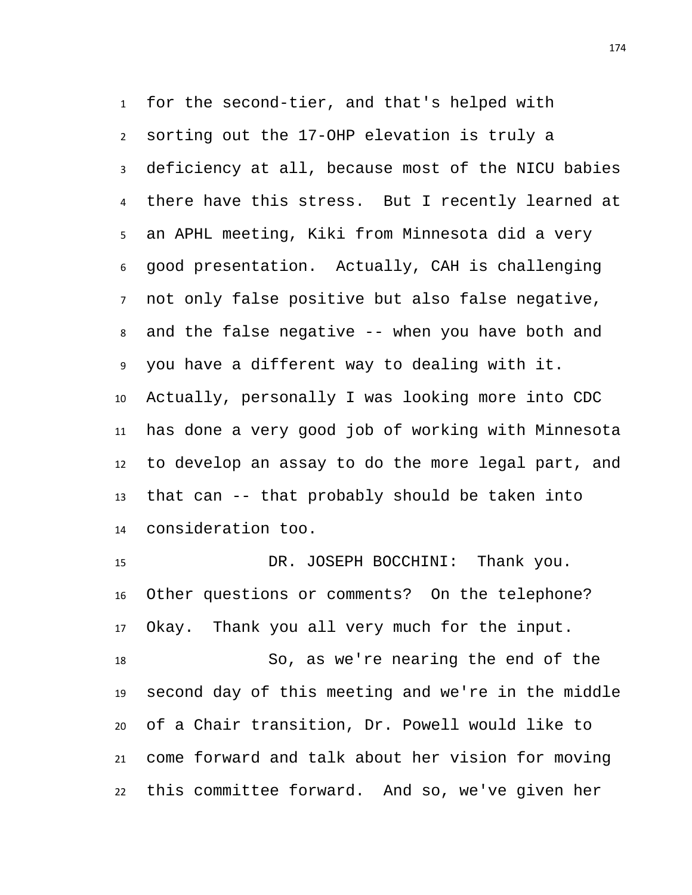for the second-tier, and that's helped with sorting out the 17-OHP elevation is truly a deficiency at all, because most of the NICU babies there have this stress. But I recently learned at an APHL meeting, Kiki from Minnesota did a very good presentation. Actually, CAH is challenging not only false positive but also false negative, and the false negative -- when you have both and you have a different way to dealing with it. Actually, personally I was looking more into CDC has done a very good job of working with Minnesota to develop an assay to do the more legal part, and that can -- that probably should be taken into consideration too.

DR. JOSEPH BOCCHINI: Thank you. Other questions or comments? On the telephone? Okay. Thank you all very much for the input.

So, as we're nearing the end of the second day of this meeting and we're in the middle of a Chair transition, Dr. Powell would like to come forward and talk about her vision for moving this committee forward. And so, we've given her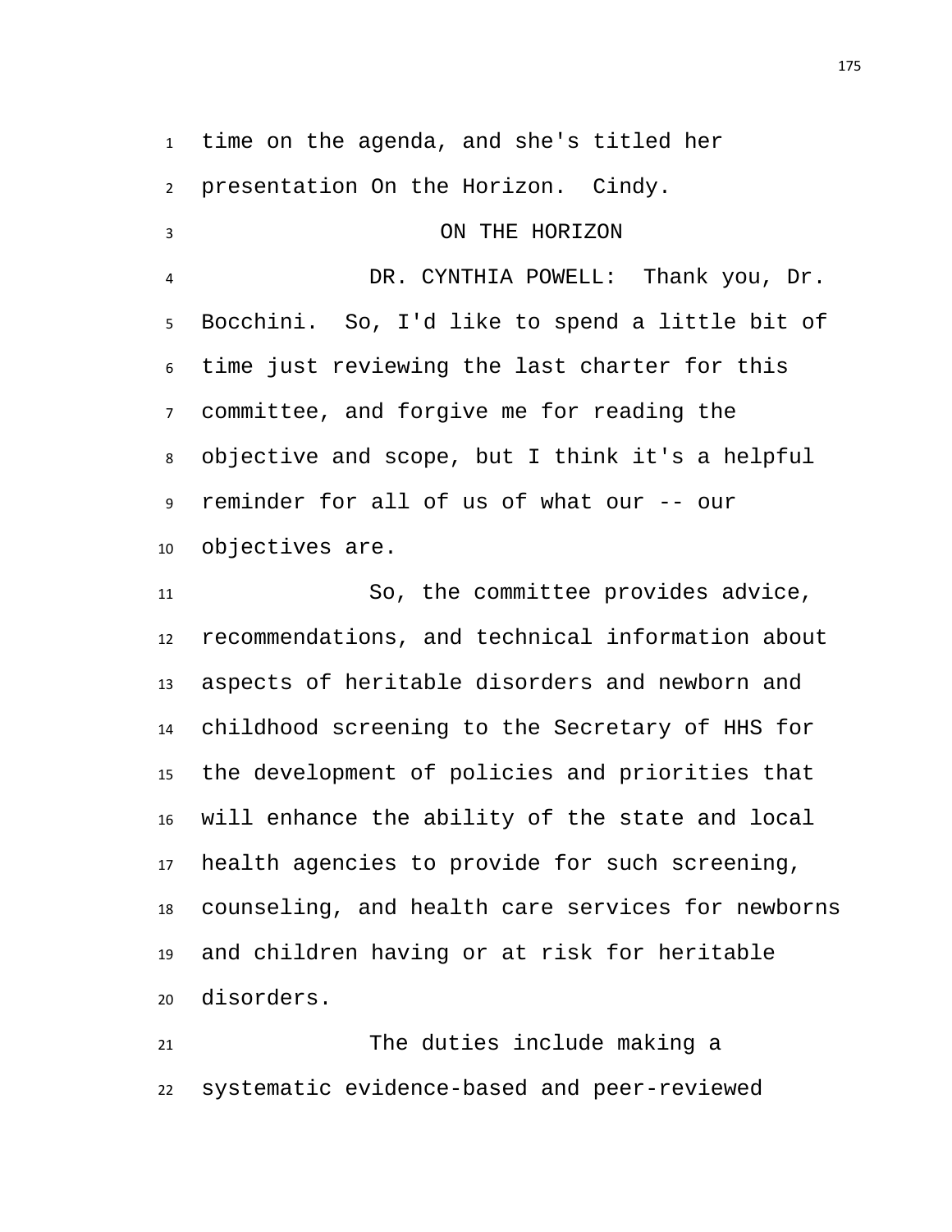time on the agenda, and she's titled her presentation On the Horizon. Cindy.

## ON THE HORIZON

DR. CYNTHIA POWELL: Thank you, Dr. Bocchini. So, I'd like to spend a little bit of time just reviewing the last charter for this committee, and forgive me for reading the objective and scope, but I think it's a helpful reminder for all of us of what our -- our objectives are.

So, the committee provides advice, recommendations, and technical information about aspects of heritable disorders and newborn and childhood screening to the Secretary of HHS for the development of policies and priorities that will enhance the ability of the state and local health agencies to provide for such screening, counseling, and health care services for newborns and children having or at risk for heritable disorders.

The duties include making a systematic evidence-based and peer-reviewed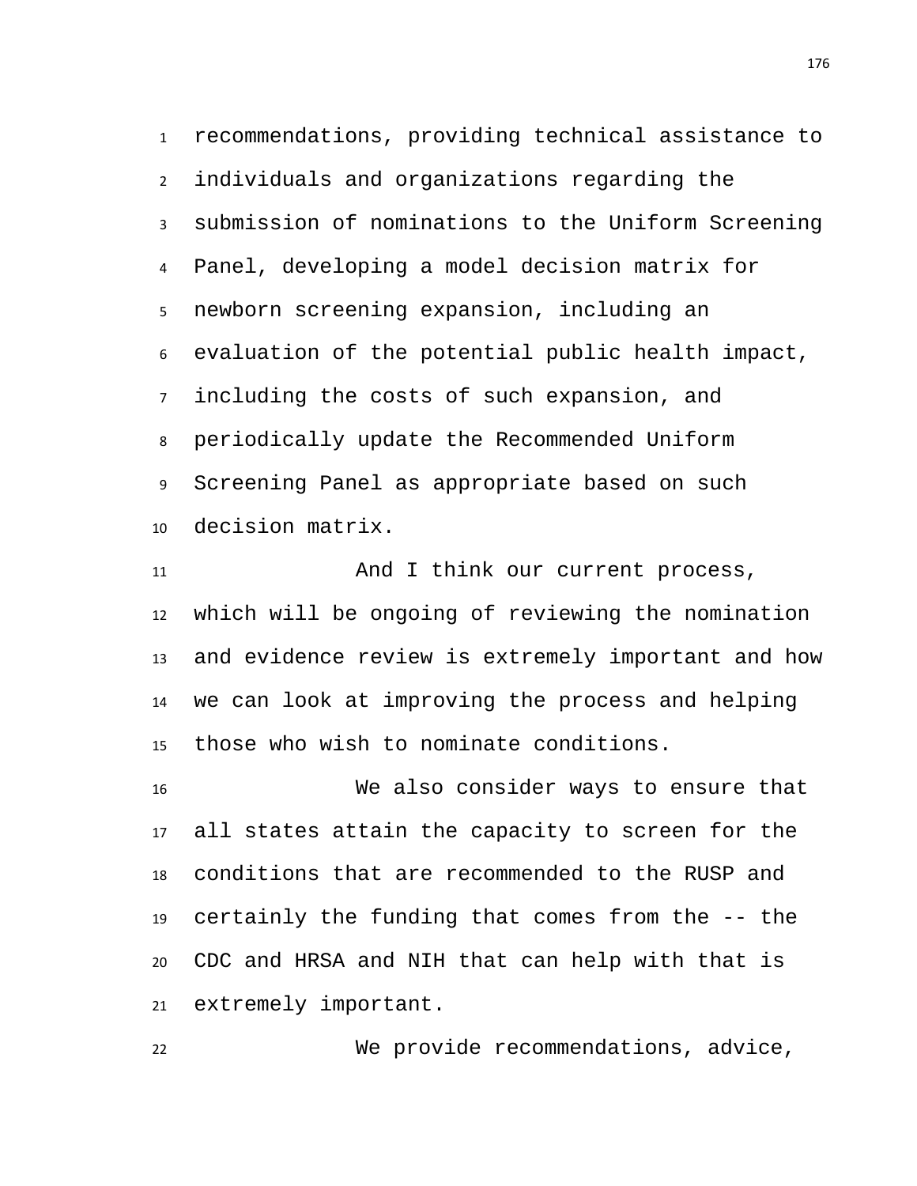recommendations, providing technical assistance to individuals and organizations regarding the submission of nominations to the Uniform Screening Panel, developing a model decision matrix for newborn screening expansion, including an evaluation of the potential public health impact, including the costs of such expansion, and periodically update the Recommended Uniform Screening Panel as appropriate based on such decision matrix.

And I think our current process, which will be ongoing of reviewing the nomination and evidence review is extremely important and how we can look at improving the process and helping those who wish to nominate conditions.

We also consider ways to ensure that all states attain the capacity to screen for the conditions that are recommended to the RUSP and certainly the funding that comes from the -- the CDC and HRSA and NIH that can help with that is extremely important.

We provide recommendations, advice,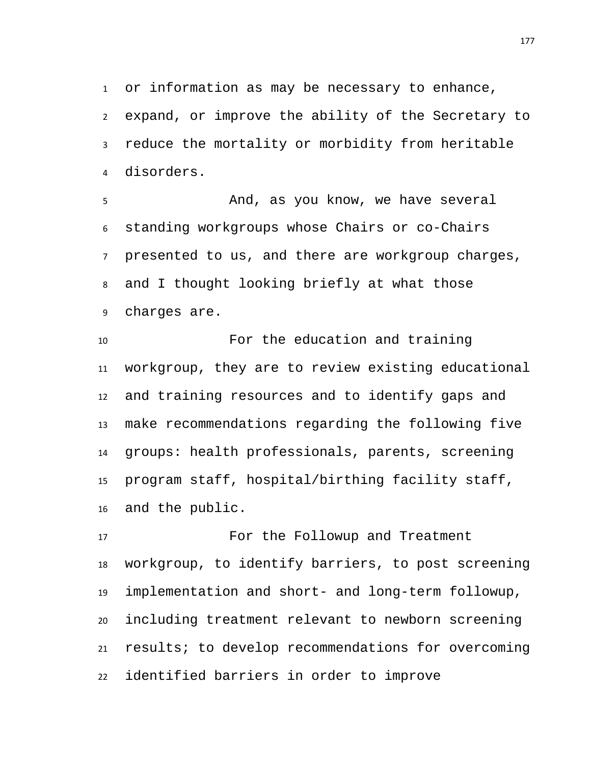or information as may be necessary to enhance, expand, or improve the ability of the Secretary to reduce the mortality or morbidity from heritable disorders.

And, as you know, we have several standing workgroups whose Chairs or co-Chairs presented to us, and there are workgroup charges, and I thought looking briefly at what those charges are.

For the education and training workgroup, they are to review existing educational and training resources and to identify gaps and make recommendations regarding the following five groups: health professionals, parents, screening program staff, hospital/birthing facility staff, and the public.

For the Followup and Treatment workgroup, to identify barriers, to post screening implementation and short- and long-term followup, including treatment relevant to newborn screening results; to develop recommendations for overcoming identified barriers in order to improve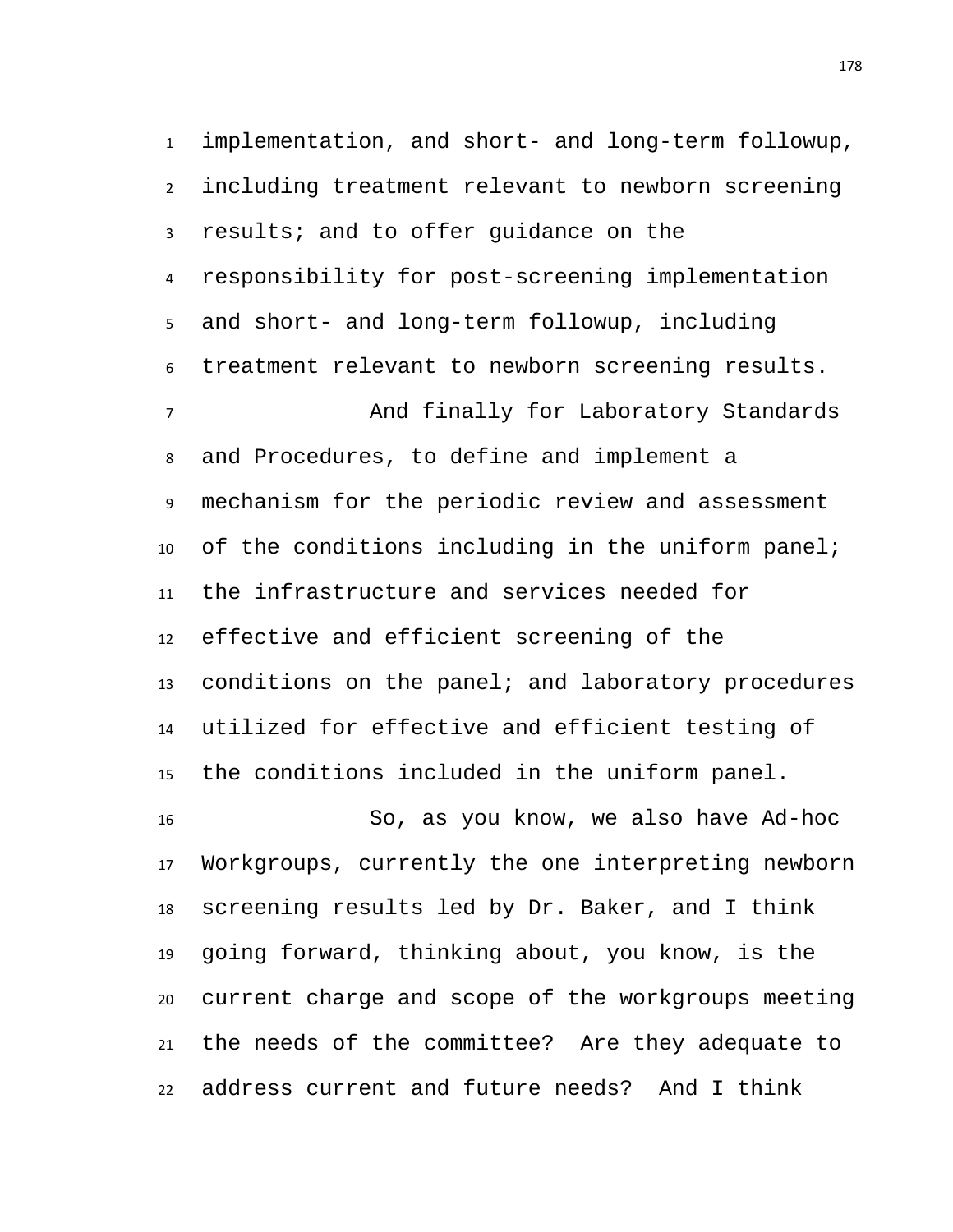implementation, and short- and long-term followup, including treatment relevant to newborn screening results; and to offer guidance on the responsibility for post-screening implementation and short- and long-term followup, including treatment relevant to newborn screening results.

And finally for Laboratory Standards and Procedures, to define and implement a mechanism for the periodic review and assessment of the conditions including in the uniform panel; the infrastructure and services needed for effective and efficient screening of the conditions on the panel; and laboratory procedures utilized for effective and efficient testing of the conditions included in the uniform panel.

So, as you know, we also have Ad-hoc Workgroups, currently the one interpreting newborn screening results led by Dr. Baker, and I think going forward, thinking about, you know, is the current charge and scope of the workgroups meeting the needs of the committee? Are they adequate to address current and future needs? And I think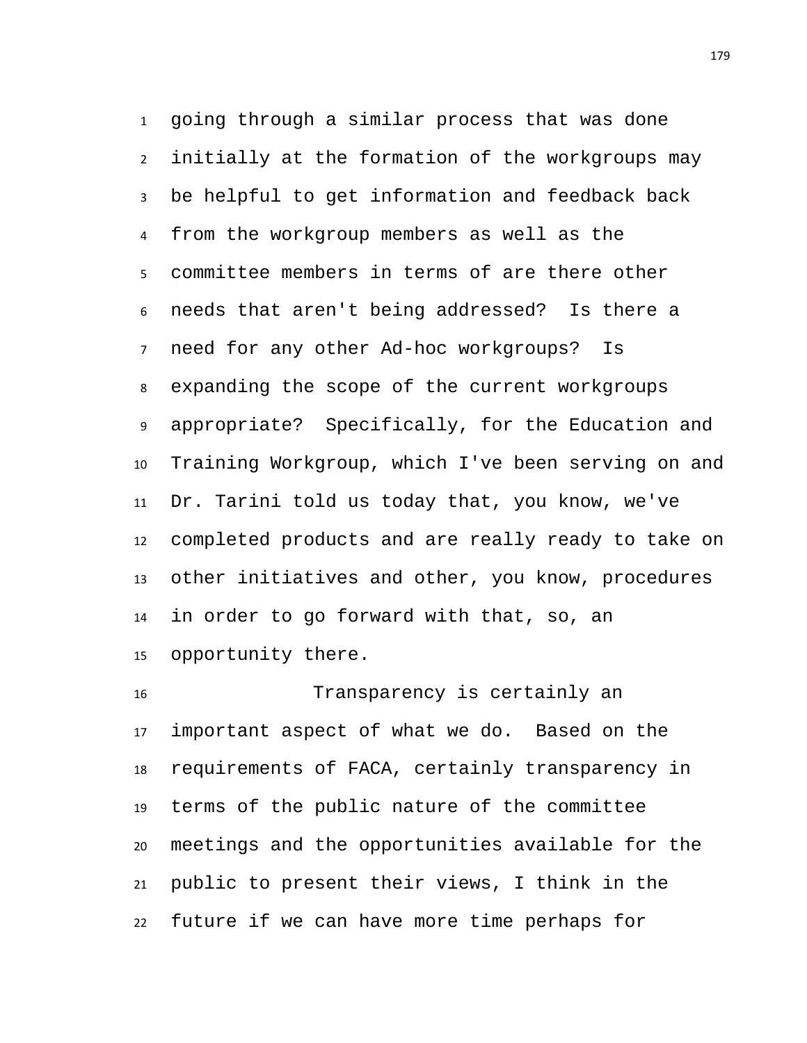going through a similar process that was done initially at the formation of the workgroups may be helpful to get information and feedback back from the workgroup members as well as the committee members in terms of are there other needs that aren't being addressed? Is there a need for any other Ad-hoc workgroups? Is expanding the scope of the current workgroups appropriate? Specifically, for the Education and Training Workgroup, which I've been serving on and Dr. Tarini told us today that, you know, we've completed products and are really ready to take on other initiatives and other, you know, procedures in order to go forward with that, so, an opportunity there.

Transparency is certainly an important aspect of what we do. Based on the requirements of FACA, certainly transparency in terms of the public nature of the committee meetings and the opportunities available for the public to present their views, I think in the future if we can have more time perhaps for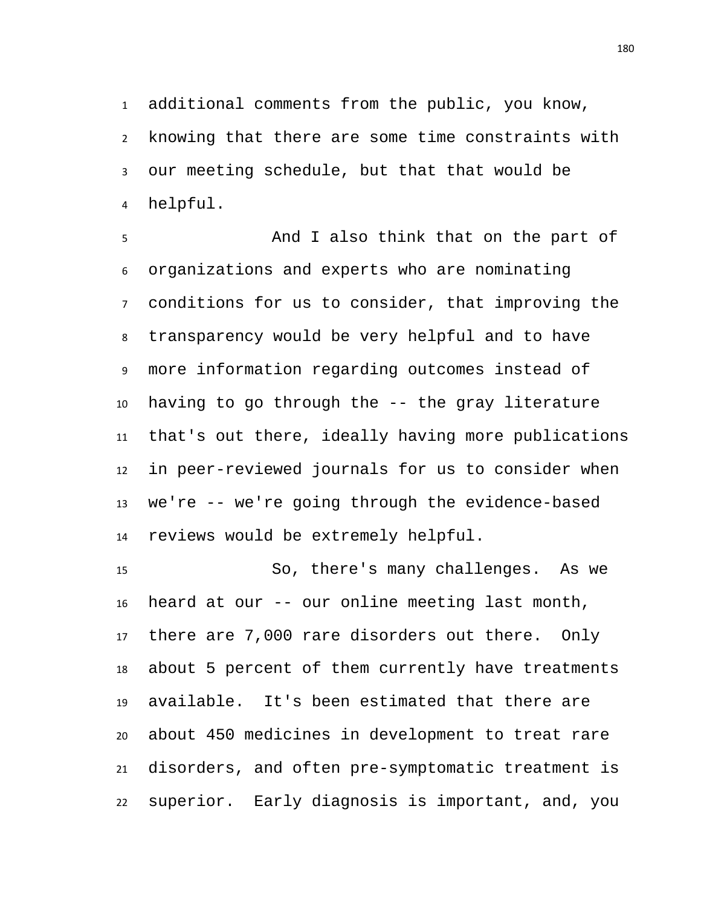additional comments from the public, you know, knowing that there are some time constraints with our meeting schedule, but that that would be helpful.

And I also think that on the part of organizations and experts who are nominating conditions for us to consider, that improving the transparency would be very helpful and to have more information regarding outcomes instead of having to go through the -- the gray literature that's out there, ideally having more publications in peer-reviewed journals for us to consider when we're -- we're going through the evidence-based reviews would be extremely helpful.

So, there's many challenges. As we heard at our -- our online meeting last month, there are 7,000 rare disorders out there. Only about 5 percent of them currently have treatments available. It's been estimated that there are about 450 medicines in development to treat rare disorders, and often pre-symptomatic treatment is superior. Early diagnosis is important, and, you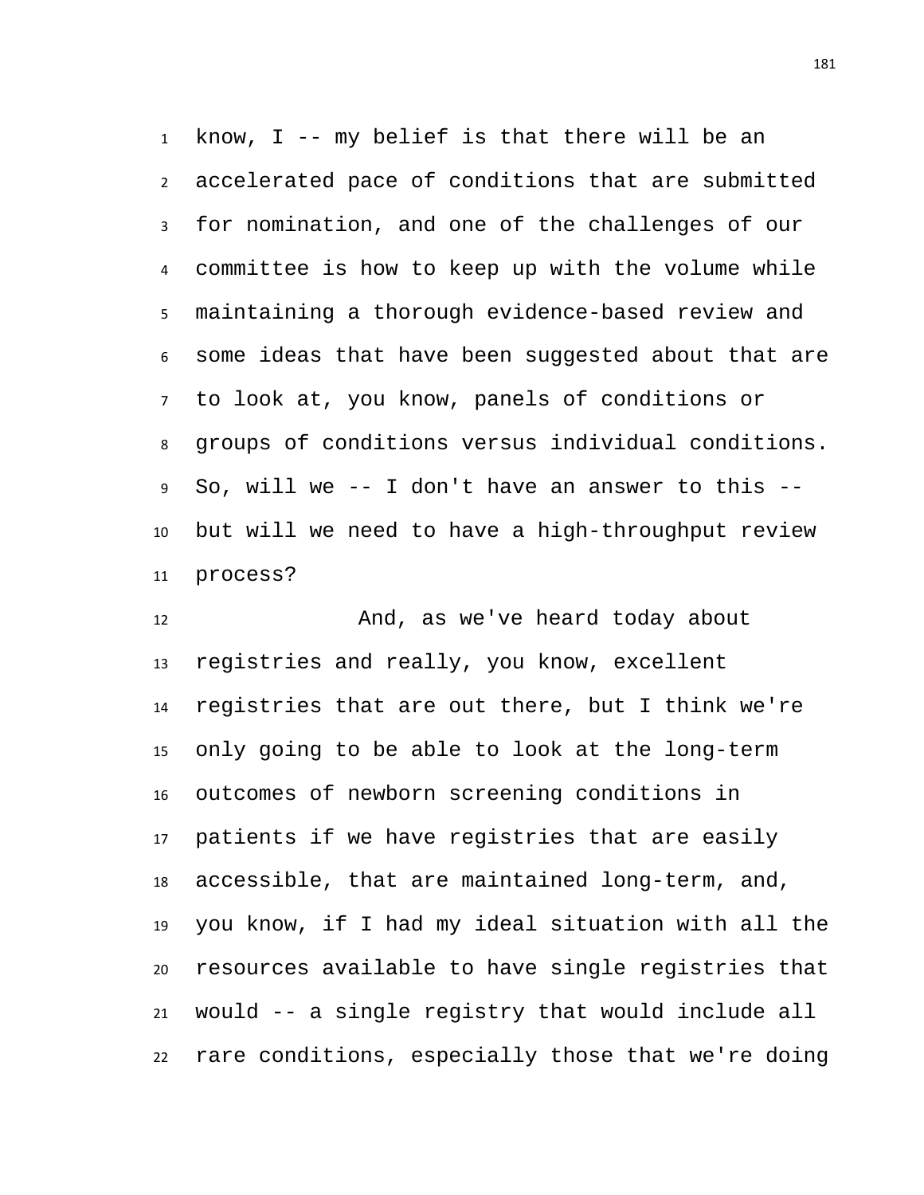know, I -- my belief is that there will be an accelerated pace of conditions that are submitted for nomination, and one of the challenges of our committee is how to keep up with the volume while maintaining a thorough evidence-based review and some ideas that have been suggested about that are to look at, you know, panels of conditions or groups of conditions versus individual conditions. So, will we -- I don't have an answer to this -- but will we need to have a high-throughput review process?

And, as we've heard today about registries and really, you know, excellent registries that are out there, but I think we're only going to be able to look at the long-term outcomes of newborn screening conditions in patients if we have registries that are easily accessible, that are maintained long-term, and, you know, if I had my ideal situation with all the resources available to have single registries that would -- a single registry that would include all rare conditions, especially those that we're doing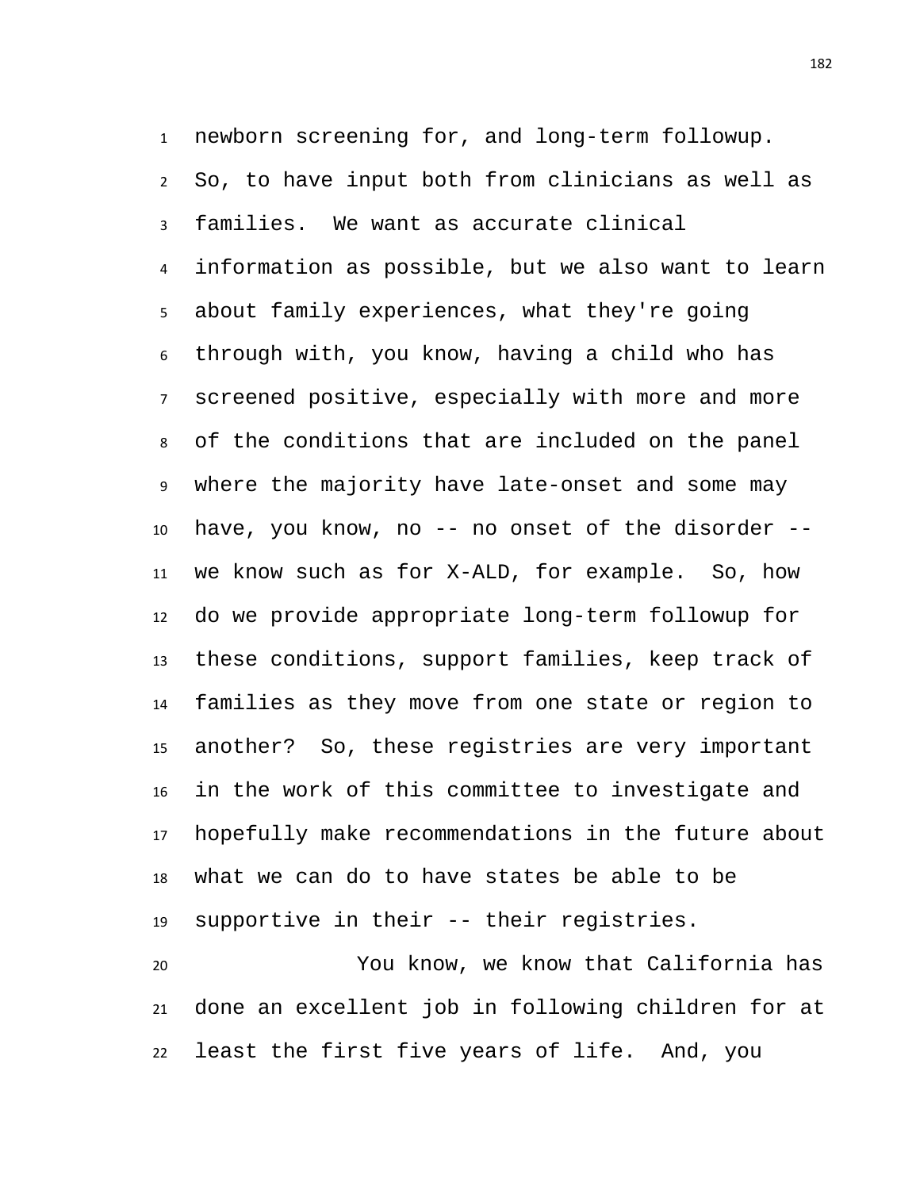newborn screening for, and long-term followup. So, to have input both from clinicians as well as families. We want as accurate clinical information as possible, but we also want to learn about family experiences, what they're going through with, you know, having a child who has screened positive, especially with more and more of the conditions that are included on the panel where the majority have late-onset and some may have, you know, no -- no onset of the disorder -- we know such as for X-ALD, for example. So, how do we provide appropriate long-term followup for these conditions, support families, keep track of families as they move from one state or region to another? So, these registries are very important in the work of this committee to investigate and hopefully make recommendations in the future about what we can do to have states be able to be supportive in their -- their registries.

You know, we know that California has done an excellent job in following children for at least the first five years of life. And, you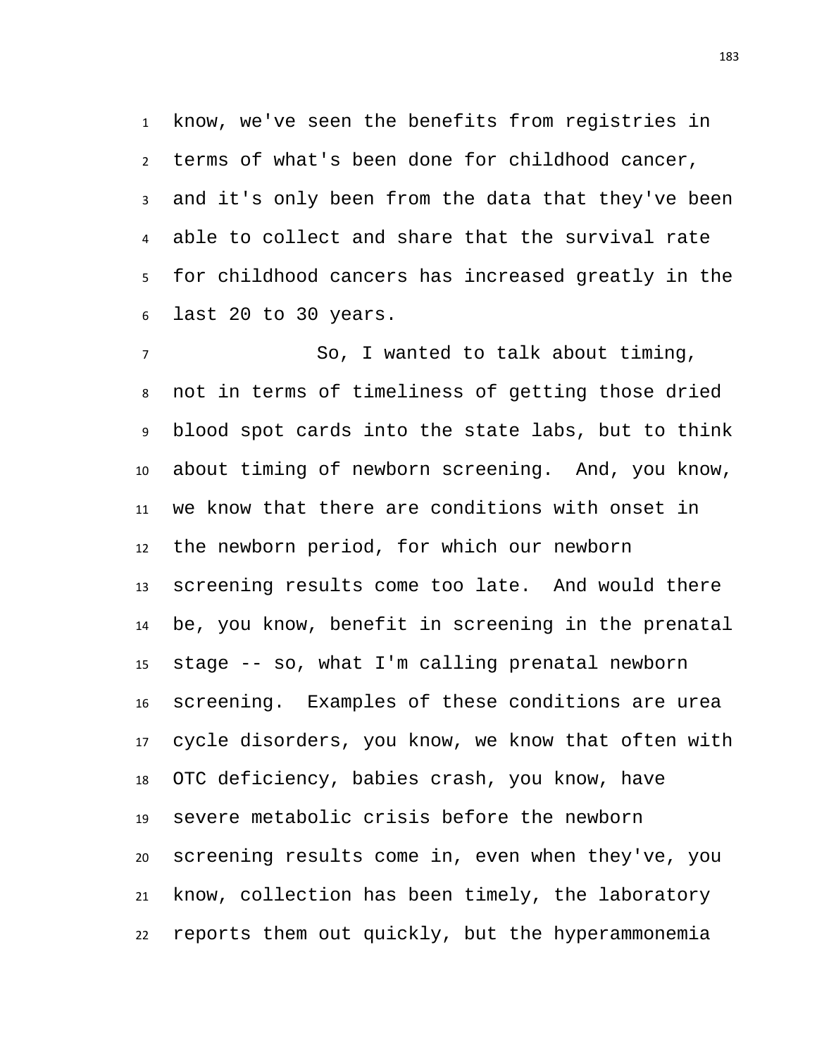know, we've seen the benefits from registries in terms of what's been done for childhood cancer, and it's only been from the data that they've been able to collect and share that the survival rate for childhood cancers has increased greatly in the last 20 to 30 years.

So, I wanted to talk about timing, not in terms of timeliness of getting those dried blood spot cards into the state labs, but to think about timing of newborn screening. And, you know, we know that there are conditions with onset in the newborn period, for which our newborn screening results come too late. And would there be, you know, benefit in screening in the prenatal stage -- so, what I'm calling prenatal newborn screening. Examples of these conditions are urea cycle disorders, you know, we know that often with OTC deficiency, babies crash, you know, have severe metabolic crisis before the newborn screening results come in, even when they've, you know, collection has been timely, the laboratory reports them out quickly, but the hyperammonemia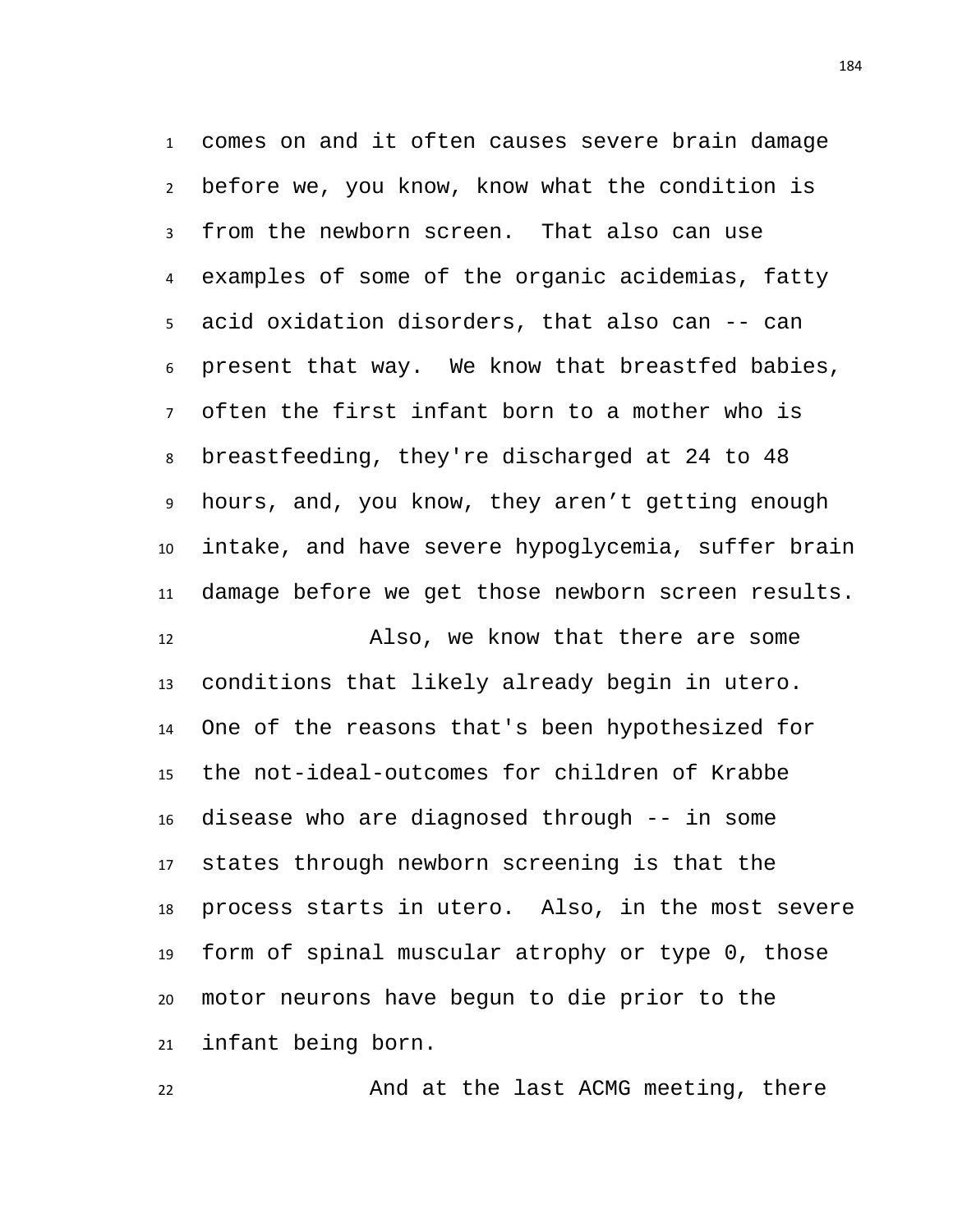comes on and it often causes severe brain damage before we, you know, know what the condition is from the newborn screen. That also can use examples of some of the organic acidemias, fatty acid oxidation disorders, that also can -- can present that way. We know that breastfed babies, often the first infant born to a mother who is breastfeeding, they're discharged at 24 to 48 hours, and, you know, they aren’t getting enough intake, and have severe hypoglycemia, suffer brain damage before we get those newborn screen results.

Also, we know that there are some conditions that likely already begin in utero. One of the reasons that's been hypothesized for the not-ideal-outcomes for children of Krabbe disease who are diagnosed through -- in some states through newborn screening is that the process starts in utero. Also, in the most severe form of spinal muscular atrophy or type 0, those motor neurons have begun to die prior to the infant being born.

And at the last ACMG meeting, there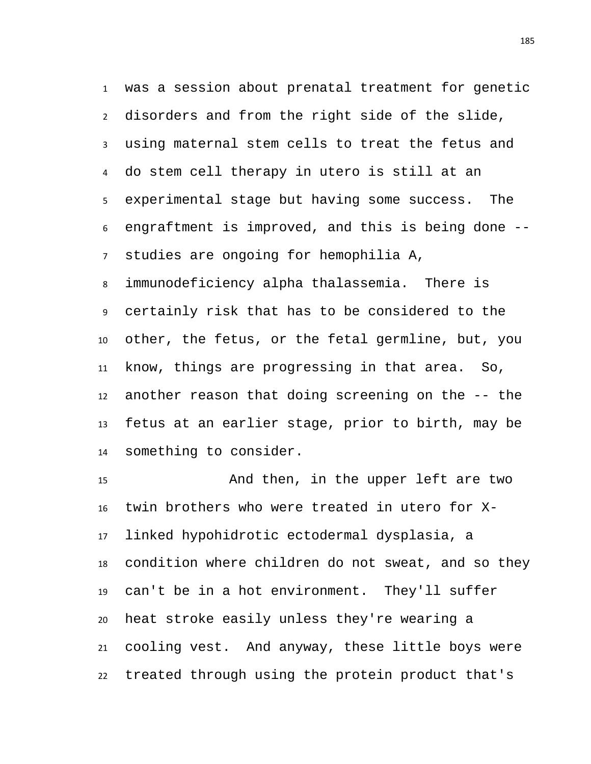was a session about prenatal treatment for genetic disorders and from the right side of the slide, using maternal stem cells to treat the fetus and do stem cell therapy in utero is still at an experimental stage but having some success. The engraftment is improved, and this is being done -- studies are ongoing for hemophilia A, immunodeficiency alpha thalassemia. There is certainly risk that has to be considered to the other, the fetus, or the fetal germline, but, you know, things are progressing in that area. So, another reason that doing screening on the -- the fetus at an earlier stage, prior to birth, may be something to consider.

And then, in the upper left are two twin brothers who were treated in utero for X-linked hypohidrotic ectodermal dysplasia, a condition where children do not sweat, and so they can't be in a hot environment. They'll suffer heat stroke easily unless they're wearing a cooling vest. And anyway, these little boys were treated through using the protein product that's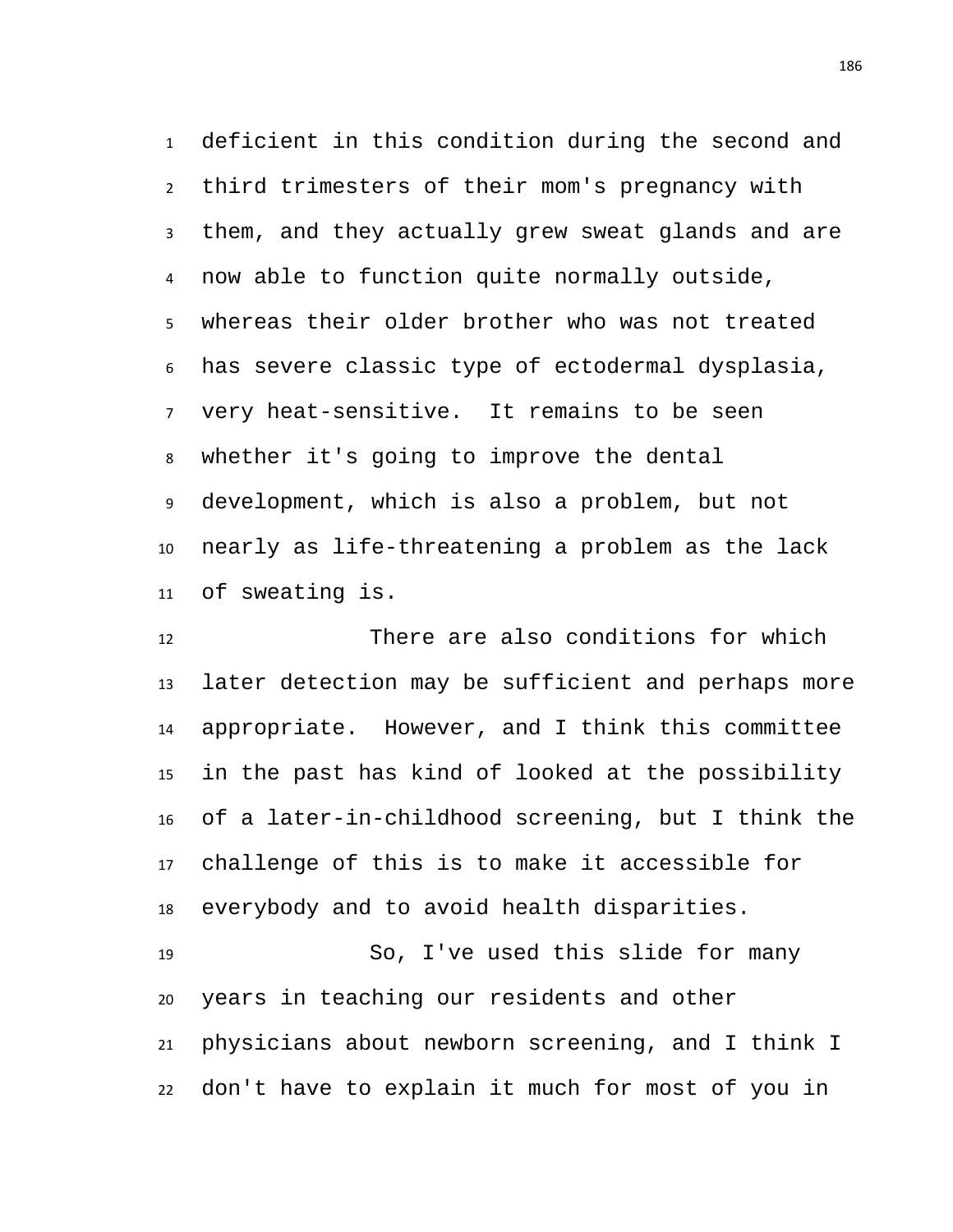deficient in this condition during the second and third trimesters of their mom's pregnancy with them, and they actually grew sweat glands and are now able to function quite normally outside, whereas their older brother who was not treated has severe classic type of ectodermal dysplasia, very heat-sensitive. It remains to be seen whether it's going to improve the dental development, which is also a problem, but not nearly as life-threatening a problem as the lack of sweating is.

There are also conditions for which later detection may be sufficient and perhaps more appropriate. However, and I think this committee in the past has kind of looked at the possibility of a later-in-childhood screening, but I think the challenge of this is to make it accessible for everybody and to avoid health disparities.

So, I've used this slide for many years in teaching our residents and other physicians about newborn screening, and I think I don't have to explain it much for most of you in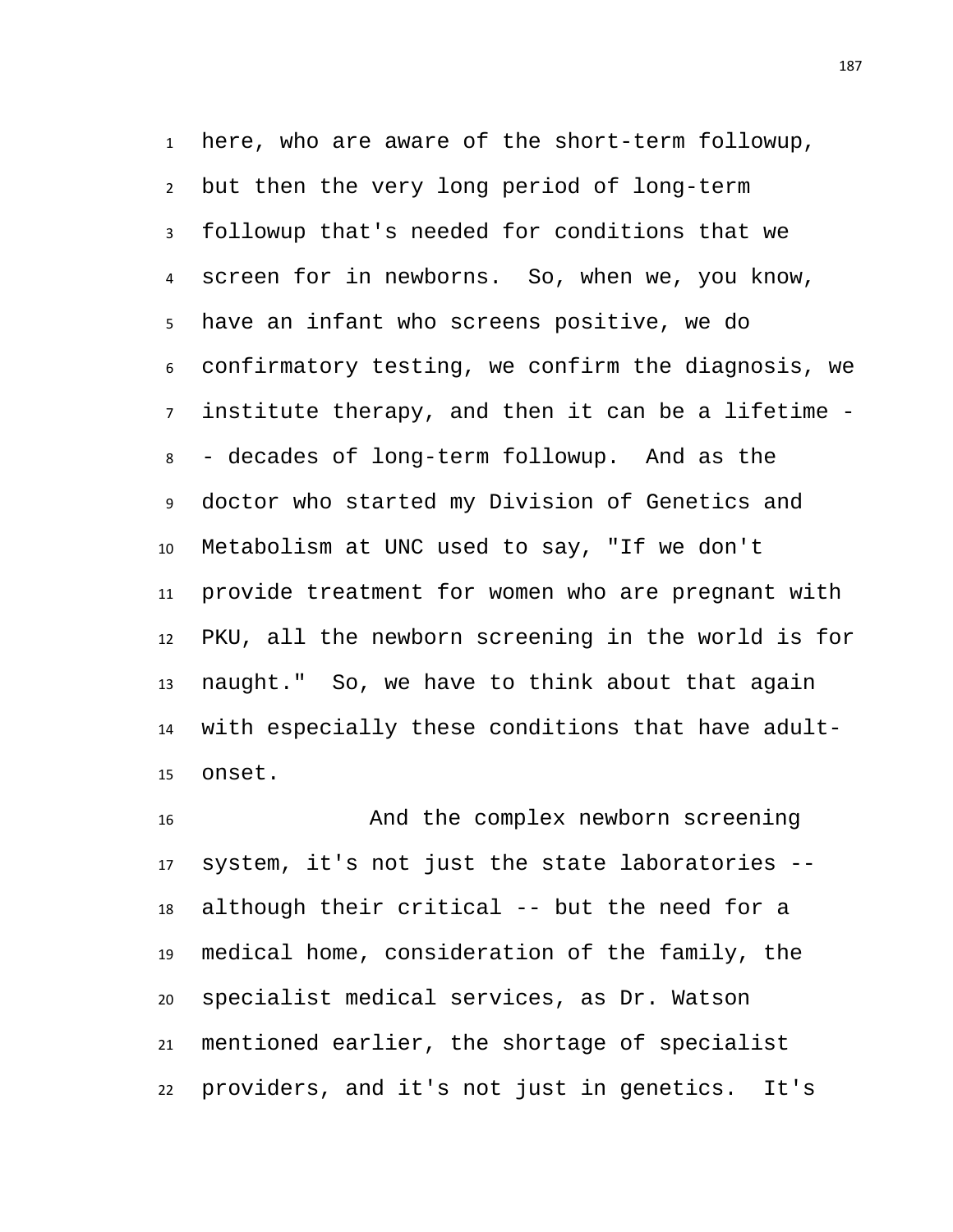here, who are aware of the short-term followup, but then the very long period of long-term followup that's needed for conditions that we screen for in newborns. So, when we, you know, have an infant who screens positive, we do confirmatory testing, we confirm the diagnosis, we institute therapy, and then it can be a lifetime -- decades of long-term followup. And as the doctor who started my Division of Genetics and Metabolism at UNC used to say, "If we don't provide treatment for women who are pregnant with PKU, all the newborn screening in the world is for naught." So, we have to think about that again with especially these conditions that have adult-onset.

And the complex newborn screening system, it's not just the state laboratories -- although their critical -- but the need for a medical home, consideration of the family, the specialist medical services, as Dr. Watson mentioned earlier, the shortage of specialist providers, and it's not just in genetics. It's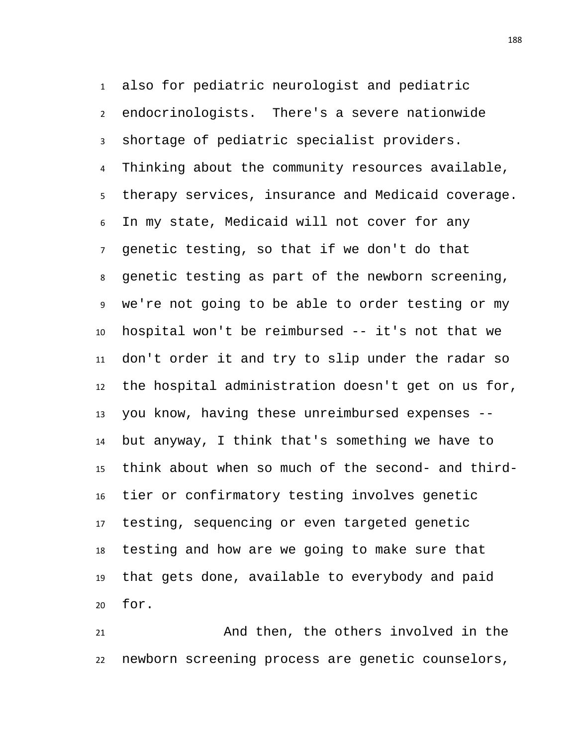also for pediatric neurologist and pediatric endocrinologists. There's a severe nationwide shortage of pediatric specialist providers. Thinking about the community resources available, therapy services, insurance and Medicaid coverage. In my state, Medicaid will not cover for any genetic testing, so that if we don't do that genetic testing as part of the newborn screening, we're not going to be able to order testing or my hospital won't be reimbursed -- it's not that we don't order it and try to slip under the radar so the hospital administration doesn't get on us for, you know, having these unreimbursed expenses -- but anyway, I think that's something we have to think about when so much of the second- and third-tier or confirmatory testing involves genetic testing, sequencing or even targeted genetic testing and how are we going to make sure that that gets done, available to everybody and paid for.

And then, the others involved in the newborn screening process are genetic counselors,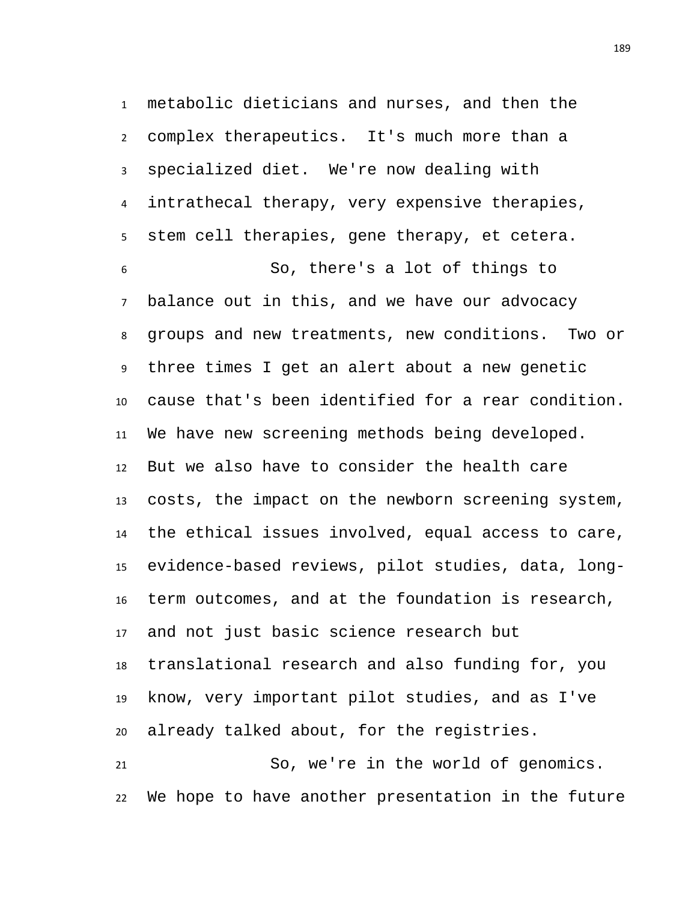metabolic dieticians and nurses, and then the complex therapeutics. It's much more than a specialized diet. We're now dealing with intrathecal therapy, very expensive therapies, stem cell therapies, gene therapy, et cetera.

So, there's a lot of things to balance out in this, and we have our advocacy groups and new treatments, new conditions. Two or three times I get an alert about a new genetic cause that's been identified for a rear condition. We have new screening methods being developed. But we also have to consider the health care costs, the impact on the newborn screening system, the ethical issues involved, equal access to care, evidence-based reviews, pilot studies, data, long-term outcomes, and at the foundation is research, and not just basic science research but translational research and also funding for, you know, very important pilot studies, and as I've already talked about, for the registries.

So, we're in the world of genomics. We hope to have another presentation in the future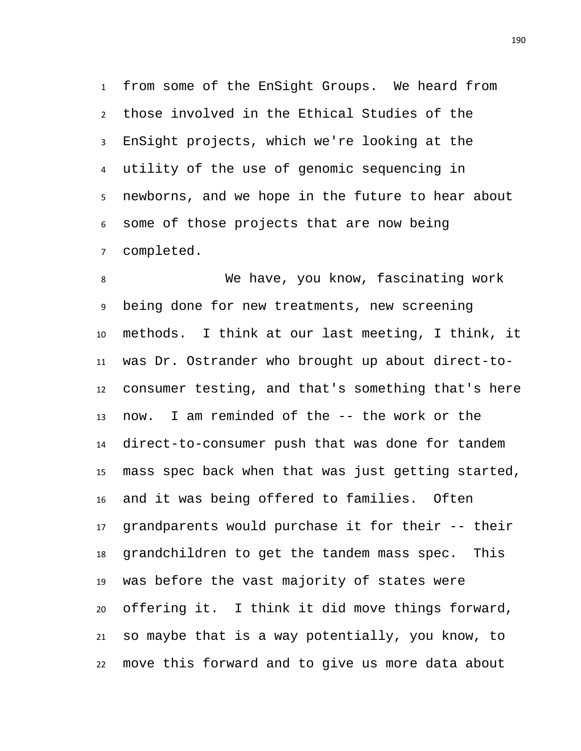from some of the EnSight Groups. We heard from those involved in the Ethical Studies of the EnSight projects, which we're looking at the utility of the use of genomic sequencing in newborns, and we hope in the future to hear about some of those projects that are now being completed.

We have, you know, fascinating work being done for new treatments, new screening methods. I think at our last meeting, I think, it was Dr. Ostrander who brought up about direct-to-consumer testing, and that's something that's here now. I am reminded of the -- the work or the direct-to-consumer push that was done for tandem mass spec back when that was just getting started, and it was being offered to families. Often grandparents would purchase it for their -- their grandchildren to get the tandem mass spec. This was before the vast majority of states were offering it. I think it did move things forward, so maybe that is a way potentially, you know, to move this forward and to give us more data about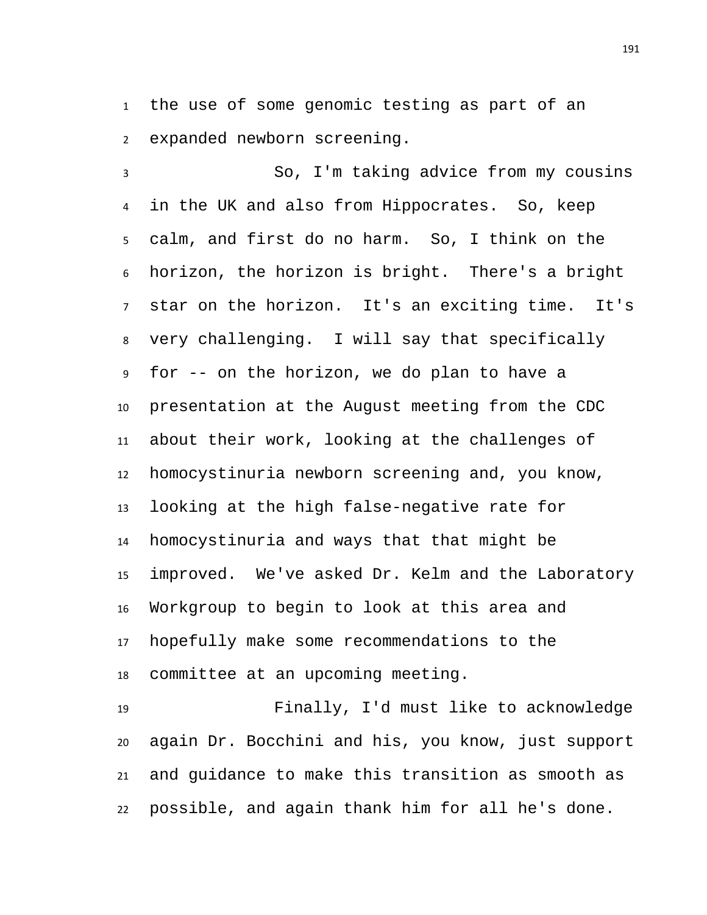the use of some genomic testing as part of an expanded newborn screening.

So, I'm taking advice from my cousins in the UK and also from Hippocrates. So, keep calm, and first do no harm. So, I think on the horizon, the horizon is bright. There's a bright star on the horizon. It's an exciting time. It's very challenging. I will say that specifically for -- on the horizon, we do plan to have a presentation at the August meeting from the CDC about their work, looking at the challenges of homocystinuria newborn screening and, you know, looking at the high false-negative rate for homocystinuria and ways that that might be improved. We've asked Dr. Kelm and the Laboratory Workgroup to begin to look at this area and hopefully make some recommendations to the committee at an upcoming meeting.

Finally, I'd must like to acknowledge again Dr. Bocchini and his, you know, just support and guidance to make this transition as smooth as possible, and again thank him for all he's done.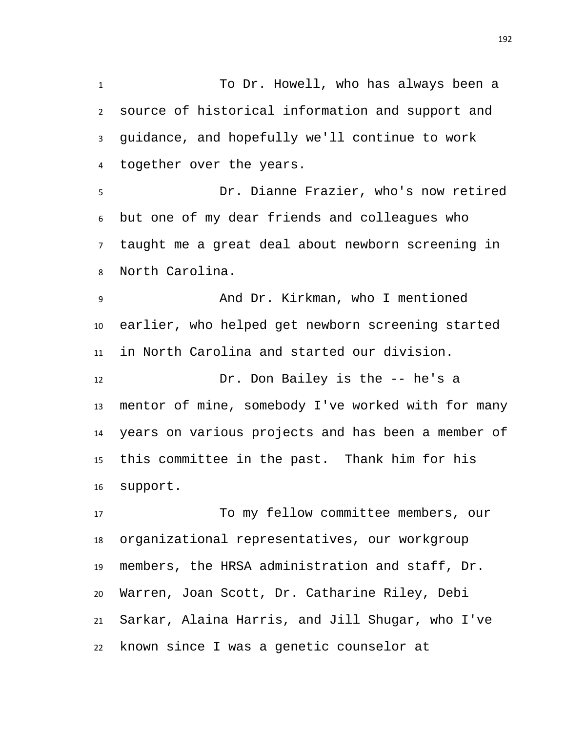To Dr. Howell, who has always been a source of historical information and support and guidance, and hopefully we'll continue to work together over the years.

Dr. Dianne Frazier, who's now retired but one of my dear friends and colleagues who taught me a great deal about newborn screening in North Carolina.

And Dr. Kirkman, who I mentioned earlier, who helped get newborn screening started in North Carolina and started our division.

Dr. Don Bailey is the -- he's a mentor of mine, somebody I've worked with for many years on various projects and has been a member of this committee in the past. Thank him for his support.

To my fellow committee members, our organizational representatives, our workgroup members, the HRSA administration and staff, Dr. Warren, Joan Scott, Dr. Catharine Riley, Debi Sarkar, Alaina Harris, and Jill Shugar, who I've known since I was a genetic counselor at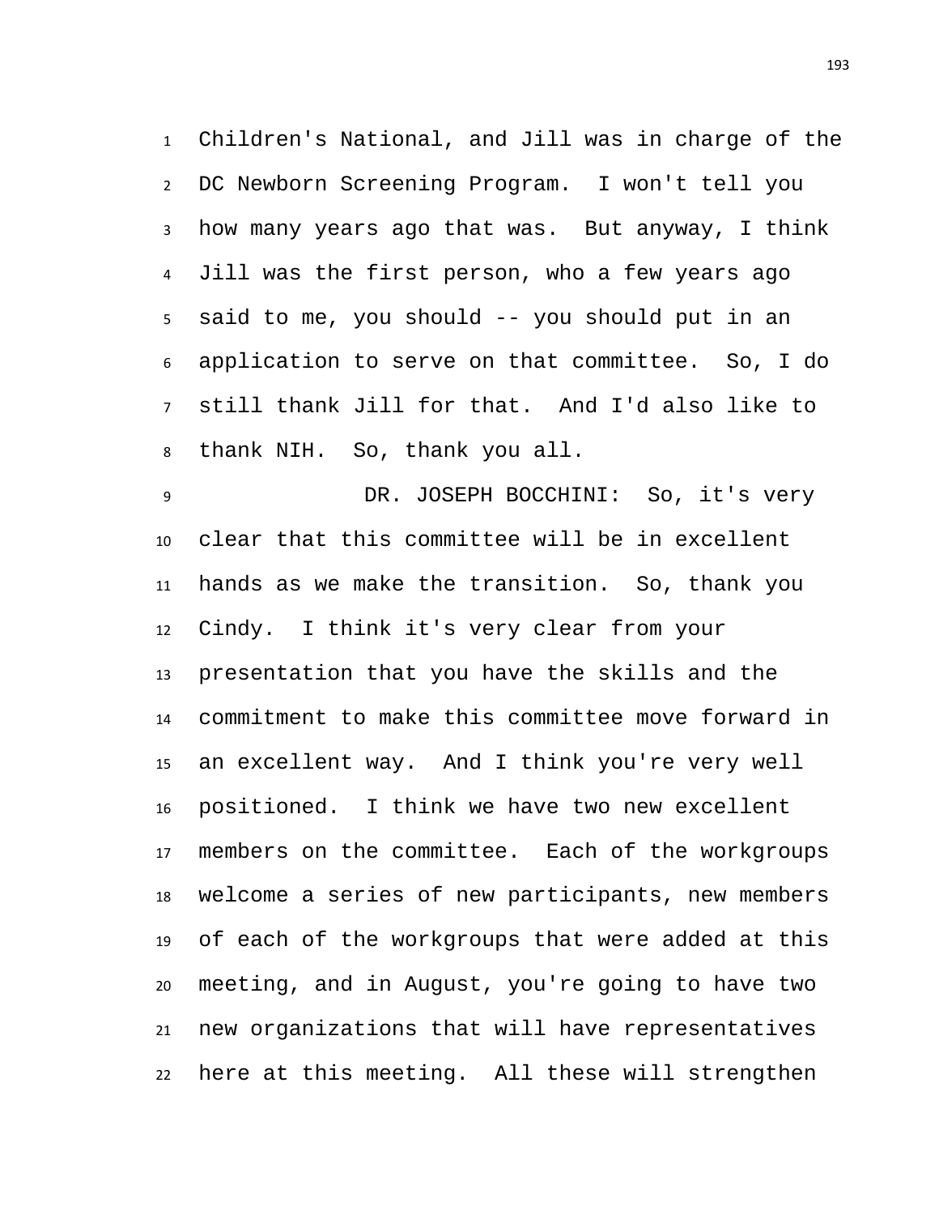Children's National, and Jill was in charge of the DC Newborn Screening Program. I won't tell you how many years ago that was. But anyway, I think Jill was the first person, who a few years ago said to me, you should -- you should put in an application to serve on that committee. So, I do still thank Jill for that. And I'd also like to thank NIH. So, thank you all.

DR. JOSEPH BOCCHINI: So, it's very clear that this committee will be in excellent hands as we make the transition. So, thank you Cindy. I think it's very clear from your presentation that you have the skills and the commitment to make this committee move forward in an excellent way. And I think you're very well positioned. I think we have two new excellent members on the committee. Each of the workgroups welcome a series of new participants, new members of each of the workgroups that were added at this meeting, and in August, you're going to have two new organizations that will have representatives here at this meeting. All these will strengthen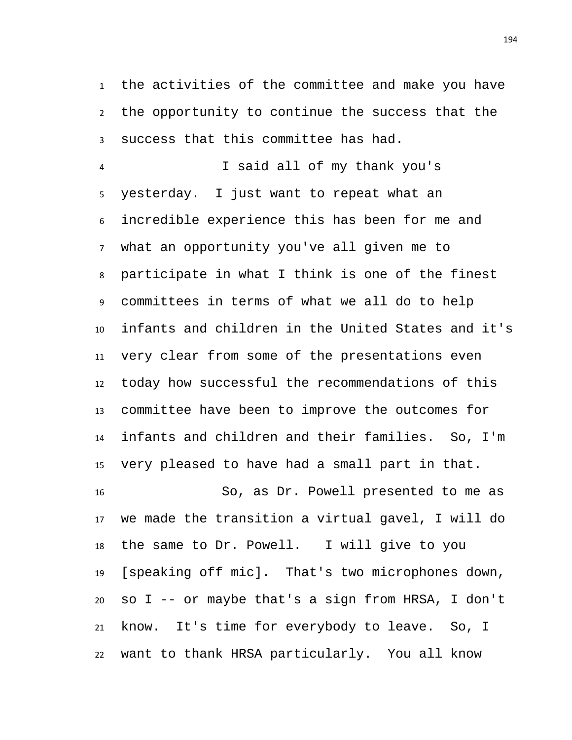the activities of the committee and make you have the opportunity to continue the success that the success that this committee has had.

I said all of my thank you's yesterday. I just want to repeat what an incredible experience this has been for me and what an opportunity you've all given me to participate in what I think is one of the finest committees in terms of what we all do to help infants and children in the United States and it's very clear from some of the presentations even today how successful the recommendations of this committee have been to improve the outcomes for infants and children and their families. So, I'm very pleased to have had a small part in that.

So, as Dr. Powell presented to me as we made the transition a virtual gavel, I will do the same to Dr. Powell. I will give to you [speaking off mic]. That's two microphones down, so I -- or maybe that's a sign from HRSA, I don't know. It's time for everybody to leave. So, I want to thank HRSA particularly. You all know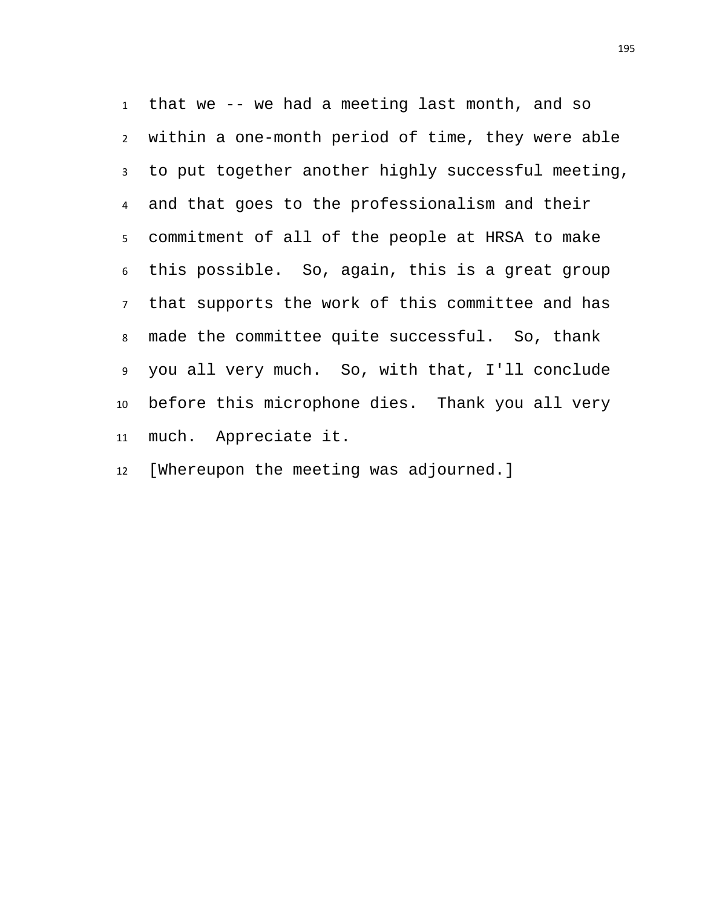that we -- we had a meeting last month, and so within a one-month period of time, they were able to put together another highly successful meeting, and that goes to the professionalism and their commitment of all of the people at HRSA to make this possible. So, again, this is a great group that supports the work of this committee and has made the committee quite successful. So, thank you all very much. So, with that, I'll conclude before this microphone dies. Thank you all very much. Appreciate it.

[Whereupon the meeting was adjourned.]